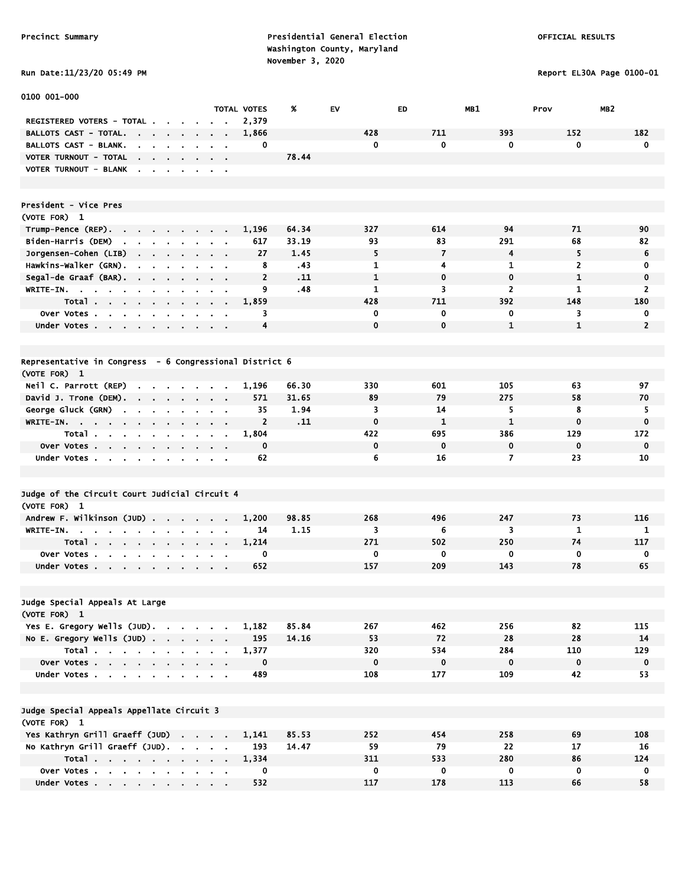Precinct Summary

Presidential General Election
Washington County, Maryland
November 3, 2020

OFFICIAL RESULTS

Run Date:11/23/20 05:49 PM

Report EL30A Page 0100-01

0100 001-000

| | TOTAL VOTES | % | EV | ED | MB1 | Prov | MB2 |
|---|---|---|---|---|---|---|---|
| REGISTERED VOTERS - TOTAL | 2,379 | | | | | | |
| BALLOTS CAST - TOTAL. | 1,866 | | 428 | 711 | 393 | 152 | 182 |
| BALLOTS CAST - BLANK. | 0 | | 0 | 0 | 0 | 0 | 0 |
| VOTER TURNOUT - TOTAL | | 78.44 | | | | | |
| VOTER TURNOUT - BLANK | | | | | | | |

**President - Vice Pres**
(VOTE FOR) 1

| | TOTAL VOTES | % | EV | ED | MB1 | Prov | MB2 |
|---|---|---|---|---|---|---|---|
| Trump-Pence (REP) | 1,196 | 64.34 | 327 | 614 | 94 | 71 | 90 |
| Biden-Harris (DEM) | 617 | 33.19 | 93 | 83 | 291 | 68 | 82 |
| Jorgensen-Cohen (LIB) | 27 | 1.45 | 5 | 7 | 4 | 5 | 6 |
| Hawkins-Walker (GRN) | 8 | .43 | 1 | 4 | 1 | 2 | 0 |
| Segal-de Graaf (BAR) | 2 | .11 | 1 | 0 | 0 | 1 | 0 |
| WRITE-IN | 9 | .48 | 1 | 3 | 2 | 1 | 2 |
| Total | 1,859 | | 428 | 711 | 392 | 148 | 180 |
| Over Votes | 3 | | 0 | 0 | 0 | 3 | 0 |
| Under Votes | 4 | | 0 | 0 | 1 | 1 | 2 |

**Representative in Congress - 6 Congressional District 6**
(VOTE FOR) 1

| | TOTAL VOTES | % | EV | ED | MB1 | Prov | MB2 |
|---|---|---|---|---|---|---|---|
| Neil C. Parrott (REP) | 1,196 | 66.30 | 330 | 601 | 105 | 63 | 97 |
| David J. Trone (DEM) | 571 | 31.65 | 89 | 79 | 275 | 58 | 70 |
| George Gluck (GRN) | 35 | 1.94 | 3 | 14 | 5 | 8 | 5 |
| WRITE-IN | 2 | .11 | 0 | 1 | 1 | 0 | 0 |
| Total | 1,804 | | 422 | 695 | 386 | 129 | 172 |
| Over Votes | 0 | | 0 | 0 | 0 | 0 | 0 |
| Under Votes | 62 | | 6 | 16 | 7 | 23 | 10 |

**Judge of the Circuit Court Judicial Circuit 4**
(VOTE FOR) 1

| | TOTAL VOTES | % | EV | ED | MB1 | Prov | MB2 |
|---|---|---|---|---|---|---|---|
| Andrew F. Wilkinson (JUD) | 1,200 | 98.85 | 268 | 496 | 247 | 73 | 116 |
| WRITE-IN | 14 | 1.15 | 3 | 6 | 3 | 1 | 1 |
| Total | 1,214 | | 271 | 502 | 250 | 74 | 117 |
| Over Votes | 0 | | 0 | 0 | 0 | 0 | 0 |
| Under Votes | 652 | | 157 | 209 | 143 | 78 | 65 |

**Judge Special Appeals At Large**
(VOTE FOR) 1

| | TOTAL VOTES | % | EV | ED | MB1 | Prov | MB2 |
|---|---|---|---|---|---|---|---|
| Yes E. Gregory Wells (JUD) | 1,182 | 85.84 | 267 | 462 | 256 | 82 | 115 |
| No E. Gregory Wells (JUD) | 195 | 14.16 | 53 | 72 | 28 | 28 | 14 |
| Total | 1,377 | | 320 | 534 | 284 | 110 | 129 |
| Over Votes | 0 | | 0 | 0 | 0 | 0 | 0 |
| Under Votes | 489 | | 108 | 177 | 109 | 42 | 53 |

**Judge Special Appeals Appellate Circuit 3**
(VOTE FOR) 1

| | TOTAL VOTES | % | EV | ED | MB1 | Prov | MB2 |
|---|---|---|---|---|---|---|---|
| Yes Kathryn Grill Graeff (JUD) | 1,141 | 85.53 | 252 | 454 | 258 | 69 | 108 |
| No Kathryn Grill Graeff (JUD) | 193 | 14.47 | 59 | 79 | 22 | 17 | 16 |
| Total | 1,334 | | 311 | 533 | 280 | 86 | 124 |
| Over Votes | 0 | | 0 | 0 | 0 | 0 | 0 |
| Under Votes | 532 | | 117 | 178 | 113 | 66 | 58 |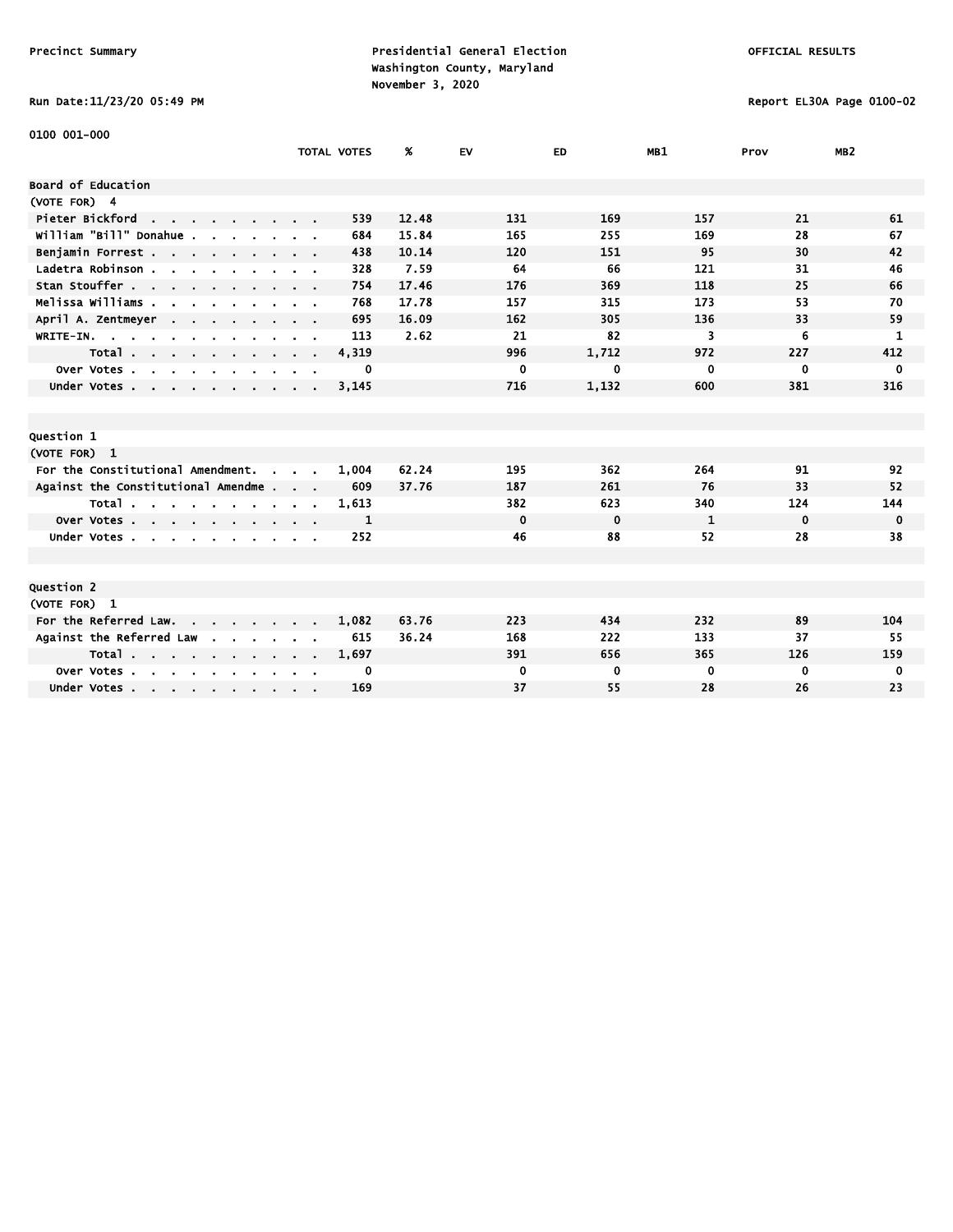Precinct Summary

Presidential General Election
Washington County, Maryland
November 3, 2020

OFFICIAL RESULTS

Run Date:11/23/20 05:49 PM

Report EL30A Page 0100-02

0100 001-000

| | TOTAL VOTES | % | EV | ED | MB1 | Prov | MB2 |
|---|---|---|---|---|---|---|---|
| **Board of Education** | | | | | | | |
| (VOTE FOR) 4 | | | | | | | |
| Pieter Bickford | 539 | 12.48 | 131 | 169 | 157 | 21 | 61 |
| William "Bill" Donahue | 684 | 15.84 | 165 | 255 | 169 | 28 | 67 |
| Benjamin Forrest | 438 | 10.14 | 120 | 151 | 95 | 30 | 42 |
| Ladetra Robinson | 328 | 7.59 | 64 | 66 | 121 | 31 | 46 |
| Stan Stouffer | 754 | 17.46 | 176 | 369 | 118 | 25 | 66 |
| Melissa Williams | 768 | 17.78 | 157 | 315 | 173 | 53 | 70 |
| April A. Zentmeyer | 695 | 16.09 | 162 | 305 | 136 | 33 | 59 |
| WRITE-IN. | 113 | 2.62 | 21 | 82 | 3 | 6 | 1 |
| Total | 4,319 | | 996 | 1,712 | 972 | 227 | 412 |
| Over Votes | 0 | | 0 | 0 | 0 | 0 | 0 |
| Under Votes | 3,145 | | 716 | 1,132 | 600 | 381 | 316 |

| | TOTAL VOTES | % | EV | ED | MB1 | Prov | MB2 |
|---|---|---|---|---|---|---|---|
| **Question 1** | | | | | | | |
| (VOTE FOR) 1 | | | | | | | |
| For the Constitutional Amendment. | 1,004 | 62.24 | 195 | 362 | 264 | 91 | 92 |
| Against the Constitutional Amendme | 609 | 37.76 | 187 | 261 | 76 | 33 | 52 |
| Total | 1,613 | | 382 | 623 | 340 | 124 | 144 |
| Over Votes | 1 | | 0 | 0 | 1 | 0 | 0 |
| Under Votes | 252 | | 46 | 88 | 52 | 28 | 38 |

| | TOTAL VOTES | % | EV | ED | MB1 | Prov | MB2 |
|---|---|---|---|---|---|---|---|
| **Question 2** | | | | | | | |
| (VOTE FOR) 1 | | | | | | | |
| For the Referred Law. | 1,082 | 63.76 | 223 | 434 | 232 | 89 | 104 |
| Against the Referred Law | 615 | 36.24 | 168 | 222 | 133 | 37 | 55 |
| Total | 1,697 | | 391 | 656 | 365 | 126 | 159 |
| Over Votes | 0 | | 0 | 0 | 0 | 0 | 0 |
| Under Votes | 169 | | 37 | 55 | 28 | 26 | 23 |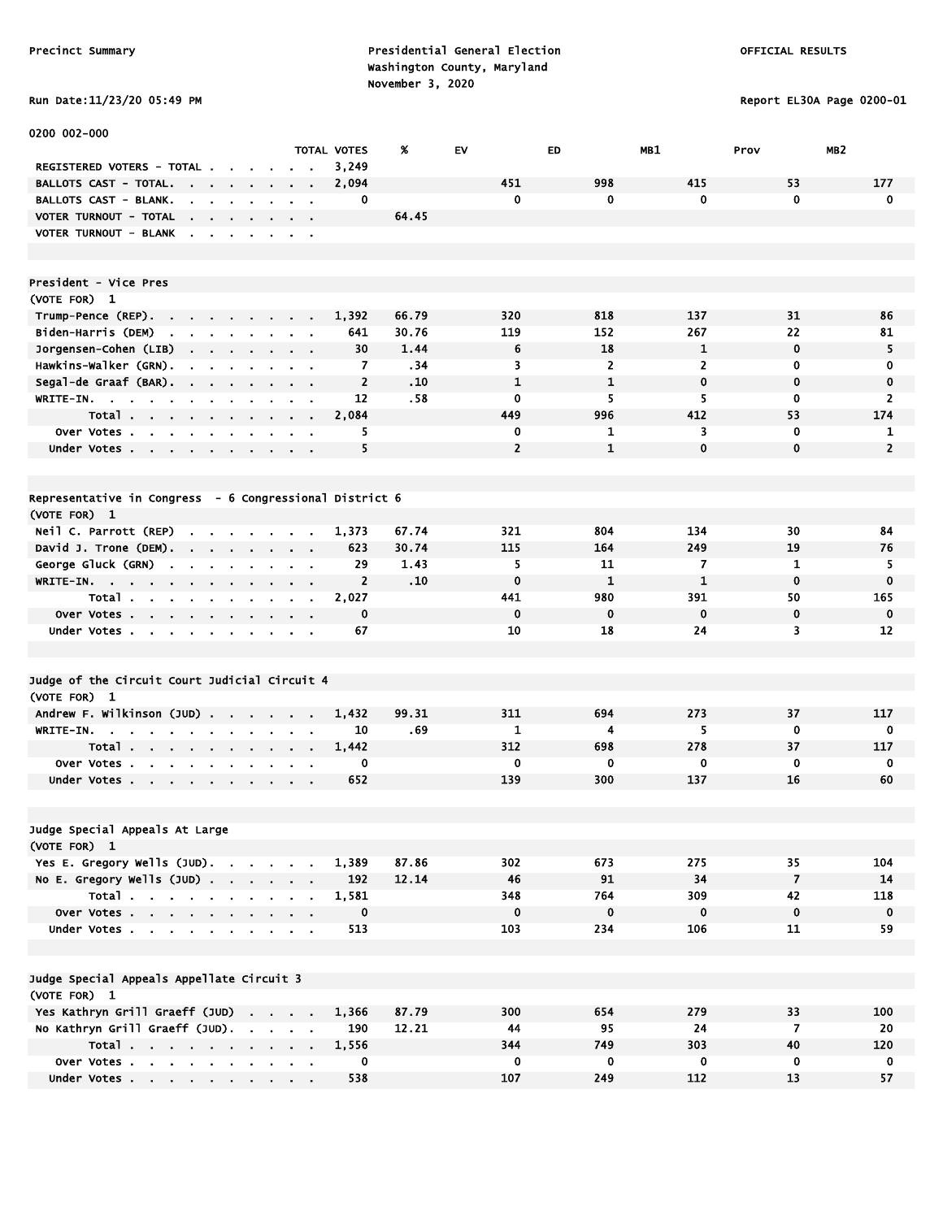Precinct Summary

Presidential General Election
Washington County, Maryland
November 3, 2020

OFFICIAL RESULTS

Run Date:11/23/20 05:49 PM

Report EL30A Page 0200-01

0200 002-000

| | TOTAL VOTES | % | EV | ED | MB1 | Prov | MB2 |
|---|---|---|---|---|---|---|---|
| REGISTERED VOTERS - TOTAL | 3,249 | | | | | | |
| BALLOTS CAST - TOTAL. | 2,094 | | 451 | 998 | 415 | 53 | 177 |
| BALLOTS CAST - BLANK. | 0 | | 0 | 0 | 0 | 0 | 0 |
| VOTER TURNOUT - TOTAL | | 64.45 | | | | | |
| VOTER TURNOUT - BLANK | | | | | | | |

## President - Vice Pres

(VOTE FOR) 1

| | TOTAL VOTES | % | EV | ED | MB1 | Prov | MB2 |
|---|---|---|---|---|---|---|---|
| Trump-Pence (REP). | 1,392 | 66.79 | 320 | 818 | 137 | 31 | 86 |
| Biden-Harris (DEM) | 641 | 30.76 | 119 | 152 | 267 | 22 | 81 |
| Jorgensen-Cohen (LIB) | 30 | 1.44 | 6 | 18 | 1 | 0 | 5 |
| Hawkins-Walker (GRN). | 7 | .34 | 3 | 2 | 2 | 0 | 0 |
| Segal-de Graaf (BAR). | 2 | .10 | 1 | 1 | 0 | 0 | 0 |
| WRITE-IN. | 12 | .58 | 0 | 5 | 5 | 0 | 2 |
| Total | 2,084 | | 449 | 996 | 412 | 53 | 174 |
| Over Votes | 5 | | 0 | 1 | 3 | 0 | 1 |
| Under Votes | 5 | | 2 | 1 | 0 | 0 | 2 |

## Representative in Congress - 6 Congressional District 6

(VOTE FOR) 1

| | TOTAL VOTES | % | EV | ED | MB1 | Prov | MB2 |
|---|---|---|---|---|---|---|---|
| Neil C. Parrott (REP) | 1,373 | 67.74 | 321 | 804 | 134 | 30 | 84 |
| David J. Trone (DEM). | 623 | 30.74 | 115 | 164 | 249 | 19 | 76 |
| George Gluck (GRN) | 29 | 1.43 | 5 | 11 | 7 | 1 | 5 |
| WRITE-IN. | 2 | .10 | 0 | 1 | 1 | 0 | 0 |
| Total | 2,027 | | 441 | 980 | 391 | 50 | 165 |
| Over Votes | 0 | | 0 | 0 | 0 | 0 | 0 |
| Under Votes | 67 | | 10 | 18 | 24 | 3 | 12 |

## Judge of the Circuit Court Judicial Circuit 4

(VOTE FOR) 1

| | TOTAL VOTES | % | EV | ED | MB1 | Prov | MB2 |
|---|---|---|---|---|---|---|---|
| Andrew F. Wilkinson (JUD) | 1,432 | 99.31 | 311 | 694 | 273 | 37 | 117 |
| WRITE-IN. | 10 | .69 | 1 | 4 | 5 | 0 | 0 |
| Total | 1,442 | | 312 | 698 | 278 | 37 | 117 |
| Over Votes | 0 | | 0 | 0 | 0 | 0 | 0 |
| Under Votes | 652 | | 139 | 300 | 137 | 16 | 60 |

## Judge Special Appeals At Large

(VOTE FOR) 1

| | TOTAL VOTES | % | EV | ED | MB1 | Prov | MB2 |
|---|---|---|---|---|---|---|---|
| Yes E. Gregory Wells (JUD). | 1,389 | 87.86 | 302 | 673 | 275 | 35 | 104 |
| No E. Gregory Wells (JUD) | 192 | 12.14 | 46 | 91 | 34 | 7 | 14 |
| Total | 1,581 | | 348 | 764 | 309 | 42 | 118 |
| Over Votes | 0 | | 0 | 0 | 0 | 0 | 0 |
| Under Votes | 513 | | 103 | 234 | 106 | 11 | 59 |

## Judge Special Appeals Appellate Circuit 3

(VOTE FOR) 1

| | TOTAL VOTES | % | EV | ED | MB1 | Prov | MB2 |
|---|---|---|---|---|---|---|---|
| Yes Kathryn Grill Graeff (JUD) | 1,366 | 87.79 | 300 | 654 | 279 | 33 | 100 |
| No Kathryn Grill Graeff (JUD). | 190 | 12.21 | 44 | 95 | 24 | 7 | 20 |
| Total | 1,556 | | 344 | 749 | 303 | 40 | 120 |
| Over Votes | 0 | | 0 | 0 | 0 | 0 | 0 |
| Under Votes | 538 | | 107 | 249 | 112 | 13 | 57 |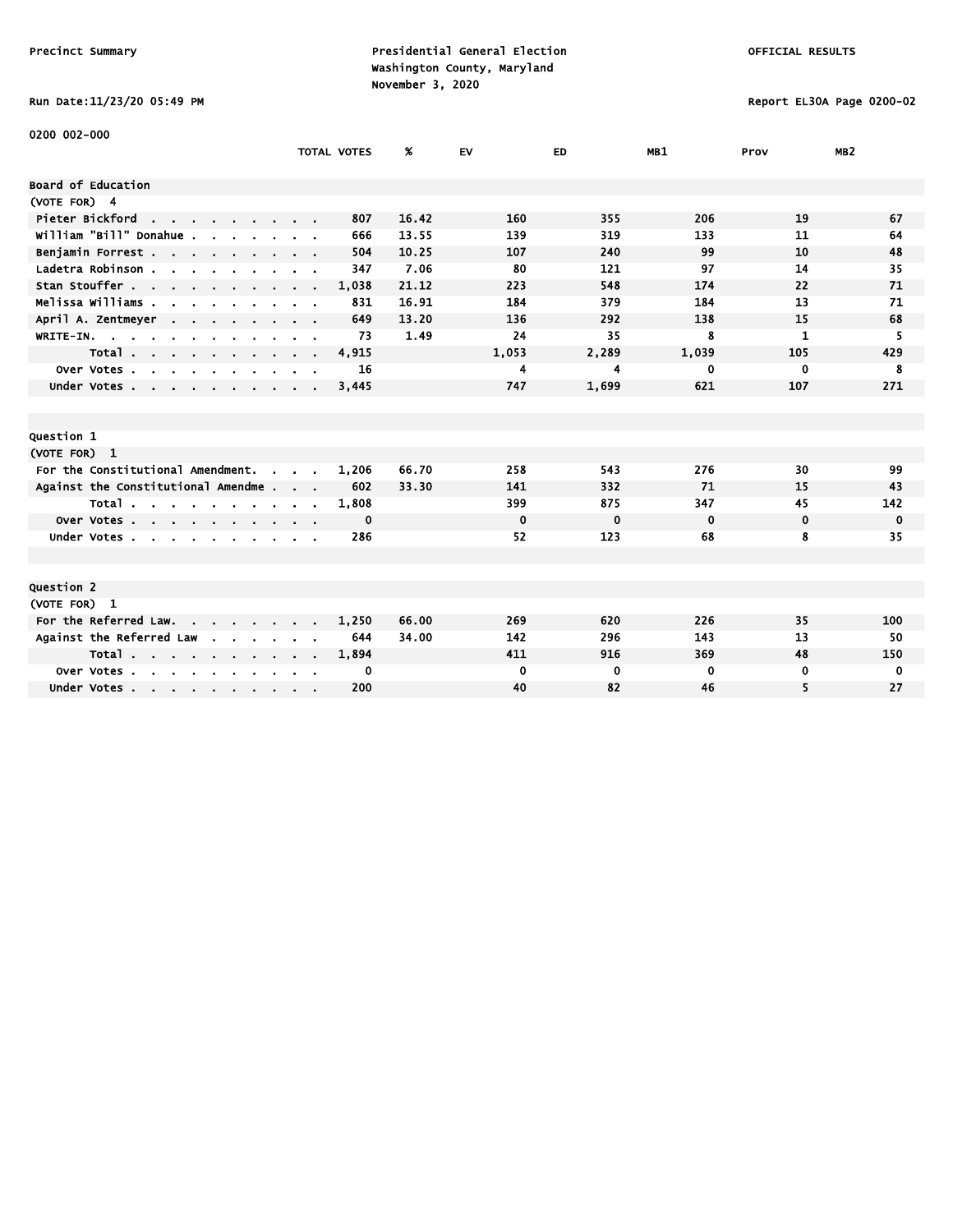Precinct Summary

Presidential General Election
Washington County, Maryland
November 3, 2020

OFFICIAL RESULTS

Run Date:11/23/20 05:49 PM

Report EL30A Page 0200-02

0200 002-000

| | TOTAL VOTES | % | EV | ED | MB1 | Prov | MB2 |
|---|---|---|---|---|---|---|---|
| **Board of Education** | | | | | | | |
| (VOTE FOR) 4 | | | | | | | |
| Pieter Bickford | 807 | 16.42 | 160 | 355 | 206 | 19 | 67 |
| William "Bill" Donahue | 666 | 13.55 | 139 | 319 | 133 | 11 | 64 |
| Benjamin Forrest | 504 | 10.25 | 107 | 240 | 99 | 10 | 48 |
| Ladetra Robinson | 347 | 7.06 | 80 | 121 | 97 | 14 | 35 |
| Stan Stouffer | 1,038 | 21.12 | 223 | 548 | 174 | 22 | 71 |
| Melissa Williams | 831 | 16.91 | 184 | 379 | 184 | 13 | 71 |
| April A. Zentmeyer | 649 | 13.20 | 136 | 292 | 138 | 15 | 68 |
| WRITE-IN. | 73 | 1.49 | 24 | 35 | 8 | 1 | 5 |
| Total | 4,915 | | 1,053 | 2,289 | 1,039 | 105 | 429 |
| Over Votes | 16 | | 4 | 4 | 0 | 0 | 8 |
| Under Votes | 3,445 | | 747 | 1,699 | 621 | 107 | 271 |
| **Question 1** | | | | | | | |
| (VOTE FOR) 1 | | | | | | | |
| For the Constitutional Amendment. | 1,206 | 66.70 | 258 | 543 | 276 | 30 | 99 |
| Against the Constitutional Amendme | 602 | 33.30 | 141 | 332 | 71 | 15 | 43 |
| Total | 1,808 | | 399 | 875 | 347 | 45 | 142 |
| Over Votes | 0 | | 0 | 0 | 0 | 0 | 0 |
| Under Votes | 286 | | 52 | 123 | 68 | 8 | 35 |
| **Question 2** | | | | | | | |
| (VOTE FOR) 1 | | | | | | | |
| For the Referred Law. | 1,250 | 66.00 | 269 | 620 | 226 | 35 | 100 |
| Against the Referred Law | 644 | 34.00 | 142 | 296 | 143 | 13 | 50 |
| Total | 1,894 | | 411 | 916 | 369 | 48 | 150 |
| Over Votes | 0 | | 0 | 0 | 0 | 0 | 0 |
| Under Votes | 200 | | 40 | 82 | 46 | 5 | 27 |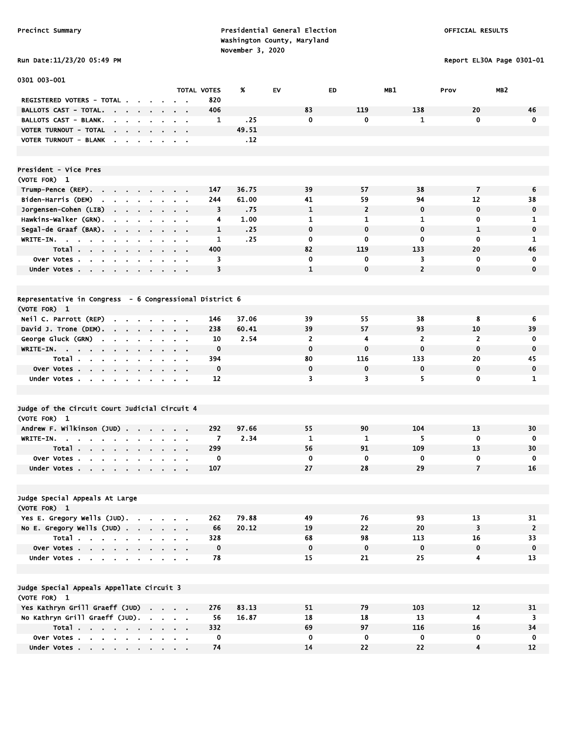Precinct Summary

Presidential General Election
Washington County, Maryland
November 3, 2020

OFFICIAL RESULTS

Run Date:11/23/20 05:49 PM

Report EL30A Page 0301-01

0301 003-001

| | TOTAL VOTES | % | EV | ED | MB1 | Prov | MB2 |
|---|---|---|---|---|---|---|---|
| REGISTERED VOTERS - TOTAL | 820 | | | | | | |
| BALLOTS CAST - TOTAL. | 406 | | 83 | 119 | 138 | 20 | 46 |
| BALLOTS CAST - BLANK. | 1 | .25 | 0 | 0 | 1 | 0 | 0 |
| VOTER TURNOUT - TOTAL | | 49.51 | | | | | |
| VOTER TURNOUT - BLANK | | .12 | | | | | |

## President - Vice Pres

(VOTE FOR) 1

| | TOTAL VOTES | % | EV | ED | MB1 | Prov | MB2 |
|---|---|---|---|---|---|---|---|
| Trump-Pence (REP). | 147 | 36.75 | 39 | 57 | 38 | 7 | 6 |
| Biden-Harris (DEM) | 244 | 61.00 | 41 | 59 | 94 | 12 | 38 |
| Jorgensen-Cohen (LIB) | 3 | .75 | 1 | 2 | 0 | 0 | 0 |
| Hawkins-Walker (GRN). | 4 | 1.00 | 1 | 1 | 1 | 0 | 1 |
| Segal-de Graaf (BAR). | 1 | .25 | 0 | 0 | 0 | 1 | 0 |
| WRITE-IN. | 1 | .25 | 0 | 0 | 0 | 0 | 1 |
| Total | 400 | | 82 | 119 | 133 | 20 | 46 |
| Over Votes | 3 | | 0 | 0 | 3 | 0 | 0 |
| Under Votes | 3 | | 1 | 0 | 2 | 0 | 0 |

## Representative in Congress - 6 Congressional District 6

(VOTE FOR) 1

| | TOTAL VOTES | % | EV | ED | MB1 | Prov | MB2 |
|---|---|---|---|---|---|---|---|
| Neil C. Parrott (REP) | 146 | 37.06 | 39 | 55 | 38 | 8 | 6 |
| David J. Trone (DEM). | 238 | 60.41 | 39 | 57 | 93 | 10 | 39 |
| George Gluck (GRN) | 10 | 2.54 | 2 | 4 | 2 | 2 | 0 |
| WRITE-IN. | 0 | | 0 | 0 | 0 | 0 | 0 |
| Total | 394 | | 80 | 116 | 133 | 20 | 45 |
| Over Votes | 0 | | 0 | 0 | 0 | 0 | 0 |
| Under Votes | 12 | | 3 | 3 | 5 | 0 | 1 |

## Judge of the Circuit Court Judicial Circuit 4

(VOTE FOR) 1

| | TOTAL VOTES | % | EV | ED | MB1 | Prov | MB2 |
|---|---|---|---|---|---|---|---|
| Andrew F. Wilkinson (JUD) | 292 | 97.66 | 55 | 90 | 104 | 13 | 30 |
| WRITE-IN. | 7 | 2.34 | 1 | 1 | 5 | 0 | 0 |
| Total | 299 | | 56 | 91 | 109 | 13 | 30 |
| Over Votes | 0 | | 0 | 0 | 0 | 0 | 0 |
| Under Votes | 107 | | 27 | 28 | 29 | 7 | 16 |

## Judge Special Appeals At Large

(VOTE FOR) 1

| | TOTAL VOTES | % | EV | ED | MB1 | Prov | MB2 |
|---|---|---|---|---|---|---|---|
| Yes E. Gregory Wells (JUD). | 262 | 79.88 | 49 | 76 | 93 | 13 | 31 |
| No E. Gregory Wells (JUD) | 66 | 20.12 | 19 | 22 | 20 | 3 | 2 |
| Total | 328 | | 68 | 98 | 113 | 16 | 33 |
| Over Votes | 0 | | 0 | 0 | 0 | 0 | 0 |
| Under Votes | 78 | | 15 | 21 | 25 | 4 | 13 |

## Judge Special Appeals Appellate Circuit 3

(VOTE FOR) 1

| | TOTAL VOTES | % | EV | ED | MB1 | Prov | MB2 |
|---|---|---|---|---|---|---|---|
| Yes Kathryn Grill Graeff (JUD) | 276 | 83.13 | 51 | 79 | 103 | 12 | 31 |
| No Kathryn Grill Graeff (JUD). | 56 | 16.87 | 18 | 18 | 13 | 4 | 3 |
| Total | 332 | | 69 | 97 | 116 | 16 | 34 |
| Over Votes | 0 | | 0 | 0 | 0 | 0 | 0 |
| Under Votes | 74 | | 14 | 22 | 22 | 4 | 12 |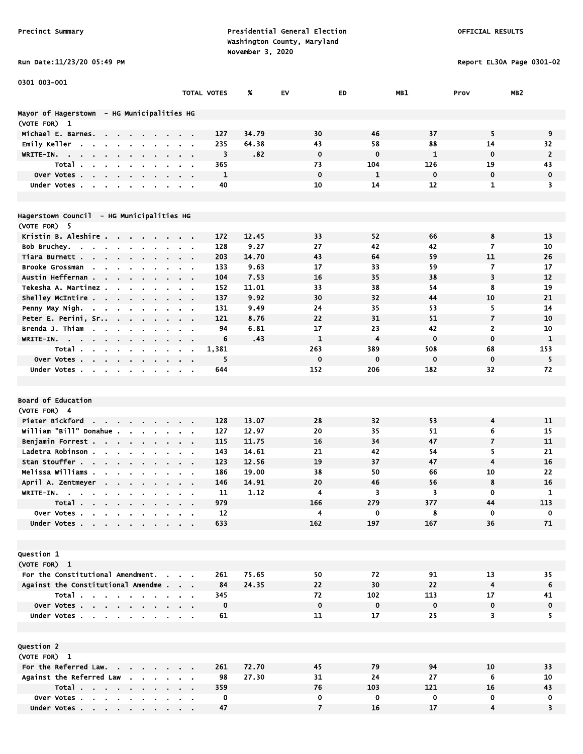Precinct Summary

Presidential General Election
Washington County, Maryland
November 3, 2020

OFFICIAL RESULTS

Run Date:11/23/20 05:49 PM

Report EL30A Page 0301-02

0301 003-001

| | TOTAL VOTES | % | EV | ED | MB1 | Prov | MB2 |
|---|---|---|---|---|---|---|---|
| **Mayor of Hagerstown - HG Municipalities HG** | | | | | | | |
| (VOTE FOR) 1 | | | | | | | |
| Michael E. Barnes | 127 | 34.79 | 30 | 46 | 37 | 5 | 9 |
| Emily Keller | 235 | 64.38 | 43 | 58 | 88 | 14 | 32 |
| WRITE-IN. | 3 | .82 | 0 | 0 | 1 | 0 | 2 |
| Total | 365 | | 73 | 104 | 126 | 19 | 43 |
| Over Votes | 1 | | 0 | 1 | 0 | 0 | 0 |
| Under Votes | 40 | | 10 | 14 | 12 | 1 | 3 |
| **Hagerstown Council - HG Municipalities HG** | | | | | | | |
| (VOTE FOR) 5 | | | | | | | |
| Kristin B. Aleshire | 172 | 12.45 | 33 | 52 | 66 | 8 | 13 |
| Bob Bruchey. | 128 | 9.27 | 27 | 42 | 42 | 7 | 10 |
| Tiara Burnett | 203 | 14.70 | 43 | 64 | 59 | 11 | 26 |
| Brooke Grossman | 133 | 9.63 | 17 | 33 | 59 | 7 | 17 |
| Austin Heffernan | 104 | 7.53 | 16 | 35 | 38 | 3 | 12 |
| Tekesha A. Martinez | 152 | 11.01 | 33 | 38 | 54 | 8 | 19 |
| Shelley McIntire | 137 | 9.92 | 30 | 32 | 44 | 10 | 21 |
| Penny May Nigh. | 131 | 9.49 | 24 | 35 | 53 | 5 | 14 |
| Peter E. Perini, Sr. | 121 | 8.76 | 22 | 31 | 51 | 7 | 10 |
| Brenda J. Thiam | 94 | 6.81 | 17 | 23 | 42 | 2 | 10 |
| WRITE-IN. | 6 | .43 | 1 | 4 | 0 | 0 | 1 |
| Total | 1,381 | | 263 | 389 | 508 | 68 | 153 |
| Over Votes | 5 | | 0 | 0 | 0 | 0 | 5 |
| Under Votes | 644 | | 152 | 206 | 182 | 32 | 72 |
| **Board of Education** | | | | | | | |
| (VOTE FOR) 4 | | | | | | | |
| Pieter Bickford | 128 | 13.07 | 28 | 32 | 53 | 4 | 11 |
| William "Bill" Donahue | 127 | 12.97 | 20 | 35 | 51 | 6 | 15 |
| Benjamin Forrest | 115 | 11.75 | 16 | 34 | 47 | 7 | 11 |
| Ladetra Robinson | 143 | 14.61 | 21 | 42 | 54 | 5 | 21 |
| Stan Stouffer | 123 | 12.56 | 19 | 37 | 47 | 4 | 16 |
| Melissa Williams | 186 | 19.00 | 38 | 50 | 66 | 10 | 22 |
| April A. Zentmeyer | 146 | 14.91 | 20 | 46 | 56 | 8 | 16 |
| WRITE-IN. | 11 | 1.12 | 4 | 3 | 3 | 0 | 1 |
| Total | 979 | | 166 | 279 | 377 | 44 | 113 |
| Over Votes | 12 | | 4 | 0 | 8 | 0 | 0 |
| Under Votes | 633 | | 162 | 197 | 167 | 36 | 71 |
| **Question 1** | | | | | | | |
| (VOTE FOR) 1 | | | | | | | |
| For the Constitutional Amendment. | 261 | 75.65 | 50 | 72 | 91 | 13 | 35 |
| Against the Constitutional Amendme | 84 | 24.35 | 22 | 30 | 22 | 4 | 6 |
| Total | 345 | | 72 | 102 | 113 | 17 | 41 |
| Over Votes | 0 | | 0 | 0 | 0 | 0 | 0 |
| Under Votes | 61 | | 11 | 17 | 25 | 3 | 5 |
| **Question 2** | | | | | | | |
| (VOTE FOR) 1 | | | | | | | |
| For the Referred Law. | 261 | 72.70 | 45 | 79 | 94 | 10 | 33 |
| Against the Referred Law | 98 | 27.30 | 31 | 24 | 27 | 6 | 10 |
| Total | 359 | | 76 | 103 | 121 | 16 | 43 |
| Over Votes | 0 | | 0 | 0 | 0 | 0 | 0 |
| Under Votes | 47 | | 7 | 16 | 17 | 4 | 3 |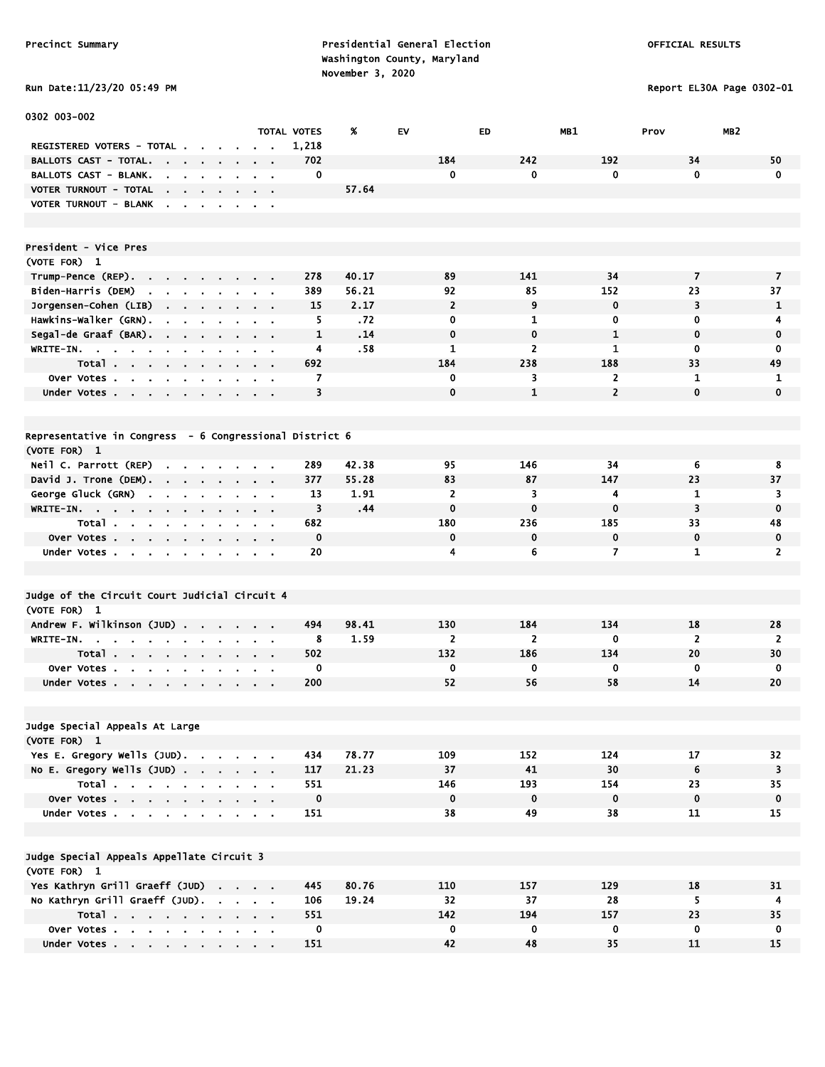Precinct Summary

Presidential General Election
Washington County, Maryland
November 3, 2020

OFFICIAL RESULTS

Run Date:11/23/20 05:49 PM

Report EL30A Page 0302-01

0302 003-002

| | TOTAL VOTES | % | EV | ED | MB1 | Prov | MB2 |
|---|---|---|---|---|---|---|---|
| REGISTERED VOTERS - TOTAL | 1,218 | | | | | | |
| BALLOTS CAST - TOTAL | 702 | | 184 | 242 | 192 | 34 | 50 |
| BALLOTS CAST - BLANK | 0 | | 0 | 0 | 0 | 0 | 0 |
| VOTER TURNOUT - TOTAL | | 57.64 | | | | | |
| VOTER TURNOUT - BLANK | | | | | | | |

## President - Vice Pres
(VOTE FOR) 1

| | TOTAL VOTES | % | EV | ED | MB1 | Prov | MB2 |
|---|---|---|---|---|---|---|---|
| Trump-Pence (REP) | 278 | 40.17 | 89 | 141 | 34 | 7 | 7 |
| Biden-Harris (DEM) | 389 | 56.21 | 92 | 85 | 152 | 23 | 37 |
| Jorgensen-Cohen (LIB) | 15 | 2.17 | 2 | 9 | 0 | 3 | 1 |
| Hawkins-Walker (GRN) | 5 | .72 | 0 | 1 | 0 | 0 | 4 |
| Segal-de Graaf (BAR) | 1 | .14 | 0 | 0 | 1 | 0 | 0 |
| WRITE-IN | 4 | .58 | 1 | 2 | 1 | 0 | 0 |
| Total | 692 | | 184 | 238 | 188 | 33 | 49 |
| Over Votes | 7 | | 0 | 3 | 2 | 1 | 1 |
| Under Votes | 3 | | 0 | 1 | 2 | 0 | 0 |

## Representative in Congress - 6 Congressional District 6
(VOTE FOR) 1

| | TOTAL VOTES | % | EV | ED | MB1 | Prov | MB2 |
|---|---|---|---|---|---|---|---|
| Neil C. Parrott (REP) | 289 | 42.38 | 95 | 146 | 34 | 6 | 8 |
| David J. Trone (DEM) | 377 | 55.28 | 83 | 87 | 147 | 23 | 37 |
| George Gluck (GRN) | 13 | 1.91 | 2 | 3 | 4 | 1 | 3 |
| WRITE-IN | 3 | .44 | 0 | 0 | 0 | 3 | 0 |
| Total | 682 | | 180 | 236 | 185 | 33 | 48 |
| Over Votes | 0 | | 0 | 0 | 0 | 0 | 0 |
| Under Votes | 20 | | 4 | 6 | 7 | 1 | 2 |

## Judge of the Circuit Court Judicial Circuit 4
(VOTE FOR) 1

| | TOTAL VOTES | % | EV | ED | MB1 | Prov | MB2 |
|---|---|---|---|---|---|---|---|
| Andrew F. Wilkinson (JUD) | 494 | 98.41 | 130 | 184 | 134 | 18 | 28 |
| WRITE-IN | 8 | 1.59 | 2 | 2 | 0 | 2 | 2 |
| Total | 502 | | 132 | 186 | 134 | 20 | 30 |
| Over Votes | 0 | | 0 | 0 | 0 | 0 | 0 |
| Under Votes | 200 | | 52 | 56 | 58 | 14 | 20 |

## Judge Special Appeals At Large
(VOTE FOR) 1

| | TOTAL VOTES | % | EV | ED | MB1 | Prov | MB2 |
|---|---|---|---|---|---|---|---|
| Yes E. Gregory Wells (JUD) | 434 | 78.77 | 109 | 152 | 124 | 17 | 32 |
| No E. Gregory Wells (JUD) | 117 | 21.23 | 37 | 41 | 30 | 6 | 3 |
| Total | 551 | | 146 | 193 | 154 | 23 | 35 |
| Over Votes | 0 | | 0 | 0 | 0 | 0 | 0 |
| Under Votes | 151 | | 38 | 49 | 38 | 11 | 15 |

## Judge Special Appeals Appellate Circuit 3
(VOTE FOR) 1

| | TOTAL VOTES | % | EV | ED | MB1 | Prov | MB2 |
|---|---|---|---|---|---|---|---|
| Yes Kathryn Grill Graeff (JUD) | 445 | 80.76 | 110 | 157 | 129 | 18 | 31 |
| No Kathryn Grill Graeff (JUD) | 106 | 19.24 | 32 | 37 | 28 | 5 | 4 |
| Total | 551 | | 142 | 194 | 157 | 23 | 35 |
| Over Votes | 0 | | 0 | 0 | 0 | 0 | 0 |
| Under Votes | 151 | | 42 | 48 | 35 | 11 | 15 |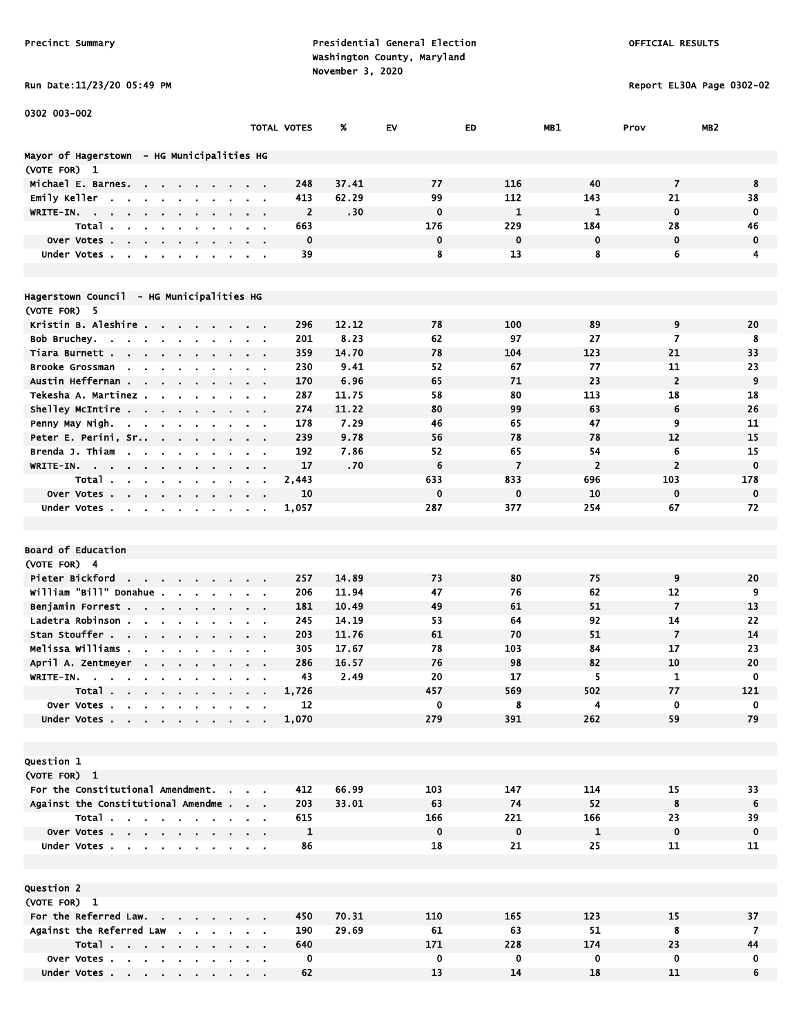Precinct Summary

Presidential General Election
Washington County, Maryland
November 3, 2020

OFFICIAL RESULTS

Run Date:11/23/20 05:49 PM

Report EL30A Page 0302-02

0302 003-002

## Mayor of Hagerstown - HG Municipalities HG

(VOTE FOR) 1

| | TOTAL VOTES | % | EV | ED | MB1 | Prov | MB2 |
|---|---|---|---|---|---|---|---|
| Michael E. Barnes | 248 | 37.41 | 77 | 116 | 40 | 7 | 8 |
| Emily Keller | 413 | 62.29 | 99 | 112 | 143 | 21 | 38 |
| WRITE-IN | 2 | .30 | 0 | 1 | 1 | 0 | 0 |
| Total | 663 | | 176 | 229 | 184 | 28 | 46 |
| Over Votes | 0 | | 0 | 0 | 0 | 0 | 0 |
| Under Votes | 39 | | 8 | 13 | 8 | 6 | 4 |

## Hagerstown Council - HG Municipalities HG

(VOTE FOR) 5

| | TOTAL VOTES | % | EV | ED | MB1 | Prov | MB2 |
|---|---|---|---|---|---|---|---|
| Kristin B. Aleshire | 296 | 12.12 | 78 | 100 | 89 | 9 | 20 |
| Bob Bruchey | 201 | 8.23 | 62 | 97 | 27 | 7 | 8 |
| Tiara Burnett | 359 | 14.70 | 78 | 104 | 123 | 21 | 33 |
| Brooke Grossman | 230 | 9.41 | 52 | 67 | 77 | 11 | 23 |
| Austin Heffernan | 170 | 6.96 | 65 | 71 | 23 | 2 | 9 |
| Tekesha A. Martinez | 287 | 11.75 | 58 | 80 | 113 | 18 | 18 |
| Shelley McIntire | 274 | 11.22 | 80 | 99 | 63 | 6 | 26 |
| Penny May Nigh | 178 | 7.29 | 46 | 65 | 47 | 9 | 11 |
| Peter E. Perini, Sr. | 239 | 9.78 | 56 | 78 | 78 | 12 | 15 |
| Brenda J. Thiam | 192 | 7.86 | 52 | 65 | 54 | 6 | 15 |
| WRITE-IN | 17 | .70 | 6 | 7 | 2 | 2 | 0 |
| Total | 2,443 | | 633 | 833 | 696 | 103 | 178 |
| Over Votes | 10 | | 0 | 0 | 10 | 0 | 0 |
| Under Votes | 1,057 | | 287 | 377 | 254 | 67 | 72 |

## Board of Education

(VOTE FOR) 4

| | TOTAL VOTES | % | EV | ED | MB1 | Prov | MB2 |
|---|---|---|---|---|---|---|---|
| Pieter Bickford | 257 | 14.89 | 73 | 80 | 75 | 9 | 20 |
| William "Bill" Donahue | 206 | 11.94 | 47 | 76 | 62 | 12 | 9 |
| Benjamin Forrest | 181 | 10.49 | 49 | 61 | 51 | 7 | 13 |
| Ladetra Robinson | 245 | 14.19 | 53 | 64 | 92 | 14 | 22 |
| Stan Stouffer | 203 | 11.76 | 61 | 70 | 51 | 7 | 14 |
| Melissa Williams | 305 | 17.67 | 78 | 103 | 84 | 17 | 23 |
| April A. Zentmeyer | 286 | 16.57 | 76 | 98 | 82 | 10 | 20 |
| WRITE-IN | 43 | 2.49 | 20 | 17 | 5 | 1 | 0 |
| Total | 1,726 | | 457 | 569 | 502 | 77 | 121 |
| Over Votes | 12 | | 0 | 8 | 4 | 0 | 0 |
| Under Votes | 1,070 | | 279 | 391 | 262 | 59 | 79 |

## Question 1

(VOTE FOR) 1

| | TOTAL VOTES | % | EV | ED | MB1 | Prov | MB2 |
|---|---|---|---|---|---|---|---|
| For the Constitutional Amendment | 412 | 66.99 | 103 | 147 | 114 | 15 | 33 |
| Against the Constitutional Amendme | 203 | 33.01 | 63 | 74 | 52 | 8 | 6 |
| Total | 615 | | 166 | 221 | 166 | 23 | 39 |
| Over Votes | 1 | | 0 | 0 | 1 | 0 | 0 |
| Under Votes | 86 | | 18 | 21 | 25 | 11 | 11 |

## Question 2

(VOTE FOR) 1

| | TOTAL VOTES | % | EV | ED | MB1 | Prov | MB2 |
|---|---|---|---|---|---|---|---|
| For the Referred Law | 450 | 70.31 | 110 | 165 | 123 | 15 | 37 |
| Against the Referred Law | 190 | 29.69 | 61 | 63 | 51 | 8 | 7 |
| Total | 640 | | 171 | 228 | 174 | 23 | 44 |
| Over Votes | 0 | | 0 | 0 | 0 | 0 | 0 |
| Under Votes | 62 | | 13 | 14 | 18 | 11 | 6 |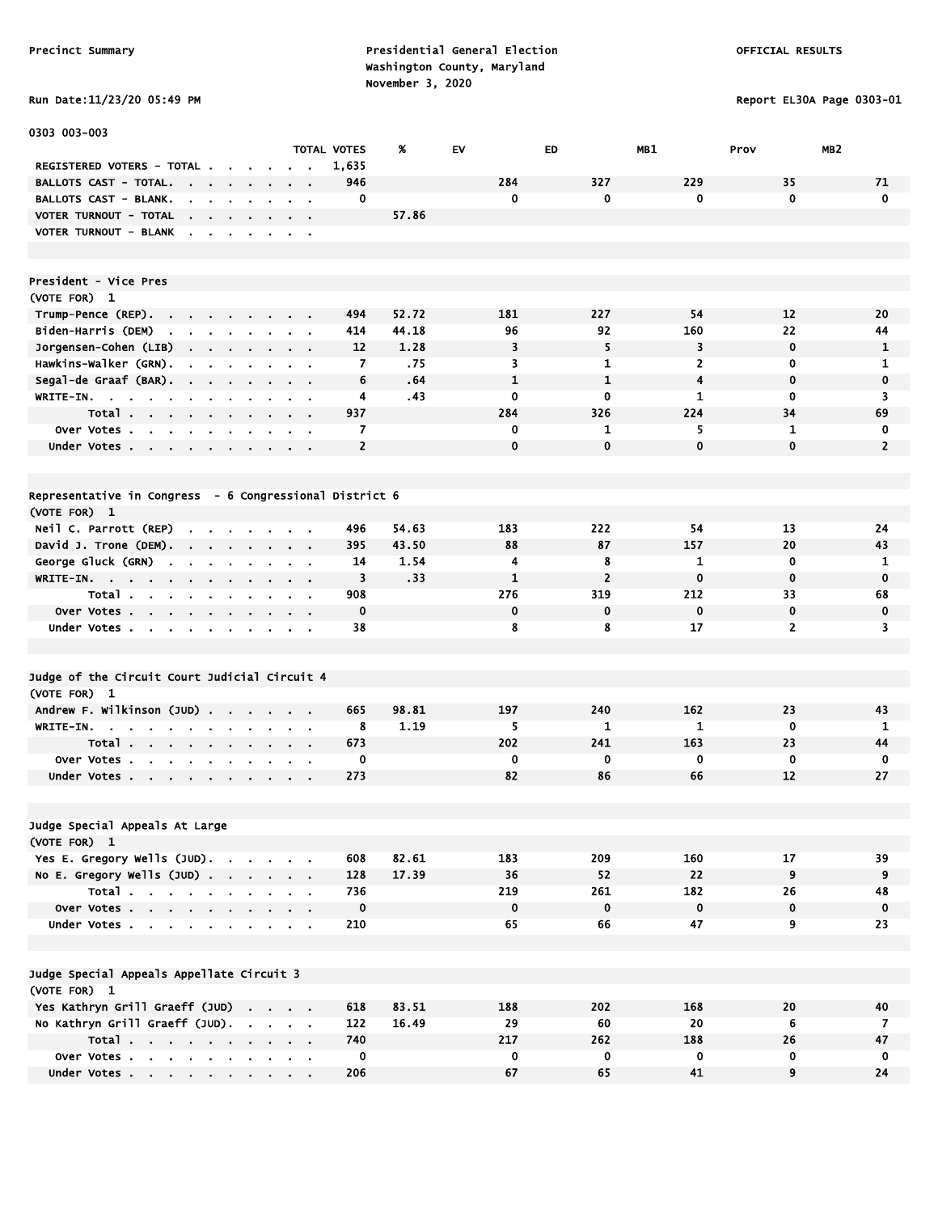Precinct Summary

Presidential General Election
Washington County, Maryland
November 3, 2020

OFFICIAL RESULTS

Run Date:11/23/20 05:49 PM

Report EL30A Page 0303-01

## 0303 003-003

| | TOTAL VOTES | % | EV | ED | MB1 | Prov | MB2 |
|---|---|---|---|---|---|---|---|
| REGISTERED VOTERS - TOTAL | 1,635 | | | | | | |
| BALLOTS CAST - TOTAL. | 946 | | 284 | 327 | 229 | 35 | 71 |
| BALLOTS CAST - BLANK. | 0 | | 0 | 0 | 0 | 0 | 0 |
| VOTER TURNOUT - TOTAL | | 57.86 | | | | | |
| VOTER TURNOUT - BLANK | | | | | | | |

### President - Vice Pres
(VOTE FOR) 1

| | TOTAL VOTES | % | EV | ED | MB1 | Prov | MB2 |
|---|---|---|---|---|---|---|---|
| Trump-Pence (REP). | 494 | 52.72 | 181 | 227 | 54 | 12 | 20 |
| Biden-Harris (DEM) | 414 | 44.18 | 96 | 92 | 160 | 22 | 44 |
| Jorgensen-Cohen (LIB) | 12 | 1.28 | 3 | 5 | 3 | 0 | 1 |
| Hawkins-Walker (GRN). | 7 | .75 | 3 | 1 | 2 | 0 | 1 |
| Segal-de Graaf (BAR). | 6 | .64 | 1 | 1 | 4 | 0 | 0 |
| WRITE-IN. | 4 | .43 | 0 | 0 | 1 | 0 | 3 |
| Total | 937 | | 284 | 326 | 224 | 34 | 69 |
| Over Votes | 7 | | 0 | 1 | 5 | 1 | 0 |
| Under Votes | 2 | | 0 | 0 | 0 | 0 | 2 |

### Representative in Congress - 6 Congressional District 6
(VOTE FOR) 1

| | TOTAL VOTES | % | EV | ED | MB1 | Prov | MB2 |
|---|---|---|---|---|---|---|---|
| Neil C. Parrott (REP) | 496 | 54.63 | 183 | 222 | 54 | 13 | 24 |
| David J. Trone (DEM). | 395 | 43.50 | 88 | 87 | 157 | 20 | 43 |
| George Gluck (GRN) | 14 | 1.54 | 4 | 8 | 1 | 0 | 1 |
| WRITE-IN. | 3 | .33 | 1 | 2 | 0 | 0 | 0 |
| Total | 908 | | 276 | 319 | 212 | 33 | 68 |
| Over Votes | 0 | | 0 | 0 | 0 | 0 | 0 |
| Under Votes | 38 | | 8 | 8 | 17 | 2 | 3 |

### Judge of the Circuit Court Judicial Circuit 4
(VOTE FOR) 1

| | TOTAL VOTES | % | EV | ED | MB1 | Prov | MB2 |
|---|---|---|---|---|---|---|---|
| Andrew F. Wilkinson (JUD) | 665 | 98.81 | 197 | 240 | 162 | 23 | 43 |
| WRITE-IN. | 8 | 1.19 | 5 | 1 | 1 | 0 | 1 |
| Total | 673 | | 202 | 241 | 163 | 23 | 44 |
| Over Votes | 0 | | 0 | 0 | 0 | 0 | 0 |
| Under Votes | 273 | | 82 | 86 | 66 | 12 | 27 |

### Judge Special Appeals At Large
(VOTE FOR) 1

| | TOTAL VOTES | % | EV | ED | MB1 | Prov | MB2 |
|---|---|---|---|---|---|---|---|
| Yes E. Gregory Wells (JUD). | 608 | 82.61 | 183 | 209 | 160 | 17 | 39 |
| No E. Gregory Wells (JUD) | 128 | 17.39 | 36 | 52 | 22 | 9 | 9 |
| Total | 736 | | 219 | 261 | 182 | 26 | 48 |
| Over Votes | 0 | | 0 | 0 | 0 | 0 | 0 |
| Under Votes | 210 | | 65 | 66 | 47 | 9 | 23 |

### Judge Special Appeals Appellate Circuit 3
(VOTE FOR) 1

| | TOTAL VOTES | % | EV | ED | MB1 | Prov | MB2 |
|---|---|---|---|---|---|---|---|
| Yes Kathryn Grill Graeff (JUD) | 618 | 83.51 | 188 | 202 | 168 | 20 | 40 |
| No Kathryn Grill Graeff (JUD). | 122 | 16.49 | 29 | 60 | 20 | 6 | 7 |
| Total | 740 | | 217 | 262 | 188 | 26 | 47 |
| Over Votes | 0 | | 0 | 0 | 0 | 0 | 0 |
| Under Votes | 206 | | 67 | 65 | 41 | 9 | 24 |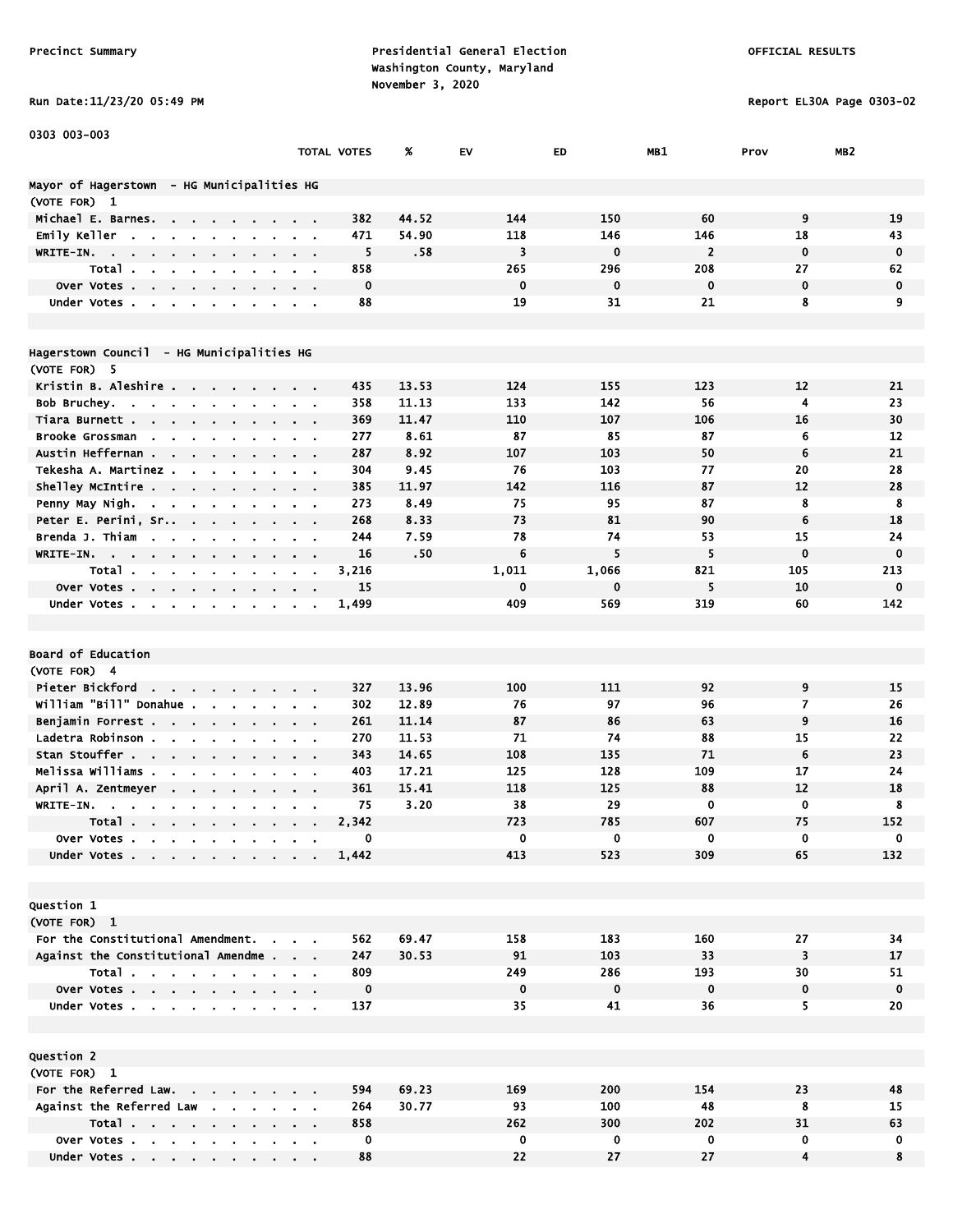Precinct Summary

Presidential General Election
Washington County, Maryland
November 3, 2020

OFFICIAL RESULTS

Run Date:11/23/20 05:49 PM

Report EL30A Page 0303-02

0303 003-003

| | TOTAL VOTES | % | EV | ED | MB1 | Prov | MB2 |
|---|---|---|---|---|---|---|---|
| **Mayor of Hagerstown - HG Municipalities HG** | | | | | | | |
| (VOTE FOR) 1 | | | | | | | |
| Michael E. Barnes | 382 | 44.52 | 144 | 150 | 60 | 9 | 19 |
| Emily Keller | 471 | 54.90 | 118 | 146 | 146 | 18 | 43 |
| WRITE-IN. | 5 | .58 | 3 | 0 | 2 | 0 | 0 |
| Total | 858 | | 265 | 296 | 208 | 27 | 62 |
| Over Votes | 0 | | 0 | 0 | 0 | 0 | 0 |
| Under Votes | 88 | | 19 | 31 | 21 | 8 | 9 |
| **Hagerstown Council - HG Municipalities HG** | | | | | | | |
| (VOTE FOR) 5 | | | | | | | |
| Kristin B. Aleshire | 435 | 13.53 | 124 | 155 | 123 | 12 | 21 |
| Bob Bruchey | 358 | 11.13 | 133 | 142 | 56 | 4 | 23 |
| Tiara Burnett | 369 | 11.47 | 110 | 107 | 106 | 16 | 30 |
| Brooke Grossman | 277 | 8.61 | 87 | 85 | 87 | 6 | 12 |
| Austin Heffernan | 287 | 8.92 | 107 | 103 | 50 | 6 | 21 |
| Tekesha A. Martinez | 304 | 9.45 | 76 | 103 | 77 | 20 | 28 |
| Shelley McIntire | 385 | 11.97 | 142 | 116 | 87 | 12 | 28 |
| Penny May Nigh | 273 | 8.49 | 75 | 95 | 87 | 8 | 8 |
| Peter E. Perini, Sr. | 268 | 8.33 | 73 | 81 | 90 | 6 | 18 |
| Brenda J. Thiam | 244 | 7.59 | 78 | 74 | 53 | 15 | 24 |
| WRITE-IN. | 16 | .50 | 6 | 5 | 5 | 0 | 0 |
| Total | 3,216 | | 1,011 | 1,066 | 821 | 105 | 213 |
| Over Votes | 15 | | 0 | 0 | 5 | 10 | 0 |
| Under Votes | 1,499 | | 409 | 569 | 319 | 60 | 142 |
| **Board of Education** | | | | | | | |
| (VOTE FOR) 4 | | | | | | | |
| Pieter Bickford | 327 | 13.96 | 100 | 111 | 92 | 9 | 15 |
| William "Bill" Donahue | 302 | 12.89 | 76 | 97 | 96 | 7 | 26 |
| Benjamin Forrest | 261 | 11.14 | 87 | 86 | 63 | 9 | 16 |
| Ladetra Robinson | 270 | 11.53 | 71 | 74 | 88 | 15 | 22 |
| Stan Stouffer | 343 | 14.65 | 108 | 135 | 71 | 6 | 23 |
| Melissa Williams | 403 | 17.21 | 125 | 128 | 109 | 17 | 24 |
| April A. Zentmeyer | 361 | 15.41 | 118 | 125 | 88 | 12 | 18 |
| WRITE-IN. | 75 | 3.20 | 38 | 29 | 0 | 0 | 8 |
| Total | 2,342 | | 723 | 785 | 607 | 75 | 152 |
| Over Votes | 0 | | 0 | 0 | 0 | 0 | 0 |
| Under Votes | 1,442 | | 413 | 523 | 309 | 65 | 132 |
| **Question 1** | | | | | | | |
| (VOTE FOR) 1 | | | | | | | |
| For the Constitutional Amendment. | 562 | 69.47 | 158 | 183 | 160 | 27 | 34 |
| Against the Constitutional Amendme | 247 | 30.53 | 91 | 103 | 33 | 3 | 17 |
| Total | 809 | | 249 | 286 | 193 | 30 | 51 |
| Over Votes | 0 | | 0 | 0 | 0 | 0 | 0 |
| Under Votes | 137 | | 35 | 41 | 36 | 5 | 20 |
| **Question 2** | | | | | | | |
| (VOTE FOR) 1 | | | | | | | |
| For the Referred Law. | 594 | 69.23 | 169 | 200 | 154 | 23 | 48 |
| Against the Referred Law | 264 | 30.77 | 93 | 100 | 48 | 8 | 15 |
| Total | 858 | | 262 | 300 | 202 | 31 | 63 |
| Over Votes | 0 | | 0 | 0 | 0 | 0 | 0 |
| Under Votes | 88 | | 22 | 27 | 27 | 4 | 8 |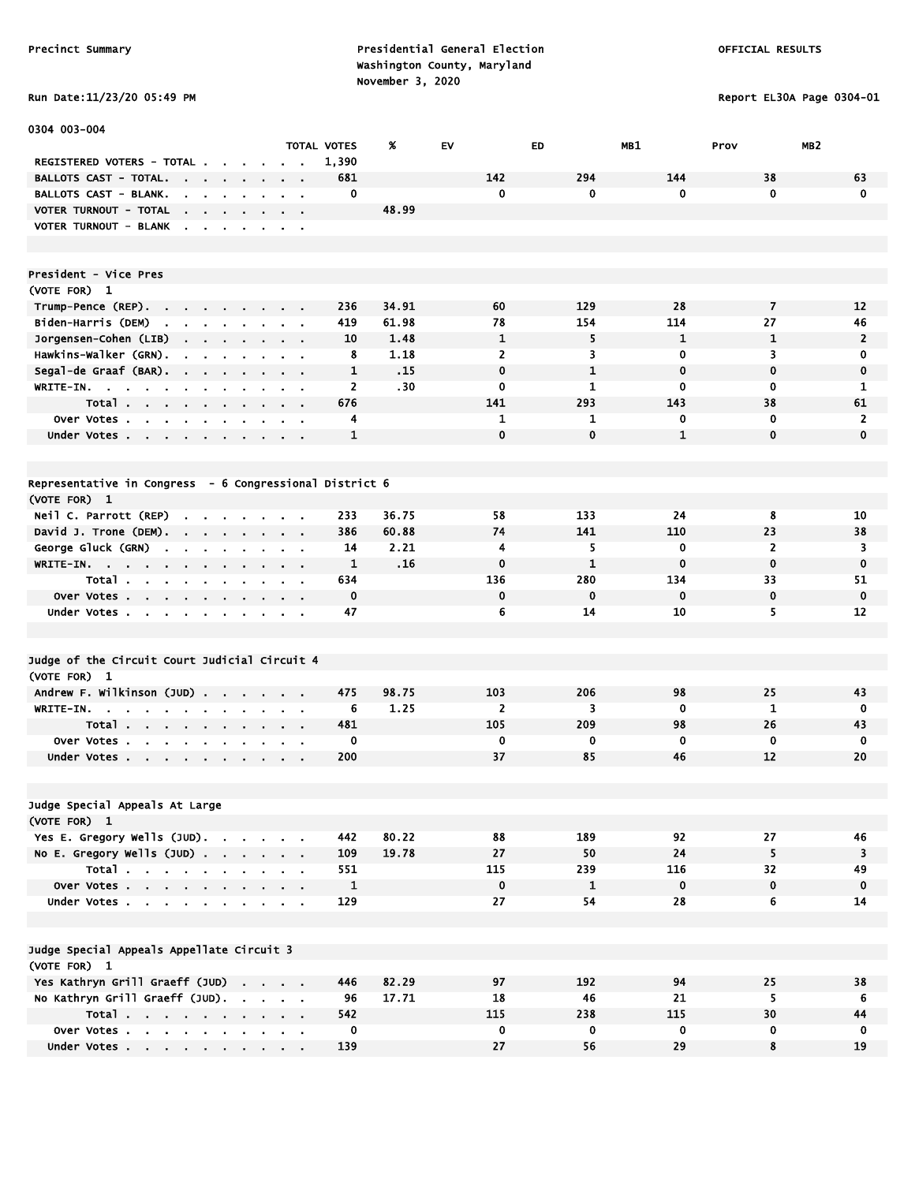Precinct Summary

Presidential General Election
Washington County, Maryland
November 3, 2020

OFFICIAL RESULTS

Run Date:11/23/20 05:49 PM

Report EL30A Page 0304-01

## 0304 003-004

| | TOTAL VOTES | % | EV | ED | MB1 | Prov | MB2 |
|---|---|---|---|---|---|---|---|
| REGISTERED VOTERS - TOTAL | 1,390 | | | | | | |
| BALLOTS CAST - TOTAL. | 681 | | 142 | 294 | 144 | 38 | 63 |
| BALLOTS CAST - BLANK. | 0 | | 0 | 0 | 0 | 0 | 0 |
| VOTER TURNOUT - TOTAL | | 48.99 | | | | | |
| VOTER TURNOUT - BLANK | | | | | | | |

### President - Vice Pres
(VOTE FOR) 1

| | TOTAL VOTES | % | EV | ED | MB1 | Prov | MB2 |
|---|---|---|---|---|---|---|---|
| Trump-Pence (REP). | 236 | 34.91 | 60 | 129 | 28 | 7 | 12 |
| Biden-Harris (DEM) | 419 | 61.98 | 78 | 154 | 114 | 27 | 46 |
| Jorgensen-Cohen (LIB) | 10 | 1.48 | 1 | 5 | 1 | 1 | 2 |
| Hawkins-Walker (GRN). | 8 | 1.18 | 2 | 3 | 0 | 3 | 0 |
| Segal-de Graaf (BAR). | 1 | .15 | 0 | 1 | 0 | 0 | 0 |
| WRITE-IN. | 2 | .30 | 0 | 1 | 0 | 0 | 1 |
| Total | 676 | | 141 | 293 | 143 | 38 | 61 |
| Over Votes | 4 | | 1 | 1 | 0 | 0 | 2 |
| Under Votes | 1 | | 0 | 0 | 1 | 0 | 0 |

### Representative in Congress - 6 Congressional District 6
(VOTE FOR) 1

| | TOTAL VOTES | % | EV | ED | MB1 | Prov | MB2 |
|---|---|---|---|---|---|---|---|
| Neil C. Parrott (REP) | 233 | 36.75 | 58 | 133 | 24 | 8 | 10 |
| David J. Trone (DEM). | 386 | 60.88 | 74 | 141 | 110 | 23 | 38 |
| George Gluck (GRN) | 14 | 2.21 | 4 | 5 | 0 | 2 | 3 |
| WRITE-IN. | 1 | .16 | 0 | 1 | 0 | 0 | 0 |
| Total | 634 | | 136 | 280 | 134 | 33 | 51 |
| Over Votes | 0 | | 0 | 0 | 0 | 0 | 0 |
| Under Votes | 47 | | 6 | 14 | 10 | 5 | 12 |

### Judge of the Circuit Court Judicial Circuit 4
(VOTE FOR) 1

| | TOTAL VOTES | % | EV | ED | MB1 | Prov | MB2 |
|---|---|---|---|---|---|---|---|
| Andrew F. Wilkinson (JUD) | 475 | 98.75 | 103 | 206 | 98 | 25 | 43 |
| WRITE-IN. | 6 | 1.25 | 2 | 3 | 0 | 1 | 0 |
| Total | 481 | | 105 | 209 | 98 | 26 | 43 |
| Over Votes | 0 | | 0 | 0 | 0 | 0 | 0 |
| Under Votes | 200 | | 37 | 85 | 46 | 12 | 20 |

### Judge Special Appeals At Large
(VOTE FOR) 1

| | TOTAL VOTES | % | EV | ED | MB1 | Prov | MB2 |
|---|---|---|---|---|---|---|---|
| Yes E. Gregory Wells (JUD). | 442 | 80.22 | 88 | 189 | 92 | 27 | 46 |
| No E. Gregory Wells (JUD) | 109 | 19.78 | 27 | 50 | 24 | 5 | 3 |
| Total | 551 | | 115 | 239 | 116 | 32 | 49 |
| Over Votes | 1 | | 0 | 1 | 0 | 0 | 0 |
| Under Votes | 129 | | 27 | 54 | 28 | 6 | 14 |

### Judge Special Appeals Appellate Circuit 3
(VOTE FOR) 1

| | TOTAL VOTES | % | EV | ED | MB1 | Prov | MB2 |
|---|---|---|---|---|---|---|---|
| Yes Kathryn Grill Graeff (JUD) | 446 | 82.29 | 97 | 192 | 94 | 25 | 38 |
| No Kathryn Grill Graeff (JUD). | 96 | 17.71 | 18 | 46 | 21 | 5 | 6 |
| Total | 542 | | 115 | 238 | 115 | 30 | 44 |
| Over Votes | 0 | | 0 | 0 | 0 | 0 | 0 |
| Under Votes | 139 | | 27 | 56 | 29 | 8 | 19 |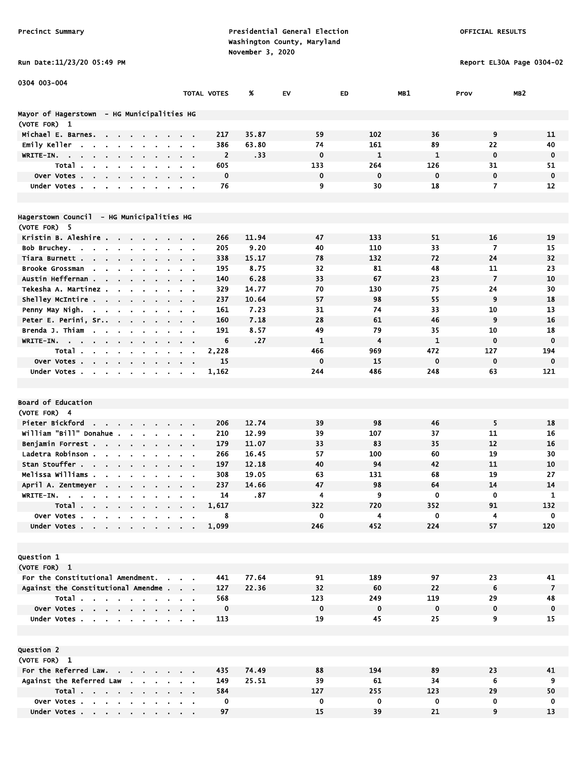Precinct Summary

Presidential General Election
Washington County, Maryland
November 3, 2020

OFFICIAL RESULTS

Run Date:11/23/20 05:49 PM

Report EL30A Page 0304-02

0304 003-004

| | TOTAL VOTES | % | EV | ED | MB1 | Prov | MB2 |
|---|---|---|---|---|---|---|---|
| **Mayor of Hagerstown - HG Municipalities HG** | | | | | | | |
| (VOTE FOR) 1 | | | | | | | |
| Michael E. Barnes | 217 | 35.87 | 59 | 102 | 36 | 9 | 11 |
| Emily Keller | 386 | 63.80 | 74 | 161 | 89 | 22 | 40 |
| WRITE-IN | 2 | .33 | 0 | 1 | 1 | 0 | 0 |
| Total | 605 | | 133 | 264 | 126 | 31 | 51 |
| Over Votes | 0 | | 0 | 0 | 0 | 0 | 0 |
| Under Votes | 76 | | 9 | 30 | 18 | 7 | 12 |
| **Hagerstown Council - HG Municipalities HG** | | | | | | | |
| (VOTE FOR) 5 | | | | | | | |
| Kristin B. Aleshire | 266 | 11.94 | 47 | 133 | 51 | 16 | 19 |
| Bob Bruchey | 205 | 9.20 | 40 | 110 | 33 | 7 | 15 |
| Tiara Burnett | 338 | 15.17 | 78 | 132 | 72 | 24 | 32 |
| Brooke Grossman | 195 | 8.75 | 32 | 81 | 48 | 11 | 23 |
| Austin Heffernan | 140 | 6.28 | 33 | 67 | 23 | 7 | 10 |
| Tekesha A. Martinez | 329 | 14.77 | 70 | 130 | 75 | 24 | 30 |
| Shelley McIntire | 237 | 10.64 | 57 | 98 | 55 | 9 | 18 |
| Penny May Nigh | 161 | 7.23 | 31 | 74 | 33 | 10 | 13 |
| Peter E. Perini, Sr. | 160 | 7.18 | 28 | 61 | 46 | 9 | 16 |
| Brenda J. Thiam | 191 | 8.57 | 49 | 79 | 35 | 10 | 18 |
| WRITE-IN | 6 | .27 | 1 | 4 | 1 | 0 | 0 |
| Total | 2,228 | | 466 | 969 | 472 | 127 | 194 |
| Over Votes | 15 | | 0 | 15 | 0 | 0 | 0 |
| Under Votes | 1,162 | | 244 | 486 | 248 | 63 | 121 |
| **Board of Education** | | | | | | | |
| (VOTE FOR) 4 | | | | | | | |
| Pieter Bickford | 206 | 12.74 | 39 | 98 | 46 | 5 | 18 |
| William "Bill" Donahue | 210 | 12.99 | 39 | 107 | 37 | 11 | 16 |
| Benjamin Forrest | 179 | 11.07 | 33 | 83 | 35 | 12 | 16 |
| Ladetra Robinson | 266 | 16.45 | 57 | 100 | 60 | 19 | 30 |
| Stan Stouffer | 197 | 12.18 | 40 | 94 | 42 | 11 | 10 |
| Melissa Williams | 308 | 19.05 | 63 | 131 | 68 | 19 | 27 |
| April A. Zentmeyer | 237 | 14.66 | 47 | 98 | 64 | 14 | 14 |
| WRITE-IN | 14 | .87 | 4 | 9 | 0 | 0 | 1 |
| Total | 1,617 | | 322 | 720 | 352 | 91 | 132 |
| Over Votes | 8 | | 0 | 4 | 0 | 4 | 0 |
| Under Votes | 1,099 | | 246 | 452 | 224 | 57 | 120 |
| **Question 1** | | | | | | | |
| (VOTE FOR) 1 | | | | | | | |
| For the Constitutional Amendment | 441 | 77.64 | 91 | 189 | 97 | 23 | 41 |
| Against the Constitutional Amendme | 127 | 22.36 | 32 | 60 | 22 | 6 | 7 |
| Total | 568 | | 123 | 249 | 119 | 29 | 48 |
| Over Votes | 0 | | 0 | 0 | 0 | 0 | 0 |
| Under Votes | 113 | | 19 | 45 | 25 | 9 | 15 |
| **Question 2** | | | | | | | |
| (VOTE FOR) 1 | | | | | | | |
| For the Referred Law | 435 | 74.49 | 88 | 194 | 89 | 23 | 41 |
| Against the Referred Law | 149 | 25.51 | 39 | 61 | 34 | 6 | 9 |
| Total | 584 | | 127 | 255 | 123 | 29 | 50 |
| Over Votes | 0 | | 0 | 0 | 0 | 0 | 0 |
| Under Votes | 97 | | 15 | 39 | 21 | 9 | 13 |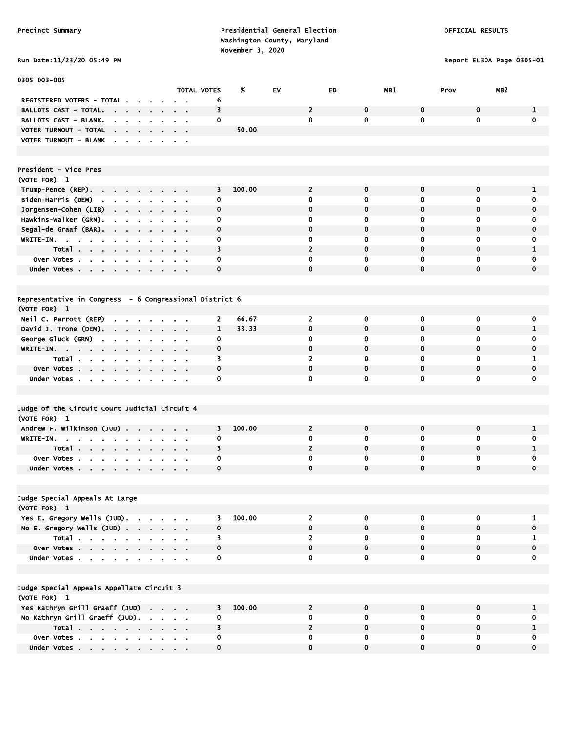Precinct Summary

Presidential General Election
Washington County, Maryland
November 3, 2020

OFFICIAL RESULTS

Run Date:11/23/20 05:49 PM

Report EL30A Page 0305-01

0305 003-005

| | TOTAL VOTES | % | EV | ED | MB1 | Prov | MB2 |
|---|---|---|---|---|---|---|---|
| REGISTERED VOTERS - TOTAL | 6 | | | | | | |
| BALLOTS CAST - TOTAL. | 3 | | 2 | 0 | 0 | 0 | 1 |
| BALLOTS CAST - BLANK. | 0 | | 0 | 0 | 0 | 0 | 0 |
| VOTER TURNOUT - TOTAL | | 50.00 | | | | | |
| VOTER TURNOUT - BLANK | | | | | | | |

**President - Vice Pres**
(VOTE FOR) 1

| | TOTAL VOTES | % | EV | ED | MB1 | Prov | MB2 |
|---|---|---|---|---|---|---|---|
| Trump-Pence (REP). | 3 | 100.00 | 2 | 0 | 0 | 0 | 1 |
| Biden-Harris (DEM) | 0 | | 0 | 0 | 0 | 0 | 0 |
| Jorgensen-Cohen (LIB) | 0 | | 0 | 0 | 0 | 0 | 0 |
| Hawkins-Walker (GRN). | 0 | | 0 | 0 | 0 | 0 | 0 |
| Segal-de Graaf (BAR). | 0 | | 0 | 0 | 0 | 0 | 0 |
| WRITE-IN. | 0 | | 0 | 0 | 0 | 0 | 0 |
| Total | 3 | | 2 | 0 | 0 | 0 | 1 |
| Over Votes | 0 | | 0 | 0 | 0 | 0 | 0 |
| Under Votes | 0 | | 0 | 0 | 0 | 0 | 0 |

**Representative in Congress - 6 Congressional District 6**
(VOTE FOR) 1

| | TOTAL VOTES | % | EV | ED | MB1 | Prov | MB2 |
|---|---|---|---|---|---|---|---|
| Neil C. Parrott (REP) | 2 | 66.67 | 2 | 0 | 0 | 0 | 0 |
| David J. Trone (DEM). | 1 | 33.33 | 0 | 0 | 0 | 0 | 1 |
| George Gluck (GRN) | 0 | | 0 | 0 | 0 | 0 | 0 |
| WRITE-IN. | 0 | | 0 | 0 | 0 | 0 | 0 |
| Total | 3 | | 2 | 0 | 0 | 0 | 1 |
| Over Votes | 0 | | 0 | 0 | 0 | 0 | 0 |
| Under Votes | 0 | | 0 | 0 | 0 | 0 | 0 |

**Judge of the Circuit Court Judicial Circuit 4**
(VOTE FOR) 1

| | TOTAL VOTES | % | EV | ED | MB1 | Prov | MB2 |
|---|---|---|---|---|---|---|---|
| Andrew F. Wilkinson (JUD) | 3 | 100.00 | 2 | 0 | 0 | 0 | 1 |
| WRITE-IN. | 0 | | 0 | 0 | 0 | 0 | 0 |
| Total | 3 | | 2 | 0 | 0 | 0 | 1 |
| Over Votes | 0 | | 0 | 0 | 0 | 0 | 0 |
| Under Votes | 0 | | 0 | 0 | 0 | 0 | 0 |

**Judge Special Appeals At Large**
(VOTE FOR) 1

| | TOTAL VOTES | % | EV | ED | MB1 | Prov | MB2 |
|---|---|---|---|---|---|---|---|
| Yes E. Gregory Wells (JUD). | 3 | 100.00 | 2 | 0 | 0 | 0 | 1 |
| No E. Gregory Wells (JUD) | 0 | | 0 | 0 | 0 | 0 | 0 |
| Total | 3 | | 2 | 0 | 0 | 0 | 1 |
| Over Votes | 0 | | 0 | 0 | 0 | 0 | 0 |
| Under Votes | 0 | | 0 | 0 | 0 | 0 | 0 |

**Judge Special Appeals Appellate Circuit 3**
(VOTE FOR) 1

| | TOTAL VOTES | % | EV | ED | MB1 | Prov | MB2 |
|---|---|---|---|---|---|---|---|
| Yes Kathryn Grill Graeff (JUD) | 3 | 100.00 | 2 | 0 | 0 | 0 | 1 |
| No Kathryn Grill Graeff (JUD). | 0 | | 0 | 0 | 0 | 0 | 0 |
| Total | 3 | | 2 | 0 | 0 | 0 | 1 |
| Over Votes | 0 | | 0 | 0 | 0 | 0 | 0 |
| Under Votes | 0 | | 0 | 0 | 0 | 0 | 0 |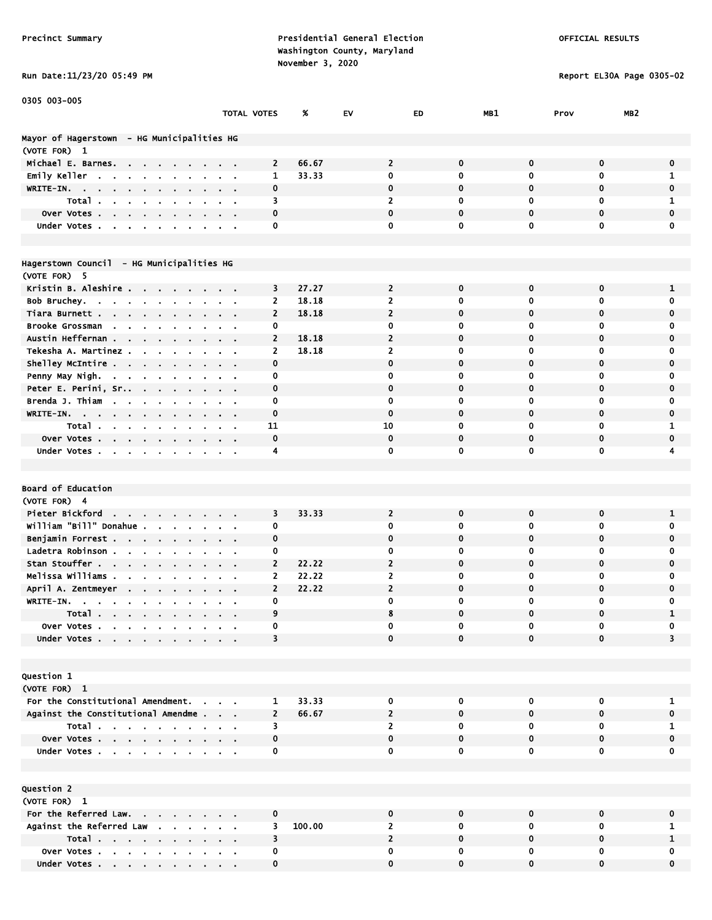Precinct Summary

Presidential General Election
Washington County, Maryland
November 3, 2020

OFFICIAL RESULTS

Run Date:11/23/20 05:49 PM

Report EL30A Page 0305-02

0305 003-005

| | TOTAL VOTES | % | EV | ED | MB1 | Prov | MB2 |
|---|---|---|---|---|---|---|---|
| **Mayor of Hagerstown - HG Municipalities HG** | | | | | | | |
| (VOTE FOR) 1 | | | | | | | |
| Michael E. Barnes | 2 | 66.67 | 2 | 0 | 0 | 0 | 0 |
| Emily Keller | 1 | 33.33 | 0 | 0 | 0 | 0 | 1 |
| WRITE-IN. | 0 | | 0 | 0 | 0 | 0 | 0 |
| Total | 3 | | 2 | 0 | 0 | 0 | 1 |
| Over Votes | 0 | | 0 | 0 | 0 | 0 | 0 |
| Under Votes | 0 | | 0 | 0 | 0 | 0 | 0 |
| **Hagerstown Council - HG Municipalities HG** | | | | | | | |
| (VOTE FOR) 5 | | | | | | | |
| Kristin B. Aleshire | 3 | 27.27 | 2 | 0 | 0 | 0 | 1 |
| Bob Bruchey | 2 | 18.18 | 2 | 0 | 0 | 0 | 0 |
| Tiara Burnett | 2 | 18.18 | 2 | 0 | 0 | 0 | 0 |
| Brooke Grossman | 0 | | 0 | 0 | 0 | 0 | 0 |
| Austin Heffernan | 2 | 18.18 | 2 | 0 | 0 | 0 | 0 |
| Tekesha A. Martinez | 2 | 18.18 | 2 | 0 | 0 | 0 | 0 |
| Shelley McIntire | 0 | | 0 | 0 | 0 | 0 | 0 |
| Penny May Nigh | 0 | | 0 | 0 | 0 | 0 | 0 |
| Peter E. Perini, Sr. | 0 | | 0 | 0 | 0 | 0 | 0 |
| Brenda J. Thiam | 0 | | 0 | 0 | 0 | 0 | 0 |
| WRITE-IN. | 0 | | 0 | 0 | 0 | 0 | 0 |
| Total | 11 | | 10 | 0 | 0 | 0 | 1 |
| Over Votes | 0 | | 0 | 0 | 0 | 0 | 0 |
| Under Votes | 4 | | 0 | 0 | 0 | 0 | 4 |
| **Board of Education** | | | | | | | |
| (VOTE FOR) 4 | | | | | | | |
| Pieter Bickford | 3 | 33.33 | 2 | 0 | 0 | 0 | 1 |
| William "Bill" Donahue | 0 | | 0 | 0 | 0 | 0 | 0 |
| Benjamin Forrest | 0 | | 0 | 0 | 0 | 0 | 0 |
| Ladetra Robinson | 0 | | 0 | 0 | 0 | 0 | 0 |
| Stan Stouffer | 2 | 22.22 | 2 | 0 | 0 | 0 | 0 |
| Melissa Williams | 2 | 22.22 | 2 | 0 | 0 | 0 | 0 |
| April A. Zentmeyer | 2 | 22.22 | 2 | 0 | 0 | 0 | 0 |
| WRITE-IN. | 0 | | 0 | 0 | 0 | 0 | 0 |
| Total | 9 | | 8 | 0 | 0 | 0 | 1 |
| Over Votes | 0 | | 0 | 0 | 0 | 0 | 0 |
| Under Votes | 3 | | 0 | 0 | 0 | 0 | 3 |
| **Question 1** | | | | | | | |
| (VOTE FOR) 1 | | | | | | | |
| For the Constitutional Amendment. | 1 | 33.33 | 0 | 0 | 0 | 0 | 1 |
| Against the Constitutional Amendme | 2 | 66.67 | 2 | 0 | 0 | 0 | 0 |
| Total | 3 | | 2 | 0 | 0 | 0 | 1 |
| Over Votes | 0 | | 0 | 0 | 0 | 0 | 0 |
| Under Votes | 0 | | 0 | 0 | 0 | 0 | 0 |
| **Question 2** | | | | | | | |
| (VOTE FOR) 1 | | | | | | | |
| For the Referred Law. | 0 | | 0 | 0 | 0 | 0 | 0 |
| Against the Referred Law | 3 | 100.00 | 2 | 0 | 0 | 0 | 1 |
| Total | 3 | | 2 | 0 | 0 | 0 | 1 |
| Over Votes | 0 | | 0 | 0 | 0 | 0 | 0 |
| Under Votes | 0 | | 0 | 0 | 0 | 0 | 0 |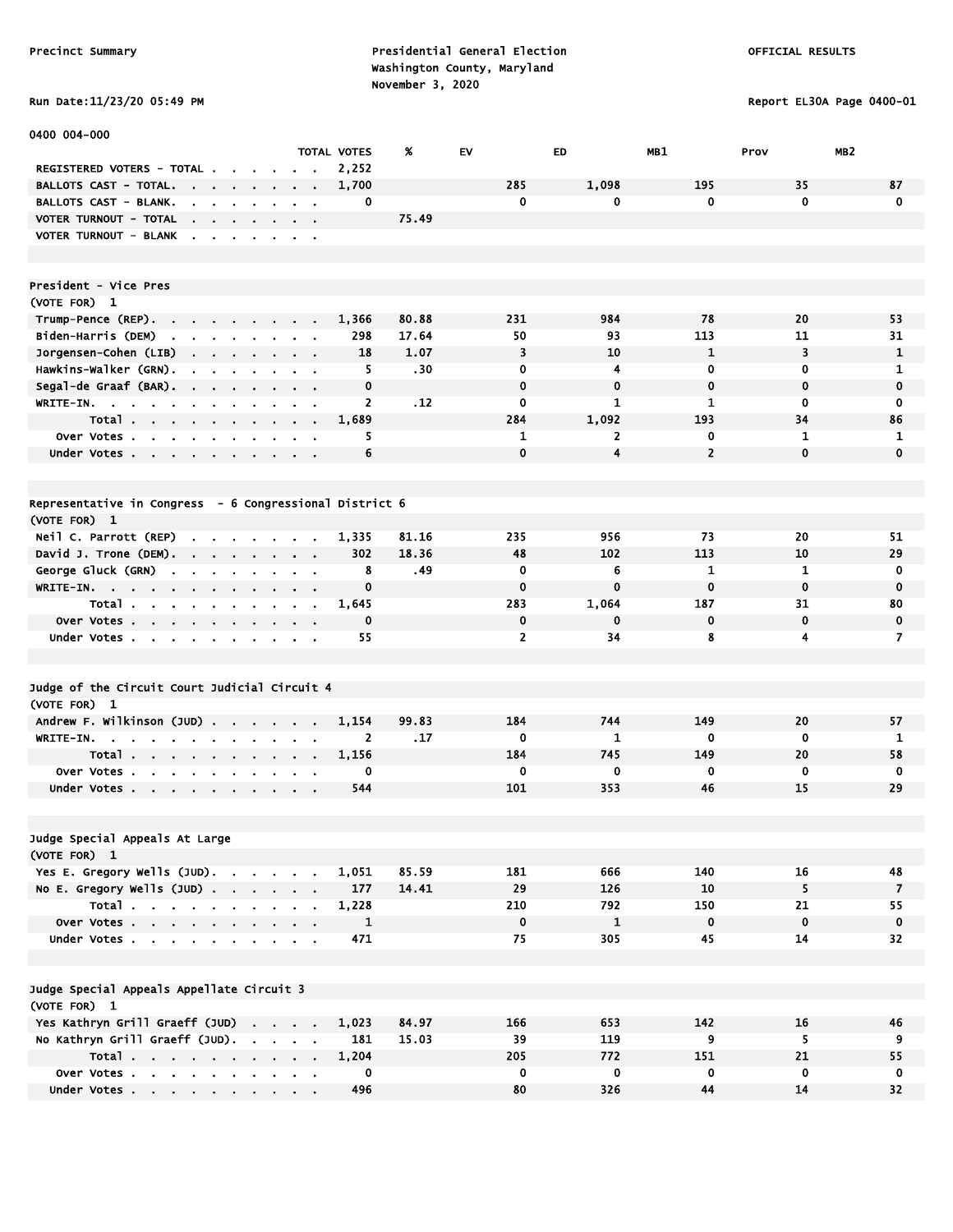Precinct Summary

Presidential General Election
Washington County, Maryland
November 3, 2020

OFFICIAL RESULTS

Run Date:11/23/20 05:49 PM

Report EL30A Page 0400-01

0400 004-000

| | TOTAL VOTES | % | EV | ED | MB1 | Prov | MB2 |
|---|---|---|---|---|---|---|---|
| REGISTERED VOTERS - TOTAL | 2,252 | | | | | | |
| BALLOTS CAST - TOTAL. | 1,700 | | 285 | 1,098 | 195 | 35 | 87 |
| BALLOTS CAST - BLANK. | 0 | | 0 | 0 | 0 | 0 | 0 |
| VOTER TURNOUT - TOTAL | | 75.49 | | | | | |
| VOTER TURNOUT - BLANK | | | | | | | |

## President - Vice Pres

(VOTE FOR) 1

| | TOTAL VOTES | % | EV | ED | MB1 | Prov | MB2 |
|---|---|---|---|---|---|---|---|
| Trump-Pence (REP). | 1,366 | 80.88 | 231 | 984 | 78 | 20 | 53 |
| Biden-Harris (DEM) | 298 | 17.64 | 50 | 93 | 113 | 11 | 31 |
| Jorgensen-Cohen (LIB) | 18 | 1.07 | 3 | 10 | 1 | 3 | 1 |
| Hawkins-Walker (GRN). | 5 | .30 | 0 | 4 | 0 | 0 | 1 |
| Segal-de Graaf (BAR). | 0 | | 0 | 0 | 0 | 0 | 0 |
| WRITE-IN. | 2 | .12 | 0 | 1 | 1 | 0 | 0 |
| Total | 1,689 | | 284 | 1,092 | 193 | 34 | 86 |
| Over Votes | 5 | | 1 | 2 | 0 | 1 | 1 |
| Under Votes | 6 | | 0 | 4 | 2 | 0 | 0 |

## Representative in Congress - 6 Congressional District 6

(VOTE FOR) 1

| | TOTAL VOTES | % | EV | ED | MB1 | Prov | MB2 |
|---|---|---|---|---|---|---|---|
| Neil C. Parrott (REP) | 1,335 | 81.16 | 235 | 956 | 73 | 20 | 51 |
| David J. Trone (DEM). | 302 | 18.36 | 48 | 102 | 113 | 10 | 29 |
| George Gluck (GRN) | 8 | .49 | 0 | 6 | 1 | 1 | 0 |
| WRITE-IN. | 0 | | 0 | 0 | 0 | 0 | 0 |
| Total | 1,645 | | 283 | 1,064 | 187 | 31 | 80 |
| Over Votes | 0 | | 0 | 0 | 0 | 0 | 0 |
| Under Votes | 55 | | 2 | 34 | 8 | 4 | 7 |

## Judge of the Circuit Court Judicial Circuit 4

(VOTE FOR) 1

| | TOTAL VOTES | % | EV | ED | MB1 | Prov | MB2 |
|---|---|---|---|---|---|---|---|
| Andrew F. Wilkinson (JUD) | 1,154 | 99.83 | 184 | 744 | 149 | 20 | 57 |
| WRITE-IN. | 2 | .17 | 0 | 1 | 0 | 0 | 1 |
| Total | 1,156 | | 184 | 745 | 149 | 20 | 58 |
| Over Votes | 0 | | 0 | 0 | 0 | 0 | 0 |
| Under Votes | 544 | | 101 | 353 | 46 | 15 | 29 |

## Judge Special Appeals At Large

(VOTE FOR) 1

| | TOTAL VOTES | % | EV | ED | MB1 | Prov | MB2 |
|---|---|---|---|---|---|---|---|
| Yes E. Gregory Wells (JUD). | 1,051 | 85.59 | 181 | 666 | 140 | 16 | 48 |
| No E. Gregory Wells (JUD) | 177 | 14.41 | 29 | 126 | 10 | 5 | 7 |
| Total | 1,228 | | 210 | 792 | 150 | 21 | 55 |
| Over Votes | 1 | | 0 | 1 | 0 | 0 | 0 |
| Under Votes | 471 | | 75 | 305 | 45 | 14 | 32 |

## Judge Special Appeals Appellate Circuit 3

(VOTE FOR) 1

| | TOTAL VOTES | % | EV | ED | MB1 | Prov | MB2 |
|---|---|---|---|---|---|---|---|
| Yes Kathryn Grill Graeff (JUD) | 1,023 | 84.97 | 166 | 653 | 142 | 16 | 46 |
| No Kathryn Grill Graeff (JUD). | 181 | 15.03 | 39 | 119 | 9 | 5 | 9 |
| Total | 1,204 | | 205 | 772 | 151 | 21 | 55 |
| Over Votes | 0 | | 0 | 0 | 0 | 0 | 0 |
| Under Votes | 496 | | 80 | 326 | 44 | 14 | 32 |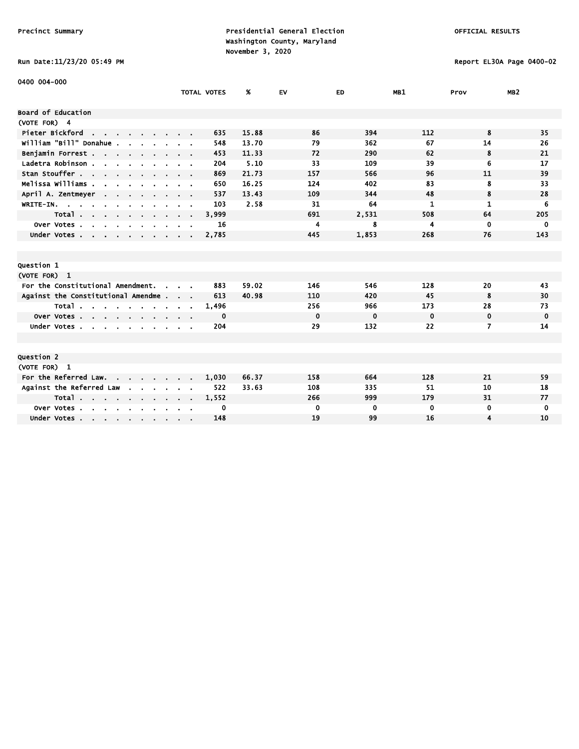Precinct Summary

Presidential General Election
Washington County, Maryland
November 3, 2020

OFFICIAL RESULTS

Run Date:11/23/20 05:49 PM

Report EL30A Page 0400-02

0400 004-000

| | TOTAL VOTES | % | EV | ED | MB1 | Prov | MB2 |
|---|---|---|---|---|---|---|---|
| **Board of Education** | | | | | | | |
| (VOTE FOR) 4 | | | | | | | |
| Pieter Bickford | 635 | 15.88 | 86 | 394 | 112 | 8 | 35 |
| William "Bill" Donahue | 548 | 13.70 | 79 | 362 | 67 | 14 | 26 |
| Benjamin Forrest | 453 | 11.33 | 72 | 290 | 62 | 8 | 21 |
| Ladetra Robinson | 204 | 5.10 | 33 | 109 | 39 | 6 | 17 |
| Stan Stouffer | 869 | 21.73 | 157 | 566 | 96 | 11 | 39 |
| Melissa Williams | 650 | 16.25 | 124 | 402 | 83 | 8 | 33 |
| April A. Zentmeyer | 537 | 13.43 | 109 | 344 | 48 | 8 | 28 |
| WRITE-IN. | 103 | 2.58 | 31 | 64 | 1 | 1 | 6 |
| Total | 3,999 | | 691 | 2,531 | 508 | 64 | 205 |
| Over Votes | 16 | | 4 | 8 | 4 | 0 | 0 |
| Under Votes | 2,785 | | 445 | 1,853 | 268 | 76 | 143 |

| | TOTAL VOTES | % | EV | ED | MB1 | Prov | MB2 |
|---|---|---|---|---|---|---|---|
| **Question 1** | | | | | | | |
| (VOTE FOR) 1 | | | | | | | |
| For the Constitutional Amendment. | 883 | 59.02 | 146 | 546 | 128 | 20 | 43 |
| Against the Constitutional Amendme | 613 | 40.98 | 110 | 420 | 45 | 8 | 30 |
| Total | 1,496 | | 256 | 966 | 173 | 28 | 73 |
| Over Votes | 0 | | 0 | 0 | 0 | 0 | 0 |
| Under Votes | 204 | | 29 | 132 | 22 | 7 | 14 |

| | TOTAL VOTES | % | EV | ED | MB1 | Prov | MB2 |
|---|---|---|---|---|---|---|---|
| **Question 2** | | | | | | | |
| (VOTE FOR) 1 | | | | | | | |
| For the Referred Law. | 1,030 | 66.37 | 158 | 664 | 128 | 21 | 59 |
| Against the Referred Law | 522 | 33.63 | 108 | 335 | 51 | 10 | 18 |
| Total | 1,552 | | 266 | 999 | 179 | 31 | 77 |
| Over Votes | 0 | | 0 | 0 | 0 | 0 | 0 |
| Under Votes | 148 | | 19 | 99 | 16 | 4 | 10 |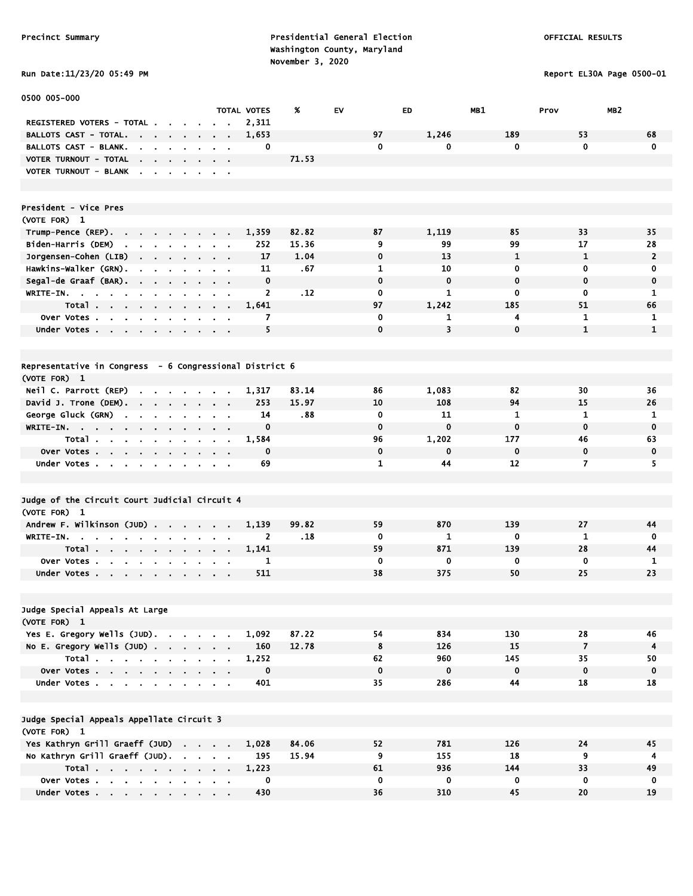Precinct Summary

Presidential General Election
Washington County, Maryland
November 3, 2020

OFFICIAL RESULTS

Run Date:11/23/20 05:49 PM

Report EL30A Page 0500-01

0500 005-000

| | TOTAL VOTES | % | EV | ED | MB1 | Prov | MB2 |
|---|---|---|---|---|---|---|---|
| REGISTERED VOTERS - TOTAL | 2,311 | | | | | | |
| BALLOTS CAST - TOTAL. | 1,653 | | 97 | 1,246 | 189 | 53 | 68 |
| BALLOTS CAST - BLANK. | 0 | | 0 | 0 | 0 | 0 | 0 |
| VOTER TURNOUT - TOTAL | | 71.53 | | | | | |
| VOTER TURNOUT - BLANK | | | | | | | |

## President - Vice Pres

(VOTE FOR) 1

| | TOTAL VOTES | % | EV | ED | MB1 | Prov | MB2 |
|---|---|---|---|---|---|---|---|
| Trump-Pence (REP). | 1,359 | 82.82 | 87 | 1,119 | 85 | 33 | 35 |
| Biden-Harris (DEM) | 252 | 15.36 | 9 | 99 | 99 | 17 | 28 |
| Jorgensen-Cohen (LIB) | 17 | 1.04 | 0 | 13 | 1 | 1 | 2 |
| Hawkins-Walker (GRN). | 11 | .67 | 1 | 10 | 0 | 0 | 0 |
| Segal-de Graaf (BAR). | 0 | | 0 | 0 | 0 | 0 | 0 |
| WRITE-IN. | 2 | .12 | 0 | 1 | 0 | 0 | 1 |
| Total | 1,641 | | 97 | 1,242 | 185 | 51 | 66 |
| Over Votes | 7 | | 0 | 1 | 4 | 1 | 1 |
| Under Votes | 5 | | 0 | 3 | 0 | 1 | 1 |

## Representative in Congress - 6 Congressional District 6

(VOTE FOR) 1

| | TOTAL VOTES | % | EV | ED | MB1 | Prov | MB2 |
|---|---|---|---|---|---|---|---|
| Neil C. Parrott (REP) | 1,317 | 83.14 | 86 | 1,083 | 82 | 30 | 36 |
| David J. Trone (DEM). | 253 | 15.97 | 10 | 108 | 94 | 15 | 26 |
| George Gluck (GRN) | 14 | .88 | 0 | 11 | 1 | 1 | 1 |
| WRITE-IN. | 0 | | 0 | 0 | 0 | 0 | 0 |
| Total | 1,584 | | 96 | 1,202 | 177 | 46 | 63 |
| Over Votes | 0 | | 0 | 0 | 0 | 0 | 0 |
| Under Votes | 69 | | 1 | 44 | 12 | 7 | 5 |

## Judge of the Circuit Court Judicial Circuit 4

(VOTE FOR) 1

| | TOTAL VOTES | % | EV | ED | MB1 | Prov | MB2 |
|---|---|---|---|---|---|---|---|
| Andrew F. Wilkinson (JUD) | 1,139 | 99.82 | 59 | 870 | 139 | 27 | 44 |
| WRITE-IN. | 2 | .18 | 0 | 1 | 0 | 1 | 0 |
| Total | 1,141 | | 59 | 871 | 139 | 28 | 44 |
| Over Votes | 1 | | 0 | 0 | 0 | 0 | 1 |
| Under Votes | 511 | | 38 | 375 | 50 | 25 | 23 |

## Judge Special Appeals At Large

(VOTE FOR) 1

| | TOTAL VOTES | % | EV | ED | MB1 | Prov | MB2 |
|---|---|---|---|---|---|---|---|
| Yes E. Gregory Wells (JUD). | 1,092 | 87.22 | 54 | 834 | 130 | 28 | 46 |
| No E. Gregory Wells (JUD) | 160 | 12.78 | 8 | 126 | 15 | 7 | 4 |
| Total | 1,252 | | 62 | 960 | 145 | 35 | 50 |
| Over Votes | 0 | | 0 | 0 | 0 | 0 | 0 |
| Under Votes | 401 | | 35 | 286 | 44 | 18 | 18 |

## Judge Special Appeals Appellate Circuit 3

(VOTE FOR) 1

| | TOTAL VOTES | % | EV | ED | MB1 | Prov | MB2 |
|---|---|---|---|---|---|---|---|
| Yes Kathryn Grill Graeff (JUD) | 1,028 | 84.06 | 52 | 781 | 126 | 24 | 45 |
| No Kathryn Grill Graeff (JUD). | 195 | 15.94 | 9 | 155 | 18 | 9 | 4 |
| Total | 1,223 | | 61 | 936 | 144 | 33 | 49 |
| Over Votes | 0 | | 0 | 0 | 0 | 0 | 0 |
| Under Votes | 430 | | 36 | 310 | 45 | 20 | 19 |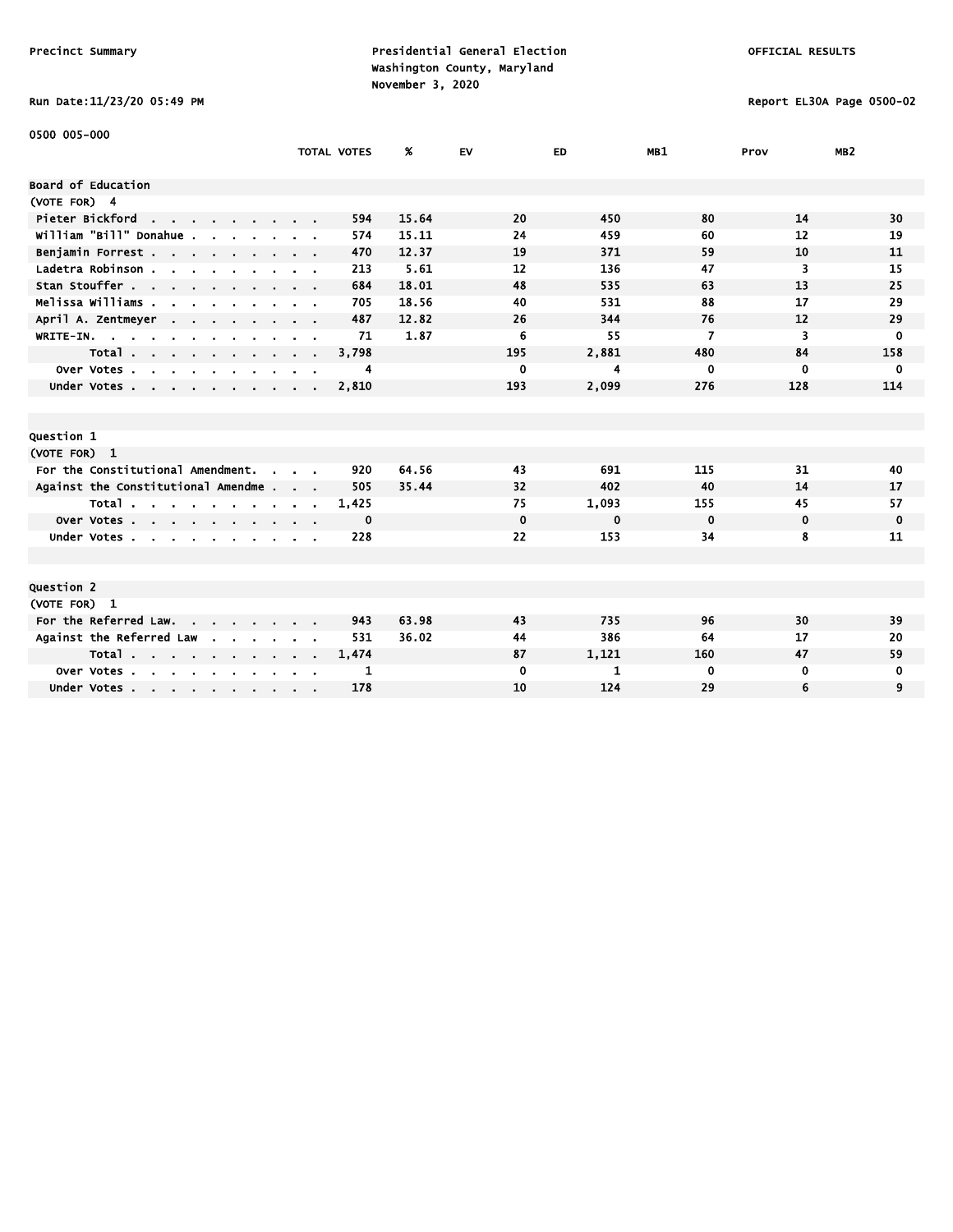Precinct Summary

Presidential General Election
Washington County, Maryland
November 3, 2020

OFFICIAL RESULTS

Run Date:11/23/20 05:49 PM

Report EL30A Page 0500-02

0500 005-000

| | TOTAL VOTES | % | EV | ED | MB1 | Prov | MB2 |
|---|---|---|---|---|---|---|---|
| **Board of Education** | | | | | | | |
| (VOTE FOR) 4 | | | | | | | |
| Pieter Bickford | 594 | 15.64 | 20 | 450 | 80 | 14 | 30 |
| William "Bill" Donahue | 574 | 15.11 | 24 | 459 | 60 | 12 | 19 |
| Benjamin Forrest | 470 | 12.37 | 19 | 371 | 59 | 10 | 11 |
| Ladetra Robinson | 213 | 5.61 | 12 | 136 | 47 | 3 | 15 |
| Stan Stouffer | 684 | 18.01 | 48 | 535 | 63 | 13 | 25 |
| Melissa Williams | 705 | 18.56 | 40 | 531 | 88 | 17 | 29 |
| April A. Zentmeyer | 487 | 12.82 | 26 | 344 | 76 | 12 | 29 |
| WRITE-IN. | 71 | 1.87 | 6 | 55 | 7 | 3 | 0 |
| Total | 3,798 | | 195 | 2,881 | 480 | 84 | 158 |
| Over Votes | 4 | | 0 | 4 | 0 | 0 | 0 |
| Under Votes | 2,810 | | 193 | 2,099 | 276 | 128 | 114 |

| | TOTAL VOTES | % | EV | ED | MB1 | Prov | MB2 |
|---|---|---|---|---|---|---|---|
| **Question 1** | | | | | | | |
| (VOTE FOR) 1 | | | | | | | |
| For the Constitutional Amendment. | 920 | 64.56 | 43 | 691 | 115 | 31 | 40 |
| Against the Constitutional Amendme | 505 | 35.44 | 32 | 402 | 40 | 14 | 17 |
| Total | 1,425 | | 75 | 1,093 | 155 | 45 | 57 |
| Over Votes | 0 | | 0 | 0 | 0 | 0 | 0 |
| Under Votes | 228 | | 22 | 153 | 34 | 8 | 11 |

| | TOTAL VOTES | % | EV | ED | MB1 | Prov | MB2 |
|---|---|---|---|---|---|---|---|
| **Question 2** | | | | | | | |
| (VOTE FOR) 1 | | | | | | | |
| For the Referred Law. | 943 | 63.98 | 43 | 735 | 96 | 30 | 39 |
| Against the Referred Law | 531 | 36.02 | 44 | 386 | 64 | 17 | 20 |
| Total | 1,474 | | 87 | 1,121 | 160 | 47 | 59 |
| Over Votes | 1 | | 0 | 1 | 0 | 0 | 0 |
| Under Votes | 178 | | 10 | 124 | 29 | 6 | 9 |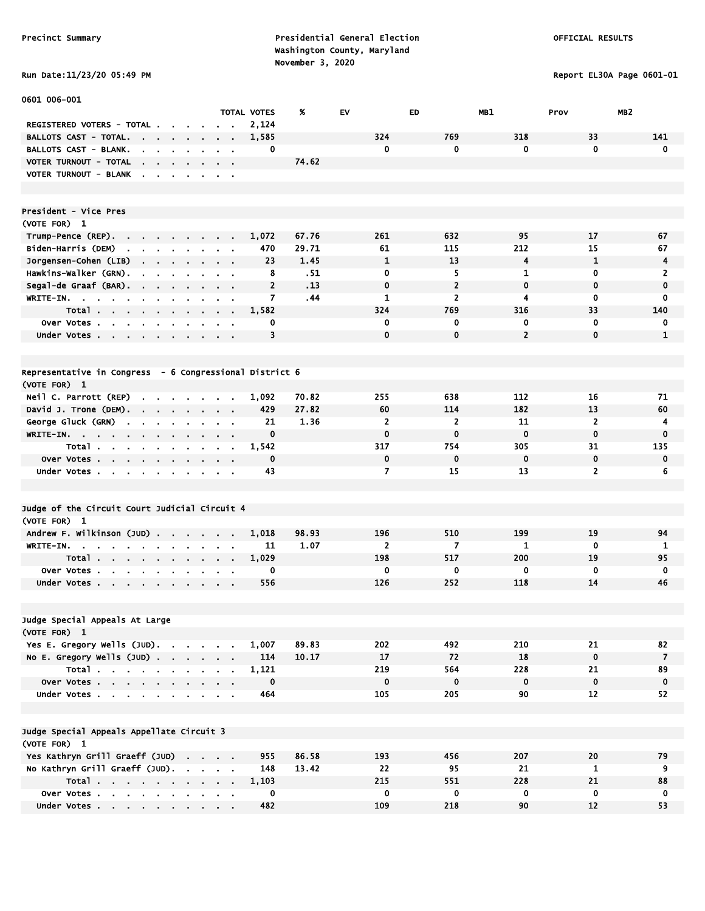Precinct Summary

Presidential General Election
Washington County, Maryland
November 3, 2020

OFFICIAL RESULTS

Run Date:11/23/20 05:49 PM

Report EL30A Page 0601-01

0601 006-001

| | TOTAL VOTES | % | EV | ED | MB1 | Prov | MB2 |
|---|---|---|---|---|---|---|---|
| REGISTERED VOTERS - TOTAL | 2,124 | | | | | | |
| BALLOTS CAST - TOTAL. | 1,585 | | 324 | 769 | 318 | 33 | 141 |
| BALLOTS CAST - BLANK. | 0 | | 0 | 0 | 0 | 0 | 0 |
| VOTER TURNOUT - TOTAL | | 74.62 | | | | | |
| VOTER TURNOUT - BLANK | | | | | | | |

**President - Vice Pres**
(VOTE FOR) 1

| | TOTAL VOTES | % | EV | ED | MB1 | Prov | MB2 |
|---|---|---|---|---|---|---|---|
| Trump-Pence (REP). | 1,072 | 67.76 | 261 | 632 | 95 | 17 | 67 |
| Biden-Harris (DEM) | 470 | 29.71 | 61 | 115 | 212 | 15 | 67 |
| Jorgensen-Cohen (LIB) | 23 | 1.45 | 1 | 13 | 4 | 1 | 4 |
| Hawkins-Walker (GRN). | 8 | .51 | 0 | 5 | 1 | 0 | 2 |
| Segal-de Graaf (BAR). | 2 | .13 | 0 | 2 | 0 | 0 | 0 |
| WRITE-IN. | 7 | .44 | 1 | 2 | 4 | 0 | 0 |
| Total | 1,582 | | 324 | 769 | 316 | 33 | 140 |
| Over Votes | 0 | | 0 | 0 | 0 | 0 | 0 |
| Under Votes | 3 | | 0 | 0 | 2 | 0 | 1 |

**Representative in Congress - 6 Congressional District 6**
(VOTE FOR) 1

| | TOTAL VOTES | % | EV | ED | MB1 | Prov | MB2 |
|---|---|---|---|---|---|---|---|
| Neil C. Parrott (REP) | 1,092 | 70.82 | 255 | 638 | 112 | 16 | 71 |
| David J. Trone (DEM). | 429 | 27.82 | 60 | 114 | 182 | 13 | 60 |
| George Gluck (GRN) | 21 | 1.36 | 2 | 2 | 11 | 2 | 4 |
| WRITE-IN. | 0 | | 0 | 0 | 0 | 0 | 0 |
| Total | 1,542 | | 317 | 754 | 305 | 31 | 135 |
| Over Votes | 0 | | 0 | 0 | 0 | 0 | 0 |
| Under Votes | 43 | | 7 | 15 | 13 | 2 | 6 |

**Judge of the Circuit Court Judicial Circuit 4**
(VOTE FOR) 1

| | TOTAL VOTES | % | EV | ED | MB1 | Prov | MB2 |
|---|---|---|---|---|---|---|---|
| Andrew F. Wilkinson (JUD) | 1,018 | 98.93 | 196 | 510 | 199 | 19 | 94 |
| WRITE-IN. | 11 | 1.07 | 2 | 7 | 1 | 0 | 1 |
| Total | 1,029 | | 198 | 517 | 200 | 19 | 95 |
| Over Votes | 0 | | 0 | 0 | 0 | 0 | 0 |
| Under Votes | 556 | | 126 | 252 | 118 | 14 | 46 |

**Judge Special Appeals At Large**
(VOTE FOR) 1

| | TOTAL VOTES | % | EV | ED | MB1 | Prov | MB2 |
|---|---|---|---|---|---|---|---|
| Yes E. Gregory Wells (JUD). | 1,007 | 89.83 | 202 | 492 | 210 | 21 | 82 |
| No E. Gregory Wells (JUD) | 114 | 10.17 | 17 | 72 | 18 | 0 | 7 |
| Total | 1,121 | | 219 | 564 | 228 | 21 | 89 |
| Over Votes | 0 | | 0 | 0 | 0 | 0 | 0 |
| Under Votes | 464 | | 105 | 205 | 90 | 12 | 52 |

**Judge Special Appeals Appellate Circuit 3**
(VOTE FOR) 1

| | TOTAL VOTES | % | EV | ED | MB1 | Prov | MB2 |
|---|---|---|---|---|---|---|---|
| Yes Kathryn Grill Graeff (JUD) | 955 | 86.58 | 193 | 456 | 207 | 20 | 79 |
| No Kathryn Grill Graeff (JUD). | 148 | 13.42 | 22 | 95 | 21 | 1 | 9 |
| Total | 1,103 | | 215 | 551 | 228 | 21 | 88 |
| Over Votes | 0 | | 0 | 0 | 0 | 0 | 0 |
| Under Votes | 482 | | 109 | 218 | 90 | 12 | 53 |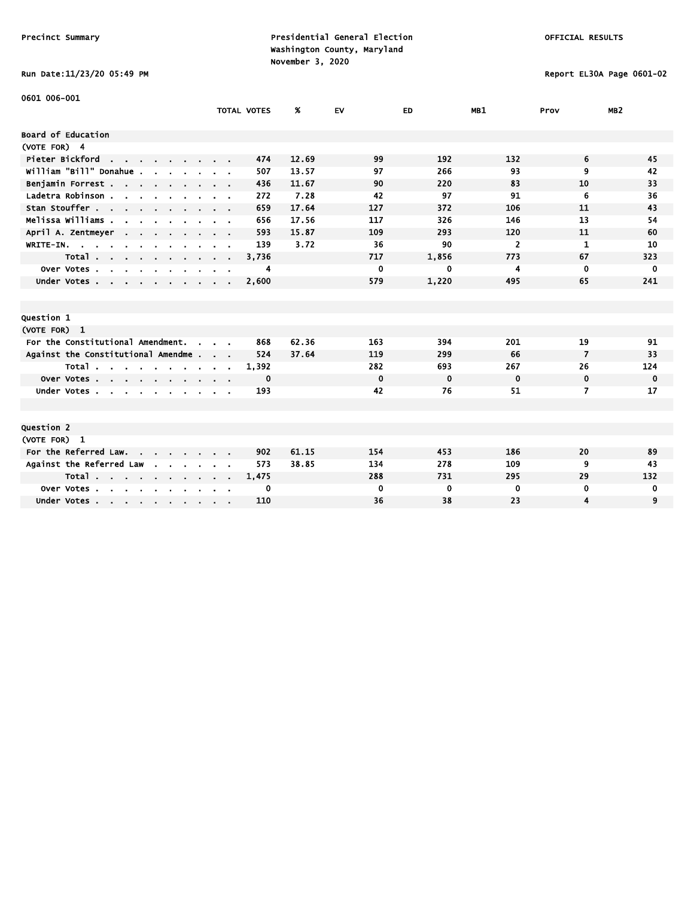Precinct Summary

Presidential General Election
Washington County, Maryland
November 3, 2020

OFFICIAL RESULTS

Run Date:11/23/20 05:49 PM

Report EL30A Page 0601-02

0601 006-001

| | TOTAL VOTES | % | EV | ED | MB1 | Prov | MB2 |
|---|---|---|---|---|---|---|---|
| **Board of Education** | | | | | | | |
| (VOTE FOR) 4 | | | | | | | |
| Pieter Bickford | 474 | 12.69 | 99 | 192 | 132 | 6 | 45 |
| William "Bill" Donahue | 507 | 13.57 | 97 | 266 | 93 | 9 | 42 |
| Benjamin Forrest | 436 | 11.67 | 90 | 220 | 83 | 10 | 33 |
| Ladetra Robinson | 272 | 7.28 | 42 | 97 | 91 | 6 | 36 |
| Stan Stouffer | 659 | 17.64 | 127 | 372 | 106 | 11 | 43 |
| Melissa Williams | 656 | 17.56 | 117 | 326 | 146 | 13 | 54 |
| April A. Zentmeyer | 593 | 15.87 | 109 | 293 | 120 | 11 | 60 |
| WRITE-IN. | 139 | 3.72 | 36 | 90 | 2 | 1 | 10 |
| Total | 3,736 | | 717 | 1,856 | 773 | 67 | 323 |
| Over Votes | 4 | | 0 | 0 | 4 | 0 | 0 |
| Under Votes | 2,600 | | 579 | 1,220 | 495 | 65 | 241 |

| | TOTAL VOTES | % | EV | ED | MB1 | Prov | MB2 |
|---|---|---|---|---|---|---|---|
| **Question 1** | | | | | | | |
| (VOTE FOR) 1 | | | | | | | |
| For the Constitutional Amendment. | 868 | 62.36 | 163 | 394 | 201 | 19 | 91 |
| Against the Constitutional Amendme | 524 | 37.64 | 119 | 299 | 66 | 7 | 33 |
| Total | 1,392 | | 282 | 693 | 267 | 26 | 124 |
| Over Votes | 0 | | 0 | 0 | 0 | 0 | 0 |
| Under Votes | 193 | | 42 | 76 | 51 | 7 | 17 |

| | TOTAL VOTES | % | EV | ED | MB1 | Prov | MB2 |
|---|---|---|---|---|---|---|---|
| **Question 2** | | | | | | | |
| (VOTE FOR) 1 | | | | | | | |
| For the Referred Law. | 902 | 61.15 | 154 | 453 | 186 | 20 | 89 |
| Against the Referred Law | 573 | 38.85 | 134 | 278 | 109 | 9 | 43 |
| Total | 1,475 | | 288 | 731 | 295 | 29 | 132 |
| Over Votes | 0 | | 0 | 0 | 0 | 0 | 0 |
| Under Votes | 110 | | 36 | 38 | 23 | 4 | 9 |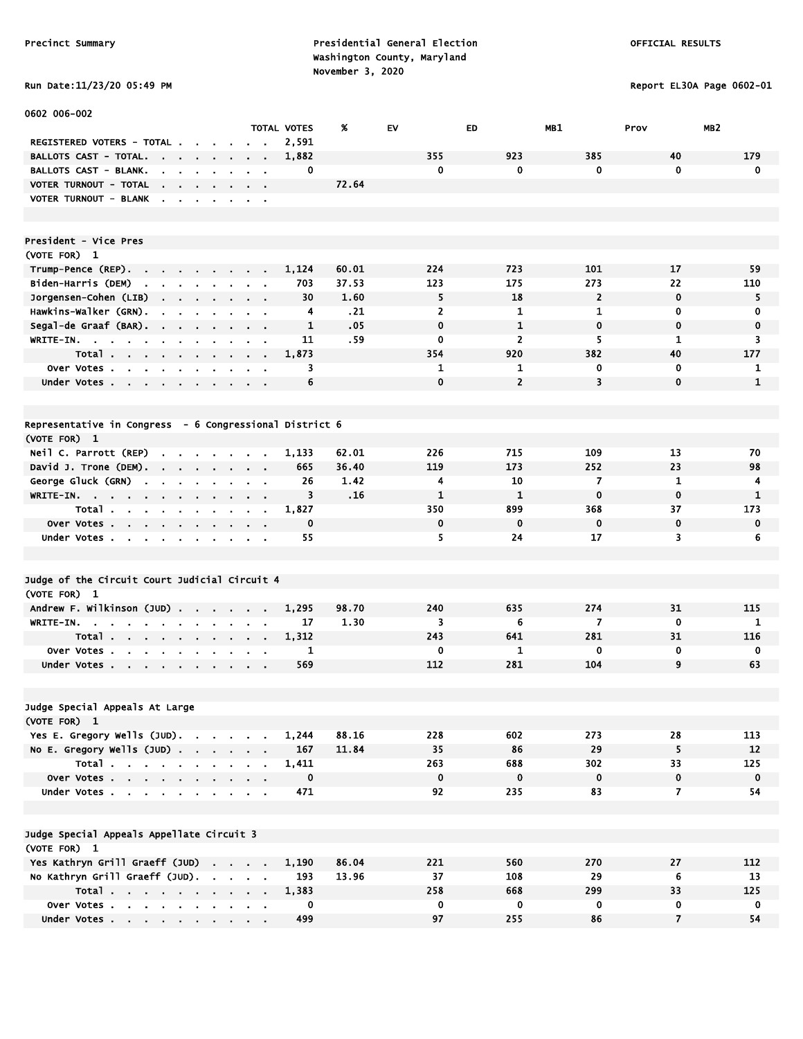Precinct Summary

Presidential General Election
Washington County, Maryland
November 3, 2020

OFFICIAL RESULTS

Run Date:11/23/20 05:49 PM

Report EL30A Page 0602-01

0602 006-002

| | TOTAL VOTES | % | EV | ED | MB1 | Prov | MB2 |
|---|---|---|---|---|---|---|---|
| REGISTERED VOTERS - TOTAL | 2,591 | | | | | | |
| BALLOTS CAST - TOTAL. | 1,882 | | 355 | 923 | 385 | 40 | 179 |
| BALLOTS CAST - BLANK. | 0 | | 0 | 0 | 0 | 0 | 0 |
| VOTER TURNOUT - TOTAL | | 72.64 | | | | | |
| VOTER TURNOUT - BLANK | | | | | | | |

**President - Vice Pres**
(VOTE FOR) 1

| | TOTAL VOTES | % | EV | ED | MB1 | Prov | MB2 |
|---|---|---|---|---|---|---|---|
| Trump-Pence (REP). | 1,124 | 60.01 | 224 | 723 | 101 | 17 | 59 |
| Biden-Harris (DEM) | 703 | 37.53 | 123 | 175 | 273 | 22 | 110 |
| Jorgensen-Cohen (LIB) | 30 | 1.60 | 5 | 18 | 2 | 0 | 5 |
| Hawkins-Walker (GRN). | 4 | .21 | 2 | 1 | 1 | 0 | 0 |
| Segal-de Graaf (BAR). | 1 | .05 | 0 | 1 | 0 | 0 | 0 |
| WRITE-IN. | 11 | .59 | 0 | 2 | 5 | 1 | 3 |
| Total | 1,873 | | 354 | 920 | 382 | 40 | 177 |
| Over Votes | 3 | | 1 | 1 | 0 | 0 | 1 |
| Under Votes | 6 | | 0 | 2 | 3 | 0 | 1 |

**Representative in Congress - 6 Congressional District 6**
(VOTE FOR) 1

| | TOTAL VOTES | % | EV | ED | MB1 | Prov | MB2 |
|---|---|---|---|---|---|---|---|
| Neil C. Parrott (REP) | 1,133 | 62.01 | 226 | 715 | 109 | 13 | 70 |
| David J. Trone (DEM). | 665 | 36.40 | 119 | 173 | 252 | 23 | 98 |
| George Gluck (GRN) | 26 | 1.42 | 4 | 10 | 7 | 1 | 4 |
| WRITE-IN. | 3 | .16 | 1 | 1 | 0 | 0 | 1 |
| Total | 1,827 | | 350 | 899 | 368 | 37 | 173 |
| Over Votes | 0 | | 0 | 0 | 0 | 0 | 0 |
| Under Votes | 55 | | 5 | 24 | 17 | 3 | 6 |

**Judge of the Circuit Court Judicial Circuit 4**
(VOTE FOR) 1

| | TOTAL VOTES | % | EV | ED | MB1 | Prov | MB2 |
|---|---|---|---|---|---|---|---|
| Andrew F. Wilkinson (JUD) | 1,295 | 98.70 | 240 | 635 | 274 | 31 | 115 |
| WRITE-IN. | 17 | 1.30 | 3 | 6 | 7 | 0 | 1 |
| Total | 1,312 | | 243 | 641 | 281 | 31 | 116 |
| Over Votes | 1 | | 0 | 1 | 0 | 0 | 0 |
| Under Votes | 569 | | 112 | 281 | 104 | 9 | 63 |

**Judge Special Appeals At Large**
(VOTE FOR) 1

| | TOTAL VOTES | % | EV | ED | MB1 | Prov | MB2 |
|---|---|---|---|---|---|---|---|
| Yes E. Gregory Wells (JUD). | 1,244 | 88.16 | 228 | 602 | 273 | 28 | 113 |
| No E. Gregory Wells (JUD) | 167 | 11.84 | 35 | 86 | 29 | 5 | 12 |
| Total | 1,411 | | 263 | 688 | 302 | 33 | 125 |
| Over Votes | 0 | | 0 | 0 | 0 | 0 | 0 |
| Under Votes | 471 | | 92 | 235 | 83 | 7 | 54 |

**Judge Special Appeals Appellate Circuit 3**
(VOTE FOR) 1

| | TOTAL VOTES | % | EV | ED | MB1 | Prov | MB2 |
|---|---|---|---|---|---|---|---|
| Yes Kathryn Grill Graeff (JUD) | 1,190 | 86.04 | 221 | 560 | 270 | 27 | 112 |
| No Kathryn Grill Graeff (JUD). | 193 | 13.96 | 37 | 108 | 29 | 6 | 13 |
| Total | 1,383 | | 258 | 668 | 299 | 33 | 125 |
| Over Votes | 0 | | 0 | 0 | 0 | 0 | 0 |
| Under Votes | 499 | | 97 | 255 | 86 | 7 | 54 |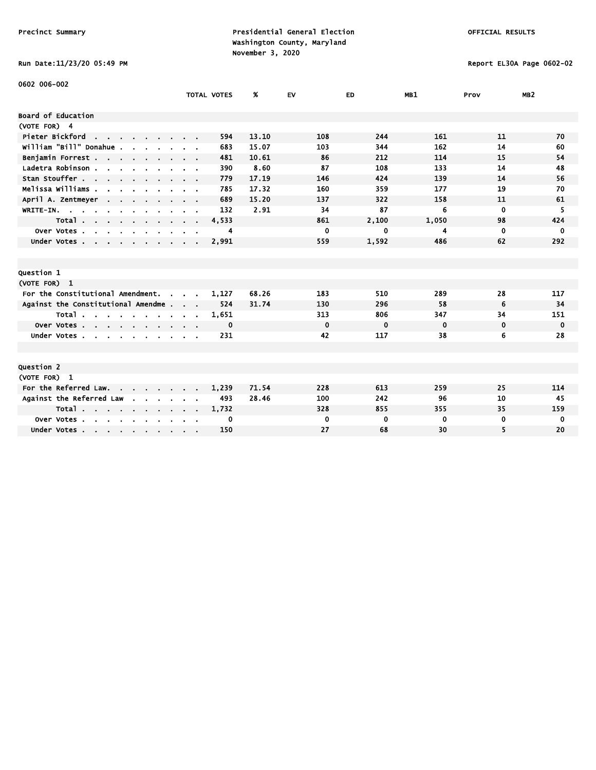Precinct Summary

Presidential General Election
Washington County, Maryland
November 3, 2020

OFFICIAL RESULTS

Run Date:11/23/20 05:49 PM

Report EL30A Page 0602-02

0602 006-002

| | TOTAL VOTES | % | EV | ED | MB1 | Prov | MB2 |
|---|---|---|---|---|---|---|---|
| **Board of Education** | | | | | | | |
| (VOTE FOR) 4 | | | | | | | |
| Pieter Bickford | 594 | 13.10 | 108 | 244 | 161 | 11 | 70 |
| William "Bill" Donahue | 683 | 15.07 | 103 | 344 | 162 | 14 | 60 |
| Benjamin Forrest | 481 | 10.61 | 86 | 212 | 114 | 15 | 54 |
| Ladetra Robinson | 390 | 8.60 | 87 | 108 | 133 | 14 | 48 |
| Stan Stouffer | 779 | 17.19 | 146 | 424 | 139 | 14 | 56 |
| Melissa Williams | 785 | 17.32 | 160 | 359 | 177 | 19 | 70 |
| April A. Zentmeyer | 689 | 15.20 | 137 | 322 | 158 | 11 | 61 |
| WRITE-IN. | 132 | 2.91 | 34 | 87 | 6 | 0 | 5 |
| Total | 4,533 | | 861 | 2,100 | 1,050 | 98 | 424 |
| Over Votes | 4 | | 0 | 0 | 4 | 0 | 0 |
| Under Votes | 2,991 | | 559 | 1,592 | 486 | 62 | 292 |
| **Question 1** | | | | | | | |
| (VOTE FOR) 1 | | | | | | | |
| For the Constitutional Amendment. | 1,127 | 68.26 | 183 | 510 | 289 | 28 | 117 |
| Against the Constitutional Amendme | 524 | 31.74 | 130 | 296 | 58 | 6 | 34 |
| Total | 1,651 | | 313 | 806 | 347 | 34 | 151 |
| Over Votes | 0 | | 0 | 0 | 0 | 0 | 0 |
| Under Votes | 231 | | 42 | 117 | 38 | 6 | 28 |
| **Question 2** | | | | | | | |
| (VOTE FOR) 1 | | | | | | | |
| For the Referred Law. | 1,239 | 71.54 | 228 | 613 | 259 | 25 | 114 |
| Against the Referred Law | 493 | 28.46 | 100 | 242 | 96 | 10 | 45 |
| Total | 1,732 | | 328 | 855 | 355 | 35 | 159 |
| Over Votes | 0 | | 0 | 0 | 0 | 0 | 0 |
| Under Votes | 150 | | 27 | 68 | 30 | 5 | 20 |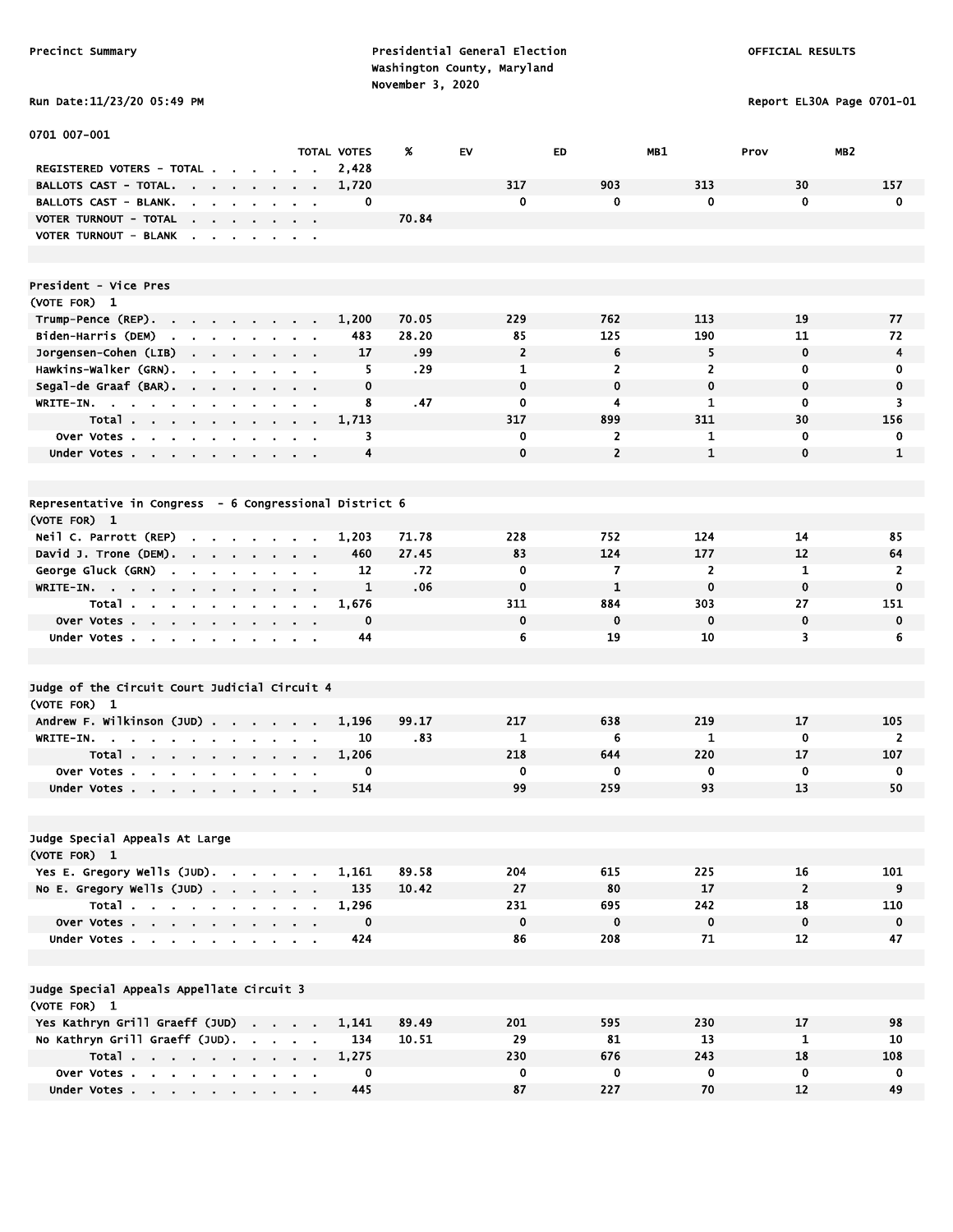Precinct Summary

Presidential General Election
Washington County, Maryland
November 3, 2020

OFFICIAL RESULTS

Run Date:11/23/20 05:49 PM

Report EL30A Page 0701-01

0701 007-001

| | TOTAL VOTES | % | EV | ED | MB1 | Prov | MB2 |
|---|---|---|---|---|---|---|---|
| REGISTERED VOTERS - TOTAL | 2,428 | | | | | | |
| BALLOTS CAST - TOTAL. | 1,720 | | 317 | 903 | 313 | 30 | 157 |
| BALLOTS CAST - BLANK. | 0 | | 0 | 0 | 0 | 0 | 0 |
| VOTER TURNOUT - TOTAL | | 70.84 | | | | | |
| VOTER TURNOUT - BLANK | | | | | | | |

## President - Vice Pres

(VOTE FOR) 1

| | TOTAL VOTES | % | EV | ED | MB1 | Prov | MB2 |
|---|---|---|---|---|---|---|---|
| Trump-Pence (REP). | 1,200 | 70.05 | 229 | 762 | 113 | 19 | 77 |
| Biden-Harris (DEM) | 483 | 28.20 | 85 | 125 | 190 | 11 | 72 |
| Jorgensen-Cohen (LIB) | 17 | .99 | 2 | 6 | 5 | 0 | 4 |
| Hawkins-Walker (GRN). | 5 | .29 | 1 | 2 | 2 | 0 | 0 |
| Segal-de Graaf (BAR). | 0 | | 0 | 0 | 0 | 0 | 0 |
| WRITE-IN. | 8 | .47 | 0 | 4 | 1 | 0 | 3 |
| Total | 1,713 | | 317 | 899 | 311 | 30 | 156 |
| Over Votes | 3 | | 0 | 2 | 1 | 0 | 0 |
| Under Votes | 4 | | 0 | 2 | 1 | 0 | 1 |

## Representative in Congress - 6 Congressional District 6

(VOTE FOR) 1

| | TOTAL VOTES | % | EV | ED | MB1 | Prov | MB2 |
|---|---|---|---|---|---|---|---|
| Neil C. Parrott (REP) | 1,203 | 71.78 | 228 | 752 | 124 | 14 | 85 |
| David J. Trone (DEM). | 460 | 27.45 | 83 | 124 | 177 | 12 | 64 |
| George Gluck (GRN) | 12 | .72 | 0 | 7 | 2 | 1 | 2 |
| WRITE-IN. | 1 | .06 | 0 | 1 | 0 | 0 | 0 |
| Total | 1,676 | | 311 | 884 | 303 | 27 | 151 |
| Over Votes | 0 | | 0 | 0 | 0 | 0 | 0 |
| Under Votes | 44 | | 6 | 19 | 10 | 3 | 6 |

## Judge of the Circuit Court Judicial Circuit 4

(VOTE FOR) 1

| | TOTAL VOTES | % | EV | ED | MB1 | Prov | MB2 |
|---|---|---|---|---|---|---|---|
| Andrew F. Wilkinson (JUD) | 1,196 | 99.17 | 217 | 638 | 219 | 17 | 105 |
| WRITE-IN. | 10 | .83 | 1 | 6 | 1 | 0 | 2 |
| Total | 1,206 | | 218 | 644 | 220 | 17 | 107 |
| Over Votes | 0 | | 0 | 0 | 0 | 0 | 0 |
| Under Votes | 514 | | 99 | 259 | 93 | 13 | 50 |

## Judge Special Appeals At Large

(VOTE FOR) 1

| | TOTAL VOTES | % | EV | ED | MB1 | Prov | MB2 |
|---|---|---|---|---|---|---|---|
| Yes E. Gregory Wells (JUD). | 1,161 | 89.58 | 204 | 615 | 225 | 16 | 101 |
| No E. Gregory Wells (JUD) | 135 | 10.42 | 27 | 80 | 17 | 2 | 9 |
| Total | 1,296 | | 231 | 695 | 242 | 18 | 110 |
| Over Votes | 0 | | 0 | 0 | 0 | 0 | 0 |
| Under Votes | 424 | | 86 | 208 | 71 | 12 | 47 |

## Judge Special Appeals Appellate Circuit 3

(VOTE FOR) 1

| | TOTAL VOTES | % | EV | ED | MB1 | Prov | MB2 |
|---|---|---|---|---|---|---|---|
| Yes Kathryn Grill Graeff (JUD) | 1,141 | 89.49 | 201 | 595 | 230 | 17 | 98 |
| No Kathryn Grill Graeff (JUD). | 134 | 10.51 | 29 | 81 | 13 | 1 | 10 |
| Total | 1,275 | | 230 | 676 | 243 | 18 | 108 |
| Over Votes | 0 | | 0 | 0 | 0 | 0 | 0 |
| Under Votes | 445 | | 87 | 227 | 70 | 12 | 49 |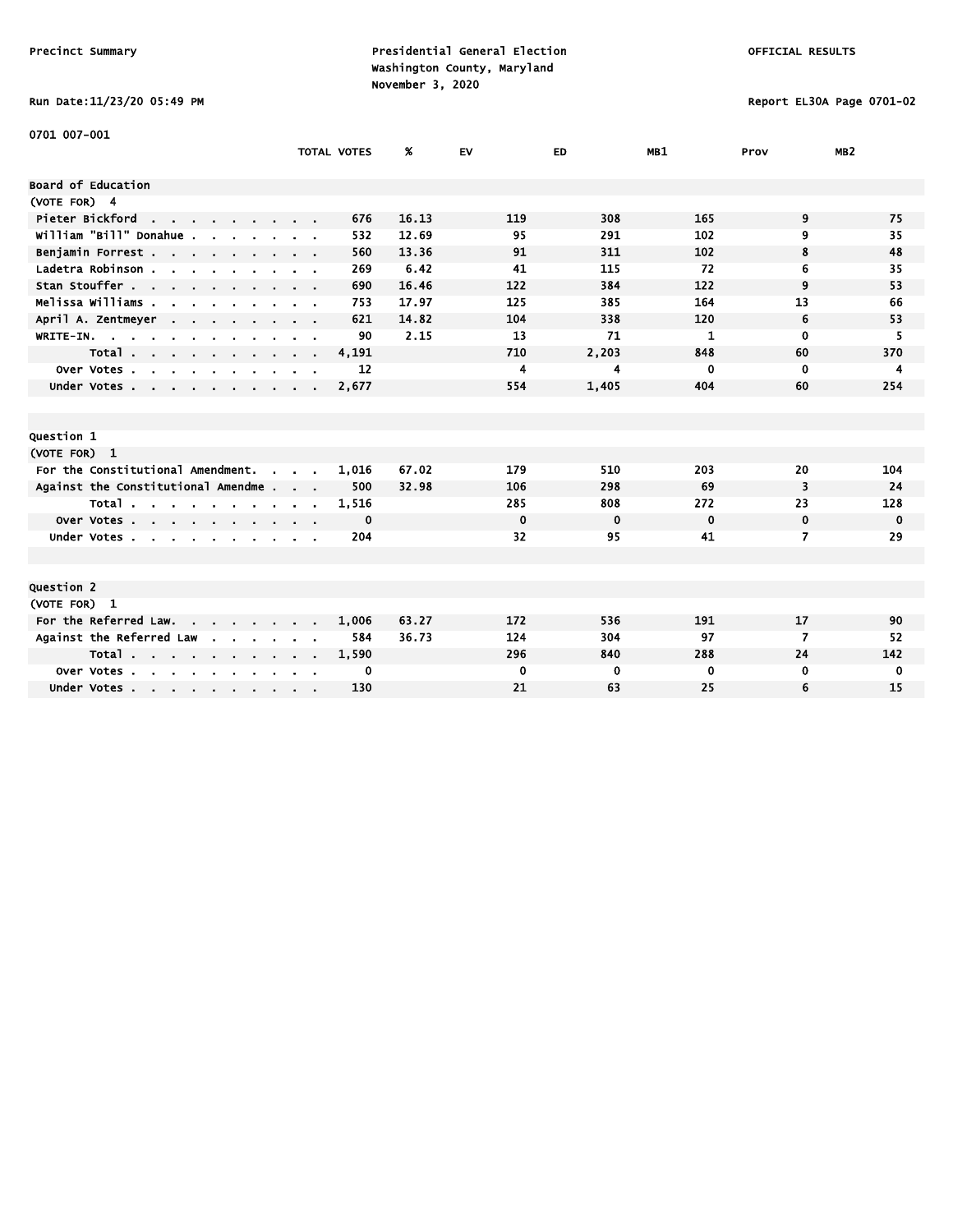Precinct Summary

Presidential General Election
Washington County, Maryland
November 3, 2020

OFFICIAL RESULTS

Run Date:11/23/20 05:49 PM

Report EL30A Page 0701-02

0701 007-001

| | TOTAL VOTES | % | EV | ED | MB1 | Prov | MB2 |
|---|---|---|---|---|---|---|---|
| **Board of Education** | | | | | | | |
| (VOTE FOR) 4 | | | | | | | |
| Pieter Bickford | 676 | 16.13 | 119 | 308 | 165 | 9 | 75 |
| William "Bill" Donahue | 532 | 12.69 | 95 | 291 | 102 | 9 | 35 |
| Benjamin Forrest | 560 | 13.36 | 91 | 311 | 102 | 8 | 48 |
| Ladetra Robinson | 269 | 6.42 | 41 | 115 | 72 | 6 | 35 |
| Stan Stouffer | 690 | 16.46 | 122 | 384 | 122 | 9 | 53 |
| Melissa Williams | 753 | 17.97 | 125 | 385 | 164 | 13 | 66 |
| April A. Zentmeyer | 621 | 14.82 | 104 | 338 | 120 | 6 | 53 |
| WRITE-IN. | 90 | 2.15 | 13 | 71 | 1 | 0 | 5 |
| Total | 4,191 | | 710 | 2,203 | 848 | 60 | 370 |
| Over Votes | 12 | | 4 | 4 | 0 | 0 | 4 |
| Under Votes | 2,677 | | 554 | 1,405 | 404 | 60 | 254 |

| | TOTAL VOTES | % | EV | ED | MB1 | Prov | MB2 |
|---|---|---|---|---|---|---|---|
| **Question 1** | | | | | | | |
| (VOTE FOR) 1 | | | | | | | |
| For the Constitutional Amendment. | 1,016 | 67.02 | 179 | 510 | 203 | 20 | 104 |
| Against the Constitutional Amendme | 500 | 32.98 | 106 | 298 | 69 | 3 | 24 |
| Total | 1,516 | | 285 | 808 | 272 | 23 | 128 |
| Over Votes | 0 | | 0 | 0 | 0 | 0 | 0 |
| Under Votes | 204 | | 32 | 95 | 41 | 7 | 29 |

| | TOTAL VOTES | % | EV | ED | MB1 | Prov | MB2 |
|---|---|---|---|---|---|---|---|
| **Question 2** | | | | | | | |
| (VOTE FOR) 1 | | | | | | | |
| For the Referred Law. | 1,006 | 63.27 | 172 | 536 | 191 | 17 | 90 |
| Against the Referred Law | 584 | 36.73 | 124 | 304 | 97 | 7 | 52 |
| Total | 1,590 | | 296 | 840 | 288 | 24 | 142 |
| Over Votes | 0 | | 0 | 0 | 0 | 0 | 0 |
| Under Votes | 130 | | 21 | 63 | 25 | 6 | 15 |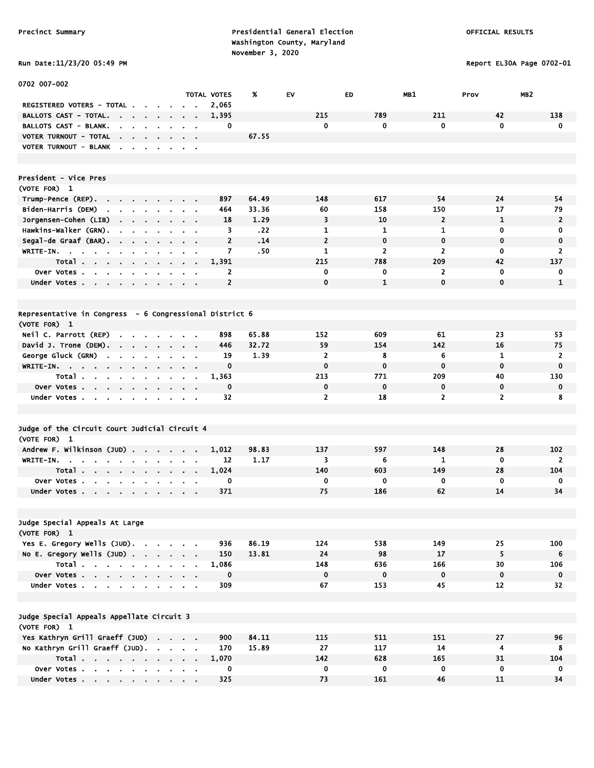Precinct Summary

Presidential General Election
Washington County, Maryland
November 3, 2020

OFFICIAL RESULTS

Run Date:11/23/20 05:49 PM

Report EL30A Page 0702-01

## 0702 007-002

| | TOTAL VOTES | % | EV | ED | MB1 | Prov | MB2 |
|---|---|---|---|---|---|---|---|
| REGISTERED VOTERS - TOTAL | 2,065 | | | | | | |
| BALLOTS CAST - TOTAL. | 1,395 | | 215 | 789 | 211 | 42 | 138 |
| BALLOTS CAST - BLANK. | 0 | | 0 | 0 | 0 | 0 | 0 |
| VOTER TURNOUT - TOTAL | | 67.55 | | | | | |
| VOTER TURNOUT - BLANK | | | | | | | |

### President - Vice Pres
(VOTE FOR) 1

| | TOTAL VOTES | % | EV | ED | MB1 | Prov | MB2 |
|---|---|---|---|---|---|---|---|
| Trump-Pence (REP). | 897 | 64.49 | 148 | 617 | 54 | 24 | 54 |
| Biden-Harris (DEM) | 464 | 33.36 | 60 | 158 | 150 | 17 | 79 |
| Jorgensen-Cohen (LIB) | 18 | 1.29 | 3 | 10 | 2 | 1 | 2 |
| Hawkins-Walker (GRN). | 3 | .22 | 1 | 1 | 1 | 0 | 0 |
| Segal-de Graaf (BAR). | 2 | .14 | 2 | 0 | 0 | 0 | 0 |
| WRITE-IN. | 7 | .50 | 1 | 2 | 2 | 0 | 2 |
| Total | 1,391 | | 215 | 788 | 209 | 42 | 137 |
| Over Votes | 2 | | 0 | 0 | 2 | 0 | 0 |
| Under Votes | 2 | | 0 | 1 | 0 | 0 | 1 |

### Representative in Congress - 6 Congressional District 6
(VOTE FOR) 1

| | TOTAL VOTES | % | EV | ED | MB1 | Prov | MB2 |
|---|---|---|---|---|---|---|---|
| Neil C. Parrott (REP) | 898 | 65.88 | 152 | 609 | 61 | 23 | 53 |
| David J. Trone (DEM). | 446 | 32.72 | 59 | 154 | 142 | 16 | 75 |
| George Gluck (GRN) | 19 | 1.39 | 2 | 8 | 6 | 1 | 2 |
| WRITE-IN. | 0 | | 0 | 0 | 0 | 0 | 0 |
| Total | 1,363 | | 213 | 771 | 209 | 40 | 130 |
| Over Votes | 0 | | 0 | 0 | 0 | 0 | 0 |
| Under Votes | 32 | | 2 | 18 | 2 | 2 | 8 |

### Judge of the Circuit Court Judicial Circuit 4
(VOTE FOR) 1

| | TOTAL VOTES | % | EV | ED | MB1 | Prov | MB2 |
|---|---|---|---|---|---|---|---|
| Andrew F. Wilkinson (JUD) | 1,012 | 98.83 | 137 | 597 | 148 | 28 | 102 |
| WRITE-IN. | 12 | 1.17 | 3 | 6 | 1 | 0 | 2 |
| Total | 1,024 | | 140 | 603 | 149 | 28 | 104 |
| Over Votes | 0 | | 0 | 0 | 0 | 0 | 0 |
| Under Votes | 371 | | 75 | 186 | 62 | 14 | 34 |

### Judge Special Appeals At Large
(VOTE FOR) 1

| | TOTAL VOTES | % | EV | ED | MB1 | Prov | MB2 |
|---|---|---|---|---|---|---|---|
| Yes E. Gregory Wells (JUD). | 936 | 86.19 | 124 | 538 | 149 | 25 | 100 |
| No E. Gregory Wells (JUD) | 150 | 13.81 | 24 | 98 | 17 | 5 | 6 |
| Total | 1,086 | | 148 | 636 | 166 | 30 | 106 |
| Over Votes | 0 | | 0 | 0 | 0 | 0 | 0 |
| Under Votes | 309 | | 67 | 153 | 45 | 12 | 32 |

### Judge Special Appeals Appellate Circuit 3
(VOTE FOR) 1

| | TOTAL VOTES | % | EV | ED | MB1 | Prov | MB2 |
|---|---|---|---|---|---|---|---|
| Yes Kathryn Grill Graeff (JUD) | 900 | 84.11 | 115 | 511 | 151 | 27 | 96 |
| No Kathryn Grill Graeff (JUD). | 170 | 15.89 | 27 | 117 | 14 | 4 | 8 |
| Total | 1,070 | | 142 | 628 | 165 | 31 | 104 |
| Over Votes | 0 | | 0 | 0 | 0 | 0 | 0 |
| Under Votes | 325 | | 73 | 161 | 46 | 11 | 34 |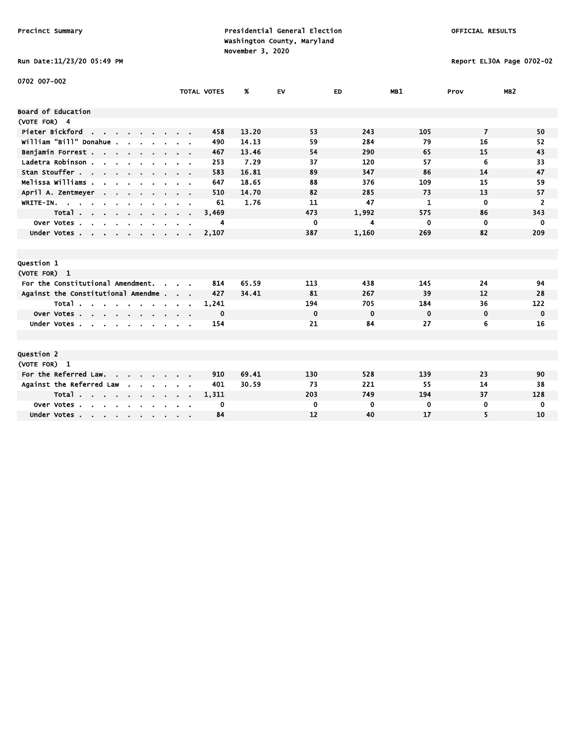Precinct Summary

Presidential General Election
Washington County, Maryland
November 3, 2020

OFFICIAL RESULTS

Run Date:11/23/20 05:49 PM

Report EL30A Page 0702-02

0702 007-002

| | TOTAL VOTES | % | EV | ED | MB1 | Prov | MB2 |
|---|---|---|---|---|---|---|---|
| **Board of Education** | | | | | | | |
| (VOTE FOR) 4 | | | | | | | |
| Pieter Bickford | 458 | 13.20 | 53 | 243 | 105 | 7 | 50 |
| William "Bill" Donahue | 490 | 14.13 | 59 | 284 | 79 | 16 | 52 |
| Benjamin Forrest | 467 | 13.46 | 54 | 290 | 65 | 15 | 43 |
| Ladetra Robinson | 253 | 7.29 | 37 | 120 | 57 | 6 | 33 |
| Stan Stouffer | 583 | 16.81 | 89 | 347 | 86 | 14 | 47 |
| Melissa Williams | 647 | 18.65 | 88 | 376 | 109 | 15 | 59 |
| April A. Zentmeyer | 510 | 14.70 | 82 | 285 | 73 | 13 | 57 |
| WRITE-IN. | 61 | 1.76 | 11 | 47 | 1 | 0 | 2 |
| Total | 3,469 | | 473 | 1,992 | 575 | 86 | 343 |
| Over Votes | 4 | | 0 | 4 | 0 | 0 | 0 |
| Under Votes | 2,107 | | 387 | 1,160 | 269 | 82 | 209 |

| | TOTAL VOTES | % | EV | ED | MB1 | Prov | MB2 |
|---|---|---|---|---|---|---|---|
| **Question 1** | | | | | | | |
| (VOTE FOR) 1 | | | | | | | |
| For the Constitutional Amendment. | 814 | 65.59 | 113 | 438 | 145 | 24 | 94 |
| Against the Constitutional Amendme | 427 | 34.41 | 81 | 267 | 39 | 12 | 28 |
| Total | 1,241 | | 194 | 705 | 184 | 36 | 122 |
| Over Votes | 0 | | 0 | 0 | 0 | 0 | 0 |
| Under Votes | 154 | | 21 | 84 | 27 | 6 | 16 |

| | TOTAL VOTES | % | EV | ED | MB1 | Prov | MB2 |
|---|---|---|---|---|---|---|---|
| **Question 2** | | | | | | | |
| (VOTE FOR) 1 | | | | | | | |
| For the Referred Law. | 910 | 69.41 | 130 | 528 | 139 | 23 | 90 |
| Against the Referred Law | 401 | 30.59 | 73 | 221 | 55 | 14 | 38 |
| Total | 1,311 | | 203 | 749 | 194 | 37 | 128 |
| Over Votes | 0 | | 0 | 0 | 0 | 0 | 0 |
| Under Votes | 84 | | 12 | 40 | 17 | 5 | 10 |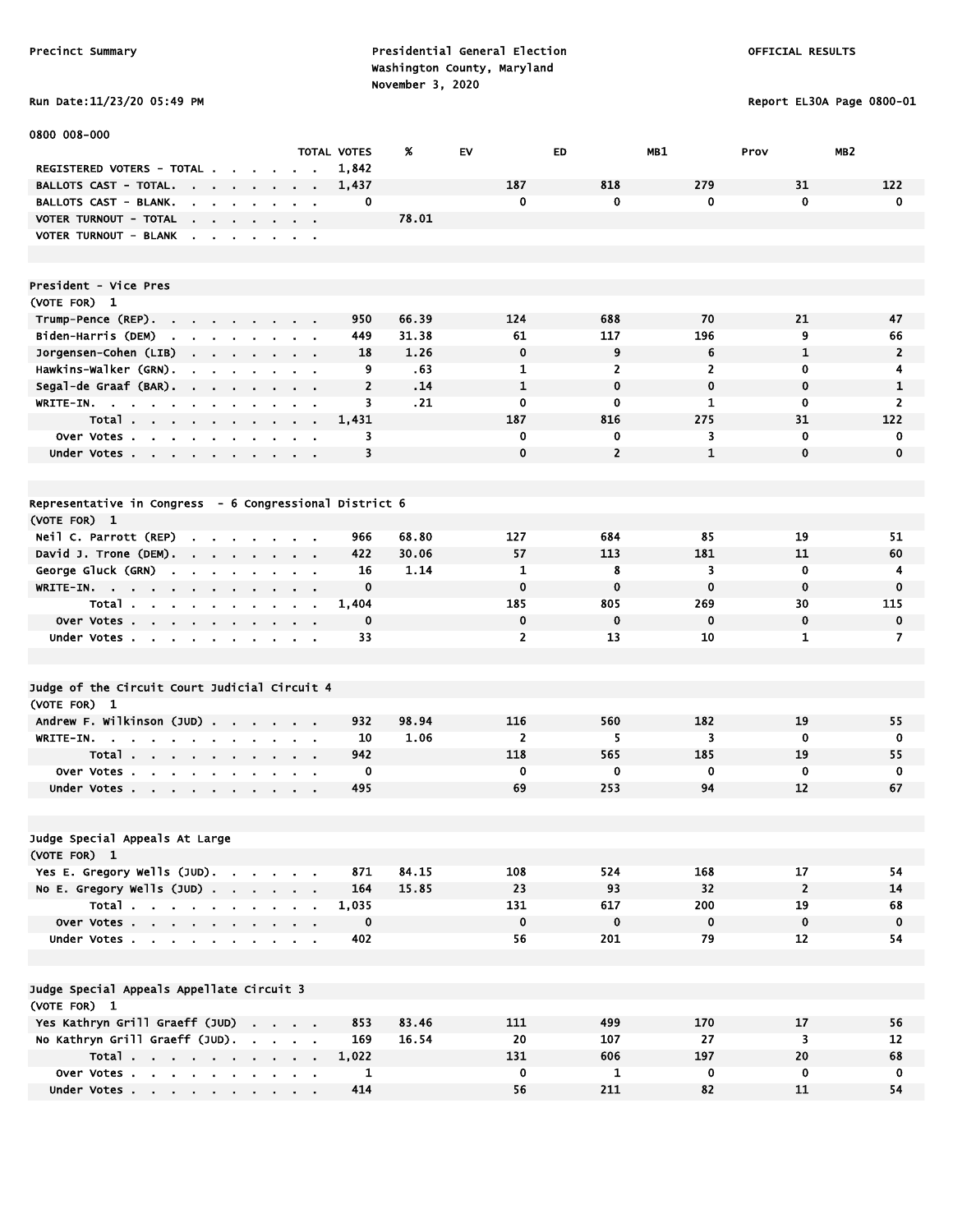Precinct Summary

Presidential General Election
Washington County, Maryland
November 3, 2020

OFFICIAL RESULTS

Run Date:11/23/20 05:49 PM

Report EL30A Page 0800-01

0800 008-000

| | TOTAL VOTES | % | EV | ED | MB1 | Prov | MB2 |
|---|---|---|---|---|---|---|---|
| REGISTERED VOTERS - TOTAL | 1,842 | | | | | | |
| BALLOTS CAST - TOTAL. | 1,437 | | 187 | 818 | 279 | 31 | 122 |
| BALLOTS CAST - BLANK. | 0 | | 0 | 0 | 0 | 0 | 0 |
| VOTER TURNOUT - TOTAL | | 78.01 | | | | | |
| VOTER TURNOUT - BLANK | | | | | | | |

**President - Vice Pres**
(VOTE FOR) 1

| | TOTAL VOTES | % | EV | ED | MB1 | Prov | MB2 |
|---|---|---|---|---|---|---|---|
| Trump-Pence (REP). | 950 | 66.39 | 124 | 688 | 70 | 21 | 47 |
| Biden-Harris (DEM) | 449 | 31.38 | 61 | 117 | 196 | 9 | 66 |
| Jorgensen-Cohen (LIB) | 18 | 1.26 | 0 | 9 | 6 | 1 | 2 |
| Hawkins-Walker (GRN). | 9 | .63 | 1 | 2 | 2 | 0 | 4 |
| Segal-de Graaf (BAR). | 2 | .14 | 1 | 0 | 0 | 0 | 1 |
| WRITE-IN. | 3 | .21 | 0 | 0 | 1 | 0 | 2 |
| Total | 1,431 | | 187 | 816 | 275 | 31 | 122 |
| Over Votes | 3 | | 0 | 0 | 3 | 0 | 0 |
| Under Votes | 3 | | 0 | 2 | 1 | 0 | 0 |

**Representative in Congress - 6 Congressional District 6**
(VOTE FOR) 1

| | TOTAL VOTES | % | EV | ED | MB1 | Prov | MB2 |
|---|---|---|---|---|---|---|---|
| Neil C. Parrott (REP) | 966 | 68.80 | 127 | 684 | 85 | 19 | 51 |
| David J. Trone (DEM). | 422 | 30.06 | 57 | 113 | 181 | 11 | 60 |
| George Gluck (GRN) | 16 | 1.14 | 1 | 8 | 3 | 0 | 4 |
| WRITE-IN. | 0 | | 0 | 0 | 0 | 0 | 0 |
| Total | 1,404 | | 185 | 805 | 269 | 30 | 115 |
| Over Votes | 0 | | 0 | 0 | 0 | 0 | 0 |
| Under Votes | 33 | | 2 | 13 | 10 | 1 | 7 |

**Judge of the Circuit Court Judicial Circuit 4**
(VOTE FOR) 1

| | TOTAL VOTES | % | EV | ED | MB1 | Prov | MB2 |
|---|---|---|---|---|---|---|---|
| Andrew F. Wilkinson (JUD) | 932 | 98.94 | 116 | 560 | 182 | 19 | 55 |
| WRITE-IN. | 10 | 1.06 | 2 | 5 | 3 | 0 | 0 |
| Total | 942 | | 118 | 565 | 185 | 19 | 55 |
| Over Votes | 0 | | 0 | 0 | 0 | 0 | 0 |
| Under Votes | 495 | | 69 | 253 | 94 | 12 | 67 |

**Judge Special Appeals At Large**
(VOTE FOR) 1

| | TOTAL VOTES | % | EV | ED | MB1 | Prov | MB2 |
|---|---|---|---|---|---|---|---|
| Yes E. Gregory Wells (JUD). | 871 | 84.15 | 108 | 524 | 168 | 17 | 54 |
| No E. Gregory Wells (JUD) | 164 | 15.85 | 23 | 93 | 32 | 2 | 14 |
| Total | 1,035 | | 131 | 617 | 200 | 19 | 68 |
| Over Votes | 0 | | 0 | 0 | 0 | 0 | 0 |
| Under Votes | 402 | | 56 | 201 | 79 | 12 | 54 |

**Judge Special Appeals Appellate Circuit 3**
(VOTE FOR) 1

| | TOTAL VOTES | % | EV | ED | MB1 | Prov | MB2 |
|---|---|---|---|---|---|---|---|
| Yes Kathryn Grill Graeff (JUD) | 853 | 83.46 | 111 | 499 | 170 | 17 | 56 |
| No Kathryn Grill Graeff (JUD). | 169 | 16.54 | 20 | 107 | 27 | 3 | 12 |
| Total | 1,022 | | 131 | 606 | 197 | 20 | 68 |
| Over Votes | 1 | | 0 | 1 | 0 | 0 | 0 |
| Under Votes | 414 | | 56 | 211 | 82 | 11 | 54 |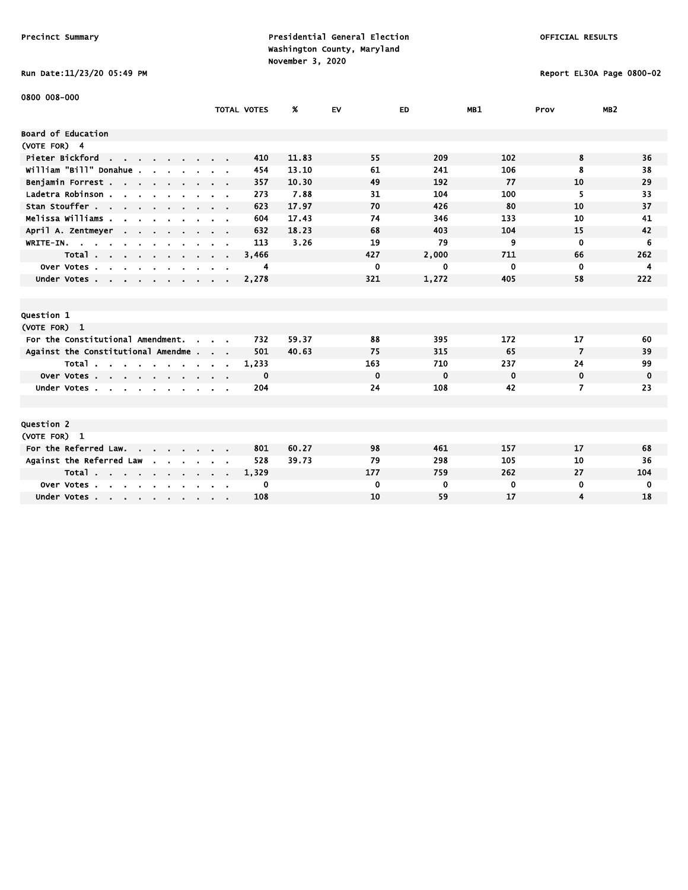Precinct Summary

Presidential General Election
Washington County, Maryland
November 3, 2020

OFFICIAL RESULTS

Run Date:11/23/20 05:49 PM

Report EL30A Page 0800-02

0800 008-000

| | TOTAL VOTES | % | EV | ED | MB1 | Prov | MB2 |
|---|---|---|---|---|---|---|---|
| **Board of Education** | | | | | | | |
| (VOTE FOR) 4 | | | | | | | |
| Pieter Bickford | 410 | 11.83 | 55 | 209 | 102 | 8 | 36 |
| William "Bill" Donahue | 454 | 13.10 | 61 | 241 | 106 | 8 | 38 |
| Benjamin Forrest | 357 | 10.30 | 49 | 192 | 77 | 10 | 29 |
| Ladetra Robinson | 273 | 7.88 | 31 | 104 | 100 | 5 | 33 |
| Stan Stouffer | 623 | 17.97 | 70 | 426 | 80 | 10 | 37 |
| Melissa Williams | 604 | 17.43 | 74 | 346 | 133 | 10 | 41 |
| April A. Zentmeyer | 632 | 18.23 | 68 | 403 | 104 | 15 | 42 |
| WRITE-IN. | 113 | 3.26 | 19 | 79 | 9 | 0 | 6 |
| Total | 3,466 | | 427 | 2,000 | 711 | 66 | 262 |
| Over Votes | 4 | | 0 | 0 | 0 | 0 | 4 |
| Under Votes | 2,278 | | 321 | 1,272 | 405 | 58 | 222 |

| | TOTAL VOTES | % | EV | ED | MB1 | Prov | MB2 |
|---|---|---|---|---|---|---|---|
| **Question 1** | | | | | | | |
| (VOTE FOR) 1 | | | | | | | |
| For the Constitutional Amendment. | 732 | 59.37 | 88 | 395 | 172 | 17 | 60 |
| Against the Constitutional Amendme | 501 | 40.63 | 75 | 315 | 65 | 7 | 39 |
| Total | 1,233 | | 163 | 710 | 237 | 24 | 99 |
| Over Votes | 0 | | 0 | 0 | 0 | 0 | 0 |
| Under Votes | 204 | | 24 | 108 | 42 | 7 | 23 |

| | TOTAL VOTES | % | EV | ED | MB1 | Prov | MB2 |
|---|---|---|---|---|---|---|---|
| **Question 2** | | | | | | | |
| (VOTE FOR) 1 | | | | | | | |
| For the Referred Law. | 801 | 60.27 | 98 | 461 | 157 | 17 | 68 |
| Against the Referred Law | 528 | 39.73 | 79 | 298 | 105 | 10 | 36 |
| Total | 1,329 | | 177 | 759 | 262 | 27 | 104 |
| Over Votes | 0 | | 0 | 0 | 0 | 0 | 0 |
| Under Votes | 108 | | 10 | 59 | 17 | 4 | 18 |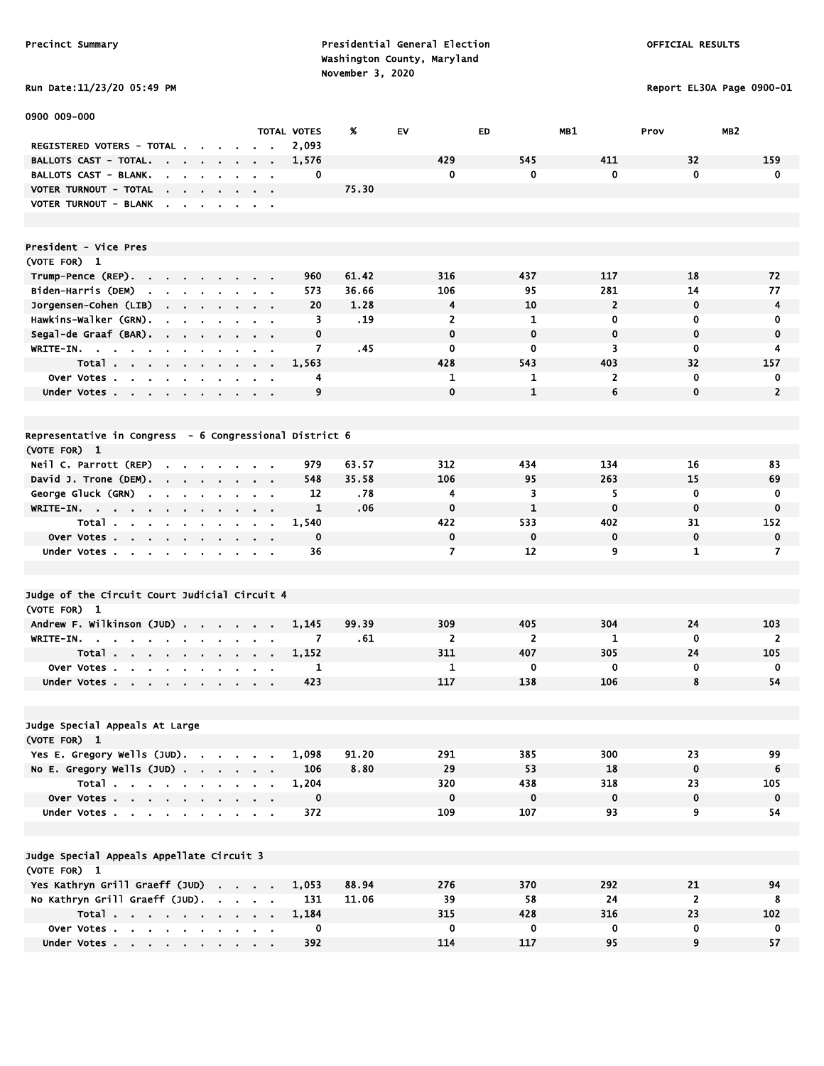Precinct Summary

Presidential General Election
Washington County, Maryland
November 3, 2020

OFFICIAL RESULTS

Run Date:11/23/20 05:49 PM

Report EL30A Page 0900-01

0900 009-000

| | TOTAL VOTES | % | EV | ED | MB1 | Prov | MB2 |
|---|---|---|---|---|---|---|---|
| REGISTERED VOTERS - TOTAL | 2,093 | | | | | | |
| BALLOTS CAST - TOTAL. | 1,576 | | 429 | 545 | 411 | 32 | 159 |
| BALLOTS CAST - BLANK. | 0 | | 0 | 0 | 0 | 0 | 0 |
| VOTER TURNOUT - TOTAL | | 75.30 | | | | | |
| VOTER TURNOUT - BLANK | | | | | | | |

**President - Vice Pres**
(VOTE FOR) 1

| | TOTAL VOTES | % | EV | ED | MB1 | Prov | MB2 |
|---|---|---|---|---|---|---|---|
| Trump-Pence (REP). | 960 | 61.42 | 316 | 437 | 117 | 18 | 72 |
| Biden-Harris (DEM) | 573 | 36.66 | 106 | 95 | 281 | 14 | 77 |
| Jorgensen-Cohen (LIB) | 20 | 1.28 | 4 | 10 | 2 | 0 | 4 |
| Hawkins-Walker (GRN). | 3 | .19 | 2 | 1 | 0 | 0 | 0 |
| Segal-de Graaf (BAR). | 0 | | 0 | 0 | 0 | 0 | 0 |
| WRITE-IN. | 7 | .45 | 0 | 0 | 3 | 0 | 4 |
| Total | 1,563 | | 428 | 543 | 403 | 32 | 157 |
| Over Votes | 4 | | 1 | 1 | 2 | 0 | 0 |
| Under Votes | 9 | | 0 | 1 | 6 | 0 | 2 |

**Representative in Congress - 6 Congressional District 6**
(VOTE FOR) 1

| | TOTAL VOTES | % | EV | ED | MB1 | Prov | MB2 |
|---|---|---|---|---|---|---|---|
| Neil C. Parrott (REP) | 979 | 63.57 | 312 | 434 | 134 | 16 | 83 |
| David J. Trone (DEM). | 548 | 35.58 | 106 | 95 | 263 | 15 | 69 |
| George Gluck (GRN) | 12 | .78 | 4 | 3 | 5 | 0 | 0 |
| WRITE-IN. | 1 | .06 | 0 | 1 | 0 | 0 | 0 |
| Total | 1,540 | | 422 | 533 | 402 | 31 | 152 |
| Over Votes | 0 | | 0 | 0 | 0 | 0 | 0 |
| Under Votes | 36 | | 7 | 12 | 9 | 1 | 7 |

**Judge of the Circuit Court Judicial Circuit 4**
(VOTE FOR) 1

| | TOTAL VOTES | % | EV | ED | MB1 | Prov | MB2 |
|---|---|---|---|---|---|---|---|
| Andrew F. Wilkinson (JUD) | 1,145 | 99.39 | 309 | 405 | 304 | 24 | 103 |
| WRITE-IN. | 7 | .61 | 2 | 2 | 1 | 0 | 2 |
| Total | 1,152 | | 311 | 407 | 305 | 24 | 105 |
| Over Votes | 1 | | 1 | 0 | 0 | 0 | 0 |
| Under Votes | 423 | | 117 | 138 | 106 | 8 | 54 |

**Judge Special Appeals At Large**
(VOTE FOR) 1

| | TOTAL VOTES | % | EV | ED | MB1 | Prov | MB2 |
|---|---|---|---|---|---|---|---|
| Yes E. Gregory Wells (JUD). | 1,098 | 91.20 | 291 | 385 | 300 | 23 | 99 |
| No E. Gregory Wells (JUD) | 106 | 8.80 | 29 | 53 | 18 | 0 | 6 |
| Total | 1,204 | | 320 | 438 | 318 | 23 | 105 |
| Over Votes | 0 | | 0 | 0 | 0 | 0 | 0 |
| Under Votes | 372 | | 109 | 107 | 93 | 9 | 54 |

**Judge Special Appeals Appellate Circuit 3**
(VOTE FOR) 1

| | TOTAL VOTES | % | EV | ED | MB1 | Prov | MB2 |
|---|---|---|---|---|---|---|---|
| Yes Kathryn Grill Graeff (JUD) | 1,053 | 88.94 | 276 | 370 | 292 | 21 | 94 |
| No Kathryn Grill Graeff (JUD). | 131 | 11.06 | 39 | 58 | 24 | 2 | 8 |
| Total | 1,184 | | 315 | 428 | 316 | 23 | 102 |
| Over Votes | 0 | | 0 | 0 | 0 | 0 | 0 |
| Under Votes | 392 | | 114 | 117 | 95 | 9 | 57 |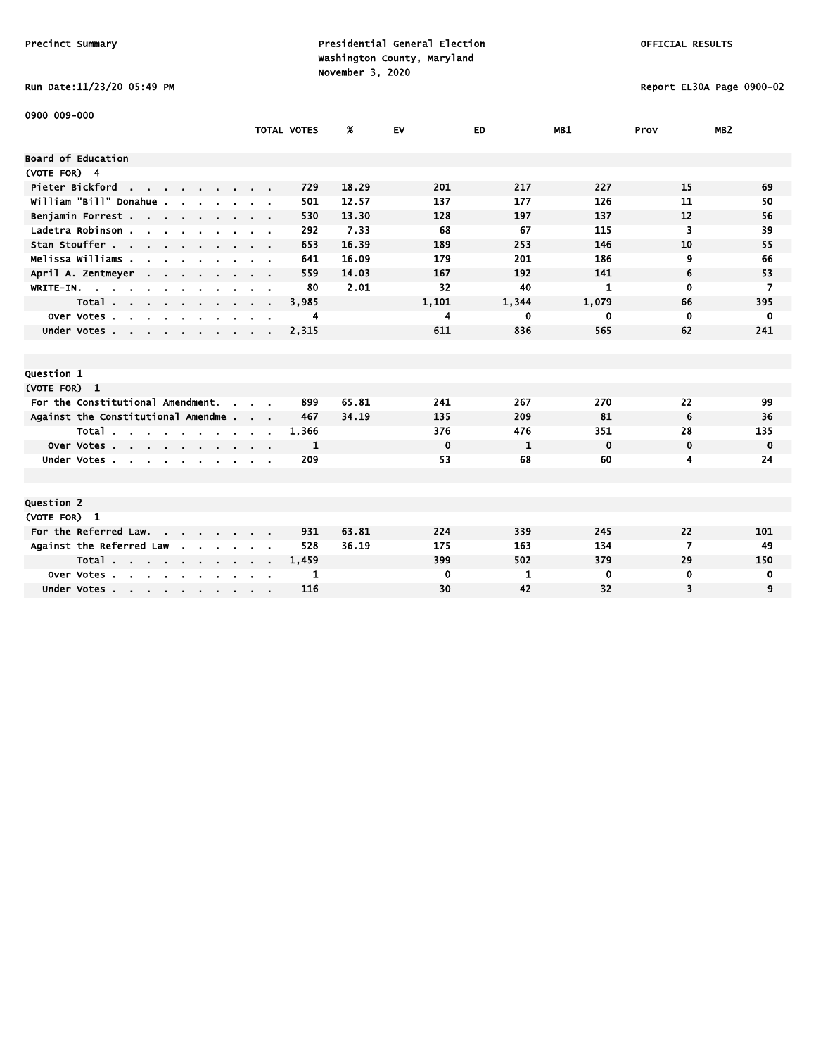Precinct Summary

Presidential General Election
Washington County, Maryland
November 3, 2020

OFFICIAL RESULTS

Run Date:11/23/20 05:49 PM

Report EL30A Page 0900-02

0900 009-000

| | TOTAL VOTES | % | EV | ED | MB1 | Prov | MB2 |
|---|---|---|---|---|---|---|---|
| **Board of Education** | | | | | | | |
| (VOTE FOR) 4 | | | | | | | |
| Pieter Bickford | 729 | 18.29 | 201 | 217 | 227 | 15 | 69 |
| William "Bill" Donahue | 501 | 12.57 | 137 | 177 | 126 | 11 | 50 |
| Benjamin Forrest | 530 | 13.30 | 128 | 197 | 137 | 12 | 56 |
| Ladetra Robinson | 292 | 7.33 | 68 | 67 | 115 | 3 | 39 |
| Stan Stouffer | 653 | 16.39 | 189 | 253 | 146 | 10 | 55 |
| Melissa Williams | 641 | 16.09 | 179 | 201 | 186 | 9 | 66 |
| April A. Zentmeyer | 559 | 14.03 | 167 | 192 | 141 | 6 | 53 |
| WRITE-IN. | 80 | 2.01 | 32 | 40 | 1 | 0 | 7 |
| Total | 3,985 | | 1,101 | 1,344 | 1,079 | 66 | 395 |
| Over Votes | 4 | | 4 | 0 | 0 | 0 | 0 |
| Under Votes | 2,315 | | 611 | 836 | 565 | 62 | 241 |

| | TOTAL VOTES | % | EV | ED | MB1 | Prov | MB2 |
|---|---|---|---|---|---|---|---|
| **Question 1** | | | | | | | |
| (VOTE FOR) 1 | | | | | | | |
| For the Constitutional Amendment. | 899 | 65.81 | 241 | 267 | 270 | 22 | 99 |
| Against the Constitutional Amendme | 467 | 34.19 | 135 | 209 | 81 | 6 | 36 |
| Total | 1,366 | | 376 | 476 | 351 | 28 | 135 |
| Over Votes | 1 | | 0 | 1 | 0 | 0 | 0 |
| Under Votes | 209 | | 53 | 68 | 60 | 4 | 24 |

| | TOTAL VOTES | % | EV | ED | MB1 | Prov | MB2 |
|---|---|---|---|---|---|---|---|
| **Question 2** | | | | | | | |
| (VOTE FOR) 1 | | | | | | | |
| For the Referred Law. | 931 | 63.81 | 224 | 339 | 245 | 22 | 101 |
| Against the Referred Law | 528 | 36.19 | 175 | 163 | 134 | 7 | 49 |
| Total | 1,459 | | 399 | 502 | 379 | 29 | 150 |
| Over Votes | 1 | | 0 | 1 | 0 | 0 | 0 |
| Under Votes | 116 | | 30 | 42 | 32 | 3 | 9 |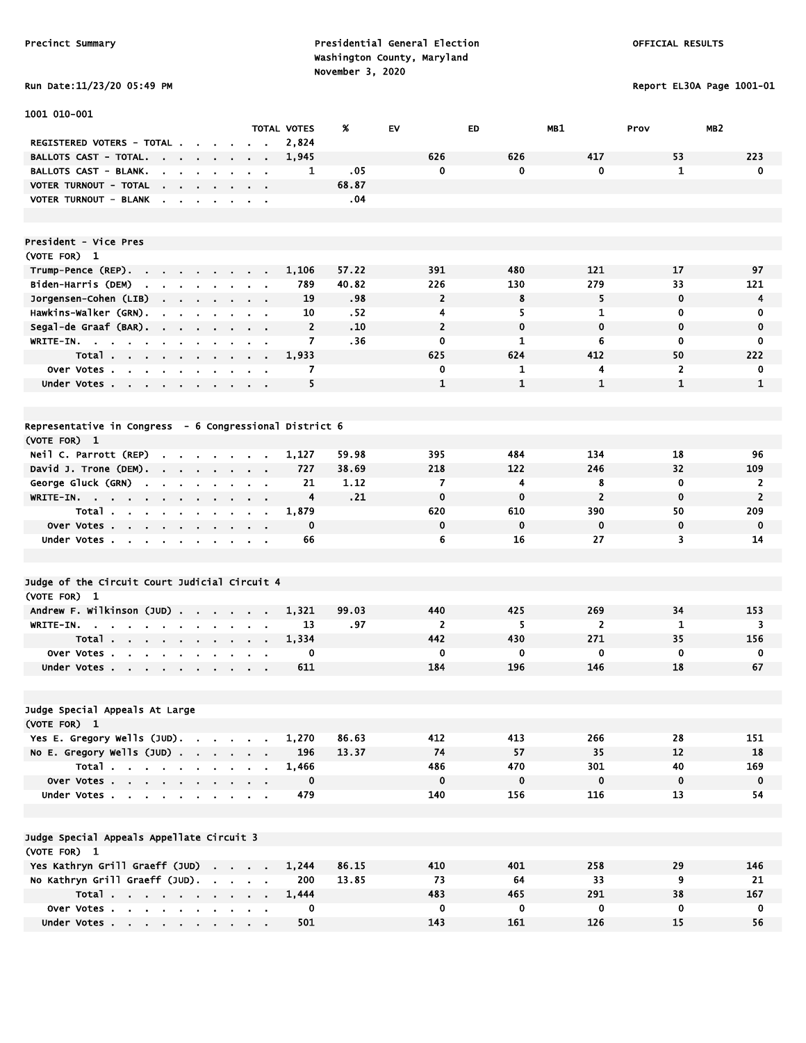Precinct Summary

Presidential General Election
Washington County, Maryland
November 3, 2020

OFFICIAL RESULTS

Run Date:11/23/20 05:49 PM

Report EL30A Page 1001-01

## 1001 010-001

| | TOTAL VOTES | % | EV | ED | MB1 | Prov | MB2 |
|---|---|---|---|---|---|---|---|
| REGISTERED VOTERS - TOTAL | 2,824 | | | | | | |
| BALLOTS CAST - TOTAL. | 1,945 | | 626 | 626 | 417 | 53 | 223 |
| BALLOTS CAST - BLANK. | 1 | .05 | 0 | 0 | 0 | 1 | 0 |
| VOTER TURNOUT - TOTAL | | 68.87 | | | | | |
| VOTER TURNOUT - BLANK | | .04 | | | | | |

### President - Vice Pres
(VOTE FOR) 1

| | TOTAL VOTES | % | EV | ED | MB1 | Prov | MB2 |
|---|---|---|---|---|---|---|---|
| Trump-Pence (REP). | 1,106 | 57.22 | 391 | 480 | 121 | 17 | 97 |
| Biden-Harris (DEM) | 789 | 40.82 | 226 | 130 | 279 | 33 | 121 |
| Jorgensen-Cohen (LIB) | 19 | .98 | 2 | 8 | 5 | 0 | 4 |
| Hawkins-Walker (GRN). | 10 | .52 | 4 | 5 | 1 | 0 | 0 |
| Segal-de Graaf (BAR). | 2 | .10 | 2 | 0 | 0 | 0 | 0 |
| WRITE-IN. | 7 | .36 | 0 | 1 | 6 | 0 | 0 |
| Total | 1,933 | | 625 | 624 | 412 | 50 | 222 |
| Over Votes | 7 | | 0 | 1 | 4 | 2 | 0 |
| Under Votes | 5 | | 1 | 1 | 1 | 1 | 1 |

### Representative in Congress - 6 Congressional District 6
(VOTE FOR) 1

| | TOTAL VOTES | % | EV | ED | MB1 | Prov | MB2 |
|---|---|---|---|---|---|---|---|
| Neil C. Parrott (REP) | 1,127 | 59.98 | 395 | 484 | 134 | 18 | 96 |
| David J. Trone (DEM). | 727 | 38.69 | 218 | 122 | 246 | 32 | 109 |
| George Gluck (GRN) | 21 | 1.12 | 7 | 4 | 8 | 0 | 2 |
| WRITE-IN. | 4 | .21 | 0 | 0 | 2 | 0 | 2 |
| Total | 1,879 | | 620 | 610 | 390 | 50 | 209 |
| Over Votes | 0 | | 0 | 0 | 0 | 0 | 0 |
| Under Votes | 66 | | 6 | 16 | 27 | 3 | 14 |

### Judge of the Circuit Court Judicial Circuit 4
(VOTE FOR) 1

| | TOTAL VOTES | % | EV | ED | MB1 | Prov | MB2 |
|---|---|---|---|---|---|---|---|
| Andrew F. Wilkinson (JUD) | 1,321 | 99.03 | 440 | 425 | 269 | 34 | 153 |
| WRITE-IN. | 13 | .97 | 2 | 5 | 2 | 1 | 3 |
| Total | 1,334 | | 442 | 430 | 271 | 35 | 156 |
| Over Votes | 0 | | 0 | 0 | 0 | 0 | 0 |
| Under Votes | 611 | | 184 | 196 | 146 | 18 | 67 |

### Judge Special Appeals At Large
(VOTE FOR) 1

| | TOTAL VOTES | % | EV | ED | MB1 | Prov | MB2 |
|---|---|---|---|---|---|---|---|
| Yes E. Gregory Wells (JUD). | 1,270 | 86.63 | 412 | 413 | 266 | 28 | 151 |
| No E. Gregory Wells (JUD) | 196 | 13.37 | 74 | 57 | 35 | 12 | 18 |
| Total | 1,466 | | 486 | 470 | 301 | 40 | 169 |
| Over Votes | 0 | | 0 | 0 | 0 | 0 | 0 |
| Under Votes | 479 | | 140 | 156 | 116 | 13 | 54 |

### Judge Special Appeals Appellate Circuit 3
(VOTE FOR) 1

| | TOTAL VOTES | % | EV | ED | MB1 | Prov | MB2 |
|---|---|---|---|---|---|---|---|
| Yes Kathryn Grill Graeff (JUD) | 1,244 | 86.15 | 410 | 401 | 258 | 29 | 146 |
| No Kathryn Grill Graeff (JUD). | 200 | 13.85 | 73 | 64 | 33 | 9 | 21 |
| Total | 1,444 | | 483 | 465 | 291 | 38 | 167 |
| Over Votes | 0 | | 0 | 0 | 0 | 0 | 0 |
| Under Votes | 501 | | 143 | 161 | 126 | 15 | 56 |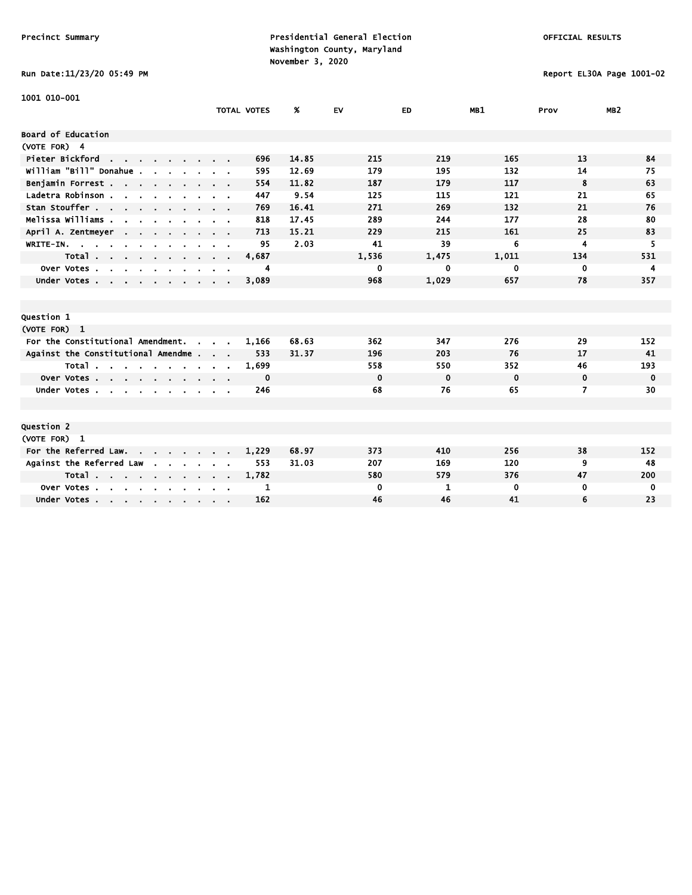Precinct Summary

Presidential General Election
Washington County, Maryland
November 3, 2020

OFFICIAL RESULTS

Run Date:11/23/20 05:49 PM

Report EL30A Page 1001-02

1001 010-001

| | TOTAL VOTES | % | EV | ED | MB1 | Prov | MB2 |
|---|---|---|---|---|---|---|---|
| **Board of Education** | | | | | | | |
| (VOTE FOR) 4 | | | | | | | |
| Pieter Bickford | 696 | 14.85 | 215 | 219 | 165 | 13 | 84 |
| William "Bill" Donahue | 595 | 12.69 | 179 | 195 | 132 | 14 | 75 |
| Benjamin Forrest | 554 | 11.82 | 187 | 179 | 117 | 8 | 63 |
| Ladetra Robinson | 447 | 9.54 | 125 | 115 | 121 | 21 | 65 |
| Stan Stouffer | 769 | 16.41 | 271 | 269 | 132 | 21 | 76 |
| Melissa Williams | 818 | 17.45 | 289 | 244 | 177 | 28 | 80 |
| April A. Zentmeyer | 713 | 15.21 | 229 | 215 | 161 | 25 | 83 |
| WRITE-IN. | 95 | 2.03 | 41 | 39 | 6 | 4 | 5 |
| Total | 4,687 | | 1,536 | 1,475 | 1,011 | 134 | 531 |
| Over Votes | 4 | | 0 | 0 | 0 | 0 | 4 |
| Under Votes | 3,089 | | 968 | 1,029 | 657 | 78 | 357 |
| **Question 1** | | | | | | | |
| (VOTE FOR) 1 | | | | | | | |
| For the Constitutional Amendment. | 1,166 | 68.63 | 362 | 347 | 276 | 29 | 152 |
| Against the Constitutional Amendme | 533 | 31.37 | 196 | 203 | 76 | 17 | 41 |
| Total | 1,699 | | 558 | 550 | 352 | 46 | 193 |
| Over Votes | 0 | | 0 | 0 | 0 | 0 | 0 |
| Under Votes | 246 | | 68 | 76 | 65 | 7 | 30 |
| **Question 2** | | | | | | | |
| (VOTE FOR) 1 | | | | | | | |
| For the Referred Law. | 1,229 | 68.97 | 373 | 410 | 256 | 38 | 152 |
| Against the Referred Law | 553 | 31.03 | 207 | 169 | 120 | 9 | 48 |
| Total | 1,782 | | 580 | 579 | 376 | 47 | 200 |
| Over Votes | 1 | | 0 | 1 | 0 | 0 | 0 |
| Under Votes | 162 | | 46 | 46 | 41 | 6 | 23 |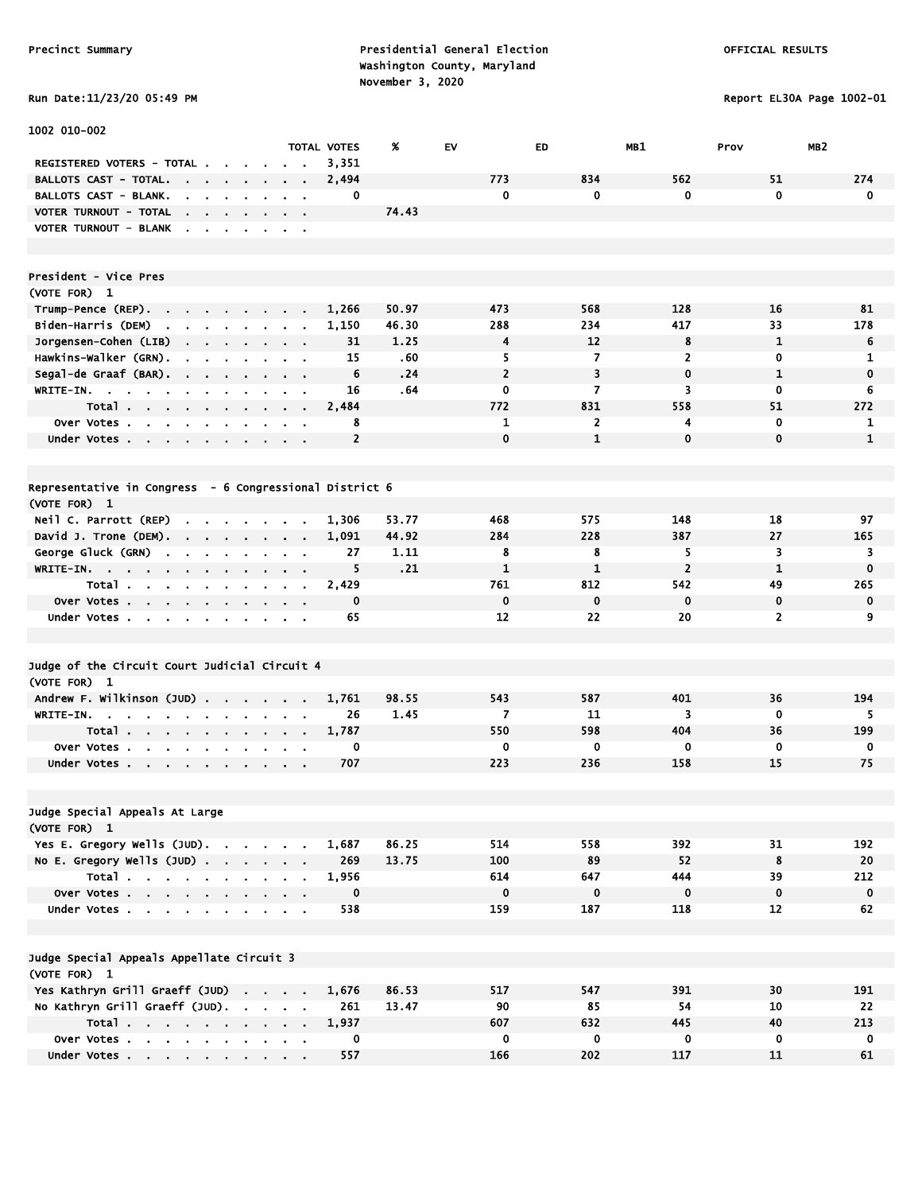Precinct Summary

Presidential General Election
Washington County, Maryland
November 3, 2020

OFFICIAL RESULTS

Run Date:11/23/20 05:49 PM

Report EL30A Page 1002-01

1002 010-002

| | TOTAL VOTES | % | EV | ED | MB1 | Prov | MB2 |
|---|---|---|---|---|---|---|---|
| REGISTERED VOTERS - TOTAL | 3,351 | | | | | | |
| BALLOTS CAST - TOTAL. | 2,494 | | 773 | 834 | 562 | 51 | 274 |
| BALLOTS CAST - BLANK. | 0 | | 0 | 0 | 0 | 0 | 0 |
| VOTER TURNOUT - TOTAL | | 74.43 | | | | | |
| VOTER TURNOUT - BLANK | | | | | | | |

## President - Vice Pres

(VOTE FOR) 1

| | TOTAL VOTES | % | EV | ED | MB1 | Prov | MB2 |
|---|---|---|---|---|---|---|---|
| Trump-Pence (REP). | 1,266 | 50.97 | 473 | 568 | 128 | 16 | 81 |
| Biden-Harris (DEM) | 1,150 | 46.30 | 288 | 234 | 417 | 33 | 178 |
| Jorgensen-Cohen (LIB) | 31 | 1.25 | 4 | 12 | 8 | 1 | 6 |
| Hawkins-Walker (GRN). | 15 | .60 | 5 | 7 | 2 | 0 | 1 |
| Segal-de Graaf (BAR). | 6 | .24 | 2 | 3 | 0 | 1 | 0 |
| WRITE-IN. | 16 | .64 | 0 | 7 | 3 | 0 | 6 |
| Total | 2,484 | | 772 | 831 | 558 | 51 | 272 |
| Over Votes | 8 | | 1 | 2 | 4 | 0 | 1 |
| Under Votes | 2 | | 0 | 1 | 0 | 0 | 1 |

## Representative in Congress - 6 Congressional District 6

(VOTE FOR) 1

| | TOTAL VOTES | % | EV | ED | MB1 | Prov | MB2 |
|---|---|---|---|---|---|---|---|
| Neil C. Parrott (REP) | 1,306 | 53.77 | 468 | 575 | 148 | 18 | 97 |
| David J. Trone (DEM). | 1,091 | 44.92 | 284 | 228 | 387 | 27 | 165 |
| George Gluck (GRN) | 27 | 1.11 | 8 | 8 | 5 | 3 | 3 |
| WRITE-IN. | 5 | .21 | 1 | 1 | 2 | 1 | 0 |
| Total | 2,429 | | 761 | 812 | 542 | 49 | 265 |
| Over Votes | 0 | | 0 | 0 | 0 | 0 | 0 |
| Under Votes | 65 | | 12 | 22 | 20 | 2 | 9 |

## Judge of the Circuit Court Judicial Circuit 4

(VOTE FOR) 1

| | TOTAL VOTES | % | EV | ED | MB1 | Prov | MB2 |
|---|---|---|---|---|---|---|---|
| Andrew F. Wilkinson (JUD) | 1,761 | 98.55 | 543 | 587 | 401 | 36 | 194 |
| WRITE-IN. | 26 | 1.45 | 7 | 11 | 3 | 0 | 5 |
| Total | 1,787 | | 550 | 598 | 404 | 36 | 199 |
| Over Votes | 0 | | 0 | 0 | 0 | 0 | 0 |
| Under Votes | 707 | | 223 | 236 | 158 | 15 | 75 |

## Judge Special Appeals At Large

(VOTE FOR) 1

| | TOTAL VOTES | % | EV | ED | MB1 | Prov | MB2 |
|---|---|---|---|---|---|---|---|
| Yes E. Gregory Wells (JUD). | 1,687 | 86.25 | 514 | 558 | 392 | 31 | 192 |
| No E. Gregory Wells (JUD) | 269 | 13.75 | 100 | 89 | 52 | 8 | 20 |
| Total | 1,956 | | 614 | 647 | 444 | 39 | 212 |
| Over Votes | 0 | | 0 | 0 | 0 | 0 | 0 |
| Under Votes | 538 | | 159 | 187 | 118 | 12 | 62 |

## Judge Special Appeals Appellate Circuit 3

(VOTE FOR) 1

| | TOTAL VOTES | % | EV | ED | MB1 | Prov | MB2 |
|---|---|---|---|---|---|---|---|
| Yes Kathryn Grill Graeff (JUD) | 1,676 | 86.53 | 517 | 547 | 391 | 30 | 191 |
| No Kathryn Grill Graeff (JUD). | 261 | 13.47 | 90 | 85 | 54 | 10 | 22 |
| Total | 1,937 | | 607 | 632 | 445 | 40 | 213 |
| Over Votes | 0 | | 0 | 0 | 0 | 0 | 0 |
| Under Votes | 557 | | 166 | 202 | 117 | 11 | 61 |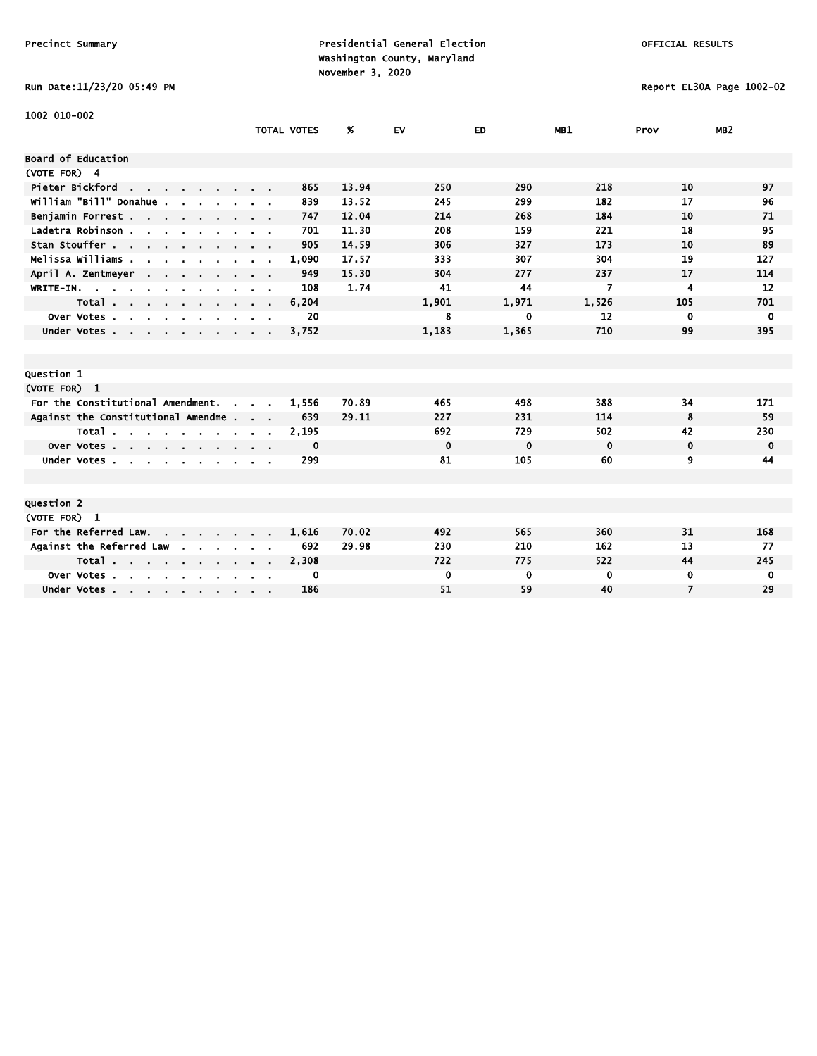Precinct Summary

Presidential General Election
Washington County, Maryland
November 3, 2020

OFFICIAL RESULTS

Run Date:11/23/20 05:49 PM

Report EL30A Page 1002-02

1002 010-002

| | TOTAL VOTES | % | EV | ED | MB1 | Prov | MB2 |
|---|---|---|---|---|---|---|---|
| **Board of Education** | | | | | | | |
| (VOTE FOR) 4 | | | | | | | |
| Pieter Bickford | 865 | 13.94 | 250 | 290 | 218 | 10 | 97 |
| William "Bill" Donahue | 839 | 13.52 | 245 | 299 | 182 | 17 | 96 |
| Benjamin Forrest | 747 | 12.04 | 214 | 268 | 184 | 10 | 71 |
| Ladetra Robinson | 701 | 11.30 | 208 | 159 | 221 | 18 | 95 |
| Stan Stouffer | 905 | 14.59 | 306 | 327 | 173 | 10 | 89 |
| Melissa Williams | 1,090 | 17.57 | 333 | 307 | 304 | 19 | 127 |
| April A. Zentmeyer | 949 | 15.30 | 304 | 277 | 237 | 17 | 114 |
| WRITE-IN. | 108 | 1.74 | 41 | 44 | 7 | 4 | 12 |
| Total | 6,204 | | 1,901 | 1,971 | 1,526 | 105 | 701 |
| Over Votes | 20 | | 8 | 0 | 12 | 0 | 0 |
| Under Votes | 3,752 | | 1,183 | 1,365 | 710 | 99 | 395 |

| | TOTAL VOTES | % | EV | ED | MB1 | Prov | MB2 |
|---|---|---|---|---|---|---|---|
| **Question 1** | | | | | | | |
| (VOTE FOR) 1 | | | | | | | |
| For the Constitutional Amendment. | 1,556 | 70.89 | 465 | 498 | 388 | 34 | 171 |
| Against the Constitutional Amendme | 639 | 29.11 | 227 | 231 | 114 | 8 | 59 |
| Total | 2,195 | | 692 | 729 | 502 | 42 | 230 |
| Over Votes | 0 | | 0 | 0 | 0 | 0 | 0 |
| Under Votes | 299 | | 81 | 105 | 60 | 9 | 44 |

| | TOTAL VOTES | % | EV | ED | MB1 | Prov | MB2 |
|---|---|---|---|---|---|---|---|
| **Question 2** | | | | | | | |
| (VOTE FOR) 1 | | | | | | | |
| For the Referred Law. | 1,616 | 70.02 | 492 | 565 | 360 | 31 | 168 |
| Against the Referred Law | 692 | 29.98 | 230 | 210 | 162 | 13 | 77 |
| Total | 2,308 | | 722 | 775 | 522 | 44 | 245 |
| Over Votes | 0 | | 0 | 0 | 0 | 0 | 0 |
| Under Votes | 186 | | 51 | 59 | 40 | 7 | 29 |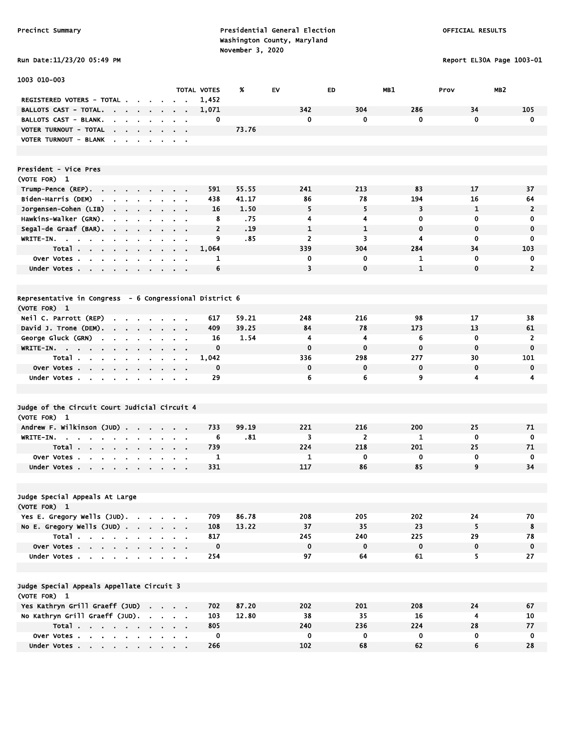Precinct Summary

Presidential General Election
Washington County, Maryland
November 3, 2020

OFFICIAL RESULTS

Run Date:11/23/20 05:49 PM

Report EL30A Page 1003-01

## 1003 010-003

| | TOTAL VOTES | % | EV | ED | MB1 | Prov | MB2 |
|---|---|---|---|---|---|---|---|
| REGISTERED VOTERS - TOTAL | 1,452 | | | | | | |
| BALLOTS CAST - TOTAL | 1,071 | | 342 | 304 | 286 | 34 | 105 |
| BALLOTS CAST - BLANK | 0 | | 0 | 0 | 0 | 0 | 0 |
| VOTER TURNOUT - TOTAL | | 73.76 | | | | | |
| VOTER TURNOUT - BLANK | | | | | | | |

### President - Vice Pres
(VOTE FOR) 1

| | TOTAL VOTES | % | EV | ED | MB1 | Prov | MB2 |
|---|---|---|---|---|---|---|---|
| Trump-Pence (REP) | 591 | 55.55 | 241 | 213 | 83 | 17 | 37 |
| Biden-Harris (DEM) | 438 | 41.17 | 86 | 78 | 194 | 16 | 64 |
| Jorgensen-Cohen (LIB) | 16 | 1.50 | 5 | 5 | 3 | 1 | 2 |
| Hawkins-Walker (GRN) | 8 | .75 | 4 | 4 | 0 | 0 | 0 |
| Segal-de Graaf (BAR) | 2 | .19 | 1 | 1 | 0 | 0 | 0 |
| WRITE-IN | 9 | .85 | 2 | 3 | 4 | 0 | 0 |
| Total | 1,064 | | 339 | 304 | 284 | 34 | 103 |
| Over Votes | 1 | | 0 | 0 | 1 | 0 | 0 |
| Under Votes | 6 | | 3 | 0 | 1 | 0 | 2 |

### Representative in Congress - 6 Congressional District 6
(VOTE FOR) 1

| | TOTAL VOTES | % | EV | ED | MB1 | Prov | MB2 |
|---|---|---|---|---|---|---|---|
| Neil C. Parrott (REP) | 617 | 59.21 | 248 | 216 | 98 | 17 | 38 |
| David J. Trone (DEM) | 409 | 39.25 | 84 | 78 | 173 | 13 | 61 |
| George Gluck (GRN) | 16 | 1.54 | 4 | 4 | 6 | 0 | 2 |
| WRITE-IN | 0 | | 0 | 0 | 0 | 0 | 0 |
| Total | 1,042 | | 336 | 298 | 277 | 30 | 101 |
| Over Votes | 0 | | 0 | 0 | 0 | 0 | 0 |
| Under Votes | 29 | | 6 | 6 | 9 | 4 | 4 |

### Judge of the Circuit Court Judicial Circuit 4
(VOTE FOR) 1

| | TOTAL VOTES | % | EV | ED | MB1 | Prov | MB2 |
|---|---|---|---|---|---|---|---|
| Andrew F. Wilkinson (JUD) | 733 | 99.19 | 221 | 216 | 200 | 25 | 71 |
| WRITE-IN | 6 | .81 | 3 | 2 | 1 | 0 | 0 |
| Total | 739 | | 224 | 218 | 201 | 25 | 71 |
| Over Votes | 1 | | 1 | 0 | 0 | 0 | 0 |
| Under Votes | 331 | | 117 | 86 | 85 | 9 | 34 |

### Judge Special Appeals At Large
(VOTE FOR) 1

| | TOTAL VOTES | % | EV | ED | MB1 | Prov | MB2 |
|---|---|---|---|---|---|---|---|
| Yes E. Gregory Wells (JUD) | 709 | 86.78 | 208 | 205 | 202 | 24 | 70 |
| No E. Gregory Wells (JUD) | 108 | 13.22 | 37 | 35 | 23 | 5 | 8 |
| Total | 817 | | 245 | 240 | 225 | 29 | 78 |
| Over Votes | 0 | | 0 | 0 | 0 | 0 | 0 |
| Under Votes | 254 | | 97 | 64 | 61 | 5 | 27 |

### Judge Special Appeals Appellate Circuit 3
(VOTE FOR) 1

| | TOTAL VOTES | % | EV | ED | MB1 | Prov | MB2 |
|---|---|---|---|---|---|---|---|
| Yes Kathryn Grill Graeff (JUD) | 702 | 87.20 | 202 | 201 | 208 | 24 | 67 |
| No Kathryn Grill Graeff (JUD) | 103 | 12.80 | 38 | 35 | 16 | 4 | 10 |
| Total | 805 | | 240 | 236 | 224 | 28 | 77 |
| Over Votes | 0 | | 0 | 0 | 0 | 0 | 0 |
| Under Votes | 266 | | 102 | 68 | 62 | 6 | 28 |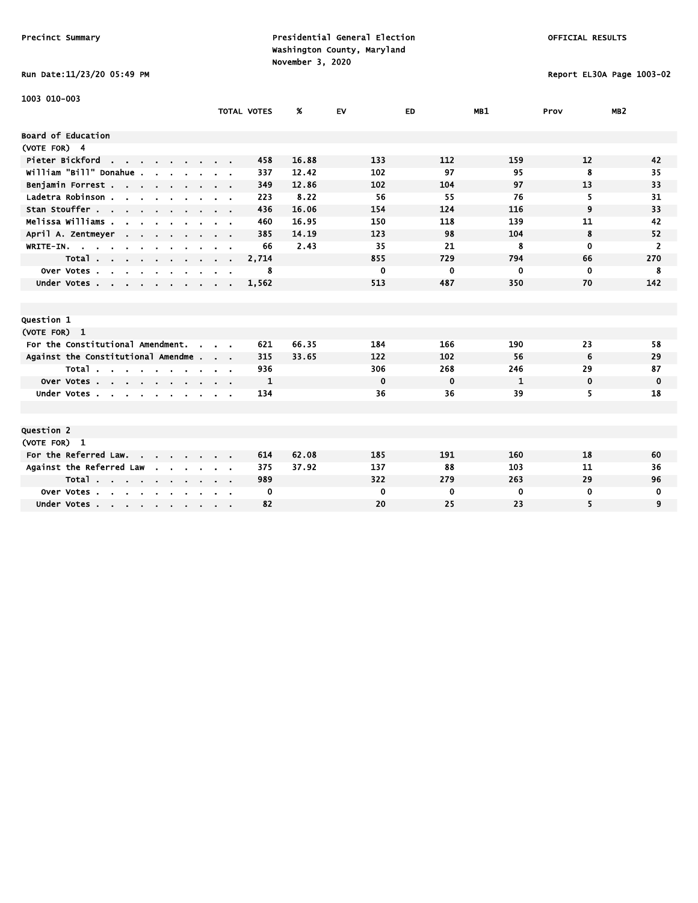Precinct Summary

Presidential General Election
Washington County, Maryland
November 3, 2020

OFFICIAL RESULTS

Run Date:11/23/20 05:49 PM

Report EL30A Page 1003-02

1003 010-003

| | TOTAL VOTES | % | EV | ED | MB1 | Prov | MB2 |
|---|---|---|---|---|---|---|---|
| **Board of Education** | | | | | | | |
| (VOTE FOR) 4 | | | | | | | |
| Pieter Bickford | 458 | 16.88 | 133 | 112 | 159 | 12 | 42 |
| William "Bill" Donahue | 337 | 12.42 | 102 | 97 | 95 | 8 | 35 |
| Benjamin Forrest | 349 | 12.86 | 102 | 104 | 97 | 13 | 33 |
| Ladetra Robinson | 223 | 8.22 | 56 | 55 | 76 | 5 | 31 |
| Stan Stouffer | 436 | 16.06 | 154 | 124 | 116 | 9 | 33 |
| Melissa Williams | 460 | 16.95 | 150 | 118 | 139 | 11 | 42 |
| April A. Zentmeyer | 385 | 14.19 | 123 | 98 | 104 | 8 | 52 |
| WRITE-IN. | 66 | 2.43 | 35 | 21 | 8 | 0 | 2 |
| Total | 2,714 | | 855 | 729 | 794 | 66 | 270 |
| Over Votes | 8 | | 0 | 0 | 0 | 0 | 8 |
| Under Votes | 1,562 | | 513 | 487 | 350 | 70 | 142 |
| **Question 1** | | | | | | | |
| (VOTE FOR) 1 | | | | | | | |
| For the Constitutional Amendment. | 621 | 66.35 | 184 | 166 | 190 | 23 | 58 |
| Against the Constitutional Amendme | 315 | 33.65 | 122 | 102 | 56 | 6 | 29 |
| Total | 936 | | 306 | 268 | 246 | 29 | 87 |
| Over Votes | 1 | | 0 | 0 | 1 | 0 | 0 |
| Under Votes | 134 | | 36 | 36 | 39 | 5 | 18 |
| **Question 2** | | | | | | | |
| (VOTE FOR) 1 | | | | | | | |
| For the Referred Law. | 614 | 62.08 | 185 | 191 | 160 | 18 | 60 |
| Against the Referred Law | 375 | 37.92 | 137 | 88 | 103 | 11 | 36 |
| Total | 989 | | 322 | 279 | 263 | 29 | 96 |
| Over Votes | 0 | | 0 | 0 | 0 | 0 | 0 |
| Under Votes | 82 | | 20 | 25 | 23 | 5 | 9 |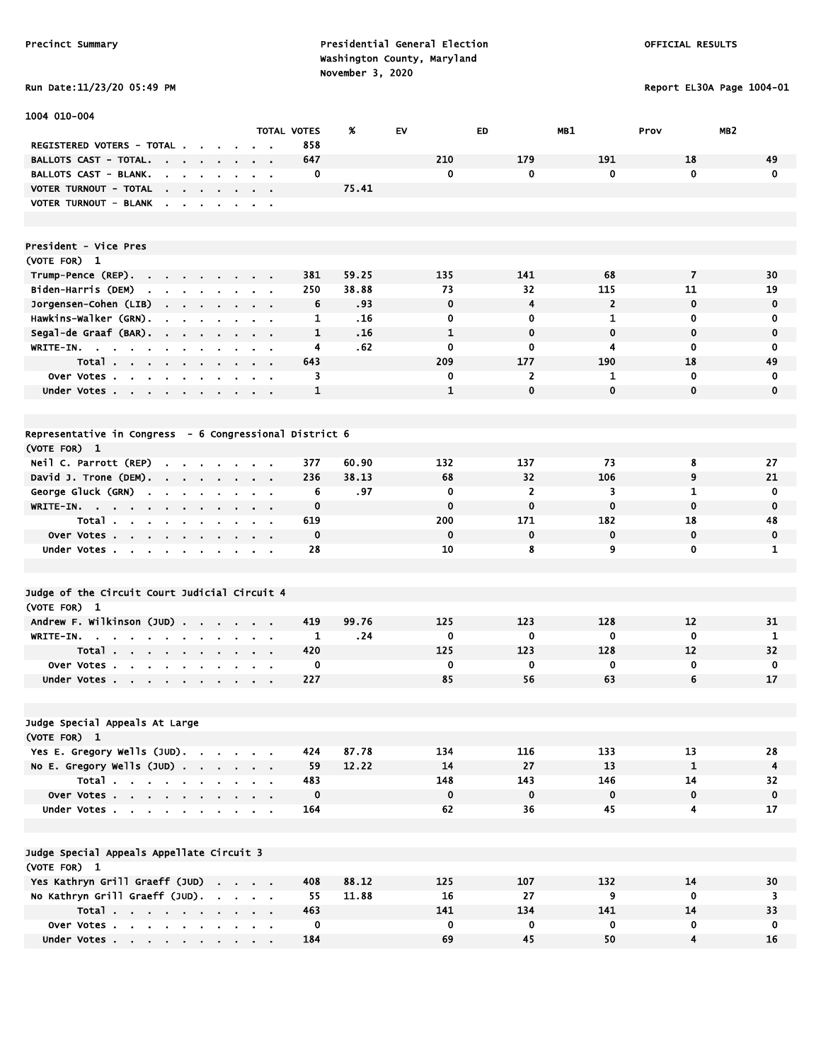Precinct Summary

Presidential General Election
Washington County, Maryland
November 3, 2020

OFFICIAL RESULTS

Run Date:11/23/20 05:49 PM

Report EL30A Page 1004-01

1004 010-004

| | TOTAL VOTES | % | EV | ED | MB1 | Prov | MB2 |
|---|---|---|---|---|---|---|---|
| REGISTERED VOTERS - TOTAL | 858 | | | | | | |
| BALLOTS CAST - TOTAL. | 647 | | 210 | 179 | 191 | 18 | 49 |
| BALLOTS CAST - BLANK. | 0 | | 0 | 0 | 0 | 0 | 0 |
| VOTER TURNOUT - TOTAL | | 75.41 | | | | | |
| VOTER TURNOUT - BLANK | | | | | | | |

## President - Vice Pres
(VOTE FOR) 1

| | TOTAL VOTES | % | EV | ED | MB1 | Prov | MB2 |
|---|---|---|---|---|---|---|---|
| Trump-Pence (REP). | 381 | 59.25 | 135 | 141 | 68 | 7 | 30 |
| Biden-Harris (DEM) | 250 | 38.88 | 73 | 32 | 115 | 11 | 19 |
| Jorgensen-Cohen (LIB) | 6 | .93 | 0 | 4 | 2 | 0 | 0 |
| Hawkins-Walker (GRN). | 1 | .16 | 0 | 0 | 1 | 0 | 0 |
| Segal-de Graaf (BAR). | 1 | .16 | 1 | 0 | 0 | 0 | 0 |
| WRITE-IN. | 4 | .62 | 0 | 0 | 4 | 0 | 0 |
| Total | 643 | | 209 | 177 | 190 | 18 | 49 |
| Over Votes | 3 | | 0 | 2 | 1 | 0 | 0 |
| Under Votes | 1 | | 1 | 0 | 0 | 0 | 0 |

## Representative in Congress - 6 Congressional District 6
(VOTE FOR) 1

| | TOTAL VOTES | % | EV | ED | MB1 | Prov | MB2 |
|---|---|---|---|---|---|---|---|
| Neil C. Parrott (REP) | 377 | 60.90 | 132 | 137 | 73 | 8 | 27 |
| David J. Trone (DEM). | 236 | 38.13 | 68 | 32 | 106 | 9 | 21 |
| George Gluck (GRN) | 6 | .97 | 0 | 2 | 3 | 1 | 0 |
| WRITE-IN. | 0 | | 0 | 0 | 0 | 0 | 0 |
| Total | 619 | | 200 | 171 | 182 | 18 | 48 |
| Over Votes | 0 | | 0 | 0 | 0 | 0 | 0 |
| Under Votes | 28 | | 10 | 8 | 9 | 0 | 1 |

## Judge of the Circuit Court Judicial Circuit 4
(VOTE FOR) 1

| | TOTAL VOTES | % | EV | ED | MB1 | Prov | MB2 |
|---|---|---|---|---|---|---|---|
| Andrew F. Wilkinson (JUD) | 419 | 99.76 | 125 | 123 | 128 | 12 | 31 |
| WRITE-IN. | 1 | .24 | 0 | 0 | 0 | 0 | 1 |
| Total | 420 | | 125 | 123 | 128 | 12 | 32 |
| Over Votes | 0 | | 0 | 0 | 0 | 0 | 0 |
| Under Votes | 227 | | 85 | 56 | 63 | 6 | 17 |

## Judge Special Appeals At Large
(VOTE FOR) 1

| | TOTAL VOTES | % | EV | ED | MB1 | Prov | MB2 |
|---|---|---|---|---|---|---|---|
| Yes E. Gregory Wells (JUD). | 424 | 87.78 | 134 | 116 | 133 | 13 | 28 |
| No E. Gregory Wells (JUD) | 59 | 12.22 | 14 | 27 | 13 | 1 | 4 |
| Total | 483 | | 148 | 143 | 146 | 14 | 32 |
| Over Votes | 0 | | 0 | 0 | 0 | 0 | 0 |
| Under Votes | 164 | | 62 | 36 | 45 | 4 | 17 |

## Judge Special Appeals Appellate Circuit 3
(VOTE FOR) 1

| | TOTAL VOTES | % | EV | ED | MB1 | Prov | MB2 |
|---|---|---|---|---|---|---|---|
| Yes Kathryn Grill Graeff (JUD) | 408 | 88.12 | 125 | 107 | 132 | 14 | 30 |
| No Kathryn Grill Graeff (JUD). | 55 | 11.88 | 16 | 27 | 9 | 0 | 3 |
| Total | 463 | | 141 | 134 | 141 | 14 | 33 |
| Over Votes | 0 | | 0 | 0 | 0 | 0 | 0 |
| Under Votes | 184 | | 69 | 45 | 50 | 4 | 16 |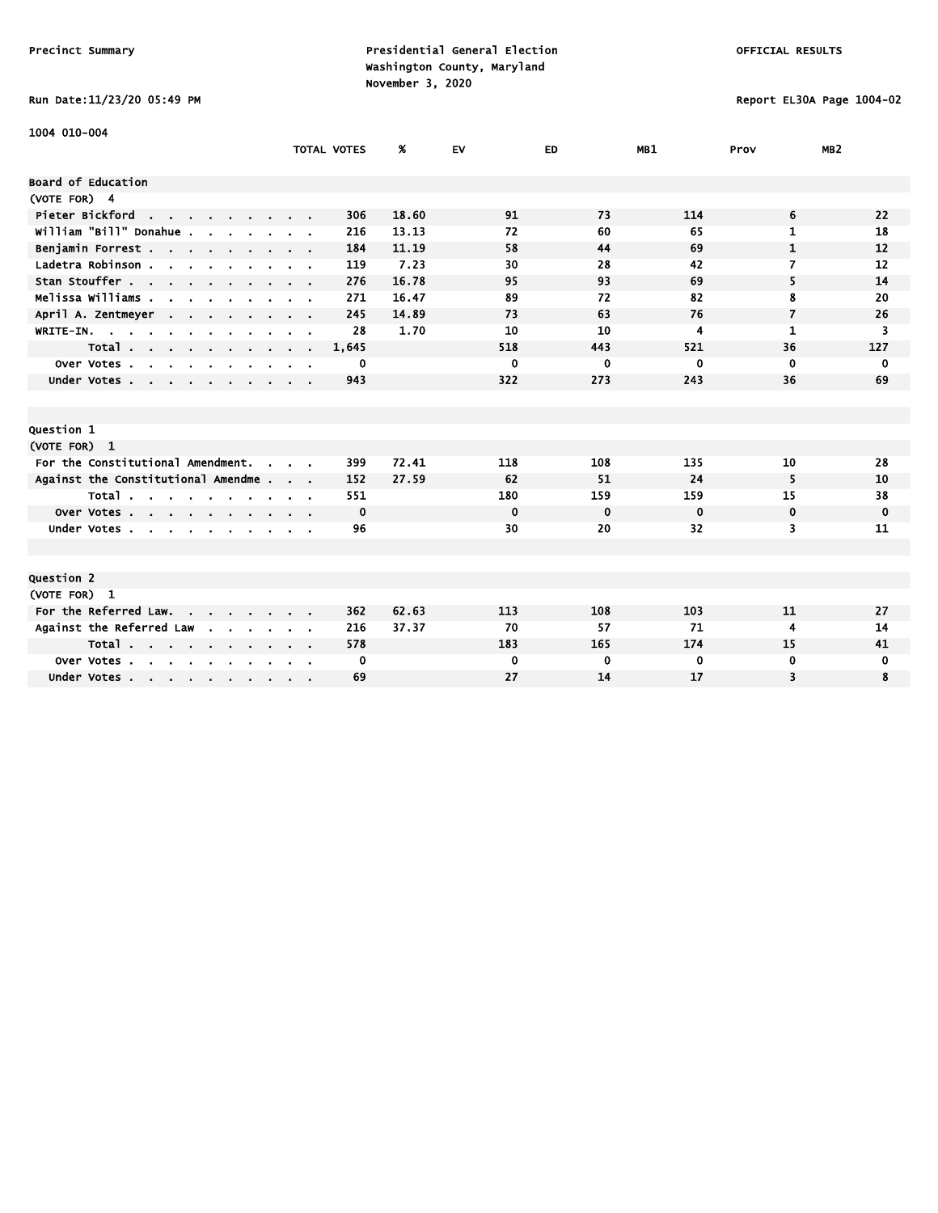Precinct Summary

Presidential General Election
Washington County, Maryland
November 3, 2020

OFFICIAL RESULTS

Run Date:11/23/20 05:49 PM

Report EL30A Page 1004-02

1004 010-004

| | TOTAL VOTES | % | EV | ED | MB1 | Prov | MB2 |
|---|---|---|---|---|---|---|---|
| **Board of Education** | | | | | | | |
| (VOTE FOR) 4 | | | | | | | |
| Pieter Bickford | 306 | 18.60 | 91 | 73 | 114 | 6 | 22 |
| William "Bill" Donahue | 216 | 13.13 | 72 | 60 | 65 | 1 | 18 |
| Benjamin Forrest | 184 | 11.19 | 58 | 44 | 69 | 1 | 12 |
| Ladetra Robinson | 119 | 7.23 | 30 | 28 | 42 | 7 | 12 |
| Stan Stouffer | 276 | 16.78 | 95 | 93 | 69 | 5 | 14 |
| Melissa Williams | 271 | 16.47 | 89 | 72 | 82 | 8 | 20 |
| April A. Zentmeyer | 245 | 14.89 | 73 | 63 | 76 | 7 | 26 |
| WRITE-IN. | 28 | 1.70 | 10 | 10 | 4 | 1 | 3 |
| Total | 1,645 | | 518 | 443 | 521 | 36 | 127 |
| Over Votes | 0 | | 0 | 0 | 0 | 0 | 0 |
| Under Votes | 943 | | 322 | 273 | 243 | 36 | 69 |

| | TOTAL VOTES | % | EV | ED | MB1 | Prov | MB2 |
|---|---|---|---|---|---|---|---|
| **Question 1** | | | | | | | |
| (VOTE FOR) 1 | | | | | | | |
| For the Constitutional Amendment. | 399 | 72.41 | 118 | 108 | 135 | 10 | 28 |
| Against the Constitutional Amendme | 152 | 27.59 | 62 | 51 | 24 | 5 | 10 |
| Total | 551 | | 180 | 159 | 159 | 15 | 38 |
| Over Votes | 0 | | 0 | 0 | 0 | 0 | 0 |
| Under Votes | 96 | | 30 | 20 | 32 | 3 | 11 |

| | TOTAL VOTES | % | EV | ED | MB1 | Prov | MB2 |
|---|---|---|---|---|---|---|---|
| **Question 2** | | | | | | | |
| (VOTE FOR) 1 | | | | | | | |
| For the Referred Law. | 362 | 62.63 | 113 | 108 | 103 | 11 | 27 |
| Against the Referred Law | 216 | 37.37 | 70 | 57 | 71 | 4 | 14 |
| Total | 578 | | 183 | 165 | 174 | 15 | 41 |
| Over Votes | 0 | | 0 | 0 | 0 | 0 | 0 |
| Under Votes | 69 | | 27 | 14 | 17 | 3 | 8 |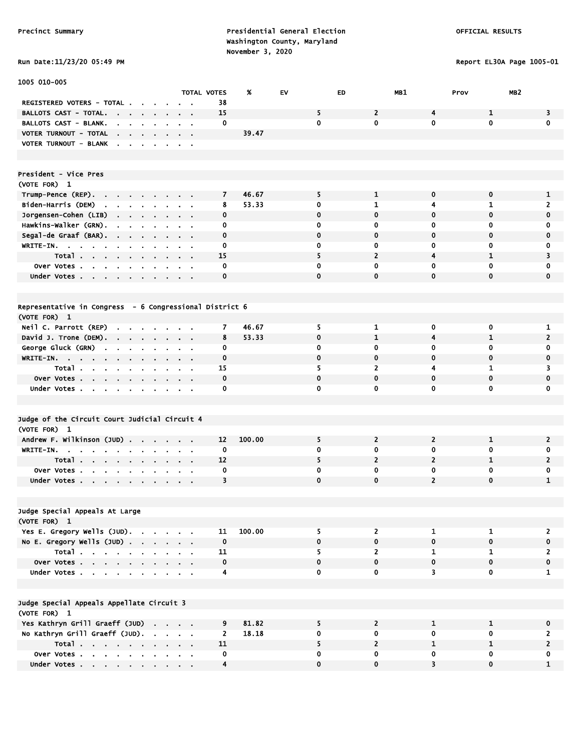Precinct Summary

Presidential General Election
Washington County, Maryland
November 3, 2020

OFFICIAL RESULTS

Run Date:11/23/20 05:49 PM

Report EL30A Page 1005-01

## 1005 010-005

| | TOTAL VOTES | % | EV | ED | MB1 | Prov | MB2 |
|---|---|---|---|---|---|---|---|
| REGISTERED VOTERS - TOTAL | 38 | | | | | | |
| BALLOTS CAST - TOTAL. | 15 | | 5 | 2 | 4 | 1 | 3 |
| BALLOTS CAST - BLANK. | 0 | | 0 | 0 | 0 | 0 | 0 |
| VOTER TURNOUT - TOTAL | | 39.47 | | | | | |
| VOTER TURNOUT - BLANK | | | | | | | |

### President - Vice Pres
(VOTE FOR) 1

| | TOTAL VOTES | % | EV | ED | MB1 | Prov | MB2 |
|---|---|---|---|---|---|---|---|
| Trump-Pence (REP). | 7 | 46.67 | 5 | 1 | 0 | 0 | 1 |
| Biden-Harris (DEM) | 8 | 53.33 | 0 | 1 | 4 | 1 | 2 |
| Jorgensen-Cohen (LIB) | 0 | | 0 | 0 | 0 | 0 | 0 |
| Hawkins-Walker (GRN). | 0 | | 0 | 0 | 0 | 0 | 0 |
| Segal-de Graaf (BAR). | 0 | | 0 | 0 | 0 | 0 | 0 |
| WRITE-IN. | 0 | | 0 | 0 | 0 | 0 | 0 |
| Total | 15 | | 5 | 2 | 4 | 1 | 3 |
| Over Votes | 0 | | 0 | 0 | 0 | 0 | 0 |
| Under Votes | 0 | | 0 | 0 | 0 | 0 | 0 |

### Representative in Congress - 6 Congressional District 6
(VOTE FOR) 1

| | TOTAL VOTES | % | EV | ED | MB1 | Prov | MB2 |
|---|---|---|---|---|---|---|---|
| Neil C. Parrott (REP) | 7 | 46.67 | 5 | 1 | 0 | 0 | 1 |
| David J. Trone (DEM). | 8 | 53.33 | 0 | 1 | 4 | 1 | 2 |
| George Gluck (GRN) | 0 | | 0 | 0 | 0 | 0 | 0 |
| WRITE-IN. | 0 | | 0 | 0 | 0 | 0 | 0 |
| Total | 15 | | 5 | 2 | 4 | 1 | 3 |
| Over Votes | 0 | | 0 | 0 | 0 | 0 | 0 |
| Under Votes | 0 | | 0 | 0 | 0 | 0 | 0 |

### Judge of the Circuit Court Judicial Circuit 4
(VOTE FOR) 1

| | TOTAL VOTES | % | EV | ED | MB1 | Prov | MB2 |
|---|---|---|---|---|---|---|---|
| Andrew F. Wilkinson (JUD) | 12 | 100.00 | 5 | 2 | 2 | 1 | 2 |
| WRITE-IN. | 0 | | 0 | 0 | 0 | 0 | 0 |
| Total | 12 | | 5 | 2 | 2 | 1 | 2 |
| Over Votes | 0 | | 0 | 0 | 0 | 0 | 0 |
| Under Votes | 3 | | 0 | 0 | 2 | 0 | 1 |

### Judge Special Appeals At Large
(VOTE FOR) 1

| | TOTAL VOTES | % | EV | ED | MB1 | Prov | MB2 |
|---|---|---|---|---|---|---|---|
| Yes E. Gregory Wells (JUD). | 11 | 100.00 | 5 | 2 | 1 | 1 | 2 |
| No E. Gregory Wells (JUD) | 0 | | 0 | 0 | 0 | 0 | 0 |
| Total | 11 | | 5 | 2 | 1 | 1 | 2 |
| Over Votes | 0 | | 0 | 0 | 0 | 0 | 0 |
| Under Votes | 4 | | 0 | 0 | 3 | 0 | 1 |

### Judge Special Appeals Appellate Circuit 3
(VOTE FOR) 1

| | TOTAL VOTES | % | EV | ED | MB1 | Prov | MB2 |
|---|---|---|---|---|---|---|---|
| Yes Kathryn Grill Graeff (JUD) | 9 | 81.82 | 5 | 2 | 1 | 1 | 0 |
| No Kathryn Grill Graeff (JUD). | 2 | 18.18 | 0 | 0 | 0 | 0 | 2 |
| Total | 11 | | 5 | 2 | 1 | 1 | 2 |
| Over Votes | 0 | | 0 | 0 | 0 | 0 | 0 |
| Under Votes | 4 | | 0 | 0 | 3 | 0 | 1 |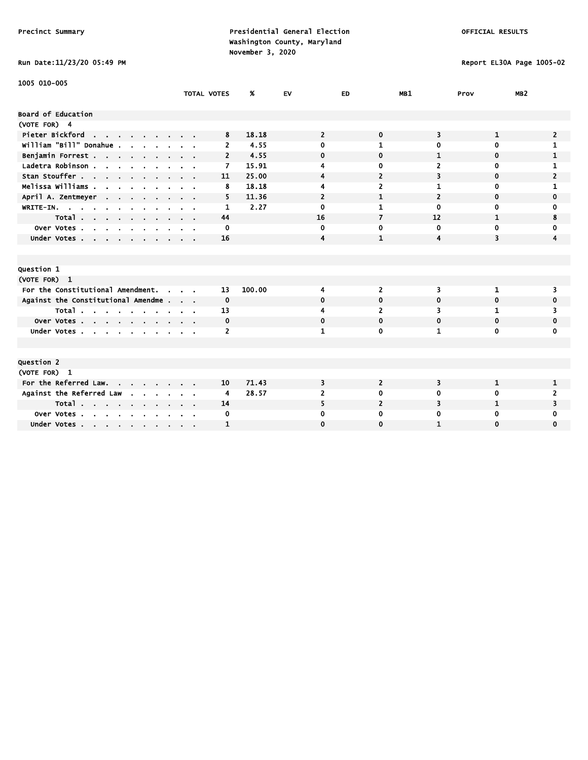1005 010-005

| | TOTAL VOTES | % | EV | ED | MB1 | Prov | MB2 |
|---|---|---|---|---|---|---|---|
| **Board of Education** | | | | | | | |
| (VOTE FOR) 4 | | | | | | | |
| Pieter Bickford | 8 | 18.18 | 2 | 0 | 3 | 1 | 2 |
| William "Bill" Donahue | 2 | 4.55 | 0 | 1 | 0 | 0 | 1 |
| Benjamin Forrest | 2 | 4.55 | 0 | 0 | 1 | 0 | 1 |
| Ladetra Robinson | 7 | 15.91 | 4 | 0 | 2 | 0 | 1 |
| Stan Stouffer | 11 | 25.00 | 4 | 2 | 3 | 0 | 2 |
| Melissa Williams | 8 | 18.18 | 4 | 2 | 1 | 0 | 1 |
| April A. Zentmeyer | 5 | 11.36 | 2 | 1 | 2 | 0 | 0 |
| WRITE-IN. | 1 | 2.27 | 0 | 1 | 0 | 0 | 0 |
| Total | 44 | | 16 | 7 | 12 | 1 | 8 |
| Over Votes | 0 | | 0 | 0 | 0 | 0 | 0 |
| Under Votes | 16 | | 4 | 1 | 4 | 3 | 4 |
| **Question 1** | | | | | | | |
| (VOTE FOR) 1 | | | | | | | |
| For the Constitutional Amendment. | 13 | 100.00 | 4 | 2 | 3 | 1 | 3 |
| Against the Constitutional Amendme | 0 | | 0 | 0 | 0 | 0 | 0 |
| Total | 13 | | 4 | 2 | 3 | 1 | 3 |
| Over Votes | 0 | | 0 | 0 | 0 | 0 | 0 |
| Under Votes | 2 | | 1 | 0 | 1 | 0 | 0 |
| **Question 2** | | | | | | | |
| (VOTE FOR) 1 | | | | | | | |
| For the Referred Law. | 10 | 71.43 | 3 | 2 | 3 | 1 | 1 |
| Against the Referred Law | 4 | 28.57 | 2 | 0 | 0 | 0 | 2 |
| Total | 14 | | 5 | 2 | 3 | 1 | 3 |
| Over Votes | 0 | | 0 | 0 | 0 | 0 | 0 |
| Under Votes | 1 | | 0 | 0 | 1 | 0 | 0 |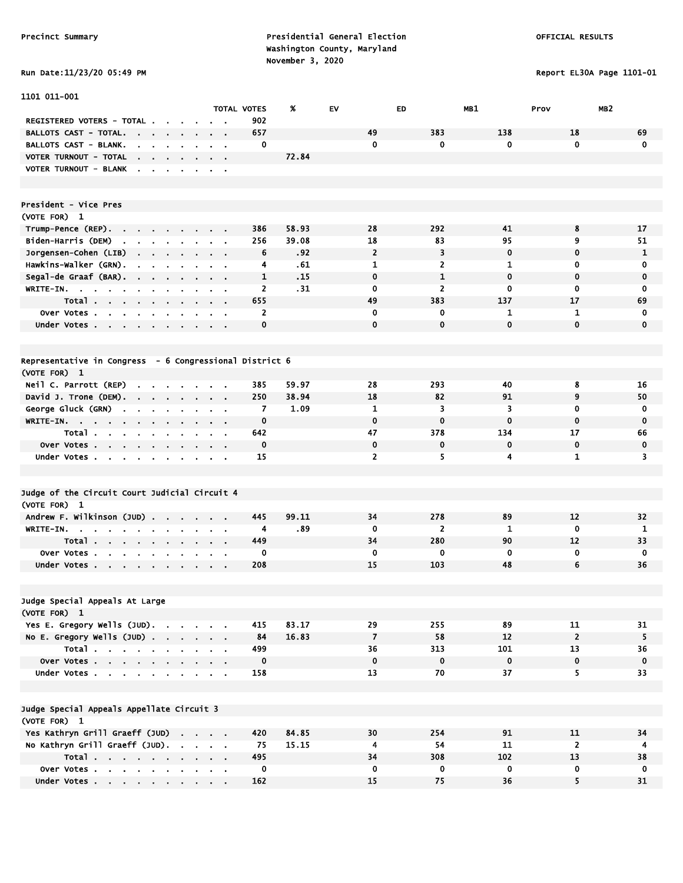Precinct Summary

Presidential General Election
Washington County, Maryland
November 3, 2020

OFFICIAL RESULTS

Run Date:11/23/20 05:49 PM

Report EL30A Page 1101-01

## 1101 011-001

| | TOTAL VOTES | % | EV | ED | MB1 | Prov | MB2 |
|---|---|---|---|---|---|---|---|
| REGISTERED VOTERS - TOTAL | 902 | | | | | | |
| BALLOTS CAST - TOTAL. | 657 | | 49 | 383 | 138 | 18 | 69 |
| BALLOTS CAST - BLANK. | 0 | | 0 | 0 | 0 | 0 | 0 |
| VOTER TURNOUT - TOTAL | | 72.84 | | | | | |
| VOTER TURNOUT - BLANK | | | | | | | |

### President - Vice Pres
(VOTE FOR) 1

| | TOTAL VOTES | % | EV | ED | MB1 | Prov | MB2 |
|---|---|---|---|---|---|---|---|
| Trump-Pence (REP). | 386 | 58.93 | 28 | 292 | 41 | 8 | 17 |
| Biden-Harris (DEM) | 256 | 39.08 | 18 | 83 | 95 | 9 | 51 |
| Jorgensen-Cohen (LIB) | 6 | .92 | 2 | 3 | 0 | 0 | 1 |
| Hawkins-Walker (GRN). | 4 | .61 | 1 | 2 | 1 | 0 | 0 |
| Segal-de Graaf (BAR). | 1 | .15 | 0 | 1 | 0 | 0 | 0 |
| WRITE-IN. | 2 | .31 | 0 | 2 | 0 | 0 | 0 |
| Total | 655 | | 49 | 383 | 137 | 17 | 69 |
| Over Votes | 2 | | 0 | 0 | 1 | 1 | 0 |
| Under Votes | 0 | | 0 | 0 | 0 | 0 | 0 |

### Representative in Congress - 6 Congressional District 6
(VOTE FOR) 1

| | TOTAL VOTES | % | EV | ED | MB1 | Prov | MB2 |
|---|---|---|---|---|---|---|---|
| Neil C. Parrott (REP) | 385 | 59.97 | 28 | 293 | 40 | 8 | 16 |
| David J. Trone (DEM). | 250 | 38.94 | 18 | 82 | 91 | 9 | 50 |
| George Gluck (GRN) | 7 | 1.09 | 1 | 3 | 3 | 0 | 0 |
| WRITE-IN. | 0 | | 0 | 0 | 0 | 0 | 0 |
| Total | 642 | | 47 | 378 | 134 | 17 | 66 |
| Over Votes | 0 | | 0 | 0 | 0 | 0 | 0 |
| Under Votes | 15 | | 2 | 5 | 4 | 1 | 3 |

### Judge of the Circuit Court Judicial Circuit 4
(VOTE FOR) 1

| | TOTAL VOTES | % | EV | ED | MB1 | Prov | MB2 |
|---|---|---|---|---|---|---|---|
| Andrew F. Wilkinson (JUD) | 445 | 99.11 | 34 | 278 | 89 | 12 | 32 |
| WRITE-IN. | 4 | .89 | 0 | 2 | 1 | 0 | 1 |
| Total | 449 | | 34 | 280 | 90 | 12 | 33 |
| Over Votes | 0 | | 0 | 0 | 0 | 0 | 0 |
| Under Votes | 208 | | 15 | 103 | 48 | 6 | 36 |

### Judge Special Appeals At Large
(VOTE FOR) 1

| | TOTAL VOTES | % | EV | ED | MB1 | Prov | MB2 |
|---|---|---|---|---|---|---|---|
| Yes E. Gregory Wells (JUD). | 415 | 83.17 | 29 | 255 | 89 | 11 | 31 |
| No E. Gregory Wells (JUD) | 84 | 16.83 | 7 | 58 | 12 | 2 | 5 |
| Total | 499 | | 36 | 313 | 101 | 13 | 36 |
| Over Votes | 0 | | 0 | 0 | 0 | 0 | 0 |
| Under Votes | 158 | | 13 | 70 | 37 | 5 | 33 |

### Judge Special Appeals Appellate Circuit 3
(VOTE FOR) 1

| | TOTAL VOTES | % | EV | ED | MB1 | Prov | MB2 |
|---|---|---|---|---|---|---|---|
| Yes Kathryn Grill Graeff (JUD) | 420 | 84.85 | 30 | 254 | 91 | 11 | 34 |
| No Kathryn Grill Graeff (JUD). | 75 | 15.15 | 4 | 54 | 11 | 2 | 4 |
| Total | 495 | | 34 | 308 | 102 | 13 | 38 |
| Over Votes | 0 | | 0 | 0 | 0 | 0 | 0 |
| Under Votes | 162 | | 15 | 75 | 36 | 5 | 31 |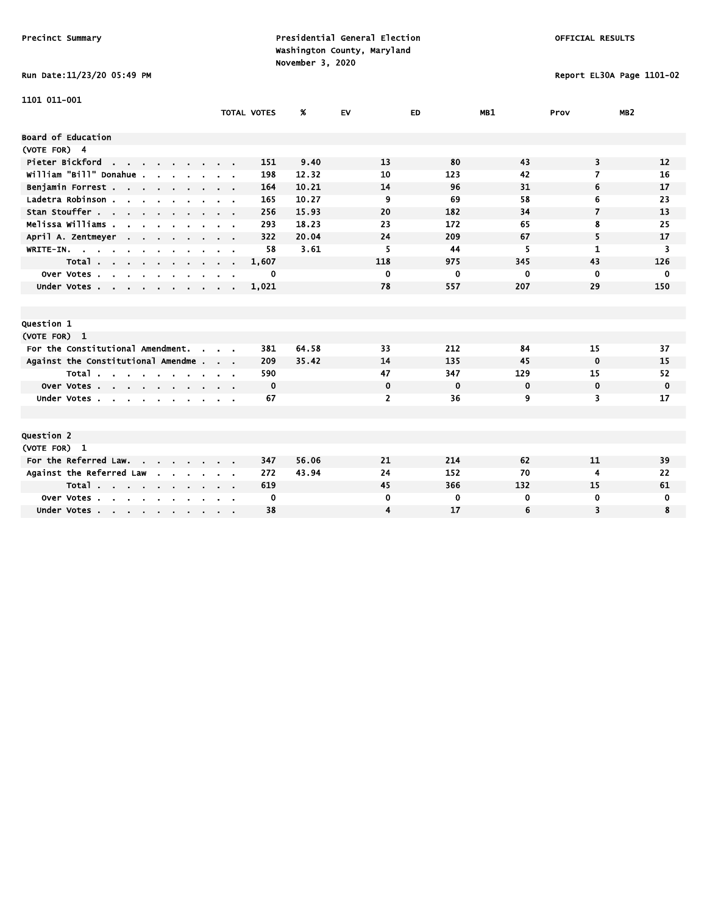Precinct Summary

Presidential General Election
Washington County, Maryland
November 3, 2020

OFFICIAL RESULTS

Run Date:11/23/20 05:49 PM

Report EL30A Page 1101-02

1101 011-001

| | TOTAL VOTES | % | EV | ED | MB1 | Prov | MB2 |
|---|---|---|---|---|---|---|---|
| **Board of Education** | | | | | | | |
| (VOTE FOR) 4 | | | | | | | |
| Pieter Bickford | 151 | 9.40 | 13 | 80 | 43 | 3 | 12 |
| William "Bill" Donahue | 198 | 12.32 | 10 | 123 | 42 | 7 | 16 |
| Benjamin Forrest | 164 | 10.21 | 14 | 96 | 31 | 6 | 17 |
| Ladetra Robinson | 165 | 10.27 | 9 | 69 | 58 | 6 | 23 |
| Stan Stouffer | 256 | 15.93 | 20 | 182 | 34 | 7 | 13 |
| Melissa Williams | 293 | 18.23 | 23 | 172 | 65 | 8 | 25 |
| April A. Zentmeyer | 322 | 20.04 | 24 | 209 | 67 | 5 | 17 |
| WRITE-IN. | 58 | 3.61 | 5 | 44 | 5 | 1 | 3 |
| Total | 1,607 | | 118 | 975 | 345 | 43 | 126 |
| Over Votes | 0 | | 0 | 0 | 0 | 0 | 0 |
| Under Votes | 1,021 | | 78 | 557 | 207 | 29 | 150 |

| | TOTAL VOTES | % | EV | ED | MB1 | Prov | MB2 |
|---|---|---|---|---|---|---|---|
| **Question 1** | | | | | | | |
| (VOTE FOR) 1 | | | | | | | |
| For the Constitutional Amendment. | 381 | 64.58 | 33 | 212 | 84 | 15 | 37 |
| Against the Constitutional Amendme | 209 | 35.42 | 14 | 135 | 45 | 0 | 15 |
| Total | 590 | | 47 | 347 | 129 | 15 | 52 |
| Over Votes | 0 | | 0 | 0 | 0 | 0 | 0 |
| Under Votes | 67 | | 2 | 36 | 9 | 3 | 17 |

| | TOTAL VOTES | % | EV | ED | MB1 | Prov | MB2 |
|---|---|---|---|---|---|---|---|
| **Question 2** | | | | | | | |
| (VOTE FOR) 1 | | | | | | | |
| For the Referred Law. | 347 | 56.06 | 21 | 214 | 62 | 11 | 39 |
| Against the Referred Law | 272 | 43.94 | 24 | 152 | 70 | 4 | 22 |
| Total | 619 | | 45 | 366 | 132 | 15 | 61 |
| Over Votes | 0 | | 0 | 0 | 0 | 0 | 0 |
| Under Votes | 38 | | 4 | 17 | 6 | 3 | 8 |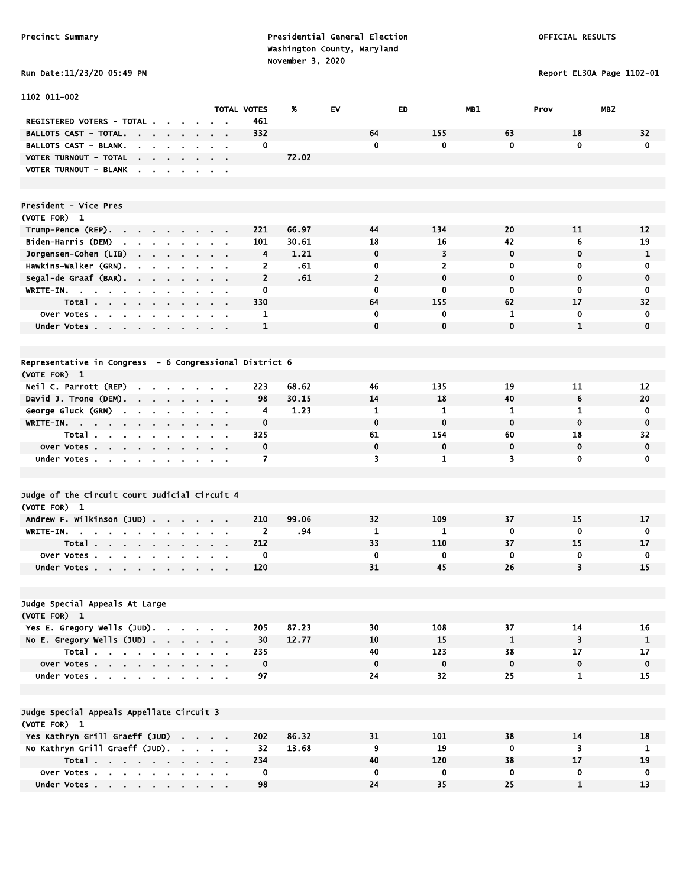Precinct Summary

Presidential General Election
Washington County, Maryland
November 3, 2020

OFFICIAL RESULTS

Run Date:11/23/20 05:49 PM

Report EL30A Page 1102-01

1102 011-002

| | TOTAL VOTES | % | EV | ED | MB1 | Prov | MB2 |
|---|---|---|---|---|---|---|---|
| REGISTERED VOTERS - TOTAL | 461 | | | | | | |
| BALLOTS CAST - TOTAL. | 332 | | 64 | 155 | 63 | 18 | 32 |
| BALLOTS CAST - BLANK. | 0 | | 0 | 0 | 0 | 0 | 0 |
| VOTER TURNOUT - TOTAL | | 72.02 | | | | | |
| VOTER TURNOUT - BLANK | | | | | | | |

**President - Vice Pres**
(VOTE FOR) 1

| | TOTAL VOTES | % | EV | ED | MB1 | Prov | MB2 |
|---|---|---|---|---|---|---|---|
| Trump-Pence (REP). | 221 | 66.97 | 44 | 134 | 20 | 11 | 12 |
| Biden-Harris (DEM) | 101 | 30.61 | 18 | 16 | 42 | 6 | 19 |
| Jorgensen-Cohen (LIB) | 4 | 1.21 | 0 | 3 | 0 | 0 | 1 |
| Hawkins-Walker (GRN). | 2 | .61 | 0 | 2 | 0 | 0 | 0 |
| Segal-de Graaf (BAR). | 2 | .61 | 2 | 0 | 0 | 0 | 0 |
| WRITE-IN. | 0 | | 0 | 0 | 0 | 0 | 0 |
| Total | 330 | | 64 | 155 | 62 | 17 | 32 |
| Over Votes | 1 | | 0 | 0 | 1 | 0 | 0 |
| Under Votes | 1 | | 0 | 0 | 0 | 1 | 0 |

**Representative in Congress - 6 Congressional District 6**
(VOTE FOR) 1

| | TOTAL VOTES | % | EV | ED | MB1 | Prov | MB2 |
|---|---|---|---|---|---|---|---|
| Neil C. Parrott (REP) | 223 | 68.62 | 46 | 135 | 19 | 11 | 12 |
| David J. Trone (DEM). | 98 | 30.15 | 14 | 18 | 40 | 6 | 20 |
| George Gluck (GRN) | 4 | 1.23 | 1 | 1 | 1 | 1 | 0 |
| WRITE-IN. | 0 | | 0 | 0 | 0 | 0 | 0 |
| Total | 325 | | 61 | 154 | 60 | 18 | 32 |
| Over Votes | 0 | | 0 | 0 | 0 | 0 | 0 |
| Under Votes | 7 | | 3 | 1 | 3 | 0 | 0 |

**Judge of the Circuit Court Judicial Circuit 4**
(VOTE FOR) 1

| | TOTAL VOTES | % | EV | ED | MB1 | Prov | MB2 |
|---|---|---|---|---|---|---|---|
| Andrew F. Wilkinson (JUD) | 210 | 99.06 | 32 | 109 | 37 | 15 | 17 |
| WRITE-IN. | 2 | .94 | 1 | 1 | 0 | 0 | 0 |
| Total | 212 | | 33 | 110 | 37 | 15 | 17 |
| Over Votes | 0 | | 0 | 0 | 0 | 0 | 0 |
| Under Votes | 120 | | 31 | 45 | 26 | 3 | 15 |

**Judge Special Appeals At Large**
(VOTE FOR) 1

| | TOTAL VOTES | % | EV | ED | MB1 | Prov | MB2 |
|---|---|---|---|---|---|---|---|
| Yes E. Gregory Wells (JUD). | 205 | 87.23 | 30 | 108 | 37 | 14 | 16 |
| No E. Gregory Wells (JUD) | 30 | 12.77 | 10 | 15 | 1 | 3 | 1 |
| Total | 235 | | 40 | 123 | 38 | 17 | 17 |
| Over Votes | 0 | | 0 | 0 | 0 | 0 | 0 |
| Under Votes | 97 | | 24 | 32 | 25 | 1 | 15 |

**Judge Special Appeals Appellate Circuit 3**
(VOTE FOR) 1

| | TOTAL VOTES | % | EV | ED | MB1 | Prov | MB2 |
|---|---|---|---|---|---|---|---|
| Yes Kathryn Grill Graeff (JUD) | 202 | 86.32 | 31 | 101 | 38 | 14 | 18 |
| No Kathryn Grill Graeff (JUD). | 32 | 13.68 | 9 | 19 | 0 | 3 | 1 |
| Total | 234 | | 40 | 120 | 38 | 17 | 19 |
| Over Votes | 0 | | 0 | 0 | 0 | 0 | 0 |
| Under Votes | 98 | | 24 | 35 | 25 | 1 | 13 |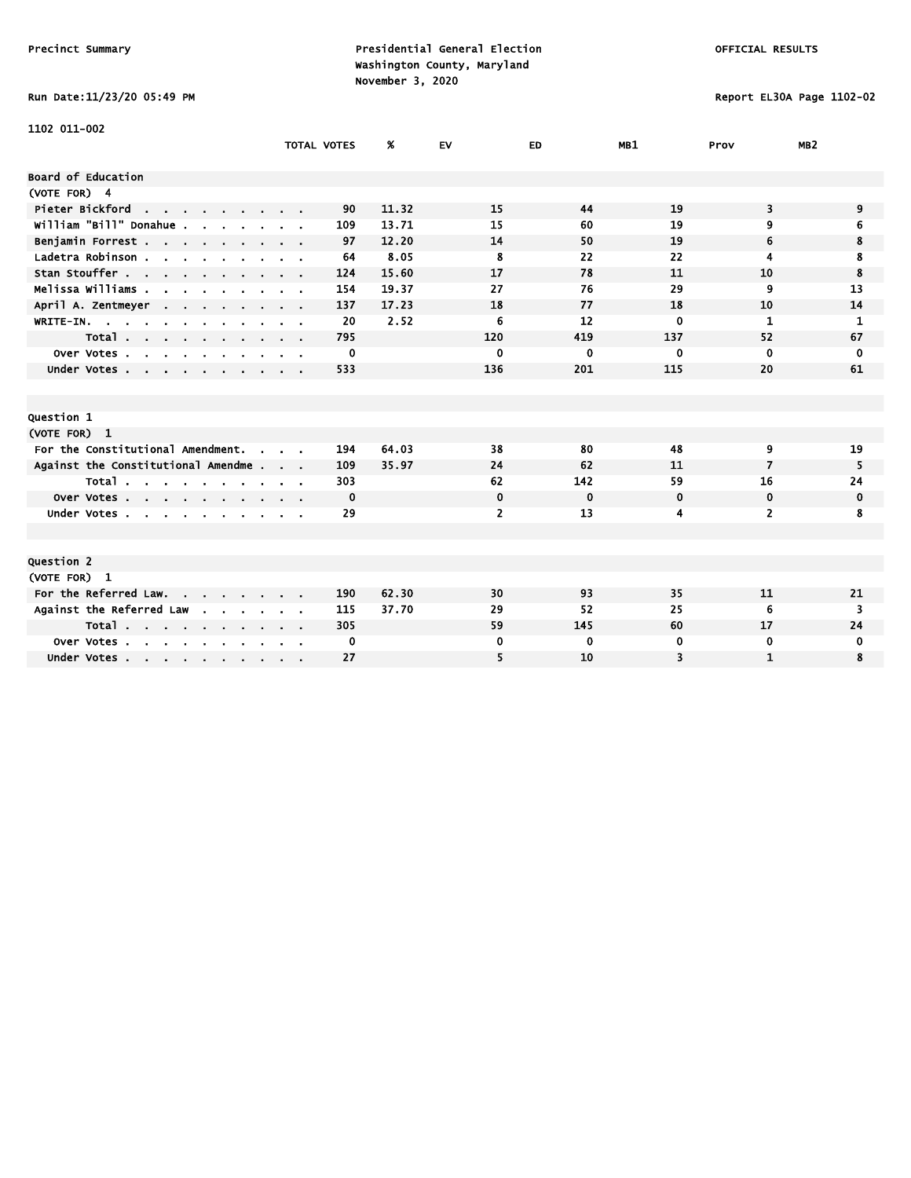Precinct Summary

Presidential General Election
Washington County, Maryland
November 3, 2020

OFFICIAL RESULTS

Run Date:11/23/20 05:49 PM

Report EL30A Page 1102-02

1102 011-002

| | TOTAL VOTES | % | EV | ED | MB1 | Prov | MB2 |
|---|---|---|---|---|---|---|---|
| **Board of Education** | | | | | | | |
| (VOTE FOR) 4 | | | | | | | |
| Pieter Bickford | 90 | 11.32 | 15 | 44 | 19 | 3 | 9 |
| William "Bill" Donahue | 109 | 13.71 | 15 | 60 | 19 | 9 | 6 |
| Benjamin Forrest | 97 | 12.20 | 14 | 50 | 19 | 6 | 8 |
| Ladetra Robinson | 64 | 8.05 | 8 | 22 | 22 | 4 | 8 |
| Stan Stouffer | 124 | 15.60 | 17 | 78 | 11 | 10 | 8 |
| Melissa Williams | 154 | 19.37 | 27 | 76 | 29 | 9 | 13 |
| April A. Zentmeyer | 137 | 17.23 | 18 | 77 | 18 | 10 | 14 |
| WRITE-IN. | 20 | 2.52 | 6 | 12 | 0 | 1 | 1 |
| Total | 795 | | 120 | 419 | 137 | 52 | 67 |
| Over Votes | 0 | | 0 | 0 | 0 | 0 | 0 |
| Under Votes | 533 | | 136 | 201 | 115 | 20 | 61 |

| | TOTAL VOTES | % | EV | ED | MB1 | Prov | MB2 |
|---|---|---|---|---|---|---|---|
| **Question 1** | | | | | | | |
| (VOTE FOR) 1 | | | | | | | |
| For the Constitutional Amendment. | 194 | 64.03 | 38 | 80 | 48 | 9 | 19 |
| Against the Constitutional Amendme | 109 | 35.97 | 24 | 62 | 11 | 7 | 5 |
| Total | 303 | | 62 | 142 | 59 | 16 | 24 |
| Over Votes | 0 | | 0 | 0 | 0 | 0 | 0 |
| Under Votes | 29 | | 2 | 13 | 4 | 2 | 8 |

| | TOTAL VOTES | % | EV | ED | MB1 | Prov | MB2 |
|---|---|---|---|---|---|---|---|
| **Question 2** | | | | | | | |
| (VOTE FOR) 1 | | | | | | | |
| For the Referred Law. | 190 | 62.30 | 30 | 93 | 35 | 11 | 21 |
| Against the Referred Law | 115 | 37.70 | 29 | 52 | 25 | 6 | 3 |
| Total | 305 | | 59 | 145 | 60 | 17 | 24 |
| Over Votes | 0 | | 0 | 0 | 0 | 0 | 0 |
| Under Votes | 27 | | 5 | 10 | 3 | 1 | 8 |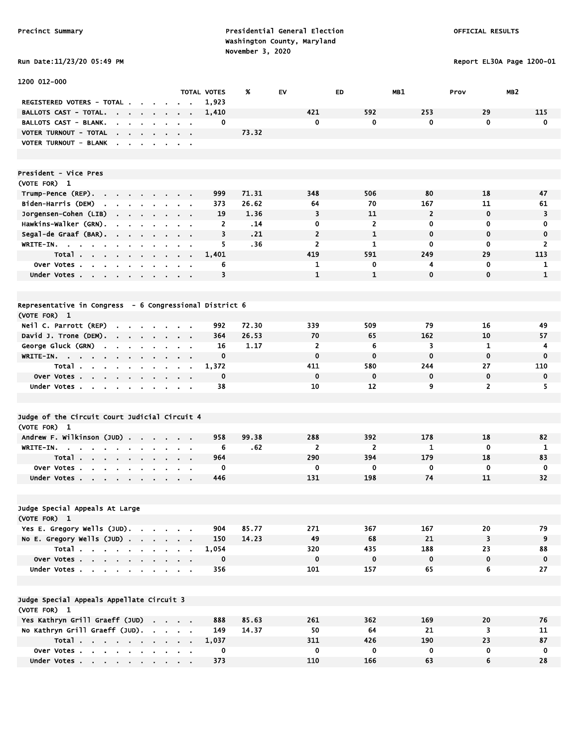Precinct Summary

Presidential General Election
Washington County, Maryland
November 3, 2020

OFFICIAL RESULTS

Run Date:11/23/20 05:49 PM

Report EL30A Page 1200-01

1200 012-000

| | TOTAL VOTES | % | EV | ED | MB1 | Prov | MB2 |
|---|---|---|---|---|---|---|---|
| REGISTERED VOTERS - TOTAL | 1,923 | | | | | | |
| BALLOTS CAST - TOTAL. | 1,410 | | 421 | 592 | 253 | 29 | 115 |
| BALLOTS CAST - BLANK. | 0 | | 0 | 0 | 0 | 0 | 0 |
| VOTER TURNOUT - TOTAL | | 73.32 | | | | | |
| VOTER TURNOUT - BLANK | | | | | | | |

## President - Vice Pres

(VOTE FOR) 1

| | TOTAL VOTES | % | EV | ED | MB1 | Prov | MB2 |
|---|---|---|---|---|---|---|---|
| Trump-Pence (REP). | 999 | 71.31 | 348 | 506 | 80 | 18 | 47 |
| Biden-Harris (DEM) | 373 | 26.62 | 64 | 70 | 167 | 11 | 61 |
| Jorgensen-Cohen (LIB) | 19 | 1.36 | 3 | 11 | 2 | 0 | 3 |
| Hawkins-Walker (GRN). | 2 | .14 | 0 | 2 | 0 | 0 | 0 |
| Segal-de Graaf (BAR). | 3 | .21 | 2 | 1 | 0 | 0 | 0 |
| WRITE-IN. | 5 | .36 | 2 | 1 | 0 | 0 | 2 |
| Total | 1,401 | | 419 | 591 | 249 | 29 | 113 |
| Over Votes | 6 | | 1 | 0 | 4 | 0 | 1 |
| Under Votes | 3 | | 1 | 1 | 0 | 0 | 1 |

## Representative in Congress - 6 Congressional District 6

(VOTE FOR) 1

| | TOTAL VOTES | % | EV | ED | MB1 | Prov | MB2 |
|---|---|---|---|---|---|---|---|
| Neil C. Parrott (REP) | 992 | 72.30 | 339 | 509 | 79 | 16 | 49 |
| David J. Trone (DEM). | 364 | 26.53 | 70 | 65 | 162 | 10 | 57 |
| George Gluck (GRN) | 16 | 1.17 | 2 | 6 | 3 | 1 | 4 |
| WRITE-IN. | 0 | | 0 | 0 | 0 | 0 | 0 |
| Total | 1,372 | | 411 | 580 | 244 | 27 | 110 |
| Over Votes | 0 | | 0 | 0 | 0 | 0 | 0 |
| Under Votes | 38 | | 10 | 12 | 9 | 2 | 5 |

## Judge of the Circuit Court Judicial Circuit 4

(VOTE FOR) 1

| | TOTAL VOTES | % | EV | ED | MB1 | Prov | MB2 |
|---|---|---|---|---|---|---|---|
| Andrew F. Wilkinson (JUD) | 958 | 99.38 | 288 | 392 | 178 | 18 | 82 |
| WRITE-IN. | 6 | .62 | 2 | 2 | 1 | 0 | 1 |
| Total | 964 | | 290 | 394 | 179 | 18 | 83 |
| Over Votes | 0 | | 0 | 0 | 0 | 0 | 0 |
| Under Votes | 446 | | 131 | 198 | 74 | 11 | 32 |

## Judge Special Appeals At Large

(VOTE FOR) 1

| | TOTAL VOTES | % | EV | ED | MB1 | Prov | MB2 |
|---|---|---|---|---|---|---|---|
| Yes E. Gregory Wells (JUD). | 904 | 85.77 | 271 | 367 | 167 | 20 | 79 |
| No E. Gregory Wells (JUD) | 150 | 14.23 | 49 | 68 | 21 | 3 | 9 |
| Total | 1,054 | | 320 | 435 | 188 | 23 | 88 |
| Over Votes | 0 | | 0 | 0 | 0 | 0 | 0 |
| Under Votes | 356 | | 101 | 157 | 65 | 6 | 27 |

## Judge Special Appeals Appellate Circuit 3

(VOTE FOR) 1

| | TOTAL VOTES | % | EV | ED | MB1 | Prov | MB2 |
|---|---|---|---|---|---|---|---|
| Yes Kathryn Grill Graeff (JUD) | 888 | 85.63 | 261 | 362 | 169 | 20 | 76 |
| No Kathryn Grill Graeff (JUD). | 149 | 14.37 | 50 | 64 | 21 | 3 | 11 |
| Total | 1,037 | | 311 | 426 | 190 | 23 | 87 |
| Over Votes | 0 | | 0 | 0 | 0 | 0 | 0 |
| Under Votes | 373 | | 110 | 166 | 63 | 6 | 28 |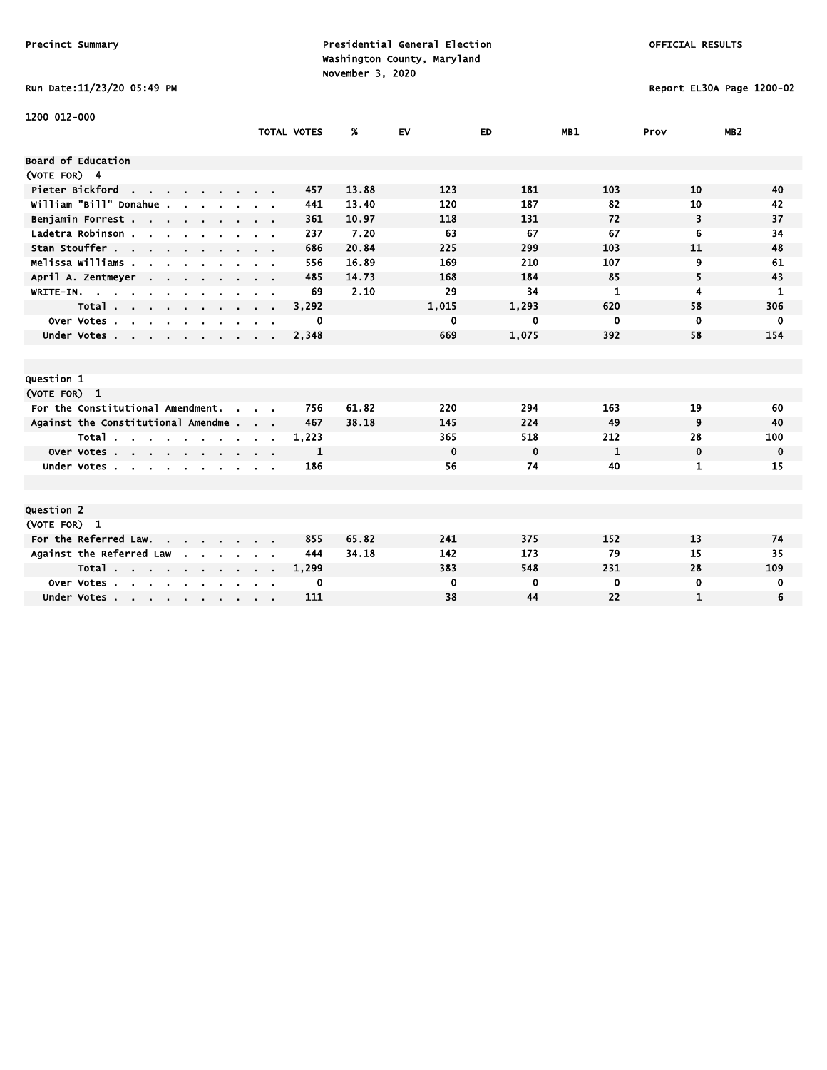Precinct Summary

Presidential General Election
Washington County, Maryland
November 3, 2020

OFFICIAL RESULTS

Run Date:11/23/20 05:49 PM

Report EL30A Page 1200-02

1200 012-000

| | TOTAL VOTES | % | EV | ED | MB1 | Prov | MB2 |
|---|---|---|---|---|---|---|---|
| **Board of Education** | | | | | | | |
| (VOTE FOR) 4 | | | | | | | |
| Pieter Bickford | 457 | 13.88 | 123 | 181 | 103 | 10 | 40 |
| William "Bill" Donahue | 441 | 13.40 | 120 | 187 | 82 | 10 | 42 |
| Benjamin Forrest | 361 | 10.97 | 118 | 131 | 72 | 3 | 37 |
| Ladetra Robinson | 237 | 7.20 | 63 | 67 | 67 | 6 | 34 |
| Stan Stouffer | 686 | 20.84 | 225 | 299 | 103 | 11 | 48 |
| Melissa Williams | 556 | 16.89 | 169 | 210 | 107 | 9 | 61 |
| April A. Zentmeyer | 485 | 14.73 | 168 | 184 | 85 | 5 | 43 |
| WRITE-IN. | 69 | 2.10 | 29 | 34 | 1 | 4 | 1 |
| Total | 3,292 | | 1,015 | 1,293 | 620 | 58 | 306 |
| Over Votes | 0 | | 0 | 0 | 0 | 0 | 0 |
| Under Votes | 2,348 | | 669 | 1,075 | 392 | 58 | 154 |

| | TOTAL VOTES | % | EV | ED | MB1 | Prov | MB2 |
|---|---|---|---|---|---|---|---|
| **Question 1** | | | | | | | |
| (VOTE FOR) 1 | | | | | | | |
| For the Constitutional Amendment. | 756 | 61.82 | 220 | 294 | 163 | 19 | 60 |
| Against the Constitutional Amendme | 467 | 38.18 | 145 | 224 | 49 | 9 | 40 |
| Total | 1,223 | | 365 | 518 | 212 | 28 | 100 |
| Over Votes | 1 | | 0 | 0 | 1 | 0 | 0 |
| Under Votes | 186 | | 56 | 74 | 40 | 1 | 15 |

| | TOTAL VOTES | % | EV | ED | MB1 | Prov | MB2 |
|---|---|---|---|---|---|---|---|
| **Question 2** | | | | | | | |
| (VOTE FOR) 1 | | | | | | | |
| For the Referred Law. | 855 | 65.82 | 241 | 375 | 152 | 13 | 74 |
| Against the Referred Law | 444 | 34.18 | 142 | 173 | 79 | 15 | 35 |
| Total | 1,299 | | 383 | 548 | 231 | 28 | 109 |
| Over Votes | 0 | | 0 | 0 | 0 | 0 | 0 |
| Under Votes | 111 | | 38 | 44 | 22 | 1 | 6 |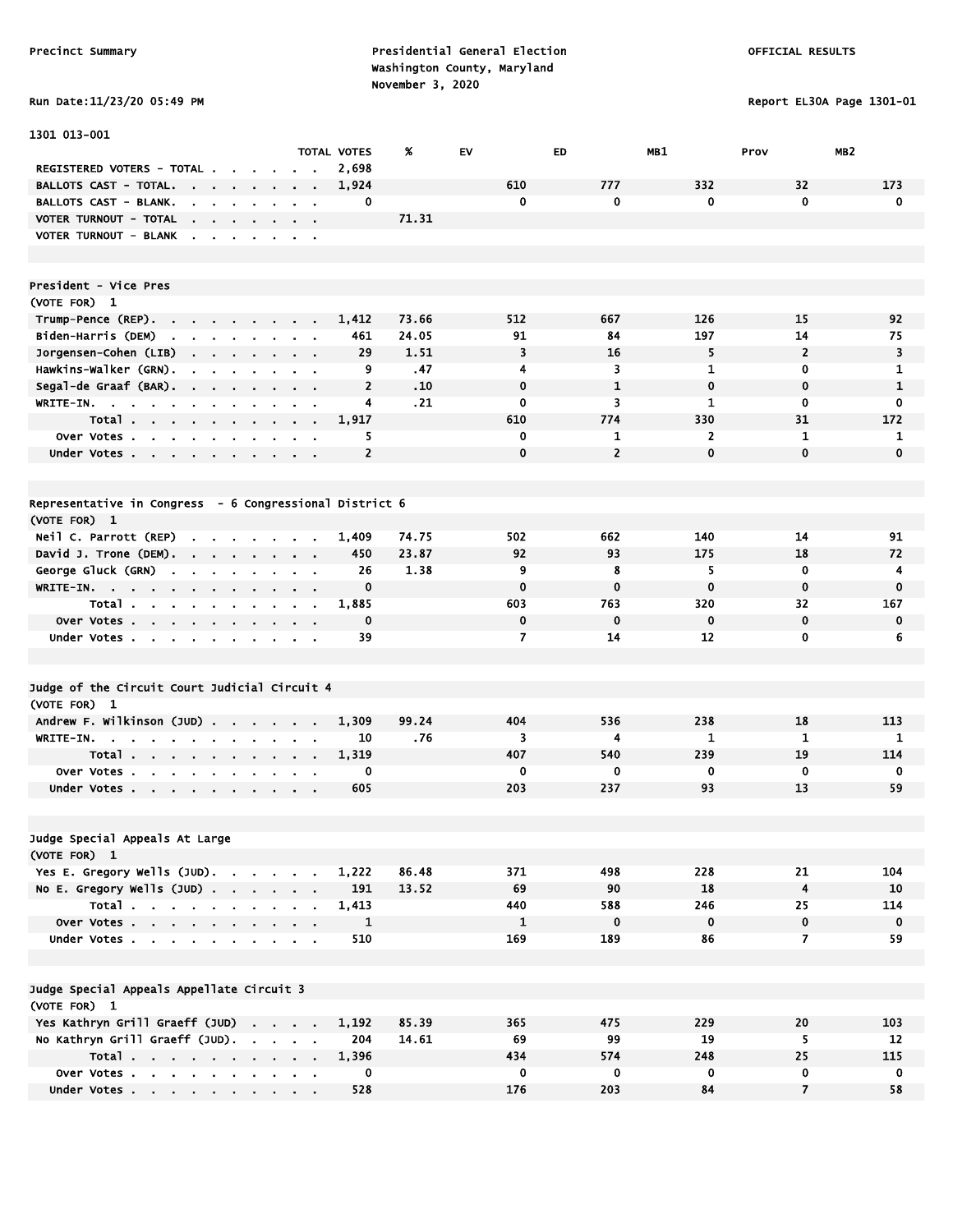Precinct Summary

Presidential General Election
Washington County, Maryland
November 3, 2020

OFFICIAL RESULTS

Run Date:11/23/20 05:49 PM

Report EL30A Page 1301-01

## 1301 013-001

| | TOTAL VOTES | % | EV | ED | MB1 | Prov | MB2 |
|---|---|---|---|---|---|---|---|
| REGISTERED VOTERS - TOTAL | 2,698 | | | | | | |
| BALLOTS CAST - TOTAL. | 1,924 | | 610 | 777 | 332 | 32 | 173 |
| BALLOTS CAST - BLANK. | 0 | | 0 | 0 | 0 | 0 | 0 |
| VOTER TURNOUT - TOTAL | | 71.31 | | | | | |
| VOTER TURNOUT - BLANK | | | | | | | |

### President - Vice Pres
(VOTE FOR) 1

| | TOTAL VOTES | % | EV | ED | MB1 | Prov | MB2 |
|---|---|---|---|---|---|---|---|
| Trump-Pence (REP). | 1,412 | 73.66 | 512 | 667 | 126 | 15 | 92 |
| Biden-Harris (DEM) | 461 | 24.05 | 91 | 84 | 197 | 14 | 75 |
| Jorgensen-Cohen (LIB) | 29 | 1.51 | 3 | 16 | 5 | 2 | 3 |
| Hawkins-Walker (GRN). | 9 | .47 | 4 | 3 | 1 | 0 | 1 |
| Segal-de Graaf (BAR). | 2 | .10 | 0 | 1 | 0 | 0 | 1 |
| WRITE-IN. | 4 | .21 | 0 | 3 | 1 | 0 | 0 |
| Total | 1,917 | | 610 | 774 | 330 | 31 | 172 |
| Over Votes | 5 | | 0 | 1 | 2 | 1 | 1 |
| Under Votes | 2 | | 0 | 2 | 0 | 0 | 0 |

### Representative in Congress - 6 Congressional District 6
(VOTE FOR) 1

| | TOTAL VOTES | % | EV | ED | MB1 | Prov | MB2 |
|---|---|---|---|---|---|---|---|
| Neil C. Parrott (REP) | 1,409 | 74.75 | 502 | 662 | 140 | 14 | 91 |
| David J. Trone (DEM). | 450 | 23.87 | 92 | 93 | 175 | 18 | 72 |
| George Gluck (GRN) | 26 | 1.38 | 9 | 8 | 5 | 0 | 4 |
| WRITE-IN. | 0 | | 0 | 0 | 0 | 0 | 0 |
| Total | 1,885 | | 603 | 763 | 320 | 32 | 167 |
| Over Votes | 0 | | 0 | 0 | 0 | 0 | 0 |
| Under Votes | 39 | | 7 | 14 | 12 | 0 | 6 |

### Judge of the Circuit Court Judicial Circuit 4
(VOTE FOR) 1

| | TOTAL VOTES | % | EV | ED | MB1 | Prov | MB2 |
|---|---|---|---|---|---|---|---|
| Andrew F. Wilkinson (JUD) | 1,309 | 99.24 | 404 | 536 | 238 | 18 | 113 |
| WRITE-IN. | 10 | .76 | 3 | 4 | 1 | 1 | 1 |
| Total | 1,319 | | 407 | 540 | 239 | 19 | 114 |
| Over Votes | 0 | | 0 | 0 | 0 | 0 | 0 |
| Under Votes | 605 | | 203 | 237 | 93 | 13 | 59 |

### Judge Special Appeals At Large
(VOTE FOR) 1

| | TOTAL VOTES | % | EV | ED | MB1 | Prov | MB2 |
|---|---|---|---|---|---|---|---|
| Yes E. Gregory Wells (JUD). | 1,222 | 86.48 | 371 | 498 | 228 | 21 | 104 |
| No E. Gregory Wells (JUD) | 191 | 13.52 | 69 | 90 | 18 | 4 | 10 |
| Total | 1,413 | | 440 | 588 | 246 | 25 | 114 |
| Over Votes | 1 | | 1 | 0 | 0 | 0 | 0 |
| Under Votes | 510 | | 169 | 189 | 86 | 7 | 59 |

### Judge Special Appeals Appellate Circuit 3
(VOTE FOR) 1

| | TOTAL VOTES | % | EV | ED | MB1 | Prov | MB2 |
|---|---|---|---|---|---|---|---|
| Yes Kathryn Grill Graeff (JUD) | 1,192 | 85.39 | 365 | 475 | 229 | 20 | 103 |
| No Kathryn Grill Graeff (JUD). | 204 | 14.61 | 69 | 99 | 19 | 5 | 12 |
| Total | 1,396 | | 434 | 574 | 248 | 25 | 115 |
| Over Votes | 0 | | 0 | 0 | 0 | 0 | 0 |
| Under Votes | 528 | | 176 | 203 | 84 | 7 | 58 |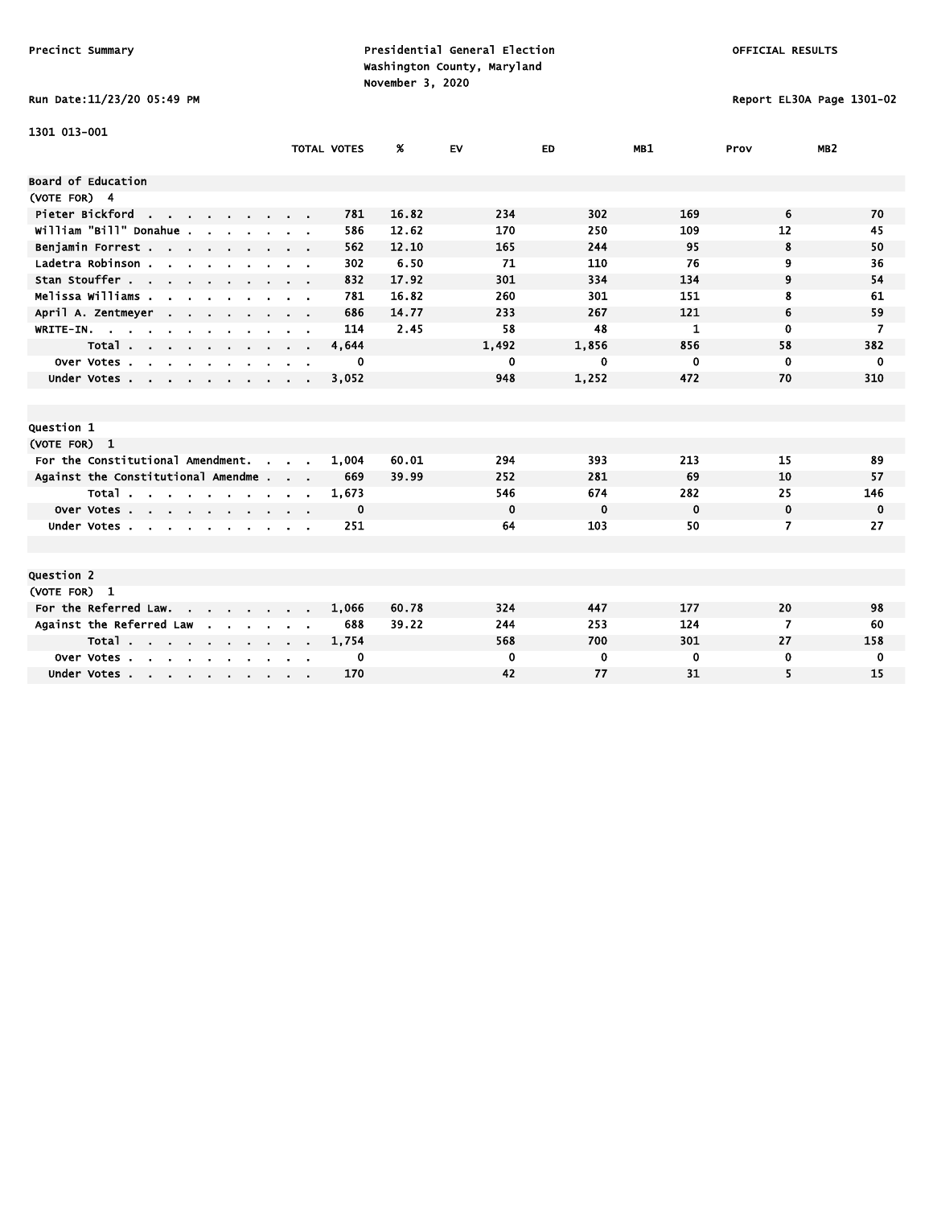Precinct Summary

Presidential General Election
Washington County, Maryland
November 3, 2020

OFFICIAL RESULTS

Run Date:11/23/20 05:49 PM

Report EL30A Page 1301-02

1301 013-001

| | TOTAL VOTES | % | EV | ED | MB1 | Prov | MB2 |
|---|---|---|---|---|---|---|---|
| **Board of Education** | | | | | | | |
| (VOTE FOR) 4 | | | | | | | |
| Pieter Bickford | 781 | 16.82 | 234 | 302 | 169 | 6 | 70 |
| William "Bill" Donahue | 586 | 12.62 | 170 | 250 | 109 | 12 | 45 |
| Benjamin Forrest | 562 | 12.10 | 165 | 244 | 95 | 8 | 50 |
| Ladetra Robinson | 302 | 6.50 | 71 | 110 | 76 | 9 | 36 |
| Stan Stouffer | 832 | 17.92 | 301 | 334 | 134 | 9 | 54 |
| Melissa Williams | 781 | 16.82 | 260 | 301 | 151 | 8 | 61 |
| April A. Zentmeyer | 686 | 14.77 | 233 | 267 | 121 | 6 | 59 |
| WRITE-IN. | 114 | 2.45 | 58 | 48 | 1 | 0 | 7 |
| Total | 4,644 | | 1,492 | 1,856 | 856 | 58 | 382 |
| Over Votes | 0 | | 0 | 0 | 0 | 0 | 0 |
| Under Votes | 3,052 | | 948 | 1,252 | 472 | 70 | 310 |

| | TOTAL VOTES | % | EV | ED | MB1 | Prov | MB2 |
|---|---|---|---|---|---|---|---|
| **Question 1** | | | | | | | |
| (VOTE FOR) 1 | | | | | | | |
| For the Constitutional Amendment. | 1,004 | 60.01 | 294 | 393 | 213 | 15 | 89 |
| Against the Constitutional Amendme | 669 | 39.99 | 252 | 281 | 69 | 10 | 57 |
| Total | 1,673 | | 546 | 674 | 282 | 25 | 146 |
| Over Votes | 0 | | 0 | 0 | 0 | 0 | 0 |
| Under Votes | 251 | | 64 | 103 | 50 | 7 | 27 |

| | TOTAL VOTES | % | EV | ED | MB1 | Prov | MB2 |
|---|---|---|---|---|---|---|---|
| **Question 2** | | | | | | | |
| (VOTE FOR) 1 | | | | | | | |
| For the Referred Law. | 1,066 | 60.78 | 324 | 447 | 177 | 20 | 98 |
| Against the Referred Law | 688 | 39.22 | 244 | 253 | 124 | 7 | 60 |
| Total | 1,754 | | 568 | 700 | 301 | 27 | 158 |
| Over Votes | 0 | | 0 | 0 | 0 | 0 | 0 |
| Under Votes | 170 | | 42 | 77 | 31 | 5 | 15 |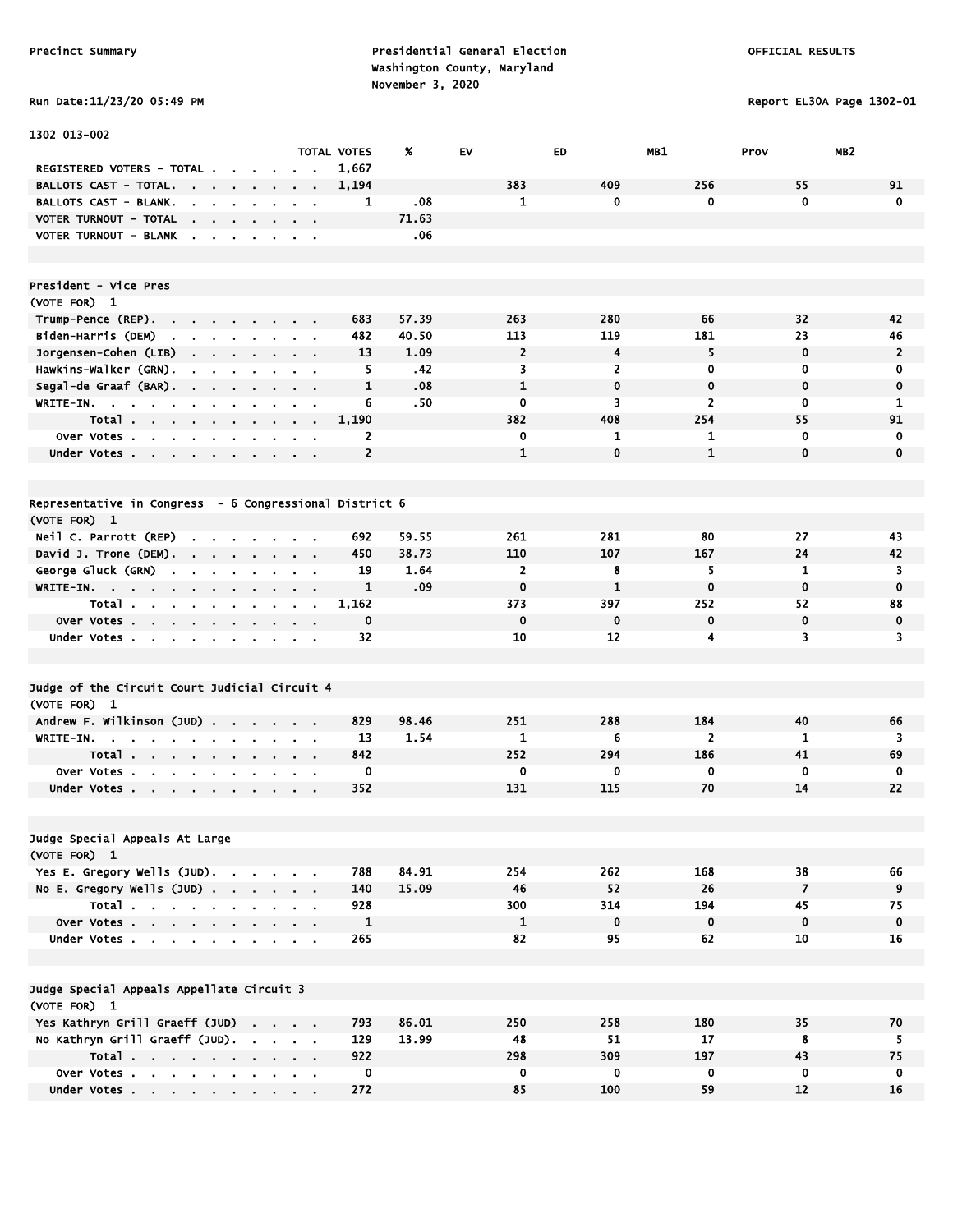Precinct Summary

Presidential General Election
Washington County, Maryland
November 3, 2020

OFFICIAL RESULTS

Run Date:11/23/20 05:49 PM

Report EL30A Page 1302-01

1302 013-002

| | TOTAL VOTES | % | EV | ED | MB1 | Prov | MB2 |
|---|---|---|---|---|---|---|---|
| REGISTERED VOTERS - TOTAL | 1,667 | | | | | | |
| BALLOTS CAST - TOTAL. | 1,194 | | 383 | 409 | 256 | 55 | 91 |
| BALLOTS CAST - BLANK. | 1 | .08 | 1 | 0 | 0 | 0 | 0 |
| VOTER TURNOUT - TOTAL | | 71.63 | | | | | |
| VOTER TURNOUT - BLANK | | .06 | | | | | |

President - Vice Pres
(VOTE FOR) 1

| | TOTAL VOTES | % | EV | ED | MB1 | Prov | MB2 |
|---|---|---|---|---|---|---|---|
| Trump-Pence (REP). | 683 | 57.39 | 263 | 280 | 66 | 32 | 42 |
| Biden-Harris (DEM) | 482 | 40.50 | 113 | 119 | 181 | 23 | 46 |
| Jorgensen-Cohen (LIB) | 13 | 1.09 | 2 | 4 | 5 | 0 | 2 |
| Hawkins-Walker (GRN). | 5 | .42 | 3 | 2 | 0 | 0 | 0 |
| Segal-de Graaf (BAR). | 1 | .08 | 1 | 0 | 0 | 0 | 0 |
| WRITE-IN. | 6 | .50 | 0 | 3 | 2 | 0 | 1 |
| Total | 1,190 | | 382 | 408 | 254 | 55 | 91 |
| Over Votes | 2 | | 0 | 1 | 1 | 0 | 0 |
| Under Votes | 2 | | 1 | 0 | 1 | 0 | 0 |

Representative in Congress - 6 Congressional District 6
(VOTE FOR) 1

| | TOTAL VOTES | % | EV | ED | MB1 | Prov | MB2 |
|---|---|---|---|---|---|---|---|
| Neil C. Parrott (REP) | 692 | 59.55 | 261 | 281 | 80 | 27 | 43 |
| David J. Trone (DEM). | 450 | 38.73 | 110 | 107 | 167 | 24 | 42 |
| George Gluck (GRN) | 19 | 1.64 | 2 | 8 | 5 | 1 | 3 |
| WRITE-IN. | 1 | .09 | 0 | 1 | 0 | 0 | 0 |
| Total | 1,162 | | 373 | 397 | 252 | 52 | 88 |
| Over Votes | 0 | | 0 | 0 | 0 | 0 | 0 |
| Under Votes | 32 | | 10 | 12 | 4 | 3 | 3 |

Judge of the Circuit Court Judicial Circuit 4
(VOTE FOR) 1

| | TOTAL VOTES | % | EV | ED | MB1 | Prov | MB2 |
|---|---|---|---|---|---|---|---|
| Andrew F. Wilkinson (JUD) | 829 | 98.46 | 251 | 288 | 184 | 40 | 66 |
| WRITE-IN. | 13 | 1.54 | 1 | 6 | 2 | 1 | 3 |
| Total | 842 | | 252 | 294 | 186 | 41 | 69 |
| Over Votes | 0 | | 0 | 0 | 0 | 0 | 0 |
| Under Votes | 352 | | 131 | 115 | 70 | 14 | 22 |

Judge Special Appeals At Large
(VOTE FOR) 1

| | TOTAL VOTES | % | EV | ED | MB1 | Prov | MB2 |
|---|---|---|---|---|---|---|---|
| Yes E. Gregory Wells (JUD). | 788 | 84.91 | 254 | 262 | 168 | 38 | 66 |
| No E. Gregory Wells (JUD) | 140 | 15.09 | 46 | 52 | 26 | 7 | 9 |
| Total | 928 | | 300 | 314 | 194 | 45 | 75 |
| Over Votes | 1 | | 1 | 0 | 0 | 0 | 0 |
| Under Votes | 265 | | 82 | 95 | 62 | 10 | 16 |

Judge Special Appeals Appellate Circuit 3
(VOTE FOR) 1

| | TOTAL VOTES | % | EV | ED | MB1 | Prov | MB2 |
|---|---|---|---|---|---|---|---|
| Yes Kathryn Grill Graeff (JUD) | 793 | 86.01 | 250 | 258 | 180 | 35 | 70 |
| No Kathryn Grill Graeff (JUD). | 129 | 13.99 | 48 | 51 | 17 | 8 | 5 |
| Total | 922 | | 298 | 309 | 197 | 43 | 75 |
| Over Votes | 0 | | 0 | 0 | 0 | 0 | 0 |
| Under Votes | 272 | | 85 | 100 | 59 | 12 | 16 |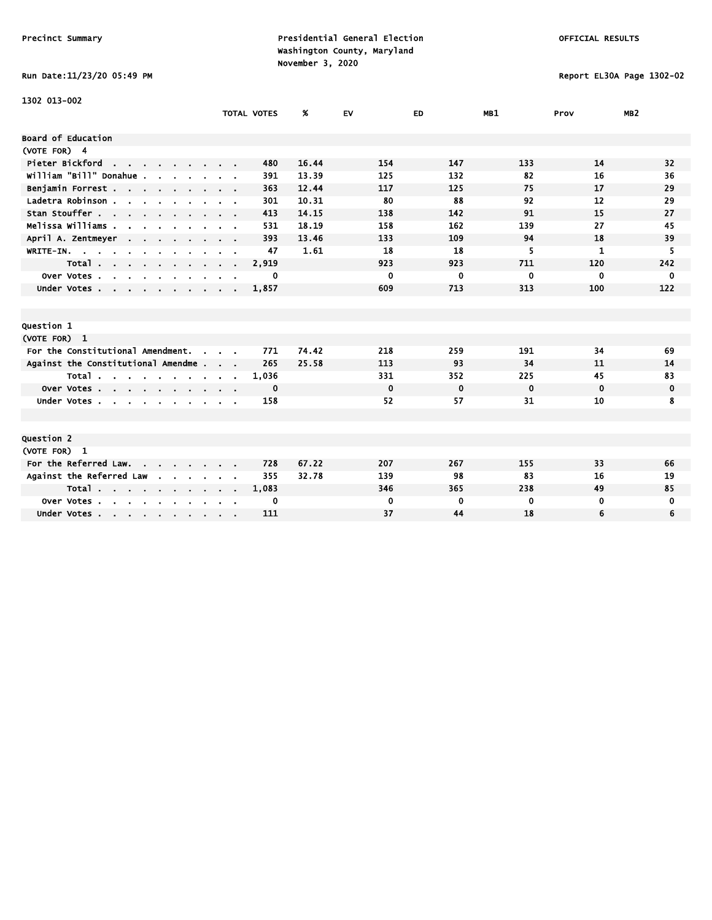Precinct Summary

Presidential General Election
Washington County, Maryland
November 3, 2020

OFFICIAL RESULTS

Run Date:11/23/20 05:49 PM

Report EL30A Page 1302-02

1302 013-002

| | TOTAL VOTES | % | EV | ED | MB1 | Prov | MB2 |
|---|---|---|---|---|---|---|---|
| **Board of Education** | | | | | | | |
| (VOTE FOR) 4 | | | | | | | |
| Pieter Bickford | 480 | 16.44 | 154 | 147 | 133 | 14 | 32 |
| William "Bill" Donahue | 391 | 13.39 | 125 | 132 | 82 | 16 | 36 |
| Benjamin Forrest | 363 | 12.44 | 117 | 125 | 75 | 17 | 29 |
| Ladetra Robinson | 301 | 10.31 | 80 | 88 | 92 | 12 | 29 |
| Stan Stouffer | 413 | 14.15 | 138 | 142 | 91 | 15 | 27 |
| Melissa Williams | 531 | 18.19 | 158 | 162 | 139 | 27 | 45 |
| April A. Zentmeyer | 393 | 13.46 | 133 | 109 | 94 | 18 | 39 |
| WRITE-IN. | 47 | 1.61 | 18 | 18 | 5 | 1 | 5 |
| Total | 2,919 | | 923 | 923 | 711 | 120 | 242 |
| Over Votes | 0 | | 0 | 0 | 0 | 0 | 0 |
| Under Votes | 1,857 | | 609 | 713 | 313 | 100 | 122 |

| | TOTAL VOTES | % | EV | ED | MB1 | Prov | MB2 |
|---|---|---|---|---|---|---|---|
| **Question 1** | | | | | | | |
| (VOTE FOR) 1 | | | | | | | |
| For the Constitutional Amendment. | 771 | 74.42 | 218 | 259 | 191 | 34 | 69 |
| Against the Constitutional Amendme | 265 | 25.58 | 113 | 93 | 34 | 11 | 14 |
| Total | 1,036 | | 331 | 352 | 225 | 45 | 83 |
| Over Votes | 0 | | 0 | 0 | 0 | 0 | 0 |
| Under Votes | 158 | | 52 | 57 | 31 | 10 | 8 |

| | TOTAL VOTES | % | EV | ED | MB1 | Prov | MB2 |
|---|---|---|---|---|---|---|---|
| **Question 2** | | | | | | | |
| (VOTE FOR) 1 | | | | | | | |
| For the Referred Law. | 728 | 67.22 | 207 | 267 | 155 | 33 | 66 |
| Against the Referred Law | 355 | 32.78 | 139 | 98 | 83 | 16 | 19 |
| Total | 1,083 | | 346 | 365 | 238 | 49 | 85 |
| Over Votes | 0 | | 0 | 0 | 0 | 0 | 0 |
| Under Votes | 111 | | 37 | 44 | 18 | 6 | 6 |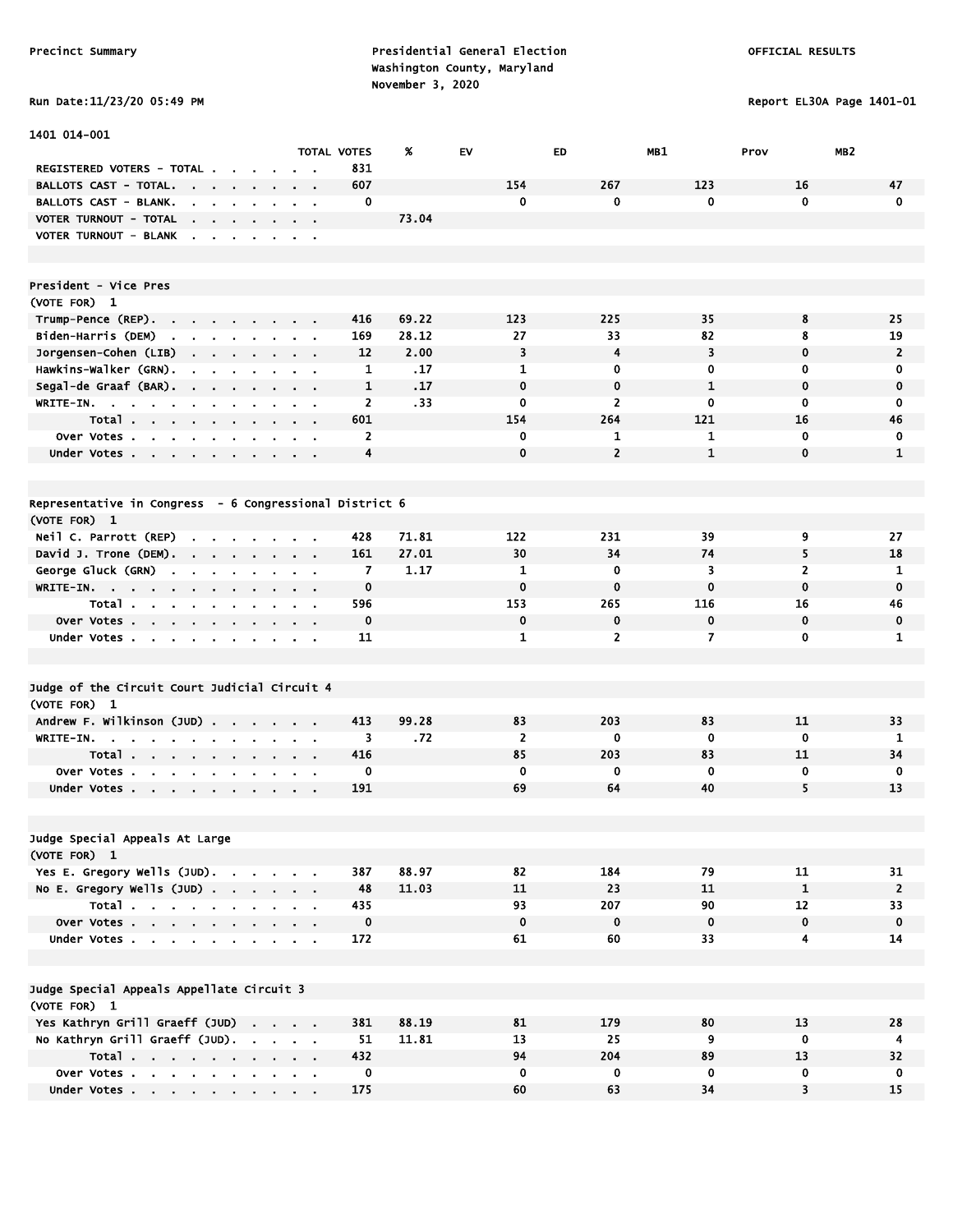Precinct Summary — Presidential General Election, Washington County, Maryland, November 3, 2020 — OFFICIAL RESULTS

Run Date:11/23/20 05:49 PM — Report EL30A Page 1401-01

## 1401 014-001

| | TOTAL VOTES | % | EV | ED | MB1 | Prov | MB2 |
|---|---|---|---|---|---|---|---|
| REGISTERED VOTERS - TOTAL | 831 | | | | | | |
| BALLOTS CAST - TOTAL. | 607 | | 154 | 267 | 123 | 16 | 47 |
| BALLOTS CAST - BLANK. | 0 | | 0 | 0 | 0 | 0 | 0 |
| VOTER TURNOUT - TOTAL | | 73.04 | | | | | |
| VOTER TURNOUT - BLANK | | | | | | | |

### President - Vice Pres
(VOTE FOR) 1

| | TOTAL VOTES | % | EV | ED | MB1 | Prov | MB2 |
|---|---|---|---|---|---|---|---|
| Trump-Pence (REP). | 416 | 69.22 | 123 | 225 | 35 | 8 | 25 |
| Biden-Harris (DEM) | 169 | 28.12 | 27 | 33 | 82 | 8 | 19 |
| Jorgensen-Cohen (LIB) | 12 | 2.00 | 3 | 4 | 3 | 0 | 2 |
| Hawkins-Walker (GRN). | 1 | .17 | 1 | 0 | 0 | 0 | 0 |
| Segal-de Graaf (BAR). | 1 | .17 | 0 | 0 | 1 | 0 | 0 |
| WRITE-IN. | 2 | .33 | 0 | 2 | 0 | 0 | 0 |
| Total | 601 | | 154 | 264 | 121 | 16 | 46 |
| Over Votes | 2 | | 0 | 1 | 1 | 0 | 0 |
| Under Votes | 4 | | 0 | 2 | 1 | 0 | 1 |

### Representative in Congress - 6 Congressional District 6
(VOTE FOR) 1

| | TOTAL VOTES | % | EV | ED | MB1 | Prov | MB2 |
|---|---|---|---|---|---|---|---|
| Neil C. Parrott (REP) | 428 | 71.81 | 122 | 231 | 39 | 9 | 27 |
| David J. Trone (DEM). | 161 | 27.01 | 30 | 34 | 74 | 5 | 18 |
| George Gluck (GRN) | 7 | 1.17 | 1 | 0 | 3 | 2 | 1 |
| WRITE-IN. | 0 | | 0 | 0 | 0 | 0 | 0 |
| Total | 596 | | 153 | 265 | 116 | 16 | 46 |
| Over Votes | 0 | | 0 | 0 | 0 | 0 | 0 |
| Under Votes | 11 | | 1 | 2 | 7 | 0 | 1 |

### Judge of the Circuit Court Judicial Circuit 4
(VOTE FOR) 1

| | TOTAL VOTES | % | EV | ED | MB1 | Prov | MB2 |
|---|---|---|---|---|---|---|---|
| Andrew F. Wilkinson (JUD) | 413 | 99.28 | 83 | 203 | 83 | 11 | 33 |
| WRITE-IN. | 3 | .72 | 2 | 0 | 0 | 0 | 1 |
| Total | 416 | | 85 | 203 | 83 | 11 | 34 |
| Over Votes | 0 | | 0 | 0 | 0 | 0 | 0 |
| Under Votes | 191 | | 69 | 64 | 40 | 5 | 13 |

### Judge Special Appeals At Large
(VOTE FOR) 1

| | TOTAL VOTES | % | EV | ED | MB1 | Prov | MB2 |
|---|---|---|---|---|---|---|---|
| Yes E. Gregory Wells (JUD). | 387 | 88.97 | 82 | 184 | 79 | 11 | 31 |
| No E. Gregory Wells (JUD) | 48 | 11.03 | 11 | 23 | 11 | 1 | 2 |
| Total | 435 | | 93 | 207 | 90 | 12 | 33 |
| Over Votes | 0 | | 0 | 0 | 0 | 0 | 0 |
| Under Votes | 172 | | 61 | 60 | 33 | 4 | 14 |

### Judge Special Appeals Appellate Circuit 3
(VOTE FOR) 1

| | TOTAL VOTES | % | EV | ED | MB1 | Prov | MB2 |
|---|---|---|---|---|---|---|---|
| Yes Kathryn Grill Graeff (JUD) | 381 | 88.19 | 81 | 179 | 80 | 13 | 28 |
| No Kathryn Grill Graeff (JUD). | 51 | 11.81 | 13 | 25 | 9 | 0 | 4 |
| Total | 432 | | 94 | 204 | 89 | 13 | 32 |
| Over Votes | 0 | | 0 | 0 | 0 | 0 | 0 |
| Under Votes | 175 | | 60 | 63 | 34 | 3 | 15 |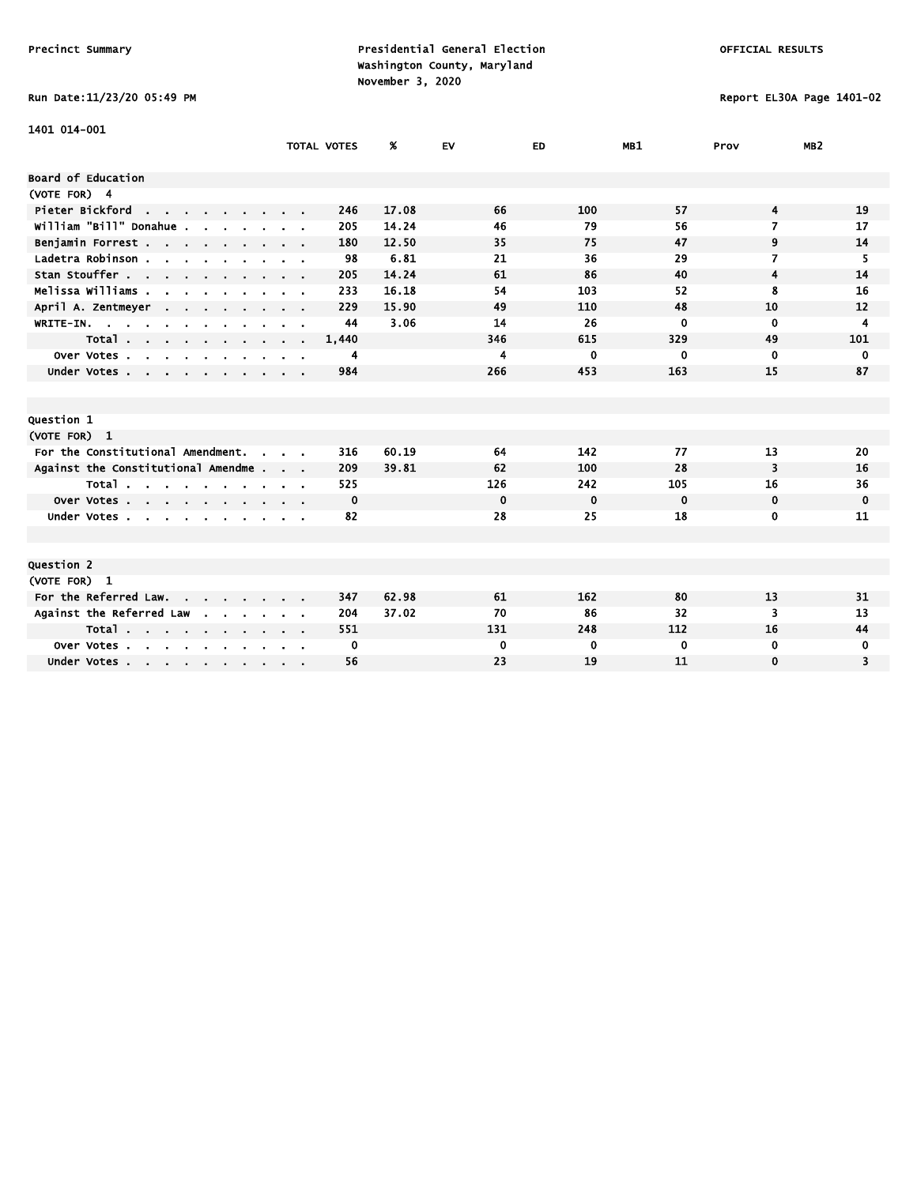Precinct Summary

Presidential General Election
Washington County, Maryland
November 3, 2020

OFFICIAL RESULTS

Run Date:11/23/20 05:49 PM

Report EL30A Page 1401-02

1401 014-001

| | TOTAL VOTES | % | EV | ED | MB1 | Prov | MB2 |
|---|---|---|---|---|---|---|---|
| **Board of Education** | | | | | | | |
| (VOTE FOR) 4 | | | | | | | |
| Pieter Bickford | 246 | 17.08 | 66 | 100 | 57 | 4 | 19 |
| William "Bill" Donahue | 205 | 14.24 | 46 | 79 | 56 | 7 | 17 |
| Benjamin Forrest | 180 | 12.50 | 35 | 75 | 47 | 9 | 14 |
| Ladetra Robinson | 98 | 6.81 | 21 | 36 | 29 | 7 | 5 |
| Stan Stouffer | 205 | 14.24 | 61 | 86 | 40 | 4 | 14 |
| Melissa Williams | 233 | 16.18 | 54 | 103 | 52 | 8 | 16 |
| April A. Zentmeyer | 229 | 15.90 | 49 | 110 | 48 | 10 | 12 |
| WRITE-IN. | 44 | 3.06 | 14 | 26 | 0 | 0 | 4 |
| Total | 1,440 | | 346 | 615 | 329 | 49 | 101 |
| Over Votes | 4 | | 4 | 0 | 0 | 0 | 0 |
| Under Votes | 984 | | 266 | 453 | 163 | 15 | 87 |

| | TOTAL VOTES | % | EV | ED | MB1 | Prov | MB2 |
|---|---|---|---|---|---|---|---|
| **Question 1** | | | | | | | |
| (VOTE FOR) 1 | | | | | | | |
| For the Constitutional Amendment. | 316 | 60.19 | 64 | 142 | 77 | 13 | 20 |
| Against the Constitutional Amendme | 209 | 39.81 | 62 | 100 | 28 | 3 | 16 |
| Total | 525 | | 126 | 242 | 105 | 16 | 36 |
| Over Votes | 0 | | 0 | 0 | 0 | 0 | 0 |
| Under Votes | 82 | | 28 | 25 | 18 | 0 | 11 |

| | TOTAL VOTES | % | EV | ED | MB1 | Prov | MB2 |
|---|---|---|---|---|---|---|---|
| **Question 2** | | | | | | | |
| (VOTE FOR) 1 | | | | | | | |
| For the Referred Law. | 347 | 62.98 | 61 | 162 | 80 | 13 | 31 |
| Against the Referred Law | 204 | 37.02 | 70 | 86 | 32 | 3 | 13 |
| Total | 551 | | 131 | 248 | 112 | 16 | 44 |
| Over Votes | 0 | | 0 | 0 | 0 | 0 | 0 |
| Under Votes | 56 | | 23 | 19 | 11 | 0 | 3 |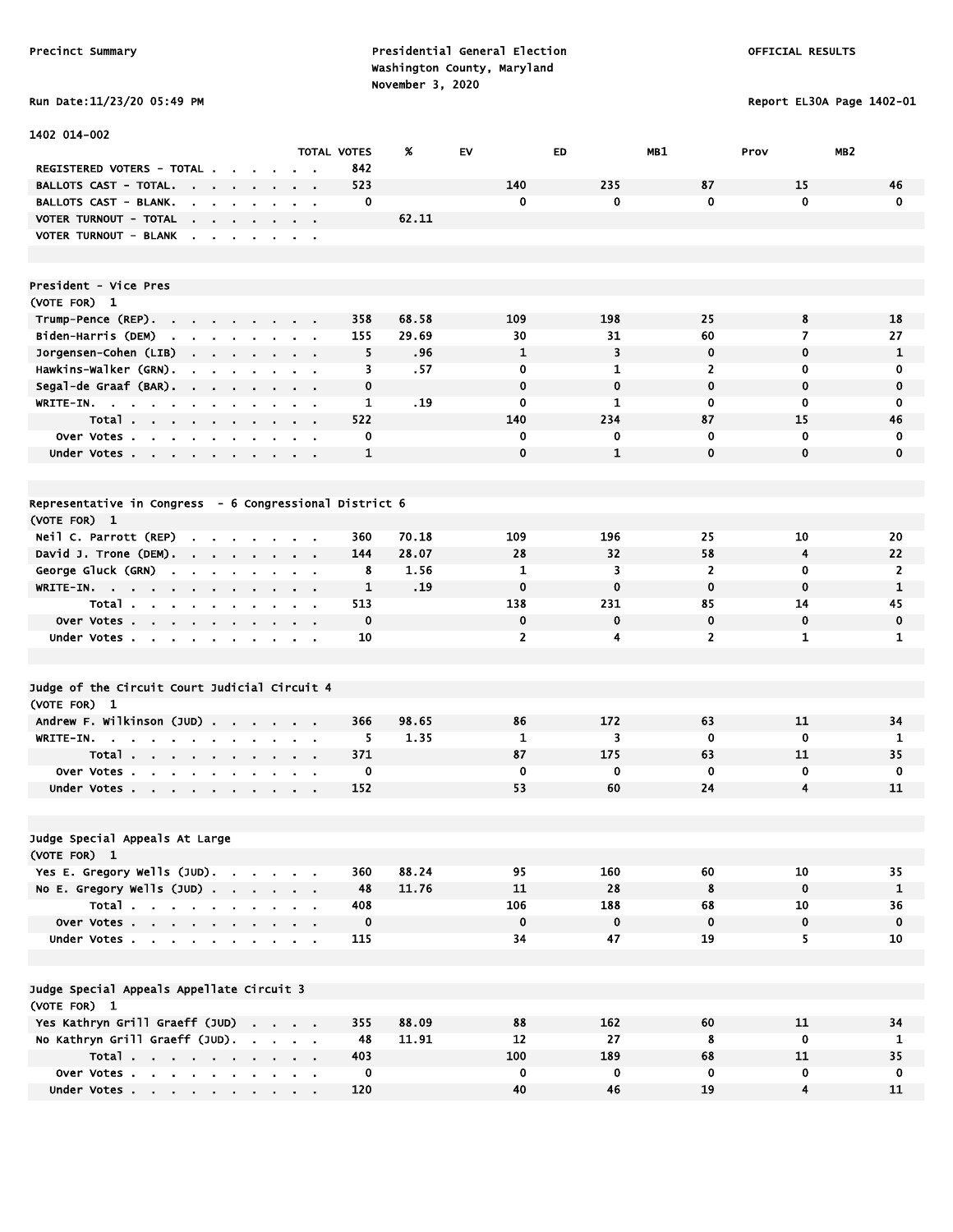Precinct Summary

Presidential General Election
Washington County, Maryland
November 3, 2020

OFFICIAL RESULTS

Run Date:11/23/20 05:49 PM

Report EL30A Page 1402-01

1402 014-002

| | TOTAL VOTES | % | EV | ED | MB1 | Prov | MB2 |
|---|---|---|---|---|---|---|---|
| REGISTERED VOTERS - TOTAL | 842 | | | | | | |
| BALLOTS CAST - TOTAL. | 523 | | 140 | 235 | 87 | 15 | 46 |
| BALLOTS CAST - BLANK. | 0 | | 0 | 0 | 0 | 0 | 0 |
| VOTER TURNOUT - TOTAL | | 62.11 | | | | | |
| VOTER TURNOUT - BLANK | | | | | | | |

**President - Vice Pres**
(VOTE FOR) 1

| | TOTAL VOTES | % | EV | ED | MB1 | Prov | MB2 |
|---|---|---|---|---|---|---|---|
| Trump-Pence (REP). | 358 | 68.58 | 109 | 198 | 25 | 8 | 18 |
| Biden-Harris (DEM) | 155 | 29.69 | 30 | 31 | 60 | 7 | 27 |
| Jorgensen-Cohen (LIB) | 5 | .96 | 1 | 3 | 0 | 0 | 1 |
| Hawkins-Walker (GRN). | 3 | .57 | 0 | 1 | 2 | 0 | 0 |
| Segal-de Graaf (BAR). | 0 | | 0 | 0 | 0 | 0 | 0 |
| WRITE-IN. | 1 | .19 | 0 | 1 | 0 | 0 | 0 |
| Total | 522 | | 140 | 234 | 87 | 15 | 46 |
| Over Votes | 0 | | 0 | 0 | 0 | 0 | 0 |
| Under Votes | 1 | | 0 | 1 | 0 | 0 | 0 |

**Representative in Congress - 6 Congressional District 6**
(VOTE FOR) 1

| | TOTAL VOTES | % | EV | ED | MB1 | Prov | MB2 |
|---|---|---|---|---|---|---|---|
| Neil C. Parrott (REP) | 360 | 70.18 | 109 | 196 | 25 | 10 | 20 |
| David J. Trone (DEM). | 144 | 28.07 | 28 | 32 | 58 | 4 | 22 |
| George Gluck (GRN) | 8 | 1.56 | 1 | 3 | 2 | 0 | 2 |
| WRITE-IN. | 1 | .19 | 0 | 0 | 0 | 0 | 1 |
| Total | 513 | | 138 | 231 | 85 | 14 | 45 |
| Over Votes | 0 | | 0 | 0 | 0 | 0 | 0 |
| Under Votes | 10 | | 2 | 4 | 2 | 1 | 1 |

**Judge of the Circuit Court Judicial Circuit 4**
(VOTE FOR) 1

| | TOTAL VOTES | % | EV | ED | MB1 | Prov | MB2 |
|---|---|---|---|---|---|---|---|
| Andrew F. Wilkinson (JUD) | 366 | 98.65 | 86 | 172 | 63 | 11 | 34 |
| WRITE-IN. | 5 | 1.35 | 1 | 3 | 0 | 0 | 1 |
| Total | 371 | | 87 | 175 | 63 | 11 | 35 |
| Over Votes | 0 | | 0 | 0 | 0 | 0 | 0 |
| Under Votes | 152 | | 53 | 60 | 24 | 4 | 11 |

**Judge Special Appeals At Large**
(VOTE FOR) 1

| | TOTAL VOTES | % | EV | ED | MB1 | Prov | MB2 |
|---|---|---|---|---|---|---|---|
| Yes E. Gregory Wells (JUD). | 360 | 88.24 | 95 | 160 | 60 | 10 | 35 |
| No E. Gregory Wells (JUD) | 48 | 11.76 | 11 | 28 | 8 | 0 | 1 |
| Total | 408 | | 106 | 188 | 68 | 10 | 36 |
| Over Votes | 0 | | 0 | 0 | 0 | 0 | 0 |
| Under Votes | 115 | | 34 | 47 | 19 | 5 | 10 |

**Judge Special Appeals Appellate Circuit 3**
(VOTE FOR) 1

| | TOTAL VOTES | % | EV | ED | MB1 | Prov | MB2 |
|---|---|---|---|---|---|---|---|
| Yes Kathryn Grill Graeff (JUD) | 355 | 88.09 | 88 | 162 | 60 | 11 | 34 |
| No Kathryn Grill Graeff (JUD). | 48 | 11.91 | 12 | 27 | 8 | 0 | 1 |
| Total | 403 | | 100 | 189 | 68 | 11 | 35 |
| Over Votes | 0 | | 0 | 0 | 0 | 0 | 0 |
| Under Votes | 120 | | 40 | 46 | 19 | 4 | 11 |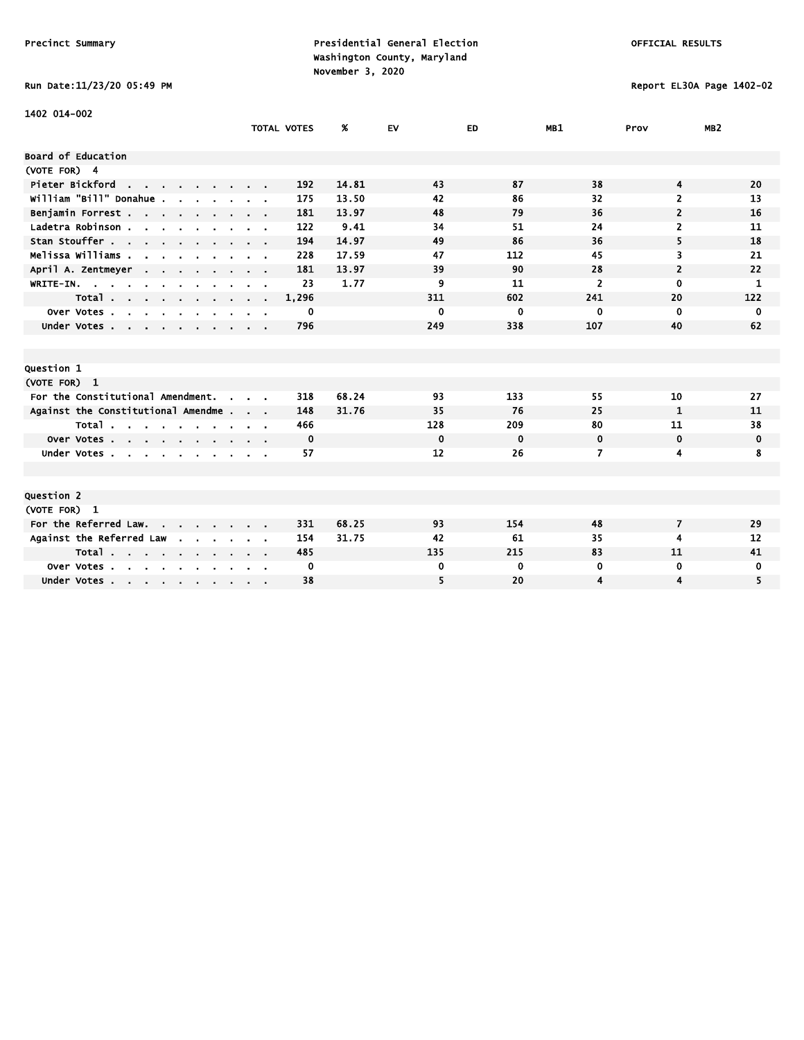Precinct Summary

Presidential General Election
Washington County, Maryland
November 3, 2020

OFFICIAL RESULTS

Run Date:11/23/20 05:49 PM

Report EL30A Page 1402-02

1402 014-002

| | TOTAL VOTES | % | EV | ED | MB1 | Prov | MB2 |
|---|---|---|---|---|---|---|---|
| **Board of Education** | | | | | | | |
| (VOTE FOR) 4 | | | | | | | |
| Pieter Bickford | 192 | 14.81 | 43 | 87 | 38 | 4 | 20 |
| William "Bill" Donahue | 175 | 13.50 | 42 | 86 | 32 | 2 | 13 |
| Benjamin Forrest | 181 | 13.97 | 48 | 79 | 36 | 2 | 16 |
| Ladetra Robinson | 122 | 9.41 | 34 | 51 | 24 | 2 | 11 |
| Stan Stouffer | 194 | 14.97 | 49 | 86 | 36 | 5 | 18 |
| Melissa Williams | 228 | 17.59 | 47 | 112 | 45 | 3 | 21 |
| April A. Zentmeyer | 181 | 13.97 | 39 | 90 | 28 | 2 | 22 |
| WRITE-IN. | 23 | 1.77 | 9 | 11 | 2 | 0 | 1 |
| Total | 1,296 | | 311 | 602 | 241 | 20 | 122 |
| Over Votes | 0 | | 0 | 0 | 0 | 0 | 0 |
| Under Votes | 796 | | 249 | 338 | 107 | 40 | 62 |
| **Question 1** | | | | | | | |
| (VOTE FOR) 1 | | | | | | | |
| For the Constitutional Amendment. | 318 | 68.24 | 93 | 133 | 55 | 10 | 27 |
| Against the Constitutional Amendme | 148 | 31.76 | 35 | 76 | 25 | 1 | 11 |
| Total | 466 | | 128 | 209 | 80 | 11 | 38 |
| Over Votes | 0 | | 0 | 0 | 0 | 0 | 0 |
| Under Votes | 57 | | 12 | 26 | 7 | 4 | 8 |
| **Question 2** | | | | | | | |
| (VOTE FOR) 1 | | | | | | | |
| For the Referred Law. | 331 | 68.25 | 93 | 154 | 48 | 7 | 29 |
| Against the Referred Law | 154 | 31.75 | 42 | 61 | 35 | 4 | 12 |
| Total | 485 | | 135 | 215 | 83 | 11 | 41 |
| Over Votes | 0 | | 0 | 0 | 0 | 0 | 0 |
| Under Votes | 38 | | 5 | 20 | 4 | 4 | 5 |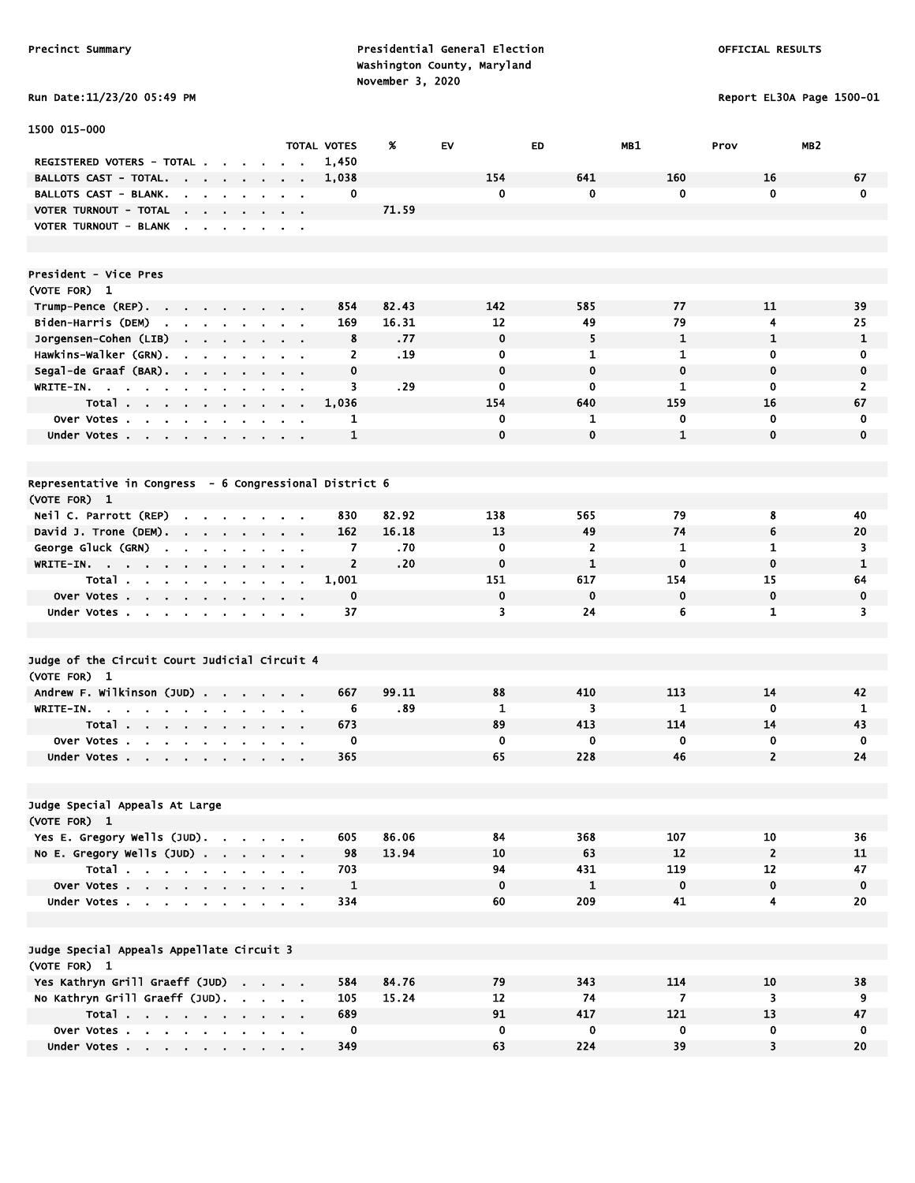Precinct Summary

Presidential General Election
Washington County, Maryland
November 3, 2020

OFFICIAL RESULTS

Run Date:11/23/20 05:49 PM

Report EL30A Page 1500-01

1500 015-000

| | TOTAL VOTES | % | EV | ED | MB1 | Prov | MB2 |
|---|---|---|---|---|---|---|---|
| REGISTERED VOTERS - TOTAL | 1,450 | | | | | | |
| BALLOTS CAST - TOTAL | 1,038 | | 154 | 641 | 160 | 16 | 67 |
| BALLOTS CAST - BLANK | 0 | | 0 | 0 | 0 | 0 | 0 |
| VOTER TURNOUT - TOTAL | | 71.59 | | | | | |
| VOTER TURNOUT - BLANK | | | | | | | |

## President - Vice Pres

(VOTE FOR) 1

| | TOTAL VOTES | % | EV | ED | MB1 | Prov | MB2 |
|---|---|---|---|---|---|---|---|
| Trump-Pence (REP) | 854 | 82.43 | 142 | 585 | 77 | 11 | 39 |
| Biden-Harris (DEM) | 169 | 16.31 | 12 | 49 | 79 | 4 | 25 |
| Jorgensen-Cohen (LIB) | 8 | .77 | 0 | 5 | 1 | 1 | 1 |
| Hawkins-Walker (GRN) | 2 | .19 | 0 | 1 | 1 | 0 | 0 |
| Segal-de Graaf (BAR) | 0 | | 0 | 0 | 0 | 0 | 0 |
| WRITE-IN | 3 | .29 | 0 | 0 | 1 | 0 | 2 |
| Total | 1,036 | | 154 | 640 | 159 | 16 | 67 |
| Over Votes | 1 | | 0 | 1 | 0 | 0 | 0 |
| Under Votes | 1 | | 0 | 0 | 1 | 0 | 0 |

## Representative in Congress - 6 Congressional District 6

(VOTE FOR) 1

| | TOTAL VOTES | % | EV | ED | MB1 | Prov | MB2 |
|---|---|---|---|---|---|---|---|
| Neil C. Parrott (REP) | 830 | 82.92 | 138 | 565 | 79 | 8 | 40 |
| David J. Trone (DEM) | 162 | 16.18 | 13 | 49 | 74 | 6 | 20 |
| George Gluck (GRN) | 7 | .70 | 0 | 2 | 1 | 1 | 3 |
| WRITE-IN | 2 | .20 | 0 | 1 | 0 | 0 | 1 |
| Total | 1,001 | | 151 | 617 | 154 | 15 | 64 |
| Over Votes | 0 | | 0 | 0 | 0 | 0 | 0 |
| Under Votes | 37 | | 3 | 24 | 6 | 1 | 3 |

## Judge of the Circuit Court Judicial Circuit 4

(VOTE FOR) 1

| | TOTAL VOTES | % | EV | ED | MB1 | Prov | MB2 |
|---|---|---|---|---|---|---|---|
| Andrew F. Wilkinson (JUD) | 667 | 99.11 | 88 | 410 | 113 | 14 | 42 |
| WRITE-IN | 6 | .89 | 1 | 3 | 1 | 0 | 1 |
| Total | 673 | | 89 | 413 | 114 | 14 | 43 |
| Over Votes | 0 | | 0 | 0 | 0 | 0 | 0 |
| Under Votes | 365 | | 65 | 228 | 46 | 2 | 24 |

## Judge Special Appeals At Large

(VOTE FOR) 1

| | TOTAL VOTES | % | EV | ED | MB1 | Prov | MB2 |
|---|---|---|---|---|---|---|---|
| Yes E. Gregory Wells (JUD) | 605 | 86.06 | 84 | 368 | 107 | 10 | 36 |
| No E. Gregory Wells (JUD) | 98 | 13.94 | 10 | 63 | 12 | 2 | 11 |
| Total | 703 | | 94 | 431 | 119 | 12 | 47 |
| Over Votes | 1 | | 0 | 1 | 0 | 0 | 0 |
| Under Votes | 334 | | 60 | 209 | 41 | 4 | 20 |

## Judge Special Appeals Appellate Circuit 3

(VOTE FOR) 1

| | TOTAL VOTES | % | EV | ED | MB1 | Prov | MB2 |
|---|---|---|---|---|---|---|---|
| Yes Kathryn Grill Graeff (JUD) | 584 | 84.76 | 79 | 343 | 114 | 10 | 38 |
| No Kathryn Grill Graeff (JUD) | 105 | 15.24 | 12 | 74 | 7 | 3 | 9 |
| Total | 689 | | 91 | 417 | 121 | 13 | 47 |
| Over Votes | 0 | | 0 | 0 | 0 | 0 | 0 |
| Under Votes | 349 | | 63 | 224 | 39 | 3 | 20 |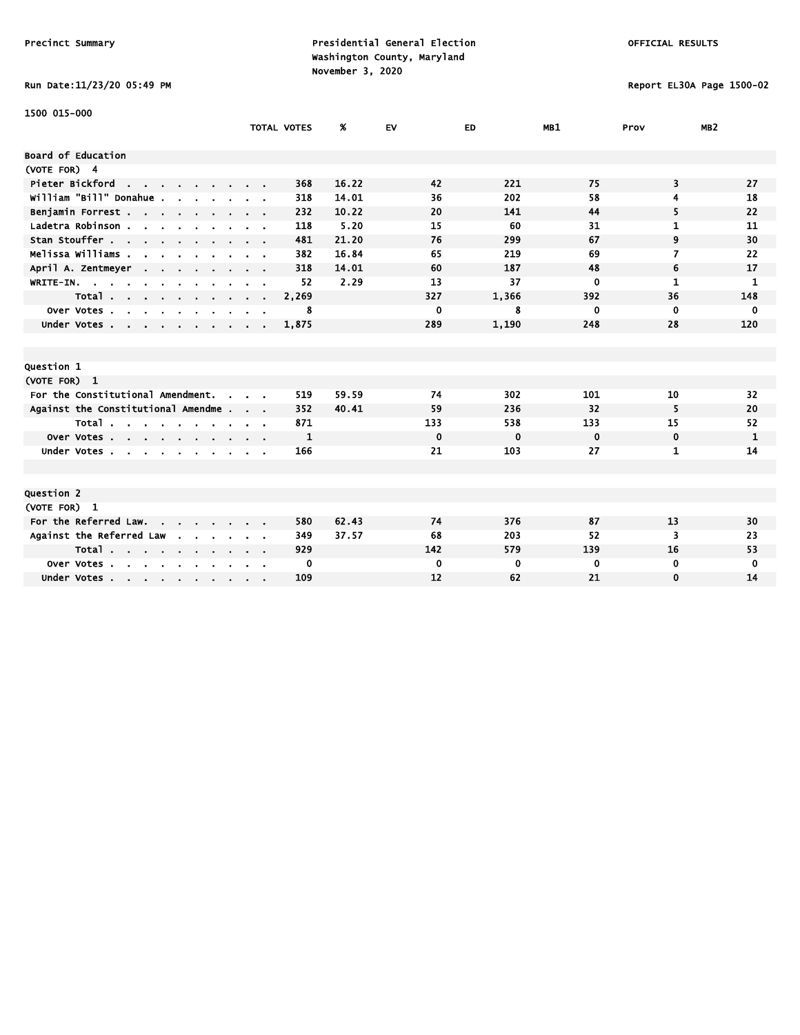Precinct Summary

Presidential General Election
Washington County, Maryland
November 3, 2020

OFFICIAL RESULTS

Run Date:11/23/20 05:49 PM

Report EL30A Page 1500-02

1500 015-000

| | TOTAL VOTES | % | EV | ED | MB1 | Prov | MB2 |
|---|---|---|---|---|---|---|---|
| **Board of Education** | | | | | | | |
| (VOTE FOR) 4 | | | | | | | |
| Pieter Bickford | 368 | 16.22 | 42 | 221 | 75 | 3 | 27 |
| William "Bill" Donahue | 318 | 14.01 | 36 | 202 | 58 | 4 | 18 |
| Benjamin Forrest | 232 | 10.22 | 20 | 141 | 44 | 5 | 22 |
| Ladetra Robinson | 118 | 5.20 | 15 | 60 | 31 | 1 | 11 |
| Stan Stouffer | 481 | 21.20 | 76 | 299 | 67 | 9 | 30 |
| Melissa Williams | 382 | 16.84 | 65 | 219 | 69 | 7 | 22 |
| April A. Zentmeyer | 318 | 14.01 | 60 | 187 | 48 | 6 | 17 |
| WRITE-IN. | 52 | 2.29 | 13 | 37 | 0 | 1 | 1 |
| Total | 2,269 | | 327 | 1,366 | 392 | 36 | 148 |
| Over Votes | 8 | | 0 | 8 | 0 | 0 | 0 |
| Under Votes | 1,875 | | 289 | 1,190 | 248 | 28 | 120 |

| | TOTAL VOTES | % | EV | ED | MB1 | Prov | MB2 |
|---|---|---|---|---|---|---|---|
| **Question 1** | | | | | | | |
| (VOTE FOR) 1 | | | | | | | |
| For the Constitutional Amendment. | 519 | 59.59 | 74 | 302 | 101 | 10 | 32 |
| Against the Constitutional Amendme | 352 | 40.41 | 59 | 236 | 32 | 5 | 20 |
| Total | 871 | | 133 | 538 | 133 | 15 | 52 |
| Over Votes | 1 | | 0 | 0 | 0 | 0 | 1 |
| Under Votes | 166 | | 21 | 103 | 27 | 1 | 14 |

| | TOTAL VOTES | % | EV | ED | MB1 | Prov | MB2 |
|---|---|---|---|---|---|---|---|
| **Question 2** | | | | | | | |
| (VOTE FOR) 1 | | | | | | | |
| For the Referred Law. | 580 | 62.43 | 74 | 376 | 87 | 13 | 30 |
| Against the Referred Law | 349 | 37.57 | 68 | 203 | 52 | 3 | 23 |
| Total | 929 | | 142 | 579 | 139 | 16 | 53 |
| Over Votes | 0 | | 0 | 0 | 0 | 0 | 0 |
| Under Votes | 109 | | 12 | 62 | 21 | 0 | 14 |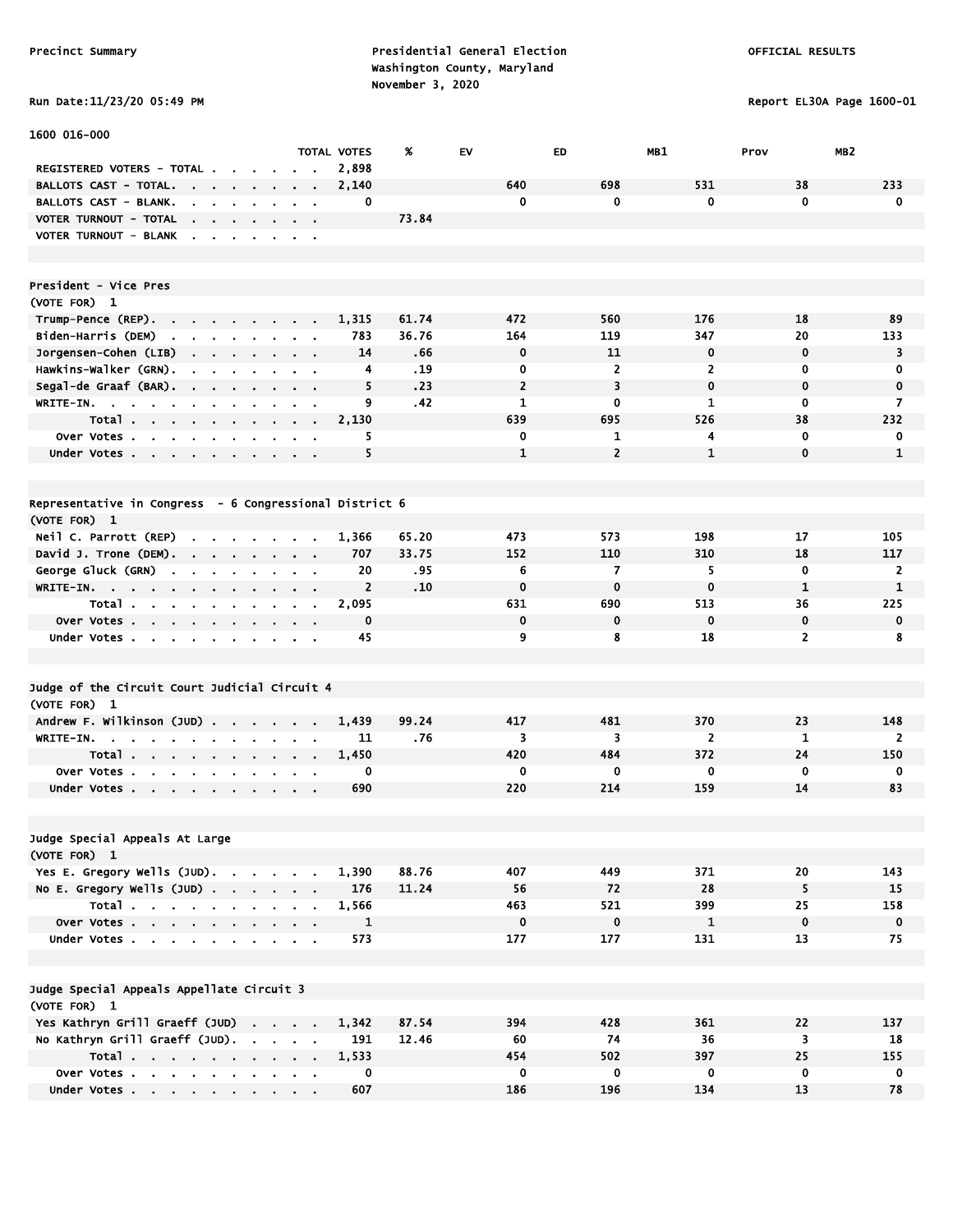Precinct Summary

Presidential General Election
Washington County, Maryland
November 3, 2020

OFFICIAL RESULTS

Run Date:11/23/20 05:49 PM

Report EL30A Page 1600-01

1600 016-000

| | TOTAL VOTES | % | EV | ED | MB1 | Prov | MB2 |
|---|---|---|---|---|---|---|---|
| REGISTERED VOTERS - TOTAL | 2,898 | | | | | | |
| BALLOTS CAST - TOTAL. | 2,140 | | 640 | 698 | 531 | 38 | 233 |
| BALLOTS CAST - BLANK. | 0 | | 0 | 0 | 0 | 0 | 0 |
| VOTER TURNOUT - TOTAL | | 73.84 | | | | | |
| VOTER TURNOUT - BLANK | | | | | | | |

**President - Vice Pres**
(VOTE FOR) 1

| | TOTAL VOTES | % | EV | ED | MB1 | Prov | MB2 |
|---|---|---|---|---|---|---|---|
| Trump-Pence (REP). | 1,315 | 61.74 | 472 | 560 | 176 | 18 | 89 |
| Biden-Harris (DEM) | 783 | 36.76 | 164 | 119 | 347 | 20 | 133 |
| Jorgensen-Cohen (LIB) | 14 | .66 | 0 | 11 | 0 | 0 | 3 |
| Hawkins-Walker (GRN). | 4 | .19 | 0 | 2 | 2 | 0 | 0 |
| Segal-de Graaf (BAR). | 5 | .23 | 2 | 3 | 0 | 0 | 0 |
| WRITE-IN. | 9 | .42 | 1 | 0 | 1 | 0 | 7 |
| Total | 2,130 | | 639 | 695 | 526 | 38 | 232 |
| Over Votes | 5 | | 0 | 1 | 4 | 0 | 0 |
| Under Votes | 5 | | 1 | 2 | 1 | 0 | 1 |

**Representative in Congress - 6 Congressional District 6**
(VOTE FOR) 1

| | TOTAL VOTES | % | EV | ED | MB1 | Prov | MB2 |
|---|---|---|---|---|---|---|---|
| Neil C. Parrott (REP) | 1,366 | 65.20 | 473 | 573 | 198 | 17 | 105 |
| David J. Trone (DEM). | 707 | 33.75 | 152 | 110 | 310 | 18 | 117 |
| George Gluck (GRN) | 20 | .95 | 6 | 7 | 5 | 0 | 2 |
| WRITE-IN. | 2 | .10 | 0 | 0 | 0 | 1 | 1 |
| Total | 2,095 | | 631 | 690 | 513 | 36 | 225 |
| Over Votes | 0 | | 0 | 0 | 0 | 0 | 0 |
| Under Votes | 45 | | 9 | 8 | 18 | 2 | 8 |

**Judge of the Circuit Court Judicial Circuit 4**
(VOTE FOR) 1

| | TOTAL VOTES | % | EV | ED | MB1 | Prov | MB2 |
|---|---|---|---|---|---|---|---|
| Andrew F. Wilkinson (JUD) | 1,439 | 99.24 | 417 | 481 | 370 | 23 | 148 |
| WRITE-IN. | 11 | .76 | 3 | 3 | 2 | 1 | 2 |
| Total | 1,450 | | 420 | 484 | 372 | 24 | 150 |
| Over Votes | 0 | | 0 | 0 | 0 | 0 | 0 |
| Under Votes | 690 | | 220 | 214 | 159 | 14 | 83 |

**Judge Special Appeals At Large**
(VOTE FOR) 1

| | TOTAL VOTES | % | EV | ED | MB1 | Prov | MB2 |
|---|---|---|---|---|---|---|---|
| Yes E. Gregory Wells (JUD). | 1,390 | 88.76 | 407 | 449 | 371 | 20 | 143 |
| No E. Gregory Wells (JUD) | 176 | 11.24 | 56 | 72 | 28 | 5 | 15 |
| Total | 1,566 | | 463 | 521 | 399 | 25 | 158 |
| Over Votes | 1 | | 0 | 0 | 1 | 0 | 0 |
| Under Votes | 573 | | 177 | 177 | 131 | 13 | 75 |

**Judge Special Appeals Appellate Circuit 3**
(VOTE FOR) 1

| | TOTAL VOTES | % | EV | ED | MB1 | Prov | MB2 |
|---|---|---|---|---|---|---|---|
| Yes Kathryn Grill Graeff (JUD) | 1,342 | 87.54 | 394 | 428 | 361 | 22 | 137 |
| No Kathryn Grill Graeff (JUD). | 191 | 12.46 | 60 | 74 | 36 | 3 | 18 |
| Total | 1,533 | | 454 | 502 | 397 | 25 | 155 |
| Over Votes | 0 | | 0 | 0 | 0 | 0 | 0 |
| Under Votes | 607 | | 186 | 196 | 134 | 13 | 78 |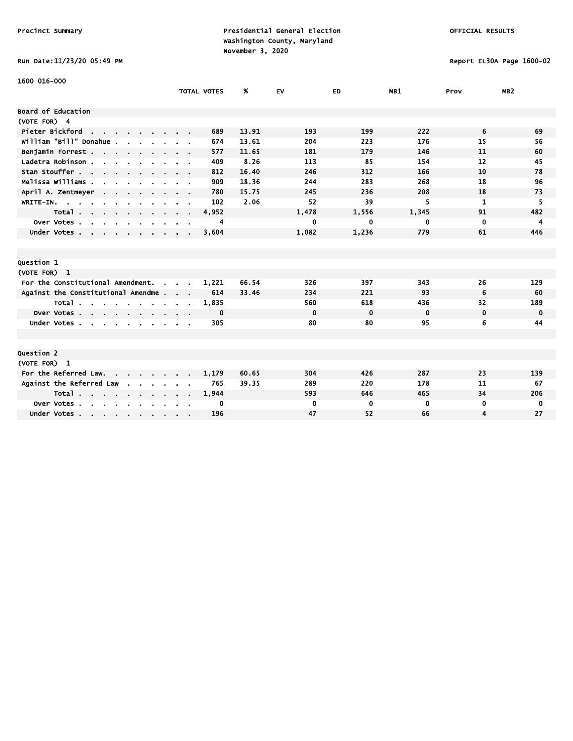Precinct Summary

Presidential General Election
Washington County, Maryland
November 3, 2020

OFFICIAL RESULTS

Run Date:11/23/20 05:49 PM

Report EL30A Page 1600-02

1600 016-000

| | TOTAL VOTES | % | EV | ED | MB1 | Prov | MB2 |
|---|---|---|---|---|---|---|---|
| **Board of Education** | | | | | | | |
| (VOTE FOR) 4 | | | | | | | |
| Pieter Bickford | 689 | 13.91 | 193 | 199 | 222 | 6 | 69 |
| William "Bill" Donahue | 674 | 13.61 | 204 | 223 | 176 | 15 | 56 |
| Benjamin Forrest | 577 | 11.65 | 181 | 179 | 146 | 11 | 60 |
| Ladetra Robinson | 409 | 8.26 | 113 | 85 | 154 | 12 | 45 |
| Stan Stouffer | 812 | 16.40 | 246 | 312 | 166 | 10 | 78 |
| Melissa Williams | 909 | 18.36 | 244 | 283 | 268 | 18 | 96 |
| April A. Zentmeyer | 780 | 15.75 | 245 | 236 | 208 | 18 | 73 |
| WRITE-IN. | 102 | 2.06 | 52 | 39 | 5 | 1 | 5 |
| Total | 4,952 | | 1,478 | 1,556 | 1,345 | 91 | 482 |
| Over Votes | 4 | | 0 | 0 | 0 | 0 | 4 |
| Under Votes | 3,604 | | 1,082 | 1,236 | 779 | 61 | 446 |
| **Question 1** | | | | | | | |
| (VOTE FOR) 1 | | | | | | | |
| For the Constitutional Amendment. | 1,221 | 66.54 | 326 | 397 | 343 | 26 | 129 |
| Against the Constitutional Amendme | 614 | 33.46 | 234 | 221 | 93 | 6 | 60 |
| Total | 1,835 | | 560 | 618 | 436 | 32 | 189 |
| Over Votes | 0 | | 0 | 0 | 0 | 0 | 0 |
| Under Votes | 305 | | 80 | 80 | 95 | 6 | 44 |
| **Question 2** | | | | | | | |
| (VOTE FOR) 1 | | | | | | | |
| For the Referred Law. | 1,179 | 60.65 | 304 | 426 | 287 | 23 | 139 |
| Against the Referred Law | 765 | 39.35 | 289 | 220 | 178 | 11 | 67 |
| Total | 1,944 | | 593 | 646 | 465 | 34 | 206 |
| Over Votes | 0 | | 0 | 0 | 0 | 0 | 0 |
| Under Votes | 196 | | 47 | 52 | 66 | 4 | 27 |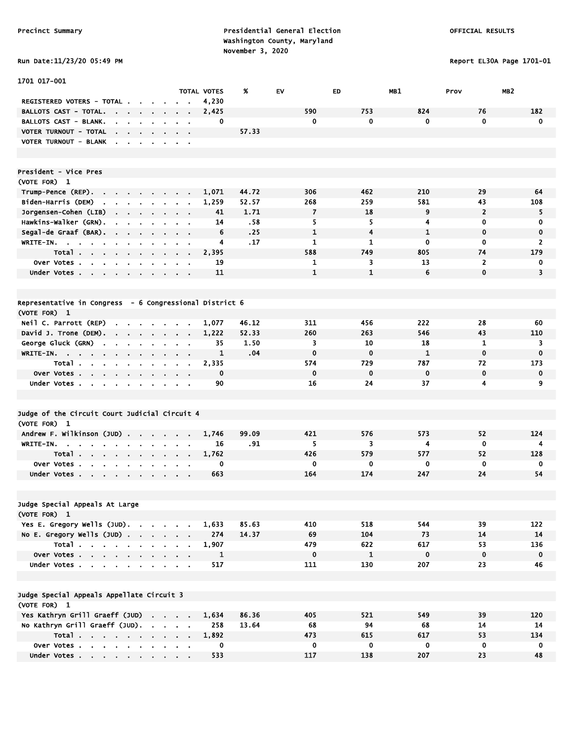Precinct Summary

Presidential General Election
Washington County, Maryland
November 3, 2020

OFFICIAL RESULTS

Run Date:11/23/20 05:49 PM

Report EL30A Page 1701-01

## 1701 017-001

| | TOTAL VOTES | % | EV | ED | MB1 | Prov | MB2 |
|---|---|---|---|---|---|---|---|
| REGISTERED VOTERS - TOTAL | 4,230 | | | | | | |
| BALLOTS CAST - TOTAL | 2,425 | | 590 | 753 | 824 | 76 | 182 |
| BALLOTS CAST - BLANK | 0 | | 0 | 0 | 0 | 0 | 0 |
| VOTER TURNOUT - TOTAL | | 57.33 | | | | | |
| VOTER TURNOUT - BLANK | | | | | | | |

### President - Vice Pres
(VOTE FOR) 1

| | TOTAL VOTES | % | EV | ED | MB1 | Prov | MB2 |
|---|---|---|---|---|---|---|---|
| Trump-Pence (REP) | 1,071 | 44.72 | 306 | 462 | 210 | 29 | 64 |
| Biden-Harris (DEM) | 1,259 | 52.57 | 268 | 259 | 581 | 43 | 108 |
| Jorgensen-Cohen (LIB) | 41 | 1.71 | 7 | 18 | 9 | 2 | 5 |
| Hawkins-Walker (GRN) | 14 | .58 | 5 | 5 | 4 | 0 | 0 |
| Segal-de Graaf (BAR) | 6 | .25 | 1 | 4 | 1 | 0 | 0 |
| WRITE-IN | 4 | .17 | 1 | 1 | 0 | 0 | 2 |
| Total | 2,395 | | 588 | 749 | 805 | 74 | 179 |
| Over Votes | 19 | | 1 | 3 | 13 | 2 | 0 |
| Under Votes | 11 | | 1 | 1 | 6 | 0 | 3 |

### Representative in Congress - 6 Congressional District 6
(VOTE FOR) 1

| | TOTAL VOTES | % | EV | ED | MB1 | Prov | MB2 |
|---|---|---|---|---|---|---|---|
| Neil C. Parrott (REP) | 1,077 | 46.12 | 311 | 456 | 222 | 28 | 60 |
| David J. Trone (DEM) | 1,222 | 52.33 | 260 | 263 | 546 | 43 | 110 |
| George Gluck (GRN) | 35 | 1.50 | 3 | 10 | 18 | 1 | 3 |
| WRITE-IN | 1 | .04 | 0 | 0 | 1 | 0 | 0 |
| Total | 2,335 | | 574 | 729 | 787 | 72 | 173 |
| Over Votes | 0 | | 0 | 0 | 0 | 0 | 0 |
| Under Votes | 90 | | 16 | 24 | 37 | 4 | 9 |

### Judge of the Circuit Court Judicial Circuit 4
(VOTE FOR) 1

| | TOTAL VOTES | % | EV | ED | MB1 | Prov | MB2 |
|---|---|---|---|---|---|---|---|
| Andrew F. Wilkinson (JUD) | 1,746 | 99.09 | 421 | 576 | 573 | 52 | 124 |
| WRITE-IN | 16 | .91 | 5 | 3 | 4 | 0 | 4 |
| Total | 1,762 | | 426 | 579 | 577 | 52 | 128 |
| Over Votes | 0 | | 0 | 0 | 0 | 0 | 0 |
| Under Votes | 663 | | 164 | 174 | 247 | 24 | 54 |

### Judge Special Appeals At Large
(VOTE FOR) 1

| | TOTAL VOTES | % | EV | ED | MB1 | Prov | MB2 |
|---|---|---|---|---|---|---|---|
| Yes E. Gregory Wells (JUD) | 1,633 | 85.63 | 410 | 518 | 544 | 39 | 122 |
| No E. Gregory Wells (JUD) | 274 | 14.37 | 69 | 104 | 73 | 14 | 14 |
| Total | 1,907 | | 479 | 622 | 617 | 53 | 136 |
| Over Votes | 1 | | 0 | 1 | 0 | 0 | 0 |
| Under Votes | 517 | | 111 | 130 | 207 | 23 | 46 |

### Judge Special Appeals Appellate Circuit 3
(VOTE FOR) 1

| | TOTAL VOTES | % | EV | ED | MB1 | Prov | MB2 |
|---|---|---|---|---|---|---|---|
| Yes Kathryn Grill Graeff (JUD) | 1,634 | 86.36 | 405 | 521 | 549 | 39 | 120 |
| No Kathryn Grill Graeff (JUD) | 258 | 13.64 | 68 | 94 | 68 | 14 | 14 |
| Total | 1,892 | | 473 | 615 | 617 | 53 | 134 |
| Over Votes | 0 | | 0 | 0 | 0 | 0 | 0 |
| Under Votes | 533 | | 117 | 138 | 207 | 23 | 48 |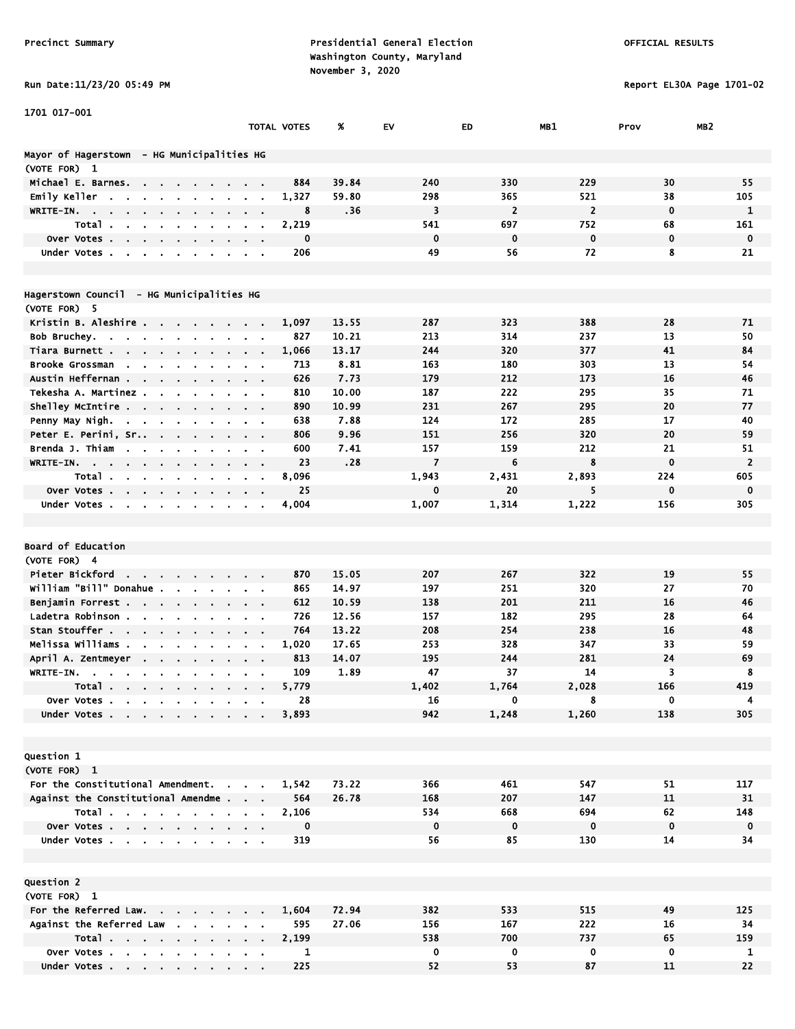Precinct Summary

Presidential General Election
Washington County, Maryland
November 3, 2020

OFFICIAL RESULTS

Run Date:11/23/20 05:49 PM

Report EL30A Page 1701-02

1701 017-001

| | TOTAL VOTES | % | EV | ED | MB1 | Prov | MB2 |
|---|---|---|---|---|---|---|---|
| **Mayor of Hagerstown - HG Municipalities HG** | | | | | | | |
| (VOTE FOR) 1 | | | | | | | |
| Michael E. Barnes | 884 | 39.84 | 240 | 330 | 229 | 30 | 55 |
| Emily Keller | 1,327 | 59.80 | 298 | 365 | 521 | 38 | 105 |
| WRITE-IN | 8 | .36 | 3 | 2 | 2 | 0 | 1 |
| Total | 2,219 | | 541 | 697 | 752 | 68 | 161 |
| Over Votes | 0 | | 0 | 0 | 0 | 0 | 0 |
| Under Votes | 206 | | 49 | 56 | 72 | 8 | 21 |
| **Hagerstown Council - HG Municipalities HG** | | | | | | | |
| (VOTE FOR) 5 | | | | | | | |
| Kristin B. Aleshire | 1,097 | 13.55 | 287 | 323 | 388 | 28 | 71 |
| Bob Bruchey | 827 | 10.21 | 213 | 314 | 237 | 13 | 50 |
| Tiara Burnett | 1,066 | 13.17 | 244 | 320 | 377 | 41 | 84 |
| Brooke Grossman | 713 | 8.81 | 163 | 180 | 303 | 13 | 54 |
| Austin Heffernan | 626 | 7.73 | 179 | 212 | 173 | 16 | 46 |
| Tekesha A. Martinez | 810 | 10.00 | 187 | 222 | 295 | 35 | 71 |
| Shelley McIntire | 890 | 10.99 | 231 | 267 | 295 | 20 | 77 |
| Penny May Nigh | 638 | 7.88 | 124 | 172 | 285 | 17 | 40 |
| Peter E. Perini, Sr. | 806 | 9.96 | 151 | 256 | 320 | 20 | 59 |
| Brenda J. Thiam | 600 | 7.41 | 157 | 159 | 212 | 21 | 51 |
| WRITE-IN | 23 | .28 | 7 | 6 | 8 | 0 | 2 |
| Total | 8,096 | | 1,943 | 2,431 | 2,893 | 224 | 605 |
| Over Votes | 25 | | 0 | 20 | 5 | 0 | 0 |
| Under Votes | 4,004 | | 1,007 | 1,314 | 1,222 | 156 | 305 |
| **Board of Education** | | | | | | | |
| (VOTE FOR) 4 | | | | | | | |
| Pieter Bickford | 870 | 15.05 | 207 | 267 | 322 | 19 | 55 |
| William "Bill" Donahue | 865 | 14.97 | 197 | 251 | 320 | 27 | 70 |
| Benjamin Forrest | 612 | 10.59 | 138 | 201 | 211 | 16 | 46 |
| Ladetra Robinson | 726 | 12.56 | 157 | 182 | 295 | 28 | 64 |
| Stan Stouffer | 764 | 13.22 | 208 | 254 | 238 | 16 | 48 |
| Melissa Williams | 1,020 | 17.65 | 253 | 328 | 347 | 33 | 59 |
| April A. Zentmeyer | 813 | 14.07 | 195 | 244 | 281 | 24 | 69 |
| WRITE-IN | 109 | 1.89 | 47 | 37 | 14 | 3 | 8 |
| Total | 5,779 | | 1,402 | 1,764 | 2,028 | 166 | 419 |
| Over Votes | 28 | | 16 | 0 | 8 | 0 | 4 |
| Under Votes | 3,893 | | 942 | 1,248 | 1,260 | 138 | 305 |
| **Question 1** | | | | | | | |
| (VOTE FOR) 1 | | | | | | | |
| For the Constitutional Amendment | 1,542 | 73.22 | 366 | 461 | 547 | 51 | 117 |
| Against the Constitutional Amendme | 564 | 26.78 | 168 | 207 | 147 | 11 | 31 |
| Total | 2,106 | | 534 | 668 | 694 | 62 | 148 |
| Over Votes | 0 | | 0 | 0 | 0 | 0 | 0 |
| Under Votes | 319 | | 56 | 85 | 130 | 14 | 34 |
| **Question 2** | | | | | | | |
| (VOTE FOR) 1 | | | | | | | |
| For the Referred Law | 1,604 | 72.94 | 382 | 533 | 515 | 49 | 125 |
| Against the Referred Law | 595 | 27.06 | 156 | 167 | 222 | 16 | 34 |
| Total | 2,199 | | 538 | 700 | 737 | 65 | 159 |
| Over Votes | 1 | | 0 | 0 | 0 | 0 | 1 |
| Under Votes | 225 | | 52 | 53 | 87 | 11 | 22 |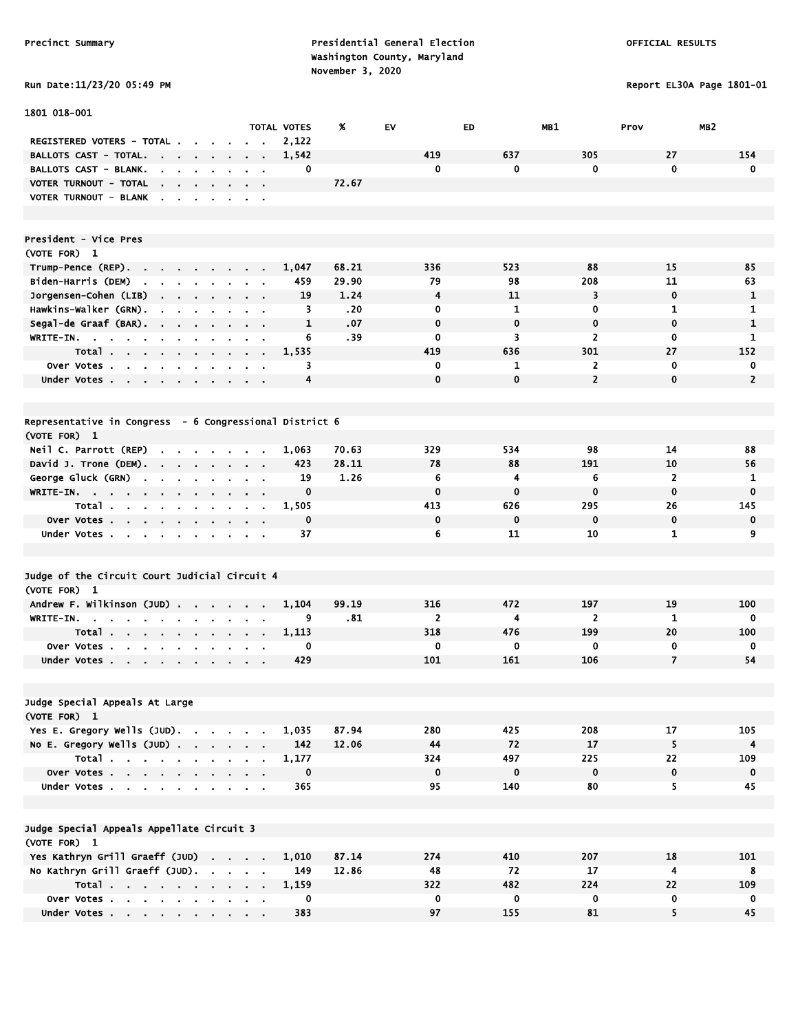Precinct Summary

Presidential General Election
Washington County, Maryland
November 3, 2020

OFFICIAL RESULTS

Run Date:11/23/20 05:49 PM

Report EL30A Page 1801-01

## 1801 018-001

| | TOTAL VOTES | % | EV | ED | MB1 | Prov | MB2 |
|---|---|---|---|---|---|---|---|
| REGISTERED VOTERS - TOTAL | 2,122 | | | | | | |
| BALLOTS CAST - TOTAL. | 1,542 | | 419 | 637 | 305 | 27 | 154 |
| BALLOTS CAST - BLANK. | 0 | | 0 | 0 | 0 | 0 | 0 |
| VOTER TURNOUT - TOTAL | | 72.67 | | | | | |
| VOTER TURNOUT - BLANK | | | | | | | |

### President - Vice Pres
(VOTE FOR) 1

| | TOTAL VOTES | % | EV | ED | MB1 | Prov | MB2 |
|---|---|---|---|---|---|---|---|
| Trump-Pence (REP). | 1,047 | 68.21 | 336 | 523 | 88 | 15 | 85 |
| Biden-Harris (DEM) | 459 | 29.90 | 79 | 98 | 208 | 11 | 63 |
| Jorgensen-Cohen (LIB) | 19 | 1.24 | 4 | 11 | 3 | 0 | 1 |
| Hawkins-Walker (GRN). | 3 | .20 | 0 | 1 | 0 | 1 | 1 |
| Segal-de Graaf (BAR). | 1 | .07 | 0 | 0 | 0 | 0 | 1 |
| WRITE-IN. | 6 | .39 | 0 | 3 | 2 | 0 | 1 |
| Total | 1,535 | | 419 | 636 | 301 | 27 | 152 |
| Over Votes | 3 | | 0 | 1 | 2 | 0 | 0 |
| Under Votes | 4 | | 0 | 0 | 2 | 0 | 2 |

### Representative in Congress - 6 Congressional District 6
(VOTE FOR) 1

| | TOTAL VOTES | % | EV | ED | MB1 | Prov | MB2 |
|---|---|---|---|---|---|---|---|
| Neil C. Parrott (REP) | 1,063 | 70.63 | 329 | 534 | 98 | 14 | 88 |
| David J. Trone (DEM). | 423 | 28.11 | 78 | 88 | 191 | 10 | 56 |
| George Gluck (GRN) | 19 | 1.26 | 6 | 4 | 6 | 2 | 1 |
| WRITE-IN. | 0 | | 0 | 0 | 0 | 0 | 0 |
| Total | 1,505 | | 413 | 626 | 295 | 26 | 145 |
| Over Votes | 0 | | 0 | 0 | 0 | 0 | 0 |
| Under Votes | 37 | | 6 | 11 | 10 | 1 | 9 |

### Judge of the Circuit Court Judicial Circuit 4
(VOTE FOR) 1

| | TOTAL VOTES | % | EV | ED | MB1 | Prov | MB2 |
|---|---|---|---|---|---|---|---|
| Andrew F. Wilkinson (JUD) | 1,104 | 99.19 | 316 | 472 | 197 | 19 | 100 |
| WRITE-IN. | 9 | .81 | 2 | 4 | 2 | 1 | 0 |
| Total | 1,113 | | 318 | 476 | 199 | 20 | 100 |
| Over Votes | 0 | | 0 | 0 | 0 | 0 | 0 |
| Under Votes | 429 | | 101 | 161 | 106 | 7 | 54 |

### Judge Special Appeals At Large
(VOTE FOR) 1

| | TOTAL VOTES | % | EV | ED | MB1 | Prov | MB2 |
|---|---|---|---|---|---|---|---|
| Yes E. Gregory Wells (JUD). | 1,035 | 87.94 | 280 | 425 | 208 | 17 | 105 |
| No E. Gregory Wells (JUD) | 142 | 12.06 | 44 | 72 | 17 | 5 | 4 |
| Total | 1,177 | | 324 | 497 | 225 | 22 | 109 |
| Over Votes | 0 | | 0 | 0 | 0 | 0 | 0 |
| Under Votes | 365 | | 95 | 140 | 80 | 5 | 45 |

### Judge Special Appeals Appellate Circuit 3
(VOTE FOR) 1

| | TOTAL VOTES | % | EV | ED | MB1 | Prov | MB2 |
|---|---|---|---|---|---|---|---|
| Yes Kathryn Grill Graeff (JUD) | 1,010 | 87.14 | 274 | 410 | 207 | 18 | 101 |
| No Kathryn Grill Graeff (JUD). | 149 | 12.86 | 48 | 72 | 17 | 4 | 8 |
| Total | 1,159 | | 322 | 482 | 224 | 22 | 109 |
| Over Votes | 0 | | 0 | 0 | 0 | 0 | 0 |
| Under Votes | 383 | | 97 | 155 | 81 | 5 | 45 |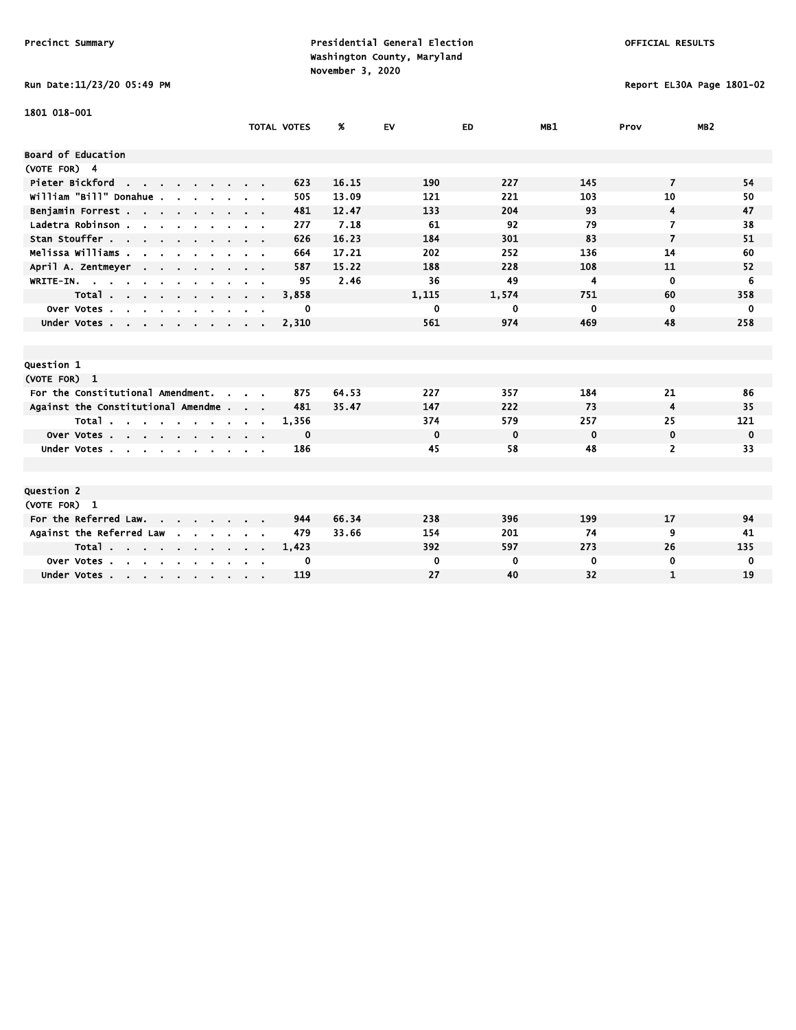1801 018-001

| | TOTAL VOTES | % | EV | ED | MB1 | Prov | MB2 |
|---|---|---|---|---|---|---|---|
| **Board of Education** | | | | | | | |
| (VOTE FOR) 4 | | | | | | | |
| Pieter Bickford | 623 | 16.15 | 190 | 227 | 145 | 7 | 54 |
| William "Bill" Donahue | 505 | 13.09 | 121 | 221 | 103 | 10 | 50 |
| Benjamin Forrest | 481 | 12.47 | 133 | 204 | 93 | 4 | 47 |
| Ladetra Robinson | 277 | 7.18 | 61 | 92 | 79 | 7 | 38 |
| Stan Stouffer | 626 | 16.23 | 184 | 301 | 83 | 7 | 51 |
| Melissa Williams | 664 | 17.21 | 202 | 252 | 136 | 14 | 60 |
| April A. Zentmeyer | 587 | 15.22 | 188 | 228 | 108 | 11 | 52 |
| WRITE-IN. | 95 | 2.46 | 36 | 49 | 4 | 0 | 6 |
| Total | 3,858 | | 1,115 | 1,574 | 751 | 60 | 358 |
| Over Votes | 0 | | 0 | 0 | 0 | 0 | 0 |
| Under Votes | 2,310 | | 561 | 974 | 469 | 48 | 258 |

| | TOTAL VOTES | % | EV | ED | MB1 | Prov | MB2 |
|---|---|---|---|---|---|---|---|
| **Question 1** | | | | | | | |
| (VOTE FOR) 1 | | | | | | | |
| For the Constitutional Amendment. | 875 | 64.53 | 227 | 357 | 184 | 21 | 86 |
| Against the Constitutional Amendme | 481 | 35.47 | 147 | 222 | 73 | 4 | 35 |
| Total | 1,356 | | 374 | 579 | 257 | 25 | 121 |
| Over Votes | 0 | | 0 | 0 | 0 | 0 | 0 |
| Under Votes | 186 | | 45 | 58 | 48 | 2 | 33 |

| | TOTAL VOTES | % | EV | ED | MB1 | Prov | MB2 |
|---|---|---|---|---|---|---|---|
| **Question 2** | | | | | | | |
| (VOTE FOR) 1 | | | | | | | |
| For the Referred Law. | 944 | 66.34 | 238 | 396 | 199 | 17 | 94 |
| Against the Referred Law | 479 | 33.66 | 154 | 201 | 74 | 9 | 41 |
| Total | 1,423 | | 392 | 597 | 273 | 26 | 135 |
| Over Votes | 0 | | 0 | 0 | 0 | 0 | 0 |
| Under Votes | 119 | | 27 | 40 | 32 | 1 | 19 |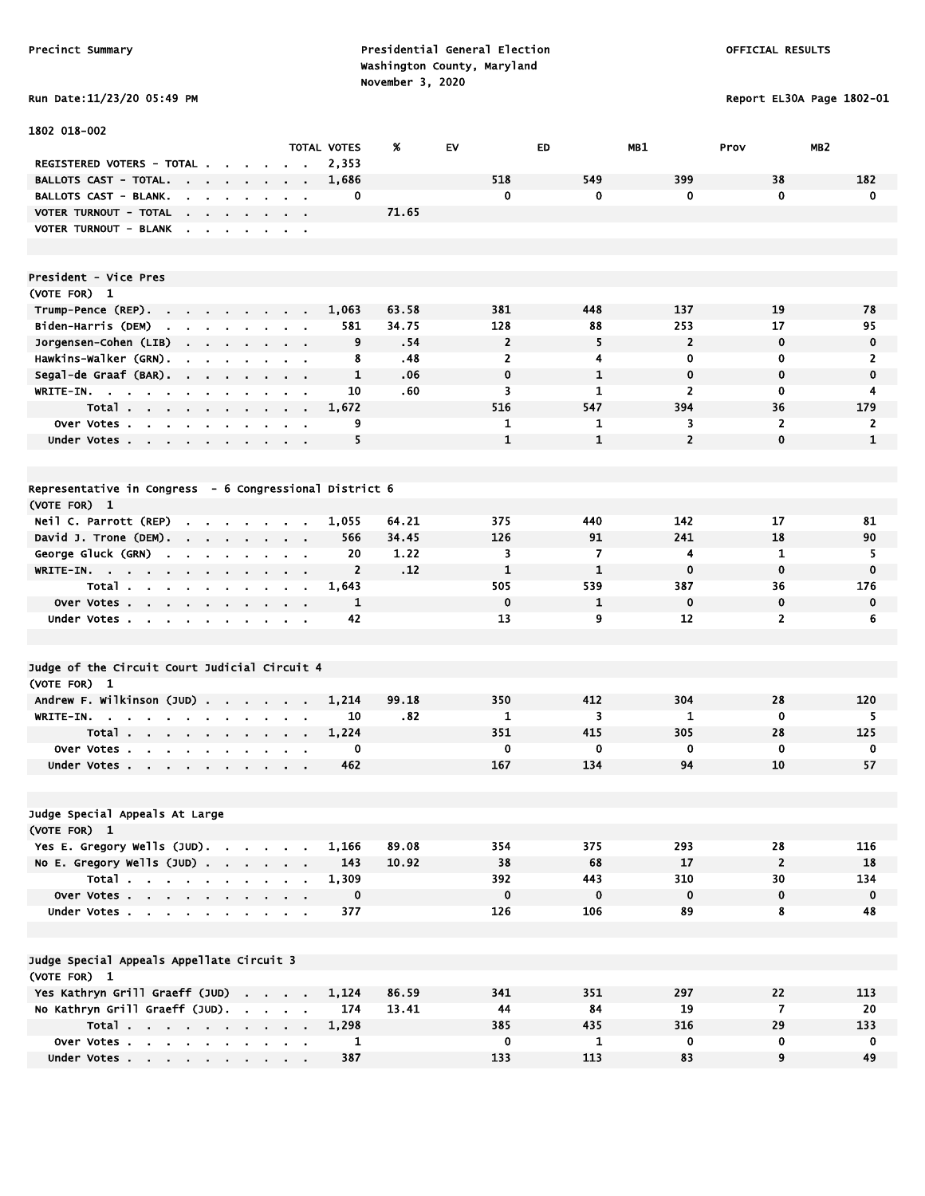Precinct Summary

Presidential General Election
Washington County, Maryland
November 3, 2020

OFFICIAL RESULTS

Run Date:11/23/20 05:49 PM

Report EL30A Page 1802-01

1802 018-002

| | TOTAL VOTES | % | EV | ED | MB1 | Prov | MB2 |
|---|---|---|---|---|---|---|---|
| REGISTERED VOTERS - TOTAL | 2,353 | | | | | | |
| BALLOTS CAST - TOTAL. | 1,686 | | 518 | 549 | 399 | 38 | 182 |
| BALLOTS CAST - BLANK. | 0 | | 0 | 0 | 0 | 0 | 0 |
| VOTER TURNOUT - TOTAL | | 71.65 | | | | | |
| VOTER TURNOUT - BLANK | | | | | | | |

## President - Vice Pres

(VOTE FOR) 1

| | TOTAL VOTES | % | EV | ED | MB1 | Prov | MB2 |
|---|---|---|---|---|---|---|---|
| Trump-Pence (REP). | 1,063 | 63.58 | 381 | 448 | 137 | 19 | 78 |
| Biden-Harris (DEM) | 581 | 34.75 | 128 | 88 | 253 | 17 | 95 |
| Jorgensen-Cohen (LIB) | 9 | .54 | 2 | 5 | 2 | 0 | 0 |
| Hawkins-Walker (GRN). | 8 | .48 | 2 | 4 | 0 | 0 | 2 |
| Segal-de Graaf (BAR). | 1 | .06 | 0 | 1 | 0 | 0 | 0 |
| WRITE-IN. | 10 | .60 | 3 | 1 | 2 | 0 | 4 |
| Total | 1,672 | | 516 | 547 | 394 | 36 | 179 |
| Over Votes | 9 | | 1 | 1 | 3 | 2 | 2 |
| Under Votes | 5 | | 1 | 1 | 2 | 0 | 1 |

## Representative in Congress - 6 Congressional District 6

(VOTE FOR) 1

| | TOTAL VOTES | % | EV | ED | MB1 | Prov | MB2 |
|---|---|---|---|---|---|---|---|
| Neil C. Parrott (REP) | 1,055 | 64.21 | 375 | 440 | 142 | 17 | 81 |
| David J. Trone (DEM). | 566 | 34.45 | 126 | 91 | 241 | 18 | 90 |
| George Gluck (GRN) | 20 | 1.22 | 3 | 7 | 4 | 1 | 5 |
| WRITE-IN. | 2 | .12 | 1 | 1 | 0 | 0 | 0 |
| Total | 1,643 | | 505 | 539 | 387 | 36 | 176 |
| Over Votes | 1 | | 0 | 1 | 0 | 0 | 0 |
| Under Votes | 42 | | 13 | 9 | 12 | 2 | 6 |

## Judge of the Circuit Court Judicial Circuit 4

(VOTE FOR) 1

| | TOTAL VOTES | % | EV | ED | MB1 | Prov | MB2 |
|---|---|---|---|---|---|---|---|
| Andrew F. Wilkinson (JUD) | 1,214 | 99.18 | 350 | 412 | 304 | 28 | 120 |
| WRITE-IN. | 10 | .82 | 1 | 3 | 1 | 0 | 5 |
| Total | 1,224 | | 351 | 415 | 305 | 28 | 125 |
| Over Votes | 0 | | 0 | 0 | 0 | 0 | 0 |
| Under Votes | 462 | | 167 | 134 | 94 | 10 | 57 |

## Judge Special Appeals At Large

(VOTE FOR) 1

| | TOTAL VOTES | % | EV | ED | MB1 | Prov | MB2 |
|---|---|---|---|---|---|---|---|
| Yes E. Gregory Wells (JUD). | 1,166 | 89.08 | 354 | 375 | 293 | 28 | 116 |
| No E. Gregory Wells (JUD) | 143 | 10.92 | 38 | 68 | 17 | 2 | 18 |
| Total | 1,309 | | 392 | 443 | 310 | 30 | 134 |
| Over Votes | 0 | | 0 | 0 | 0 | 0 | 0 |
| Under Votes | 377 | | 126 | 106 | 89 | 8 | 48 |

## Judge Special Appeals Appellate Circuit 3

(VOTE FOR) 1

| | TOTAL VOTES | % | EV | ED | MB1 | Prov | MB2 |
|---|---|---|---|---|---|---|---|
| Yes Kathryn Grill Graeff (JUD) | 1,124 | 86.59 | 341 | 351 | 297 | 22 | 113 |
| No Kathryn Grill Graeff (JUD). | 174 | 13.41 | 44 | 84 | 19 | 7 | 20 |
| Total | 1,298 | | 385 | 435 | 316 | 29 | 133 |
| Over Votes | 1 | | 0 | 1 | 0 | 0 | 0 |
| Under Votes | 387 | | 133 | 113 | 83 | 9 | 49 |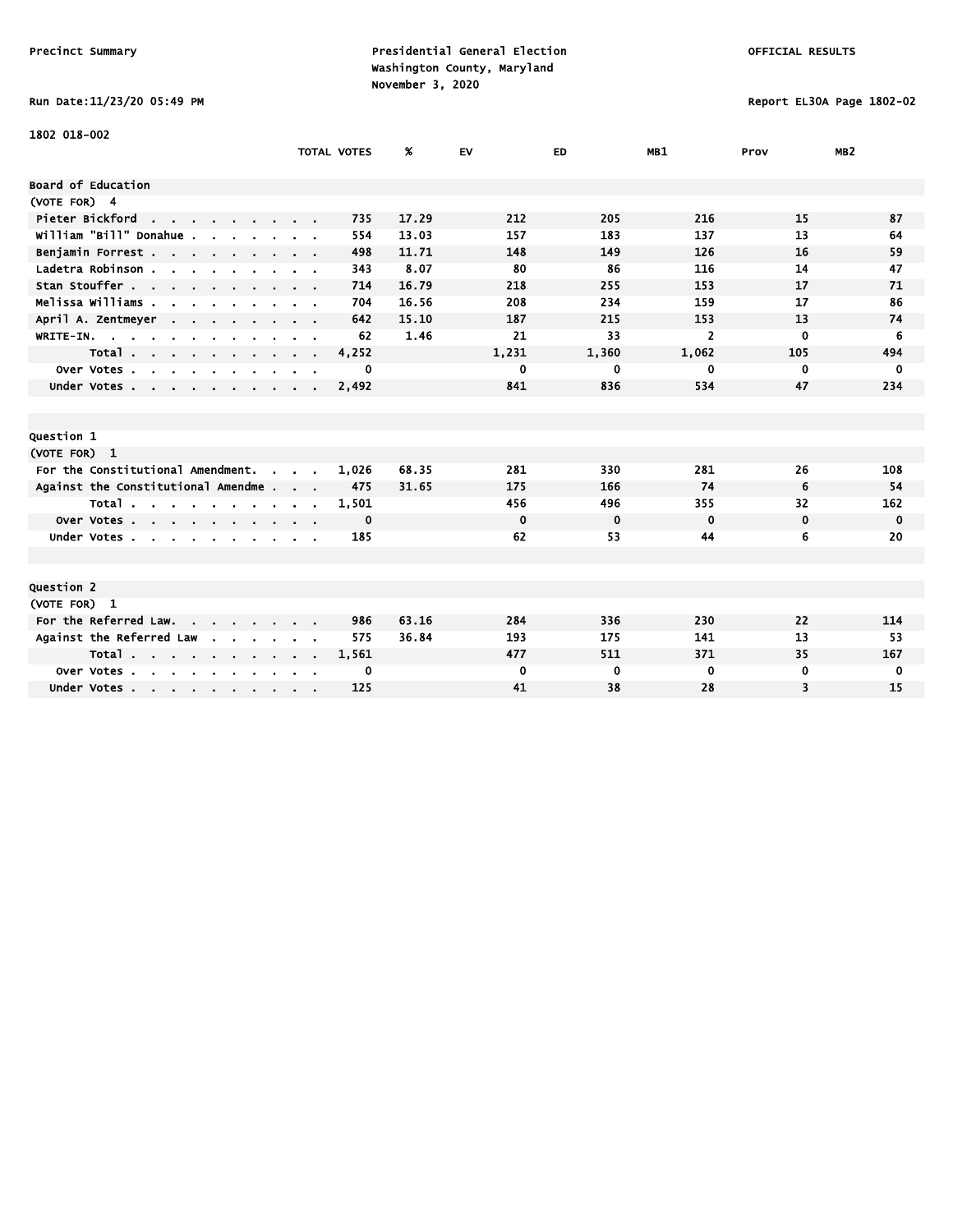Precinct Summary

Presidential General Election
Washington County, Maryland
November 3, 2020

OFFICIAL RESULTS

Run Date:11/23/20 05:49 PM

Report EL30A Page 1802-02

1802 018-002

| | TOTAL VOTES | % | EV | ED | MB1 | Prov | MB2 |
|---|---|---|---|---|---|---|---|
| **Board of Education** | | | | | | | |
| (VOTE FOR) 4 | | | | | | | |
| Pieter Bickford | 735 | 17.29 | 212 | 205 | 216 | 15 | 87 |
| William "Bill" Donahue | 554 | 13.03 | 157 | 183 | 137 | 13 | 64 |
| Benjamin Forrest | 498 | 11.71 | 148 | 149 | 126 | 16 | 59 |
| Ladetra Robinson | 343 | 8.07 | 80 | 86 | 116 | 14 | 47 |
| Stan Stouffer | 714 | 16.79 | 218 | 255 | 153 | 17 | 71 |
| Melissa Williams | 704 | 16.56 | 208 | 234 | 159 | 17 | 86 |
| April A. Zentmeyer | 642 | 15.10 | 187 | 215 | 153 | 13 | 74 |
| WRITE-IN. | 62 | 1.46 | 21 | 33 | 2 | 0 | 6 |
| Total | 4,252 | | 1,231 | 1,360 | 1,062 | 105 | 494 |
| Over Votes | 0 | | 0 | 0 | 0 | 0 | 0 |
| Under Votes | 2,492 | | 841 | 836 | 534 | 47 | 234 |

| | TOTAL VOTES | % | EV | ED | MB1 | Prov | MB2 |
|---|---|---|---|---|---|---|---|
| **Question 1** | | | | | | | |
| (VOTE FOR) 1 | | | | | | | |
| For the Constitutional Amendment. | 1,026 | 68.35 | 281 | 330 | 281 | 26 | 108 |
| Against the Constitutional Amendme | 475 | 31.65 | 175 | 166 | 74 | 6 | 54 |
| Total | 1,501 | | 456 | 496 | 355 | 32 | 162 |
| Over Votes | 0 | | 0 | 0 | 0 | 0 | 0 |
| Under Votes | 185 | | 62 | 53 | 44 | 6 | 20 |

| | TOTAL VOTES | % | EV | ED | MB1 | Prov | MB2 |
|---|---|---|---|---|---|---|---|
| **Question 2** | | | | | | | |
| (VOTE FOR) 1 | | | | | | | |
| For the Referred Law. | 986 | 63.16 | 284 | 336 | 230 | 22 | 114 |
| Against the Referred Law | 575 | 36.84 | 193 | 175 | 141 | 13 | 53 |
| Total | 1,561 | | 477 | 511 | 371 | 35 | 167 |
| Over Votes | 0 | | 0 | 0 | 0 | 0 | 0 |
| Under Votes | 125 | | 41 | 38 | 28 | 3 | 15 |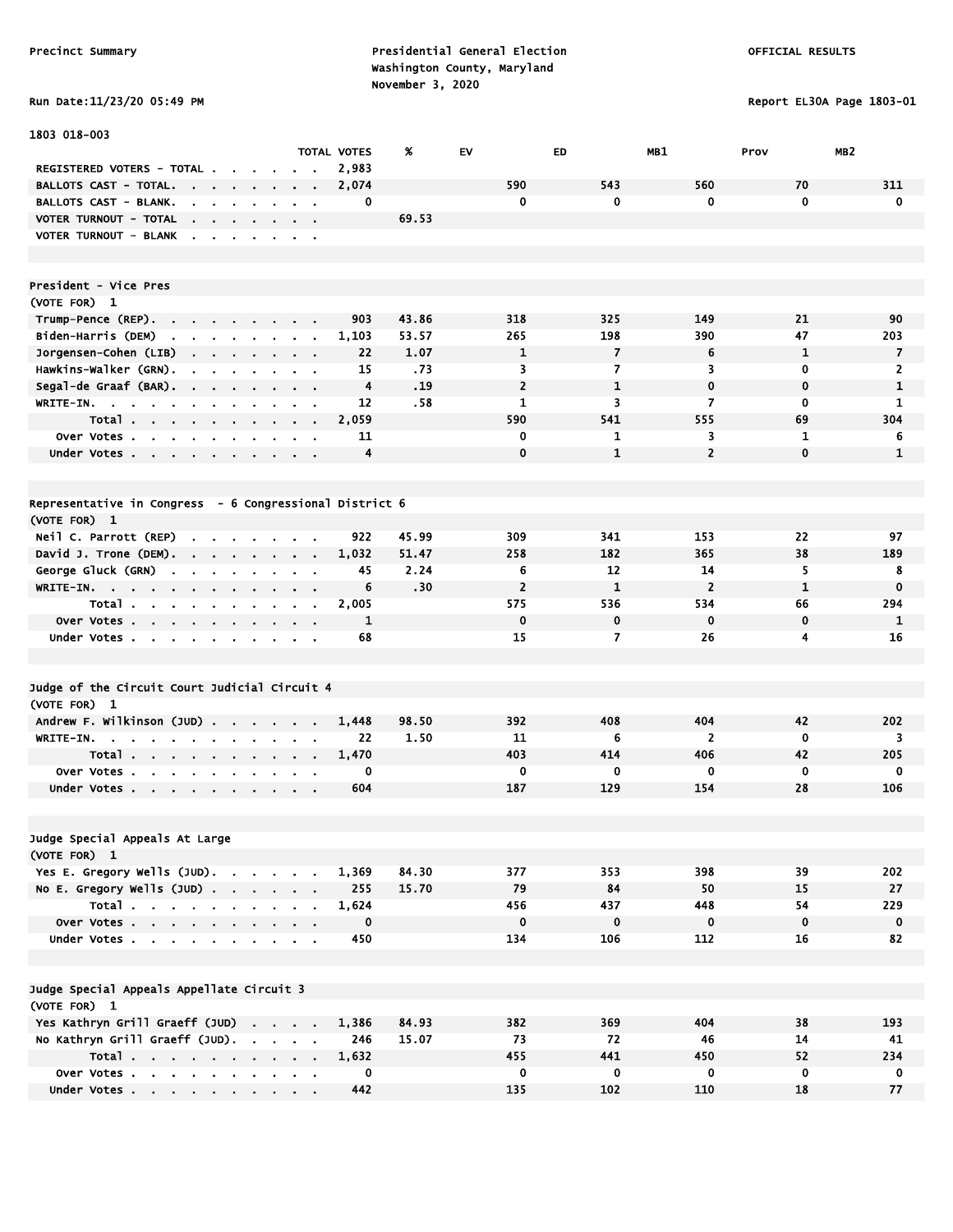Precinct Summary

Presidential General Election
Washington County, Maryland
November 3, 2020

OFFICIAL RESULTS

Run Date:11/23/20 05:49 PM

Report EL30A Page 1803-01

1803 018-003

| | TOTAL VOTES | % | EV | ED | MB1 | Prov | MB2 |
|---|---|---|---|---|---|---|---|
| REGISTERED VOTERS - TOTAL | 2,983 | | | | | | |
| BALLOTS CAST - TOTAL. | 2,074 | | 590 | 543 | 560 | 70 | 311 |
| BALLOTS CAST - BLANK. | 0 | | 0 | 0 | 0 | 0 | 0 |
| VOTER TURNOUT - TOTAL | | 69.53 | | | | | |
| VOTER TURNOUT - BLANK | | | | | | | |

## President - Vice Pres

(VOTE FOR) 1

| | TOTAL VOTES | % | EV | ED | MB1 | Prov | MB2 |
|---|---|---|---|---|---|---|---|
| Trump-Pence (REP). | 903 | 43.86 | 318 | 325 | 149 | 21 | 90 |
| Biden-Harris (DEM) | 1,103 | 53.57 | 265 | 198 | 390 | 47 | 203 |
| Jorgensen-Cohen (LIB) | 22 | 1.07 | 1 | 7 | 6 | 1 | 7 |
| Hawkins-Walker (GRN). | 15 | .73 | 3 | 7 | 3 | 0 | 2 |
| Segal-de Graaf (BAR). | 4 | .19 | 2 | 1 | 0 | 0 | 1 |
| WRITE-IN. | 12 | .58 | 1 | 3 | 7 | 0 | 1 |
| Total | 2,059 | | 590 | 541 | 555 | 69 | 304 |
| Over Votes | 11 | | 0 | 1 | 3 | 1 | 6 |
| Under Votes | 4 | | 0 | 1 | 2 | 0 | 1 |

## Representative in Congress - 6 Congressional District 6

(VOTE FOR) 1

| | TOTAL VOTES | % | EV | ED | MB1 | Prov | MB2 |
|---|---|---|---|---|---|---|---|
| Neil C. Parrott (REP) | 922 | 45.99 | 309 | 341 | 153 | 22 | 97 |
| David J. Trone (DEM). | 1,032 | 51.47 | 258 | 182 | 365 | 38 | 189 |
| George Gluck (GRN) | 45 | 2.24 | 6 | 12 | 14 | 5 | 8 |
| WRITE-IN. | 6 | .30 | 2 | 1 | 2 | 1 | 0 |
| Total | 2,005 | | 575 | 536 | 534 | 66 | 294 |
| Over Votes | 1 | | 0 | 0 | 0 | 0 | 1 |
| Under Votes | 68 | | 15 | 7 | 26 | 4 | 16 |

## Judge of the Circuit Court Judicial Circuit 4

(VOTE FOR) 1

| | TOTAL VOTES | % | EV | ED | MB1 | Prov | MB2 |
|---|---|---|---|---|---|---|---|
| Andrew F. Wilkinson (JUD) | 1,448 | 98.50 | 392 | 408 | 404 | 42 | 202 |
| WRITE-IN. | 22 | 1.50 | 11 | 6 | 2 | 0 | 3 |
| Total | 1,470 | | 403 | 414 | 406 | 42 | 205 |
| Over Votes | 0 | | 0 | 0 | 0 | 0 | 0 |
| Under Votes | 604 | | 187 | 129 | 154 | 28 | 106 |

## Judge Special Appeals At Large

(VOTE FOR) 1

| | TOTAL VOTES | % | EV | ED | MB1 | Prov | MB2 |
|---|---|---|---|---|---|---|---|
| Yes E. Gregory Wells (JUD). | 1,369 | 84.30 | 377 | 353 | 398 | 39 | 202 |
| No E. Gregory Wells (JUD) | 255 | 15.70 | 79 | 84 | 50 | 15 | 27 |
| Total | 1,624 | | 456 | 437 | 448 | 54 | 229 |
| Over Votes | 0 | | 0 | 0 | 0 | 0 | 0 |
| Under Votes | 450 | | 134 | 106 | 112 | 16 | 82 |

## Judge Special Appeals Appellate Circuit 3

(VOTE FOR) 1

| | TOTAL VOTES | % | EV | ED | MB1 | Prov | MB2 |
|---|---|---|---|---|---|---|---|
| Yes Kathryn Grill Graeff (JUD) | 1,386 | 84.93 | 382 | 369 | 404 | 38 | 193 |
| No Kathryn Grill Graeff (JUD). | 246 | 15.07 | 73 | 72 | 46 | 14 | 41 |
| Total | 1,632 | | 455 | 441 | 450 | 52 | 234 |
| Over Votes | 0 | | 0 | 0 | 0 | 0 | 0 |
| Under Votes | 442 | | 135 | 102 | 110 | 18 | 77 |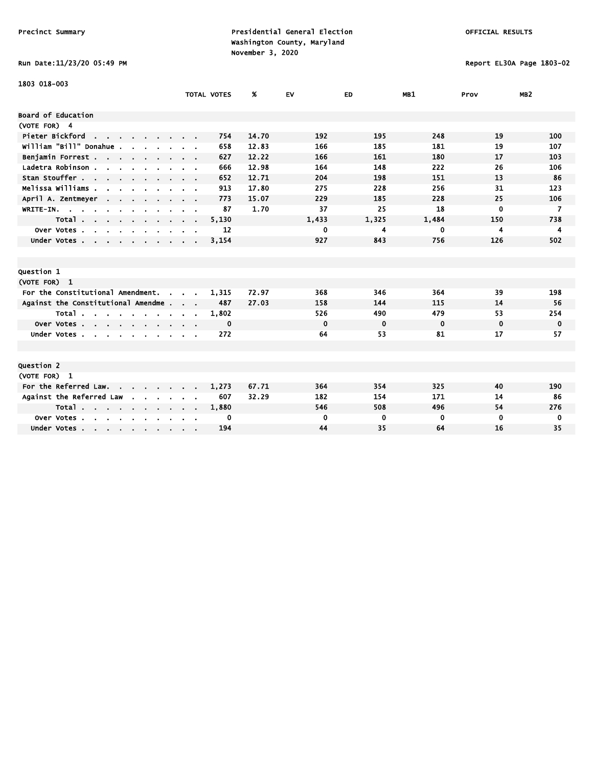Precinct Summary

Presidential General Election
Washington County, Maryland
November 3, 2020

OFFICIAL RESULTS

Run Date:11/23/20 05:49 PM

Report EL30A Page 1803-02

1803 018-003

| | TOTAL VOTES | % | EV | ED | MB1 | Prov | MB2 |
|---|---|---|---|---|---|---|---|
| **Board of Education** | | | | | | | |
| (VOTE FOR) 4 | | | | | | | |
| Pieter Bickford | 754 | 14.70 | 192 | 195 | 248 | 19 | 100 |
| William "Bill" Donahue | 658 | 12.83 | 166 | 185 | 181 | 19 | 107 |
| Benjamin Forrest | 627 | 12.22 | 166 | 161 | 180 | 17 | 103 |
| Ladetra Robinson | 666 | 12.98 | 164 | 148 | 222 | 26 | 106 |
| Stan Stouffer | 652 | 12.71 | 204 | 198 | 151 | 13 | 86 |
| Melissa Williams | 913 | 17.80 | 275 | 228 | 256 | 31 | 123 |
| April A. Zentmeyer | 773 | 15.07 | 229 | 185 | 228 | 25 | 106 |
| WRITE-IN. | 87 | 1.70 | 37 | 25 | 18 | 0 | 7 |
| Total | 5,130 | | 1,433 | 1,325 | 1,484 | 150 | 738 |
| Over Votes | 12 | | 0 | 4 | 0 | 4 | 4 |
| Under Votes | 3,154 | | 927 | 843 | 756 | 126 | 502 |
| **Question 1** | | | | | | | |
| (VOTE FOR) 1 | | | | | | | |
| For the Constitutional Amendment. | 1,315 | 72.97 | 368 | 346 | 364 | 39 | 198 |
| Against the Constitutional Amendme | 487 | 27.03 | 158 | 144 | 115 | 14 | 56 |
| Total | 1,802 | | 526 | 490 | 479 | 53 | 254 |
| Over Votes | 0 | | 0 | 0 | 0 | 0 | 0 |
| Under Votes | 272 | | 64 | 53 | 81 | 17 | 57 |
| **Question 2** | | | | | | | |
| (VOTE FOR) 1 | | | | | | | |
| For the Referred Law. | 1,273 | 67.71 | 364 | 354 | 325 | 40 | 190 |
| Against the Referred Law | 607 | 32.29 | 182 | 154 | 171 | 14 | 86 |
| Total | 1,880 | | 546 | 508 | 496 | 54 | 276 |
| Over Votes | 0 | | 0 | 0 | 0 | 0 | 0 |
| Under Votes | 194 | | 44 | 35 | 64 | 16 | 35 |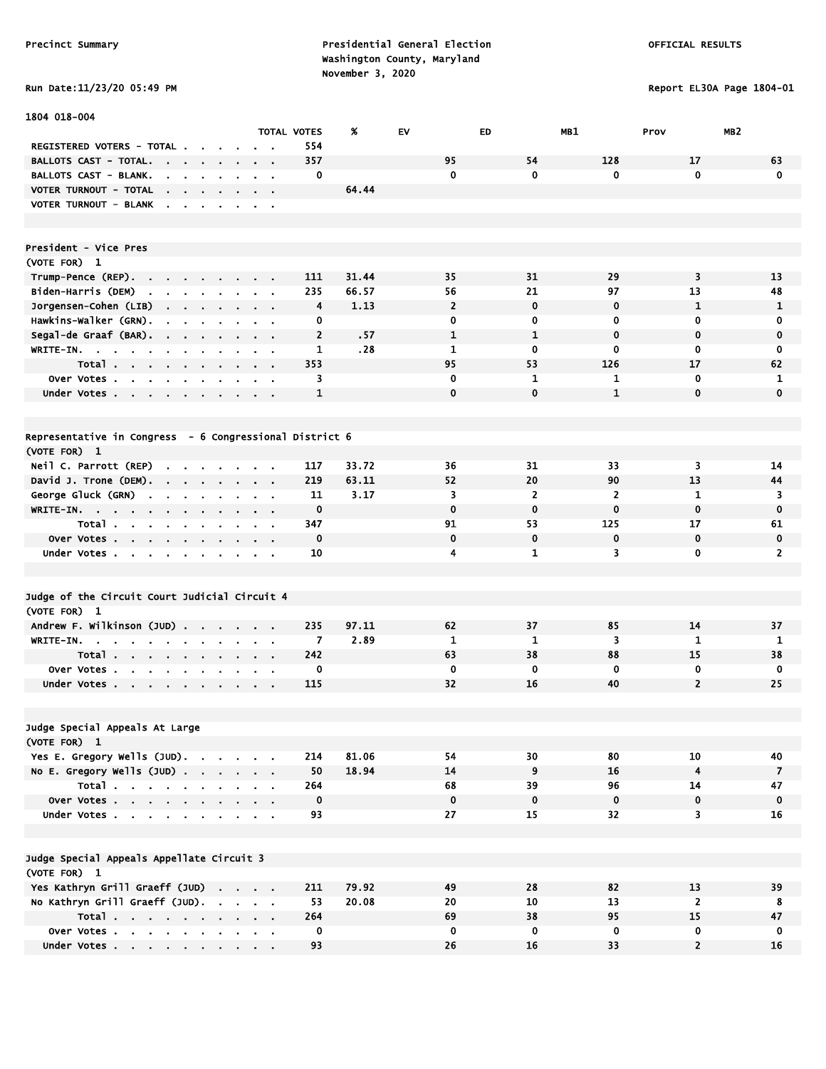Precinct Summary

Presidential General Election
Washington County, Maryland
November 3, 2020

OFFICIAL RESULTS

Run Date:11/23/20 05:49 PM

Report EL30A Page 1804-01

1804 018-004

| | TOTAL VOTES | % | EV | ED | MB1 | Prov | MB2 |
|---|---|---|---|---|---|---|---|
| REGISTERED VOTERS - TOTAL | 554 | | | | | | |
| BALLOTS CAST - TOTAL. | 357 | | 95 | 54 | 128 | 17 | 63 |
| BALLOTS CAST - BLANK. | 0 | | 0 | 0 | 0 | 0 | 0 |
| VOTER TURNOUT - TOTAL | | 64.44 | | | | | |
| VOTER TURNOUT - BLANK | | | | | | | |

## President - Vice Pres
(VOTE FOR) 1

| | TOTAL VOTES | % | EV | ED | MB1 | Prov | MB2 |
|---|---|---|---|---|---|---|---|
| Trump-Pence (REP). | 111 | 31.44 | 35 | 31 | 29 | 3 | 13 |
| Biden-Harris (DEM) | 235 | 66.57 | 56 | 21 | 97 | 13 | 48 |
| Jorgensen-Cohen (LIB) | 4 | 1.13 | 2 | 0 | 0 | 1 | 1 |
| Hawkins-Walker (GRN). | 0 | | 0 | 0 | 0 | 0 | 0 |
| Segal-de Graaf (BAR). | 2 | .57 | 1 | 1 | 0 | 0 | 0 |
| WRITE-IN. | 1 | .28 | 1 | 0 | 0 | 0 | 0 |
| Total | 353 | | 95 | 53 | 126 | 17 | 62 |
| Over Votes | 3 | | 0 | 1 | 1 | 0 | 1 |
| Under Votes | 1 | | 0 | 0 | 1 | 0 | 0 |

## Representative in Congress - 6 Congressional District 6
(VOTE FOR) 1

| | TOTAL VOTES | % | EV | ED | MB1 | Prov | MB2 |
|---|---|---|---|---|---|---|---|
| Neil C. Parrott (REP) | 117 | 33.72 | 36 | 31 | 33 | 3 | 14 |
| David J. Trone (DEM). | 219 | 63.11 | 52 | 20 | 90 | 13 | 44 |
| George Gluck (GRN) | 11 | 3.17 | 3 | 2 | 2 | 1 | 3 |
| WRITE-IN. | 0 | | 0 | 0 | 0 | 0 | 0 |
| Total | 347 | | 91 | 53 | 125 | 17 | 61 |
| Over Votes | 0 | | 0 | 0 | 0 | 0 | 0 |
| Under Votes | 10 | | 4 | 1 | 3 | 0 | 2 |

## Judge of the Circuit Court Judicial Circuit 4
(VOTE FOR) 1

| | TOTAL VOTES | % | EV | ED | MB1 | Prov | MB2 |
|---|---|---|---|---|---|---|---|
| Andrew F. Wilkinson (JUD) | 235 | 97.11 | 62 | 37 | 85 | 14 | 37 |
| WRITE-IN. | 7 | 2.89 | 1 | 1 | 3 | 1 | 1 |
| Total | 242 | | 63 | 38 | 88 | 15 | 38 |
| Over Votes | 0 | | 0 | 0 | 0 | 0 | 0 |
| Under Votes | 115 | | 32 | 16 | 40 | 2 | 25 |

## Judge Special Appeals At Large
(VOTE FOR) 1

| | TOTAL VOTES | % | EV | ED | MB1 | Prov | MB2 |
|---|---|---|---|---|---|---|---|
| Yes E. Gregory Wells (JUD). | 214 | 81.06 | 54 | 30 | 80 | 10 | 40 |
| No E. Gregory Wells (JUD) | 50 | 18.94 | 14 | 9 | 16 | 4 | 7 |
| Total | 264 | | 68 | 39 | 96 | 14 | 47 |
| Over Votes | 0 | | 0 | 0 | 0 | 0 | 0 |
| Under Votes | 93 | | 27 | 15 | 32 | 3 | 16 |

## Judge Special Appeals Appellate Circuit 3
(VOTE FOR) 1

| | TOTAL VOTES | % | EV | ED | MB1 | Prov | MB2 |
|---|---|---|---|---|---|---|---|
| Yes Kathryn Grill Graeff (JUD) | 211 | 79.92 | 49 | 28 | 82 | 13 | 39 |
| No Kathryn Grill Graeff (JUD). | 53 | 20.08 | 20 | 10 | 13 | 2 | 8 |
| Total | 264 | | 69 | 38 | 95 | 15 | 47 |
| Over Votes | 0 | | 0 | 0 | 0 | 0 | 0 |
| Under Votes | 93 | | 26 | 16 | 33 | 2 | 16 |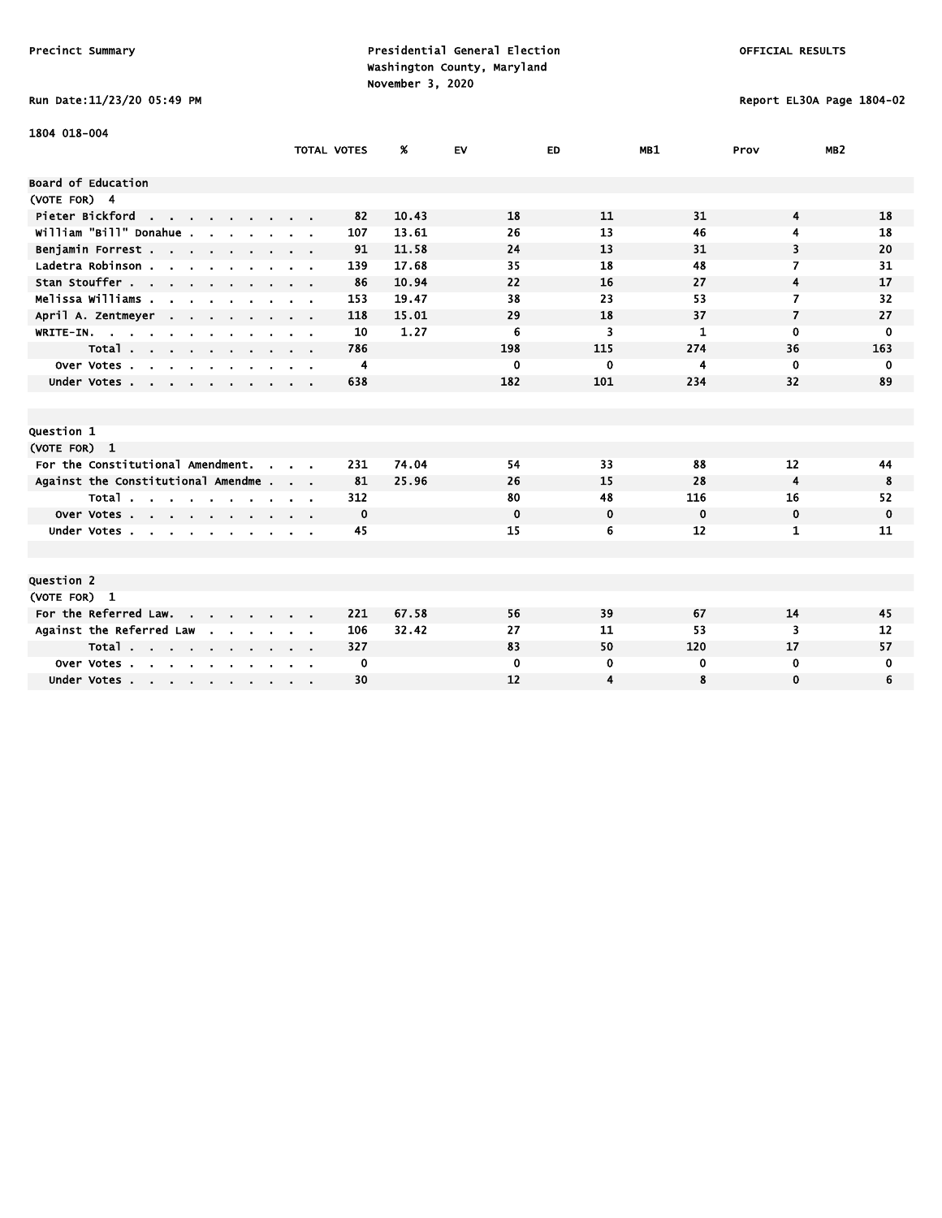Precinct Summary

Presidential General Election
Washington County, Maryland
November 3, 2020

OFFICIAL RESULTS

Run Date:11/23/20 05:49 PM

Report EL30A Page 1804-02

1804 018-004

| | TOTAL VOTES | % | EV | ED | MB1 | Prov | MB2 |
|---|---|---|---|---|---|---|---|
| **Board of Education** | | | | | | | |
| (VOTE FOR) 4 | | | | | | | |
| Pieter Bickford | 82 | 10.43 | 18 | 11 | 31 | 4 | 18 |
| William "Bill" Donahue | 107 | 13.61 | 26 | 13 | 46 | 4 | 18 |
| Benjamin Forrest | 91 | 11.58 | 24 | 13 | 31 | 3 | 20 |
| Ladetra Robinson | 139 | 17.68 | 35 | 18 | 48 | 7 | 31 |
| Stan Stouffer | 86 | 10.94 | 22 | 16 | 27 | 4 | 17 |
| Melissa Williams | 153 | 19.47 | 38 | 23 | 53 | 7 | 32 |
| April A. Zentmeyer | 118 | 15.01 | 29 | 18 | 37 | 7 | 27 |
| WRITE-IN. | 10 | 1.27 | 6 | 3 | 1 | 0 | 0 |
| Total | 786 | | 198 | 115 | 274 | 36 | 163 |
| Over Votes | 4 | | 0 | 0 | 4 | 0 | 0 |
| Under Votes | 638 | | 182 | 101 | 234 | 32 | 89 |
| **Question 1** | | | | | | | |
| (VOTE FOR) 1 | | | | | | | |
| For the Constitutional Amendment. | 231 | 74.04 | 54 | 33 | 88 | 12 | 44 |
| Against the Constitutional Amendme | 81 | 25.96 | 26 | 15 | 28 | 4 | 8 |
| Total | 312 | | 80 | 48 | 116 | 16 | 52 |
| Over Votes | 0 | | 0 | 0 | 0 | 0 | 0 |
| Under Votes | 45 | | 15 | 6 | 12 | 1 | 11 |
| **Question 2** | | | | | | | |
| (VOTE FOR) 1 | | | | | | | |
| For the Referred Law. | 221 | 67.58 | 56 | 39 | 67 | 14 | 45 |
| Against the Referred Law | 106 | 32.42 | 27 | 11 | 53 | 3 | 12 |
| Total | 327 | | 83 | 50 | 120 | 17 | 57 |
| Over Votes | 0 | | 0 | 0 | 0 | 0 | 0 |
| Under Votes | 30 | | 12 | 4 | 8 | 0 | 6 |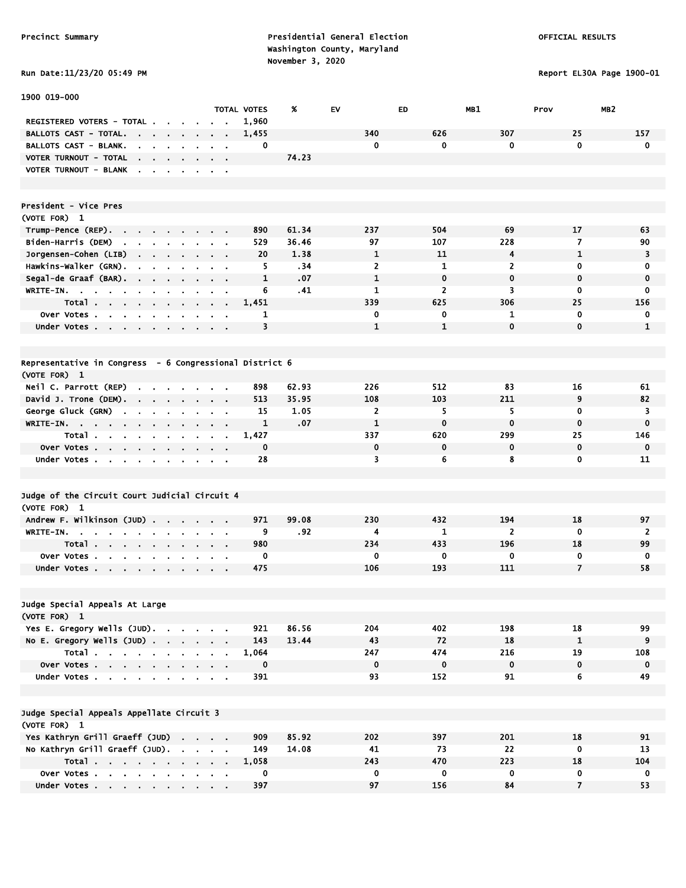Precinct Summary

Presidential General Election
Washington County, Maryland
November 3, 2020

OFFICIAL RESULTS

Run Date:11/23/20 05:49 PM

Report EL30A Page 1900-01

1900 019-000

| | TOTAL VOTES | % | EV | ED | MB1 | Prov | MB2 |
|---|---|---|---|---|---|---|---|
| REGISTERED VOTERS - TOTAL | 1,960 | | | | | | |
| BALLOTS CAST - TOTAL. | 1,455 | | 340 | 626 | 307 | 25 | 157 |
| BALLOTS CAST - BLANK. | 0 | | 0 | 0 | 0 | 0 | 0 |
| VOTER TURNOUT - TOTAL | | 74.23 | | | | | |
| VOTER TURNOUT - BLANK | | | | | | | |

**President - Vice Pres**
(VOTE FOR) 1

| | TOTAL VOTES | % | EV | ED | MB1 | Prov | MB2 |
|---|---|---|---|---|---|---|---|
| Trump-Pence (REP). | 890 | 61.34 | 237 | 504 | 69 | 17 | 63 |
| Biden-Harris (DEM) | 529 | 36.46 | 97 | 107 | 228 | 7 | 90 |
| Jorgensen-Cohen (LIB) | 20 | 1.38 | 1 | 11 | 4 | 1 | 3 |
| Hawkins-Walker (GRN). | 5 | .34 | 2 | 1 | 2 | 0 | 0 |
| Segal-de Graaf (BAR). | 1 | .07 | 1 | 0 | 0 | 0 | 0 |
| WRITE-IN. | 6 | .41 | 1 | 2 | 3 | 0 | 0 |
| Total | 1,451 | | 339 | 625 | 306 | 25 | 156 |
| Over Votes | 1 | | 0 | 0 | 1 | 0 | 0 |
| Under Votes | 3 | | 1 | 1 | 0 | 0 | 1 |

**Representative in Congress - 6 Congressional District 6**
(VOTE FOR) 1

| | TOTAL VOTES | % | EV | ED | MB1 | Prov | MB2 |
|---|---|---|---|---|---|---|---|
| Neil C. Parrott (REP) | 898 | 62.93 | 226 | 512 | 83 | 16 | 61 |
| David J. Trone (DEM). | 513 | 35.95 | 108 | 103 | 211 | 9 | 82 |
| George Gluck (GRN) | 15 | 1.05 | 2 | 5 | 5 | 0 | 3 |
| WRITE-IN. | 1 | .07 | 1 | 0 | 0 | 0 | 0 |
| Total | 1,427 | | 337 | 620 | 299 | 25 | 146 |
| Over Votes | 0 | | 0 | 0 | 0 | 0 | 0 |
| Under Votes | 28 | | 3 | 6 | 8 | 0 | 11 |

**Judge of the Circuit Court Judicial Circuit 4**
(VOTE FOR) 1

| | TOTAL VOTES | % | EV | ED | MB1 | Prov | MB2 |
|---|---|---|---|---|---|---|---|
| Andrew F. Wilkinson (JUD) | 971 | 99.08 | 230 | 432 | 194 | 18 | 97 |
| WRITE-IN. | 9 | .92 | 4 | 1 | 2 | 0 | 2 |
| Total | 980 | | 234 | 433 | 196 | 18 | 99 |
| Over Votes | 0 | | 0 | 0 | 0 | 0 | 0 |
| Under Votes | 475 | | 106 | 193 | 111 | 7 | 58 |

**Judge Special Appeals At Large**
(VOTE FOR) 1

| | TOTAL VOTES | % | EV | ED | MB1 | Prov | MB2 |
|---|---|---|---|---|---|---|---|
| Yes E. Gregory Wells (JUD). | 921 | 86.56 | 204 | 402 | 198 | 18 | 99 |
| No E. Gregory Wells (JUD) | 143 | 13.44 | 43 | 72 | 18 | 1 | 9 |
| Total | 1,064 | | 247 | 474 | 216 | 19 | 108 |
| Over Votes | 0 | | 0 | 0 | 0 | 0 | 0 |
| Under Votes | 391 | | 93 | 152 | 91 | 6 | 49 |

**Judge Special Appeals Appellate Circuit 3**
(VOTE FOR) 1

| | TOTAL VOTES | % | EV | ED | MB1 | Prov | MB2 |
|---|---|---|---|---|---|---|---|
| Yes Kathryn Grill Graeff (JUD) | 909 | 85.92 | 202 | 397 | 201 | 18 | 91 |
| No Kathryn Grill Graeff (JUD). | 149 | 14.08 | 41 | 73 | 22 | 0 | 13 |
| Total | 1,058 | | 243 | 470 | 223 | 18 | 104 |
| Over Votes | 0 | | 0 | 0 | 0 | 0 | 0 |
| Under Votes | 397 | | 97 | 156 | 84 | 7 | 53 |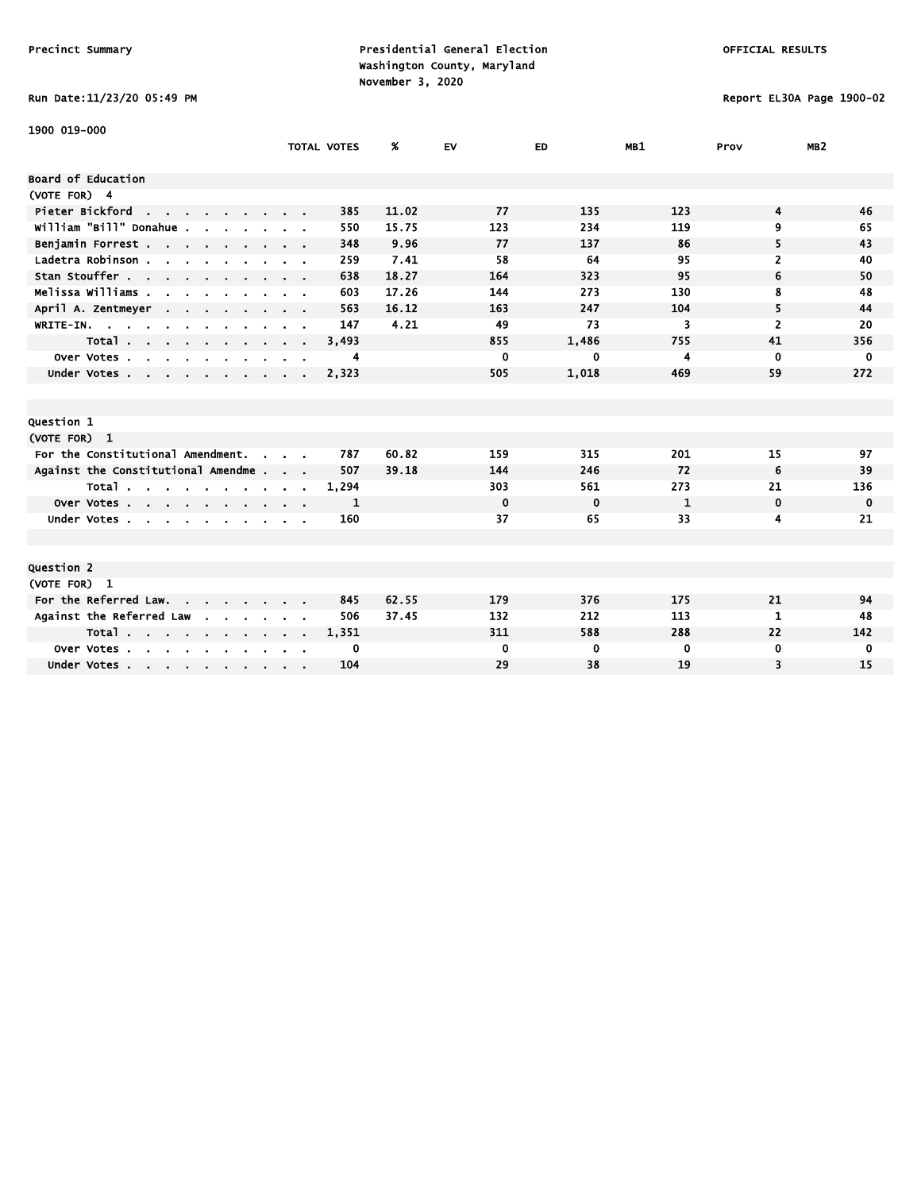Precinct Summary

Presidential General Election
Washington County, Maryland
November 3, 2020

OFFICIAL RESULTS

Run Date:11/23/20 05:49 PM

Report EL30A Page 1900-02

1900 019-000

| | TOTAL VOTES | % | EV | ED | MB1 | Prov | MB2 |
|---|---|---|---|---|---|---|---|
| **Board of Education** | | | | | | | |
| (VOTE FOR) 4 | | | | | | | |
| Pieter Bickford | 385 | 11.02 | 77 | 135 | 123 | 4 | 46 |
| William "Bill" Donahue | 550 | 15.75 | 123 | 234 | 119 | 9 | 65 |
| Benjamin Forrest | 348 | 9.96 | 77 | 137 | 86 | 5 | 43 |
| Ladetra Robinson | 259 | 7.41 | 58 | 64 | 95 | 2 | 40 |
| Stan Stouffer | 638 | 18.27 | 164 | 323 | 95 | 6 | 50 |
| Melissa Williams | 603 | 17.26 | 144 | 273 | 130 | 8 | 48 |
| April A. Zentmeyer | 563 | 16.12 | 163 | 247 | 104 | 5 | 44 |
| WRITE-IN. | 147 | 4.21 | 49 | 73 | 3 | 2 | 20 |
| Total | 3,493 | | 855 | 1,486 | 755 | 41 | 356 |
| Over Votes | 4 | | 0 | 0 | 4 | 0 | 0 |
| Under Votes | 2,323 | | 505 | 1,018 | 469 | 59 | 272 |
| **Question 1** | | | | | | | |
| (VOTE FOR) 1 | | | | | | | |
| For the Constitutional Amendment. | 787 | 60.82 | 159 | 315 | 201 | 15 | 97 |
| Against the Constitutional Amendme | 507 | 39.18 | 144 | 246 | 72 | 6 | 39 |
| Total | 1,294 | | 303 | 561 | 273 | 21 | 136 |
| Over Votes | 1 | | 0 | 0 | 1 | 0 | 0 |
| Under Votes | 160 | | 37 | 65 | 33 | 4 | 21 |
| **Question 2** | | | | | | | |
| (VOTE FOR) 1 | | | | | | | |
| For the Referred Law. | 845 | 62.55 | 179 | 376 | 175 | 21 | 94 |
| Against the Referred Law | 506 | 37.45 | 132 | 212 | 113 | 1 | 48 |
| Total | 1,351 | | 311 | 588 | 288 | 22 | 142 |
| Over Votes | 0 | | 0 | 0 | 0 | 0 | 0 |
| Under Votes | 104 | | 29 | 38 | 19 | 3 | 15 |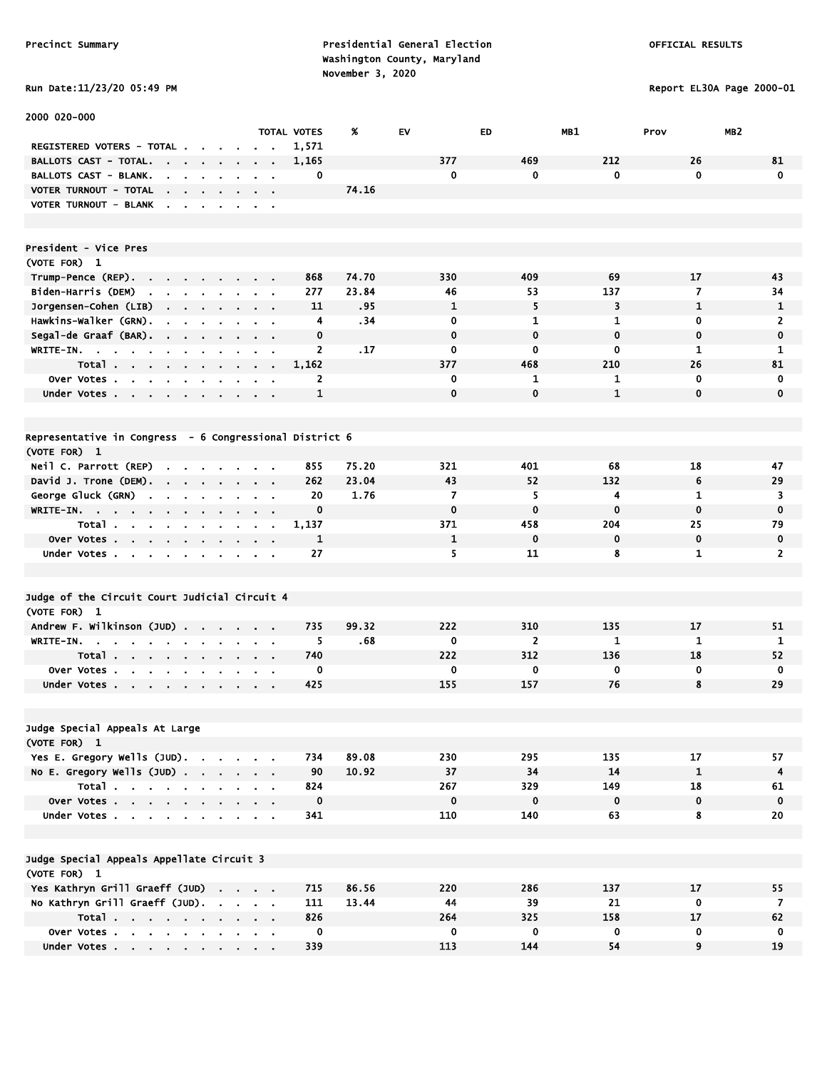Precinct Summary

Presidential General Election
Washington County, Maryland
November 3, 2020

OFFICIAL RESULTS

Run Date:11/23/20 05:49 PM

Report EL30A Page 2000-01

2000 020-000

| | TOTAL VOTES | % | EV | ED | MB1 | Prov | MB2 |
|---|---|---|---|---|---|---|---|
| REGISTERED VOTERS - TOTAL | 1,571 | | | | | | |
| BALLOTS CAST - TOTAL | 1,165 | | 377 | 469 | 212 | 26 | 81 |
| BALLOTS CAST - BLANK | 0 | | 0 | 0 | 0 | 0 | 0 |
| VOTER TURNOUT - TOTAL | | 74.16 | | | | | |
| VOTER TURNOUT - BLANK | | | | | | | |

## President - Vice Pres

(VOTE FOR) 1

| | TOTAL VOTES | % | EV | ED | MB1 | Prov | MB2 |
|---|---|---|---|---|---|---|---|
| Trump-Pence (REP) | 868 | 74.70 | 330 | 409 | 69 | 17 | 43 |
| Biden-Harris (DEM) | 277 | 23.84 | 46 | 53 | 137 | 7 | 34 |
| Jorgensen-Cohen (LIB) | 11 | .95 | 1 | 5 | 3 | 1 | 1 |
| Hawkins-Walker (GRN) | 4 | .34 | 0 | 1 | 1 | 0 | 2 |
| Segal-de Graaf (BAR) | 0 | | 0 | 0 | 0 | 0 | 0 |
| WRITE-IN | 2 | .17 | 0 | 0 | 0 | 1 | 1 |
| Total | 1,162 | | 377 | 468 | 210 | 26 | 81 |
| Over Votes | 2 | | 0 | 1 | 1 | 0 | 0 |
| Under Votes | 1 | | 0 | 0 | 1 | 0 | 0 |

## Representative in Congress - 6 Congressional District 6

(VOTE FOR) 1

| | TOTAL VOTES | % | EV | ED | MB1 | Prov | MB2 |
|---|---|---|---|---|---|---|---|
| Neil C. Parrott (REP) | 855 | 75.20 | 321 | 401 | 68 | 18 | 47 |
| David J. Trone (DEM) | 262 | 23.04 | 43 | 52 | 132 | 6 | 29 |
| George Gluck (GRN) | 20 | 1.76 | 7 | 5 | 4 | 1 | 3 |
| WRITE-IN | 0 | | 0 | 0 | 0 | 0 | 0 |
| Total | 1,137 | | 371 | 458 | 204 | 25 | 79 |
| Over Votes | 1 | | 1 | 0 | 0 | 0 | 0 |
| Under Votes | 27 | | 5 | 11 | 8 | 1 | 2 |

## Judge of the Circuit Court Judicial Circuit 4

(VOTE FOR) 1

| | TOTAL VOTES | % | EV | ED | MB1 | Prov | MB2 |
|---|---|---|---|---|---|---|---|
| Andrew F. Wilkinson (JUD) | 735 | 99.32 | 222 | 310 | 135 | 17 | 51 |
| WRITE-IN | 5 | .68 | 0 | 2 | 1 | 1 | 1 |
| Total | 740 | | 222 | 312 | 136 | 18 | 52 |
| Over Votes | 0 | | 0 | 0 | 0 | 0 | 0 |
| Under Votes | 425 | | 155 | 157 | 76 | 8 | 29 |

## Judge Special Appeals At Large

(VOTE FOR) 1

| | TOTAL VOTES | % | EV | ED | MB1 | Prov | MB2 |
|---|---|---|---|---|---|---|---|
| Yes E. Gregory Wells (JUD) | 734 | 89.08 | 230 | 295 | 135 | 17 | 57 |
| No E. Gregory Wells (JUD) | 90 | 10.92 | 37 | 34 | 14 | 1 | 4 |
| Total | 824 | | 267 | 329 | 149 | 18 | 61 |
| Over Votes | 0 | | 0 | 0 | 0 | 0 | 0 |
| Under Votes | 341 | | 110 | 140 | 63 | 8 | 20 |

## Judge Special Appeals Appellate Circuit 3

(VOTE FOR) 1

| | TOTAL VOTES | % | EV | ED | MB1 | Prov | MB2 |
|---|---|---|---|---|---|---|---|
| Yes Kathryn Grill Graeff (JUD) | 715 | 86.56 | 220 | 286 | 137 | 17 | 55 |
| No Kathryn Grill Graeff (JUD) | 111 | 13.44 | 44 | 39 | 21 | 0 | 7 |
| Total | 826 | | 264 | 325 | 158 | 17 | 62 |
| Over Votes | 0 | | 0 | 0 | 0 | 0 | 0 |
| Under Votes | 339 | | 113 | 144 | 54 | 9 | 19 |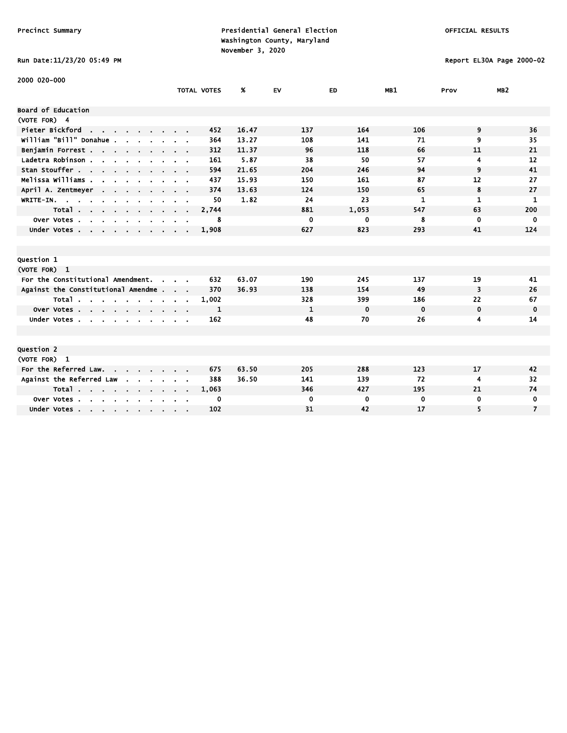Precinct Summary

Presidential General Election
Washington County, Maryland
November 3, 2020

OFFICIAL RESULTS

Run Date:11/23/20 05:49 PM

Report EL30A Page 2000-02

2000 020-000

| | TOTAL VOTES | % | EV | ED | MB1 | Prov | MB2 |
|---|---|---|---|---|---|---|---|
| **Board of Education** | | | | | | | |
| (VOTE FOR) 4 | | | | | | | |
| Pieter Bickford | 452 | 16.47 | 137 | 164 | 106 | 9 | 36 |
| William "Bill" Donahue | 364 | 13.27 | 108 | 141 | 71 | 9 | 35 |
| Benjamin Forrest | 312 | 11.37 | 96 | 118 | 66 | 11 | 21 |
| Ladetra Robinson | 161 | 5.87 | 38 | 50 | 57 | 4 | 12 |
| Stan Stouffer | 594 | 21.65 | 204 | 246 | 94 | 9 | 41 |
| Melissa Williams | 437 | 15.93 | 150 | 161 | 87 | 12 | 27 |
| April A. Zentmeyer | 374 | 13.63 | 124 | 150 | 65 | 8 | 27 |
| WRITE-IN. | 50 | 1.82 | 24 | 23 | 1 | 1 | 1 |
| Total | 2,744 | | 881 | 1,053 | 547 | 63 | 200 |
| Over Votes | 8 | | 0 | 0 | 8 | 0 | 0 |
| Under Votes | 1,908 | | 627 | 823 | 293 | 41 | 124 |
| **Question 1** | | | | | | | |
| (VOTE FOR) 1 | | | | | | | |
| For the Constitutional Amendment. | 632 | 63.07 | 190 | 245 | 137 | 19 | 41 |
| Against the Constitutional Amendme | 370 | 36.93 | 138 | 154 | 49 | 3 | 26 |
| Total | 1,002 | | 328 | 399 | 186 | 22 | 67 |
| Over Votes | 1 | | 1 | 0 | 0 | 0 | 0 |
| Under Votes | 162 | | 48 | 70 | 26 | 4 | 14 |
| **Question 2** | | | | | | | |
| (VOTE FOR) 1 | | | | | | | |
| For the Referred Law. | 675 | 63.50 | 205 | 288 | 123 | 17 | 42 |
| Against the Referred Law | 388 | 36.50 | 141 | 139 | 72 | 4 | 32 |
| Total | 1,063 | | 346 | 427 | 195 | 21 | 74 |
| Over Votes | 0 | | 0 | 0 | 0 | 0 | 0 |
| Under Votes | 102 | | 31 | 42 | 17 | 5 | 7 |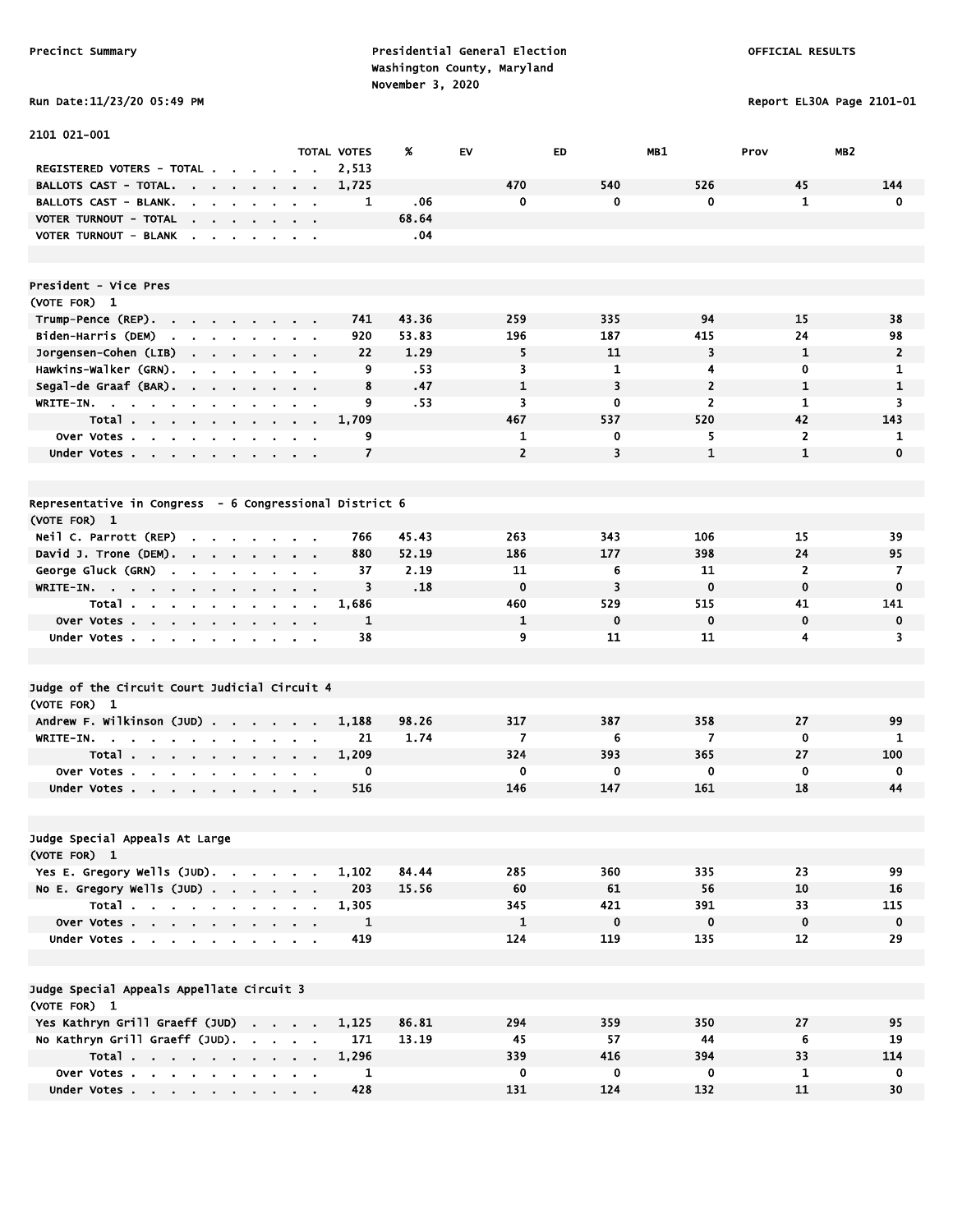Precinct Summary

Presidential General Election
Washington County, Maryland
November 3, 2020

OFFICIAL RESULTS

Run Date:11/23/20 05:49 PM

Report EL30A Page 2101-01

## 2101 021-001

| | TOTAL VOTES | % | EV | ED | MB1 | Prov | MB2 |
|---|---|---|---|---|---|---|---|
| REGISTERED VOTERS - TOTAL | 2,513 | | | | | | |
| BALLOTS CAST - TOTAL. | 1,725 | | 470 | 540 | 526 | 45 | 144 |
| BALLOTS CAST - BLANK. | 1 | .06 | 0 | 0 | 0 | 1 | 0 |
| VOTER TURNOUT - TOTAL | | 68.64 | | | | | |
| VOTER TURNOUT - BLANK | | .04 | | | | | |

### President - Vice Pres
(VOTE FOR) 1

| | TOTAL VOTES | % | EV | ED | MB1 | Prov | MB2 |
|---|---|---|---|---|---|---|---|
| Trump-Pence (REP). | 741 | 43.36 | 259 | 335 | 94 | 15 | 38 |
| Biden-Harris (DEM) | 920 | 53.83 | 196 | 187 | 415 | 24 | 98 |
| Jorgensen-Cohen (LIB) | 22 | 1.29 | 5 | 11 | 3 | 1 | 2 |
| Hawkins-Walker (GRN). | 9 | .53 | 3 | 1 | 4 | 0 | 1 |
| Segal-de Graaf (BAR). | 8 | .47 | 1 | 3 | 2 | 1 | 1 |
| WRITE-IN. | 9 | .53 | 3 | 0 | 2 | 1 | 3 |
| Total | 1,709 | | 467 | 537 | 520 | 42 | 143 |
| Over Votes | 9 | | 1 | 0 | 5 | 2 | 1 |
| Under Votes | 7 | | 2 | 3 | 1 | 1 | 0 |

### Representative in Congress - 6 Congressional District 6
(VOTE FOR) 1

| | TOTAL VOTES | % | EV | ED | MB1 | Prov | MB2 |
|---|---|---|---|---|---|---|---|
| Neil C. Parrott (REP) | 766 | 45.43 | 263 | 343 | 106 | 15 | 39 |
| David J. Trone (DEM). | 880 | 52.19 | 186 | 177 | 398 | 24 | 95 |
| George Gluck (GRN) | 37 | 2.19 | 11 | 6 | 11 | 2 | 7 |
| WRITE-IN. | 3 | .18 | 0 | 3 | 0 | 0 | 0 |
| Total | 1,686 | | 460 | 529 | 515 | 41 | 141 |
| Over Votes | 1 | | 1 | 0 | 0 | 0 | 0 |
| Under Votes | 38 | | 9 | 11 | 11 | 4 | 3 |

### Judge of the Circuit Court Judicial Circuit 4
(VOTE FOR) 1

| | TOTAL VOTES | % | EV | ED | MB1 | Prov | MB2 |
|---|---|---|---|---|---|---|---|
| Andrew F. Wilkinson (JUD) | 1,188 | 98.26 | 317 | 387 | 358 | 27 | 99 |
| WRITE-IN. | 21 | 1.74 | 7 | 6 | 7 | 0 | 1 |
| Total | 1,209 | | 324 | 393 | 365 | 27 | 100 |
| Over Votes | 0 | | 0 | 0 | 0 | 0 | 0 |
| Under Votes | 516 | | 146 | 147 | 161 | 18 | 44 |

### Judge Special Appeals At Large
(VOTE FOR) 1

| | TOTAL VOTES | % | EV | ED | MB1 | Prov | MB2 |
|---|---|---|---|---|---|---|---|
| Yes E. Gregory Wells (JUD). | 1,102 | 84.44 | 285 | 360 | 335 | 23 | 99 |
| No E. Gregory Wells (JUD) | 203 | 15.56 | 60 | 61 | 56 | 10 | 16 |
| Total | 1,305 | | 345 | 421 | 391 | 33 | 115 |
| Over Votes | 1 | | 1 | 0 | 0 | 0 | 0 |
| Under Votes | 419 | | 124 | 119 | 135 | 12 | 29 |

### Judge Special Appeals Appellate Circuit 3
(VOTE FOR) 1

| | TOTAL VOTES | % | EV | ED | MB1 | Prov | MB2 |
|---|---|---|---|---|---|---|---|
| Yes Kathryn Grill Graeff (JUD) | 1,125 | 86.81 | 294 | 359 | 350 | 27 | 95 |
| No Kathryn Grill Graeff (JUD). | 171 | 13.19 | 45 | 57 | 44 | 6 | 19 |
| Total | 1,296 | | 339 | 416 | 394 | 33 | 114 |
| Over Votes | 1 | | 0 | 0 | 0 | 1 | 0 |
| Under Votes | 428 | | 131 | 124 | 132 | 11 | 30 |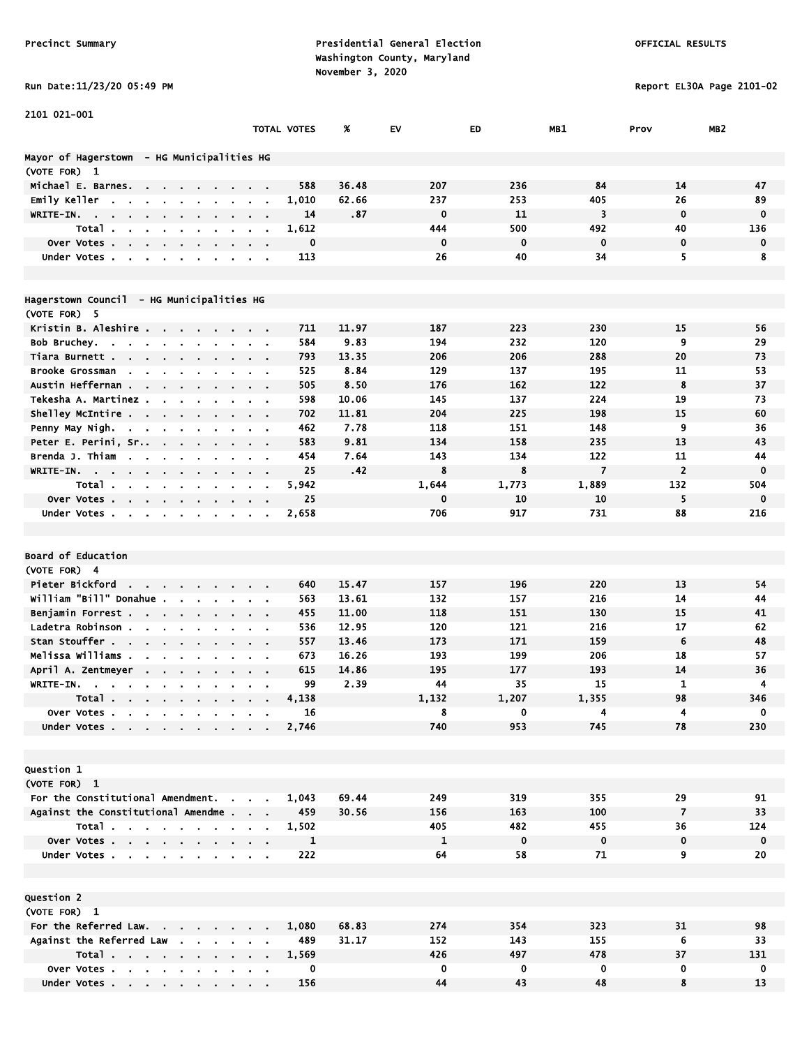Precinct Summary

Presidential General Election
Washington County, Maryland
November 3, 2020

OFFICIAL RESULTS

Run Date:11/23/20 05:49 PM

Report EL30A Page 2101-02

2101 021-001

## Mayor of Hagerstown - HG Municipalities HG

(VOTE FOR) 1

| | TOTAL VOTES | % | EV | ED | MB1 | Prov | MB2 |
|---|---|---|---|---|---|---|---|
| Michael E. Barnes | 588 | 36.48 | 207 | 236 | 84 | 14 | 47 |
| Emily Keller | 1,010 | 62.66 | 237 | 253 | 405 | 26 | 89 |
| WRITE-IN | 14 | .87 | 0 | 11 | 3 | 0 | 0 |
| Total | 1,612 | | 444 | 500 | 492 | 40 | 136 |
| Over Votes | 0 | | 0 | 0 | 0 | 0 | 0 |
| Under Votes | 113 | | 26 | 40 | 34 | 5 | 8 |

## Hagerstown Council - HG Municipalities HG

(VOTE FOR) 5

| | TOTAL VOTES | % | EV | ED | MB1 | Prov | MB2 |
|---|---|---|---|---|---|---|---|
| Kristin B. Aleshire | 711 | 11.97 | 187 | 223 | 230 | 15 | 56 |
| Bob Bruchey | 584 | 9.83 | 194 | 232 | 120 | 9 | 29 |
| Tiara Burnett | 793 | 13.35 | 206 | 206 | 288 | 20 | 73 |
| Brooke Grossman | 525 | 8.84 | 129 | 137 | 195 | 11 | 53 |
| Austin Heffernan | 505 | 8.50 | 176 | 162 | 122 | 8 | 37 |
| Tekesha A. Martinez | 598 | 10.06 | 145 | 137 | 224 | 19 | 73 |
| Shelley McIntire | 702 | 11.81 | 204 | 225 | 198 | 15 | 60 |
| Penny May Nigh | 462 | 7.78 | 118 | 151 | 148 | 9 | 36 |
| Peter E. Perini, Sr. | 583 | 9.81 | 134 | 158 | 235 | 13 | 43 |
| Brenda J. Thiam | 454 | 7.64 | 143 | 134 | 122 | 11 | 44 |
| WRITE-IN | 25 | .42 | 8 | 8 | 7 | 2 | 0 |
| Total | 5,942 | | 1,644 | 1,773 | 1,889 | 132 | 504 |
| Over Votes | 25 | | 0 | 10 | 10 | 5 | 0 |
| Under Votes | 2,658 | | 706 | 917 | 731 | 88 | 216 |

## Board of Education

(VOTE FOR) 4

| | TOTAL VOTES | % | EV | ED | MB1 | Prov | MB2 |
|---|---|---|---|---|---|---|---|
| Pieter Bickford | 640 | 15.47 | 157 | 196 | 220 | 13 | 54 |
| William "Bill" Donahue | 563 | 13.61 | 132 | 157 | 216 | 14 | 44 |
| Benjamin Forrest | 455 | 11.00 | 118 | 151 | 130 | 15 | 41 |
| Ladetra Robinson | 536 | 12.95 | 120 | 121 | 216 | 17 | 62 |
| Stan Stouffer | 557 | 13.46 | 173 | 171 | 159 | 6 | 48 |
| Melissa Williams | 673 | 16.26 | 193 | 199 | 206 | 18 | 57 |
| April A. Zentmeyer | 615 | 14.86 | 195 | 177 | 193 | 14 | 36 |
| WRITE-IN | 99 | 2.39 | 44 | 35 | 15 | 1 | 4 |
| Total | 4,138 | | 1,132 | 1,207 | 1,355 | 98 | 346 |
| Over Votes | 16 | | 8 | 0 | 4 | 4 | 0 |
| Under Votes | 2,746 | | 740 | 953 | 745 | 78 | 230 |

## Question 1

(VOTE FOR) 1

| | TOTAL VOTES | % | EV | ED | MB1 | Prov | MB2 |
|---|---|---|---|---|---|---|---|
| For the Constitutional Amendment | 1,043 | 69.44 | 249 | 319 | 355 | 29 | 91 |
| Against the Constitutional Amendme | 459 | 30.56 | 156 | 163 | 100 | 7 | 33 |
| Total | 1,502 | | 405 | 482 | 455 | 36 | 124 |
| Over Votes | 1 | | 1 | 0 | 0 | 0 | 0 |
| Under Votes | 222 | | 64 | 58 | 71 | 9 | 20 |

## Question 2

(VOTE FOR) 1

| | TOTAL VOTES | % | EV | ED | MB1 | Prov | MB2 |
|---|---|---|---|---|---|---|---|
| For the Referred Law | 1,080 | 68.83 | 274 | 354 | 323 | 31 | 98 |
| Against the Referred Law | 489 | 31.17 | 152 | 143 | 155 | 6 | 33 |
| Total | 1,569 | | 426 | 497 | 478 | 37 | 131 |
| Over Votes | 0 | | 0 | 0 | 0 | 0 | 0 |
| Under Votes | 156 | | 44 | 43 | 48 | 8 | 13 |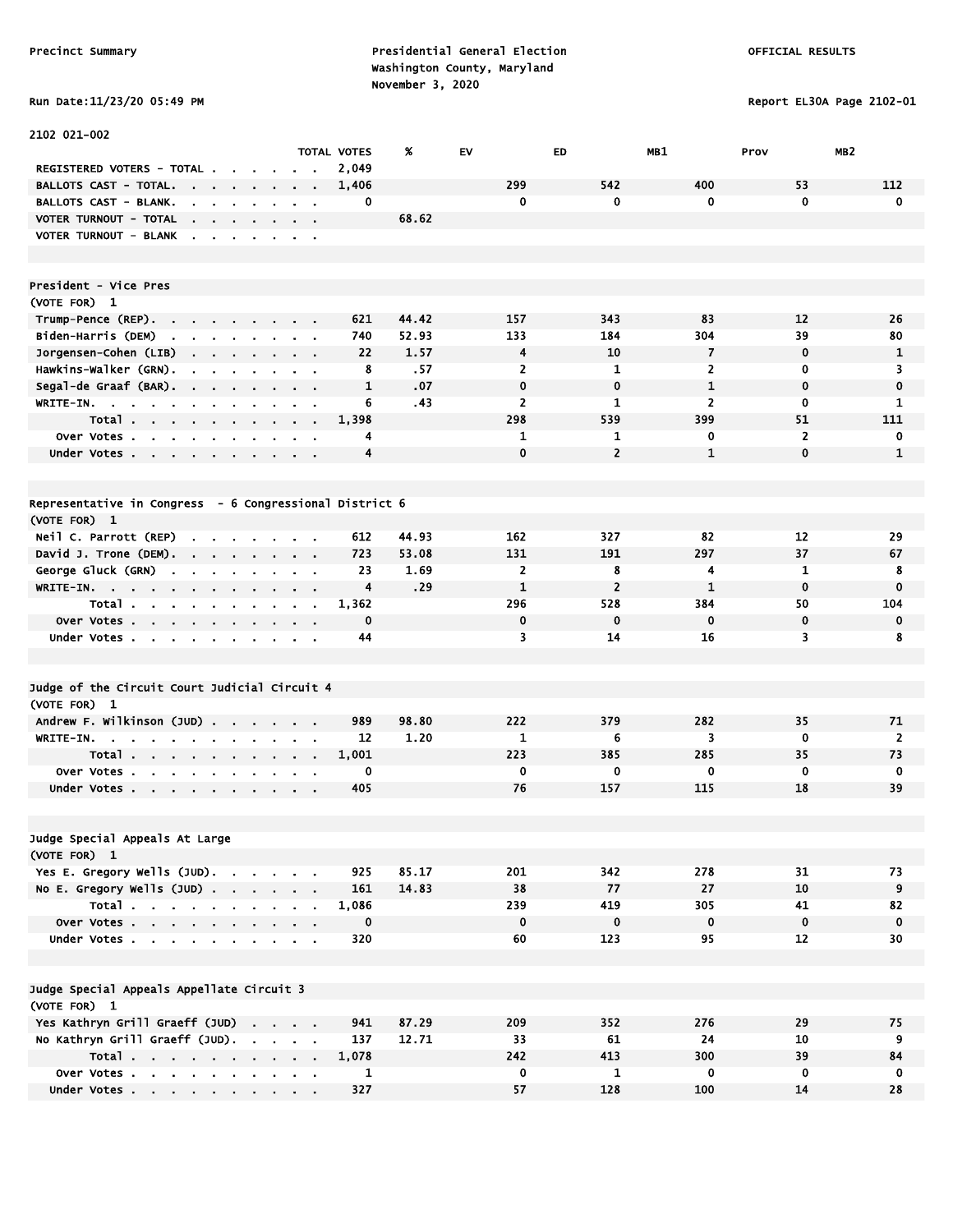Precinct Summary

Presidential General Election
Washington County, Maryland
November 3, 2020

OFFICIAL RESULTS

Run Date:11/23/20 05:49 PM

Report EL30A Page 2102-01

2102 021-002

| | TOTAL VOTES | % | EV | ED | MB1 | Prov | MB2 |
|---|---|---|---|---|---|---|---|
| REGISTERED VOTERS - TOTAL | 2,049 | | | | | | |
| BALLOTS CAST - TOTAL | 1,406 | | 299 | 542 | 400 | 53 | 112 |
| BALLOTS CAST - BLANK | 0 | | 0 | 0 | 0 | 0 | 0 |
| VOTER TURNOUT - TOTAL | | 68.62 | | | | | |
| VOTER TURNOUT - BLANK | | | | | | | |

**President - Vice Pres**
(VOTE FOR) 1

| | TOTAL VOTES | % | EV | ED | MB1 | Prov | MB2 |
|---|---|---|---|---|---|---|---|
| Trump-Pence (REP) | 621 | 44.42 | 157 | 343 | 83 | 12 | 26 |
| Biden-Harris (DEM) | 740 | 52.93 | 133 | 184 | 304 | 39 | 80 |
| Jorgensen-Cohen (LIB) | 22 | 1.57 | 4 | 10 | 7 | 0 | 1 |
| Hawkins-Walker (GRN) | 8 | .57 | 2 | 1 | 2 | 0 | 3 |
| Segal-de Graaf (BAR) | 1 | .07 | 0 | 0 | 1 | 0 | 0 |
| WRITE-IN | 6 | .43 | 2 | 1 | 2 | 0 | 1 |
| Total | 1,398 | | 298 | 539 | 399 | 51 | 111 |
| Over Votes | 4 | | 1 | 1 | 0 | 2 | 0 |
| Under Votes | 4 | | 0 | 2 | 1 | 0 | 1 |

**Representative in Congress - 6 Congressional District 6**
(VOTE FOR) 1

| | TOTAL VOTES | % | EV | ED | MB1 | Prov | MB2 |
|---|---|---|---|---|---|---|---|
| Neil C. Parrott (REP) | 612 | 44.93 | 162 | 327 | 82 | 12 | 29 |
| David J. Trone (DEM) | 723 | 53.08 | 131 | 191 | 297 | 37 | 67 |
| George Gluck (GRN) | 23 | 1.69 | 2 | 8 | 4 | 1 | 8 |
| WRITE-IN | 4 | .29 | 1 | 2 | 1 | 0 | 0 |
| Total | 1,362 | | 296 | 528 | 384 | 50 | 104 |
| Over Votes | 0 | | 0 | 0 | 0 | 0 | 0 |
| Under Votes | 44 | | 3 | 14 | 16 | 3 | 8 |

**Judge of the Circuit Court Judicial Circuit 4**
(VOTE FOR) 1

| | TOTAL VOTES | % | EV | ED | MB1 | Prov | MB2 |
|---|---|---|---|---|---|---|---|
| Andrew F. Wilkinson (JUD) | 989 | 98.80 | 222 | 379 | 282 | 35 | 71 |
| WRITE-IN | 12 | 1.20 | 1 | 6 | 3 | 0 | 2 |
| Total | 1,001 | | 223 | 385 | 285 | 35 | 73 |
| Over Votes | 0 | | 0 | 0 | 0 | 0 | 0 |
| Under Votes | 405 | | 76 | 157 | 115 | 18 | 39 |

**Judge Special Appeals At Large**
(VOTE FOR) 1

| | TOTAL VOTES | % | EV | ED | MB1 | Prov | MB2 |
|---|---|---|---|---|---|---|---|
| Yes E. Gregory Wells (JUD) | 925 | 85.17 | 201 | 342 | 278 | 31 | 73 |
| No E. Gregory Wells (JUD) | 161 | 14.83 | 38 | 77 | 27 | 10 | 9 |
| Total | 1,086 | | 239 | 419 | 305 | 41 | 82 |
| Over Votes | 0 | | 0 | 0 | 0 | 0 | 0 |
| Under Votes | 320 | | 60 | 123 | 95 | 12 | 30 |

**Judge Special Appeals Appellate Circuit 3**
(VOTE FOR) 1

| | TOTAL VOTES | % | EV | ED | MB1 | Prov | MB2 |
|---|---|---|---|---|---|---|---|
| Yes Kathryn Grill Graeff (JUD) | 941 | 87.29 | 209 | 352 | 276 | 29 | 75 |
| No Kathryn Grill Graeff (JUD) | 137 | 12.71 | 33 | 61 | 24 | 10 | 9 |
| Total | 1,078 | | 242 | 413 | 300 | 39 | 84 |
| Over Votes | 1 | | 0 | 1 | 0 | 0 | 0 |
| Under Votes | 327 | | 57 | 128 | 100 | 14 | 28 |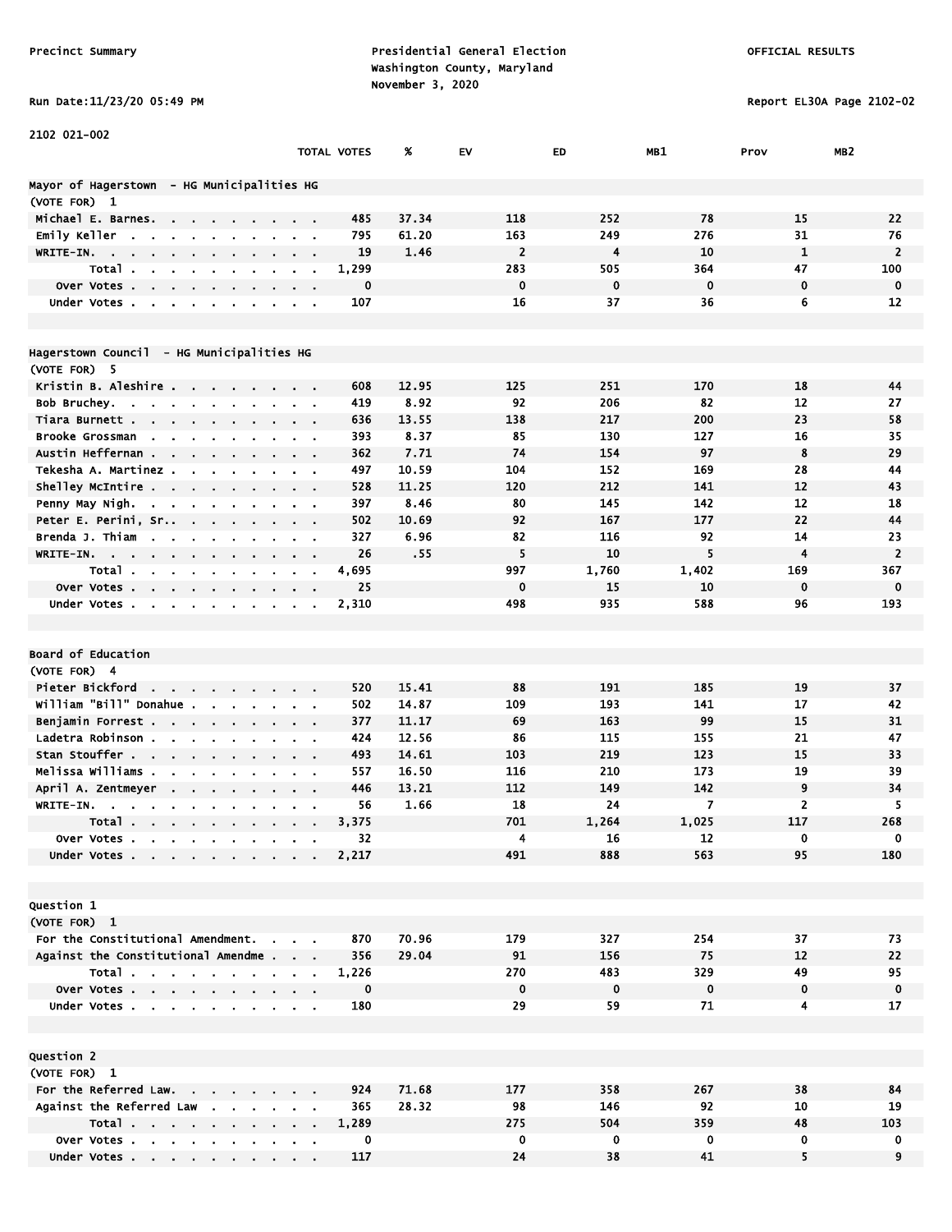Precinct Summary

Presidential General Election
Washington County, Maryland
November 3, 2020

OFFICIAL RESULTS

Run Date:11/23/20 05:49 PM

Report EL30A Page 2102-02

2102 021-002

| | TOTAL VOTES | % | EV | ED | MB1 | Prov | MB2 |
|---|---|---|---|---|---|---|---|
| **Mayor of Hagerstown - HG Municipalities HG** | | | | | | | |
| (VOTE FOR) 1 | | | | | | | |
| Michael E. Barnes | 485 | 37.34 | 118 | 252 | 78 | 15 | 22 |
| Emily Keller | 795 | 61.20 | 163 | 249 | 276 | 31 | 76 |
| WRITE-IN. | 19 | 1.46 | 2 | 4 | 10 | 1 | 2 |
| Total | 1,299 | | 283 | 505 | 364 | 47 | 100 |
| Over Votes | 0 | | 0 | 0 | 0 | 0 | 0 |
| Under Votes | 107 | | 16 | 37 | 36 | 6 | 12 |
| **Hagerstown Council - HG Municipalities HG** | | | | | | | |
| (VOTE FOR) 5 | | | | | | | |
| Kristin B. Aleshire | 608 | 12.95 | 125 | 251 | 170 | 18 | 44 |
| Bob Bruchey | 419 | 8.92 | 92 | 206 | 82 | 12 | 27 |
| Tiara Burnett | 636 | 13.55 | 138 | 217 | 200 | 23 | 58 |
| Brooke Grossman | 393 | 8.37 | 85 | 130 | 127 | 16 | 35 |
| Austin Heffernan | 362 | 7.71 | 74 | 154 | 97 | 8 | 29 |
| Tekesha A. Martinez | 497 | 10.59 | 104 | 152 | 169 | 28 | 44 |
| Shelley McIntire | 528 | 11.25 | 120 | 212 | 141 | 12 | 43 |
| Penny May Nigh | 397 | 8.46 | 80 | 145 | 142 | 12 | 18 |
| Peter E. Perini, Sr. | 502 | 10.69 | 92 | 167 | 177 | 22 | 44 |
| Brenda J. Thiam | 327 | 6.96 | 82 | 116 | 92 | 14 | 23 |
| WRITE-IN. | 26 | .55 | 5 | 10 | 5 | 4 | 2 |
| Total | 4,695 | | 997 | 1,760 | 1,402 | 169 | 367 |
| Over Votes | 25 | | 0 | 15 | 10 | 0 | 0 |
| Under Votes | 2,310 | | 498 | 935 | 588 | 96 | 193 |
| **Board of Education** | | | | | | | |
| (VOTE FOR) 4 | | | | | | | |
| Pieter Bickford | 520 | 15.41 | 88 | 191 | 185 | 19 | 37 |
| William "Bill" Donahue | 502 | 14.87 | 109 | 193 | 141 | 17 | 42 |
| Benjamin Forrest | 377 | 11.17 | 69 | 163 | 99 | 15 | 31 |
| Ladetra Robinson | 424 | 12.56 | 86 | 115 | 155 | 21 | 47 |
| Stan Stouffer | 493 | 14.61 | 103 | 219 | 123 | 15 | 33 |
| Melissa Williams | 557 | 16.50 | 116 | 210 | 173 | 19 | 39 |
| April A. Zentmeyer | 446 | 13.21 | 112 | 149 | 142 | 9 | 34 |
| WRITE-IN. | 56 | 1.66 | 18 | 24 | 7 | 2 | 5 |
| Total | 3,375 | | 701 | 1,264 | 1,025 | 117 | 268 |
| Over Votes | 32 | | 4 | 16 | 12 | 0 | 0 |
| Under Votes | 2,217 | | 491 | 888 | 563 | 95 | 180 |
| **Question 1** | | | | | | | |
| (VOTE FOR) 1 | | | | | | | |
| For the Constitutional Amendment. | 870 | 70.96 | 179 | 327 | 254 | 37 | 73 |
| Against the Constitutional Amendme | 356 | 29.04 | 91 | 156 | 75 | 12 | 22 |
| Total | 1,226 | | 270 | 483 | 329 | 49 | 95 |
| Over Votes | 0 | | 0 | 0 | 0 | 0 | 0 |
| Under Votes | 180 | | 29 | 59 | 71 | 4 | 17 |
| **Question 2** | | | | | | | |
| (VOTE FOR) 1 | | | | | | | |
| For the Referred Law. | 924 | 71.68 | 177 | 358 | 267 | 38 | 84 |
| Against the Referred Law | 365 | 28.32 | 98 | 146 | 92 | 10 | 19 |
| Total | 1,289 | | 275 | 504 | 359 | 48 | 103 |
| Over Votes | 0 | | 0 | 0 | 0 | 0 | 0 |
| Under Votes | 117 | | 24 | 38 | 41 | 5 | 9 |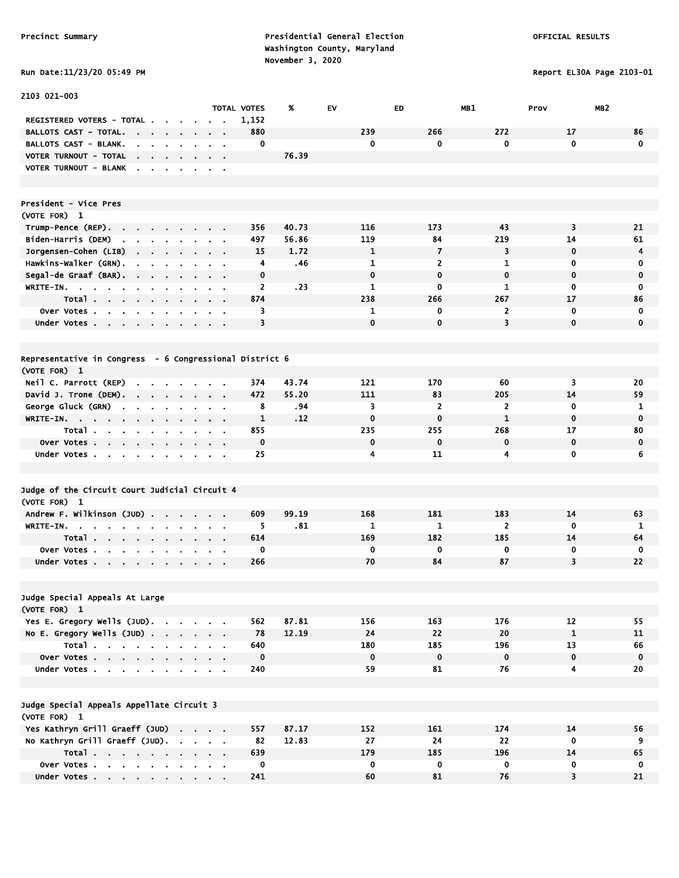Precinct Summary

Presidential General Election
Washington County, Maryland
November 3, 2020

OFFICIAL RESULTS

Run Date:11/23/20 05:49 PM

Report EL30A Page 2103-01

2103 021-003

| | TOTAL VOTES | % | EV | ED | MB1 | Prov | MB2 |
|---|---|---|---|---|---|---|---|
| REGISTERED VOTERS - TOTAL | 1,152 | | | | | | |
| BALLOTS CAST - TOTAL. | 880 | | 239 | 266 | 272 | 17 | 86 |
| BALLOTS CAST - BLANK. | 0 | | 0 | 0 | 0 | 0 | 0 |
| VOTER TURNOUT - TOTAL | | 76.39 | | | | | |
| VOTER TURNOUT - BLANK | | | | | | | |

**President - Vice Pres**
(VOTE FOR) 1

| | TOTAL VOTES | % | EV | ED | MB1 | Prov | MB2 |
|---|---|---|---|---|---|---|---|
| Trump-Pence (REP). | 356 | 40.73 | 116 | 173 | 43 | 3 | 21 |
| Biden-Harris (DEM) | 497 | 56.86 | 119 | 84 | 219 | 14 | 61 |
| Jorgensen-Cohen (LIB) | 15 | 1.72 | 1 | 7 | 3 | 0 | 4 |
| Hawkins-Walker (GRN). | 4 | .46 | 1 | 2 | 1 | 0 | 0 |
| Segal-de Graaf (BAR). | 0 | | 0 | 0 | 0 | 0 | 0 |
| WRITE-IN. | 2 | .23 | 1 | 0 | 1 | 0 | 0 |
| Total | 874 | | 238 | 266 | 267 | 17 | 86 |
| Over Votes | 3 | | 1 | 0 | 2 | 0 | 0 |
| Under Votes | 3 | | 0 | 0 | 3 | 0 | 0 |

**Representative in Congress - 6 Congressional District 6**
(VOTE FOR) 1

| | TOTAL VOTES | % | EV | ED | MB1 | Prov | MB2 |
|---|---|---|---|---|---|---|---|
| Neil C. Parrott (REP) | 374 | 43.74 | 121 | 170 | 60 | 3 | 20 |
| David J. Trone (DEM). | 472 | 55.20 | 111 | 83 | 205 | 14 | 59 |
| George Gluck (GRN) | 8 | .94 | 3 | 2 | 2 | 0 | 1 |
| WRITE-IN. | 1 | .12 | 0 | 0 | 1 | 0 | 0 |
| Total | 855 | | 235 | 255 | 268 | 17 | 80 |
| Over Votes | 0 | | 0 | 0 | 0 | 0 | 0 |
| Under Votes | 25 | | 4 | 11 | 4 | 0 | 6 |

**Judge of the Circuit Court Judicial Circuit 4**
(VOTE FOR) 1

| | TOTAL VOTES | % | EV | ED | MB1 | Prov | MB2 |
|---|---|---|---|---|---|---|---|
| Andrew F. Wilkinson (JUD) | 609 | 99.19 | 168 | 181 | 183 | 14 | 63 |
| WRITE-IN. | 5 | .81 | 1 | 1 | 2 | 0 | 1 |
| Total | 614 | | 169 | 182 | 185 | 14 | 64 |
| Over Votes | 0 | | 0 | 0 | 0 | 0 | 0 |
| Under Votes | 266 | | 70 | 84 | 87 | 3 | 22 |

**Judge Special Appeals At Large**
(VOTE FOR) 1

| | TOTAL VOTES | % | EV | ED | MB1 | Prov | MB2 |
|---|---|---|---|---|---|---|---|
| Yes E. Gregory Wells (JUD). | 562 | 87.81 | 156 | 163 | 176 | 12 | 55 |
| No E. Gregory Wells (JUD) | 78 | 12.19 | 24 | 22 | 20 | 1 | 11 |
| Total | 640 | | 180 | 185 | 196 | 13 | 66 |
| Over Votes | 0 | | 0 | 0 | 0 | 0 | 0 |
| Under Votes | 240 | | 59 | 81 | 76 | 4 | 20 |

**Judge Special Appeals Appellate Circuit 3**
(VOTE FOR) 1

| | TOTAL VOTES | % | EV | ED | MB1 | Prov | MB2 |
|---|---|---|---|---|---|---|---|
| Yes Kathryn Grill Graeff (JUD) | 557 | 87.17 | 152 | 161 | 174 | 14 | 56 |
| No Kathryn Grill Graeff (JUD). | 82 | 12.83 | 27 | 24 | 22 | 0 | 9 |
| Total | 639 | | 179 | 185 | 196 | 14 | 65 |
| Over Votes | 0 | | 0 | 0 | 0 | 0 | 0 |
| Under Votes | 241 | | 60 | 81 | 76 | 3 | 21 |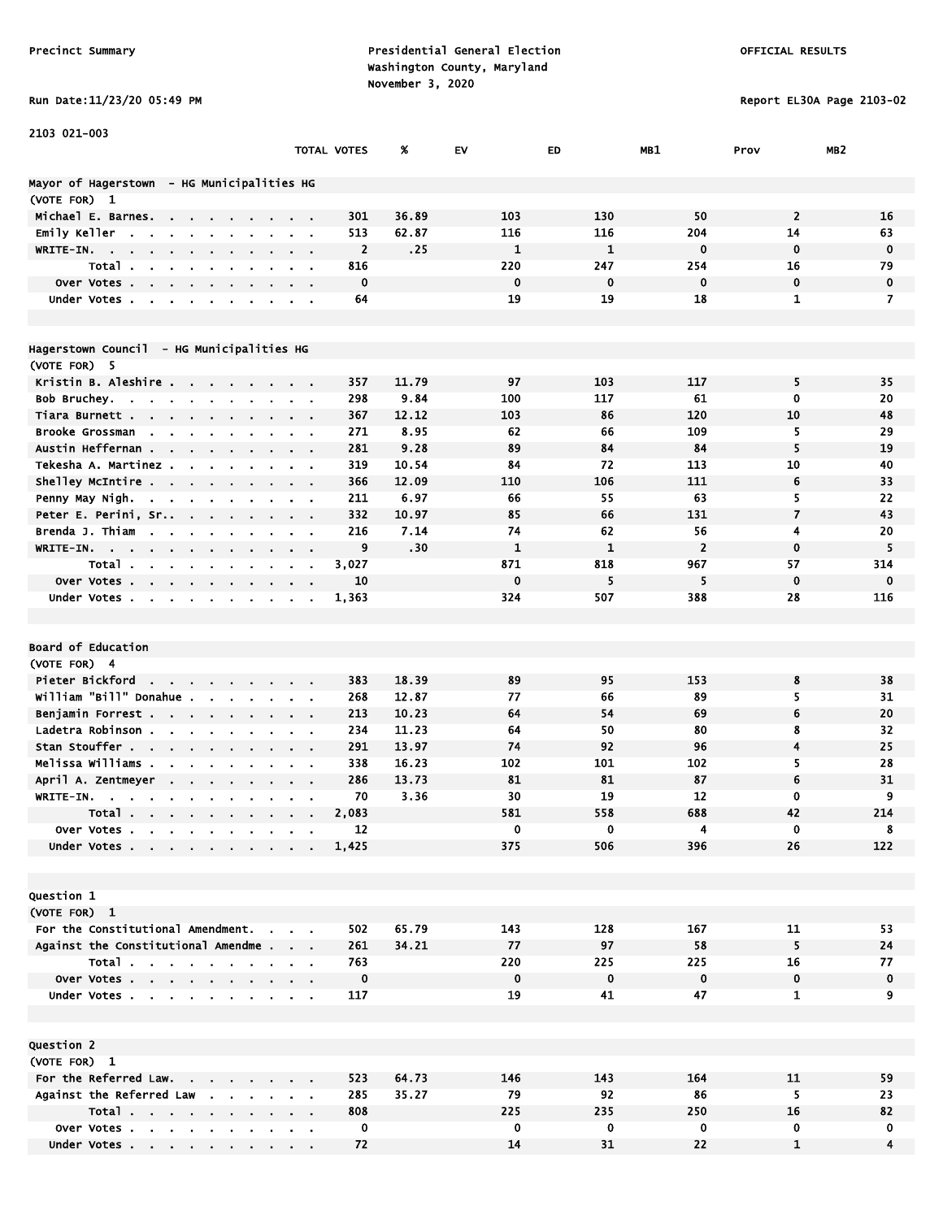Precinct Summary

Presidential General Election
Washington County, Maryland
November 3, 2020

OFFICIAL RESULTS

Run Date:11/23/20 05:49 PM

Report EL30A Page 2103-02

2103 021-003

| | TOTAL VOTES | % | EV | ED | MB1 | Prov | MB2 |
|---|---|---|---|---|---|---|---|
| **Mayor of Hagerstown - HG Municipalities HG** | | | | | | | |
| (VOTE FOR) 1 | | | | | | | |
| Michael E. Barnes. | 301 | 36.89 | 103 | 130 | 50 | 2 | 16 |
| Emily Keller | 513 | 62.87 | 116 | 116 | 204 | 14 | 63 |
| WRITE-IN. | 2 | .25 | 1 | 1 | 0 | 0 | 0 |
| Total | 816 | | 220 | 247 | 254 | 16 | 79 |
| Over Votes | 0 | | 0 | 0 | 0 | 0 | 0 |
| Under Votes | 64 | | 19 | 19 | 18 | 1 | 7 |
| **Hagerstown Council - HG Municipalities HG** | | | | | | | |
| (VOTE FOR) 5 | | | | | | | |
| Kristin B. Aleshire | 357 | 11.79 | 97 | 103 | 117 | 5 | 35 |
| Bob Bruchey. | 298 | 9.84 | 100 | 117 | 61 | 0 | 20 |
| Tiara Burnett | 367 | 12.12 | 103 | 86 | 120 | 10 | 48 |
| Brooke Grossman | 271 | 8.95 | 62 | 66 | 109 | 5 | 29 |
| Austin Heffernan | 281 | 9.28 | 89 | 84 | 84 | 5 | 19 |
| Tekesha A. Martinez | 319 | 10.54 | 84 | 72 | 113 | 10 | 40 |
| Shelley McIntire | 366 | 12.09 | 110 | 106 | 111 | 6 | 33 |
| Penny May Nigh. | 211 | 6.97 | 66 | 55 | 63 | 5 | 22 |
| Peter E. Perini, Sr.. | 332 | 10.97 | 85 | 66 | 131 | 7 | 43 |
| Brenda J. Thiam | 216 | 7.14 | 74 | 62 | 56 | 4 | 20 |
| WRITE-IN. | 9 | .30 | 1 | 1 | 2 | 0 | 5 |
| Total | 3,027 | | 871 | 818 | 967 | 57 | 314 |
| Over Votes | 10 | | 0 | 5 | 5 | 0 | 0 |
| Under Votes | 1,363 | | 324 | 507 | 388 | 28 | 116 |
| **Board of Education** | | | | | | | |
| (VOTE FOR) 4 | | | | | | | |
| Pieter Bickford | 383 | 18.39 | 89 | 95 | 153 | 8 | 38 |
| William "Bill" Donahue | 268 | 12.87 | 77 | 66 | 89 | 5 | 31 |
| Benjamin Forrest | 213 | 10.23 | 64 | 54 | 69 | 6 | 20 |
| Ladetra Robinson | 234 | 11.23 | 64 | 50 | 80 | 8 | 32 |
| Stan Stouffer | 291 | 13.97 | 74 | 92 | 96 | 4 | 25 |
| Melissa Williams | 338 | 16.23 | 102 | 101 | 102 | 5 | 28 |
| April A. Zentmeyer | 286 | 13.73 | 81 | 81 | 87 | 6 | 31 |
| WRITE-IN. | 70 | 3.36 | 30 | 19 | 12 | 0 | 9 |
| Total | 2,083 | | 581 | 558 | 688 | 42 | 214 |
| Over Votes | 12 | | 0 | 0 | 4 | 0 | 8 |
| Under Votes | 1,425 | | 375 | 506 | 396 | 26 | 122 |
| **Question 1** | | | | | | | |
| (VOTE FOR) 1 | | | | | | | |
| For the Constitutional Amendment. | 502 | 65.79 | 143 | 128 | 167 | 11 | 53 |
| Against the Constitutional Amendme | 261 | 34.21 | 77 | 97 | 58 | 5 | 24 |
| Total | 763 | | 220 | 225 | 225 | 16 | 77 |
| Over Votes | 0 | | 0 | 0 | 0 | 0 | 0 |
| Under Votes | 117 | | 19 | 41 | 47 | 1 | 9 |
| **Question 2** | | | | | | | |
| (VOTE FOR) 1 | | | | | | | |
| For the Referred Law. | 523 | 64.73 | 146 | 143 | 164 | 11 | 59 |
| Against the Referred Law | 285 | 35.27 | 79 | 92 | 86 | 5 | 23 |
| Total | 808 | | 225 | 235 | 250 | 16 | 82 |
| Over Votes | 0 | | 0 | 0 | 0 | 0 | 0 |
| Under Votes | 72 | | 14 | 31 | 22 | 1 | 4 |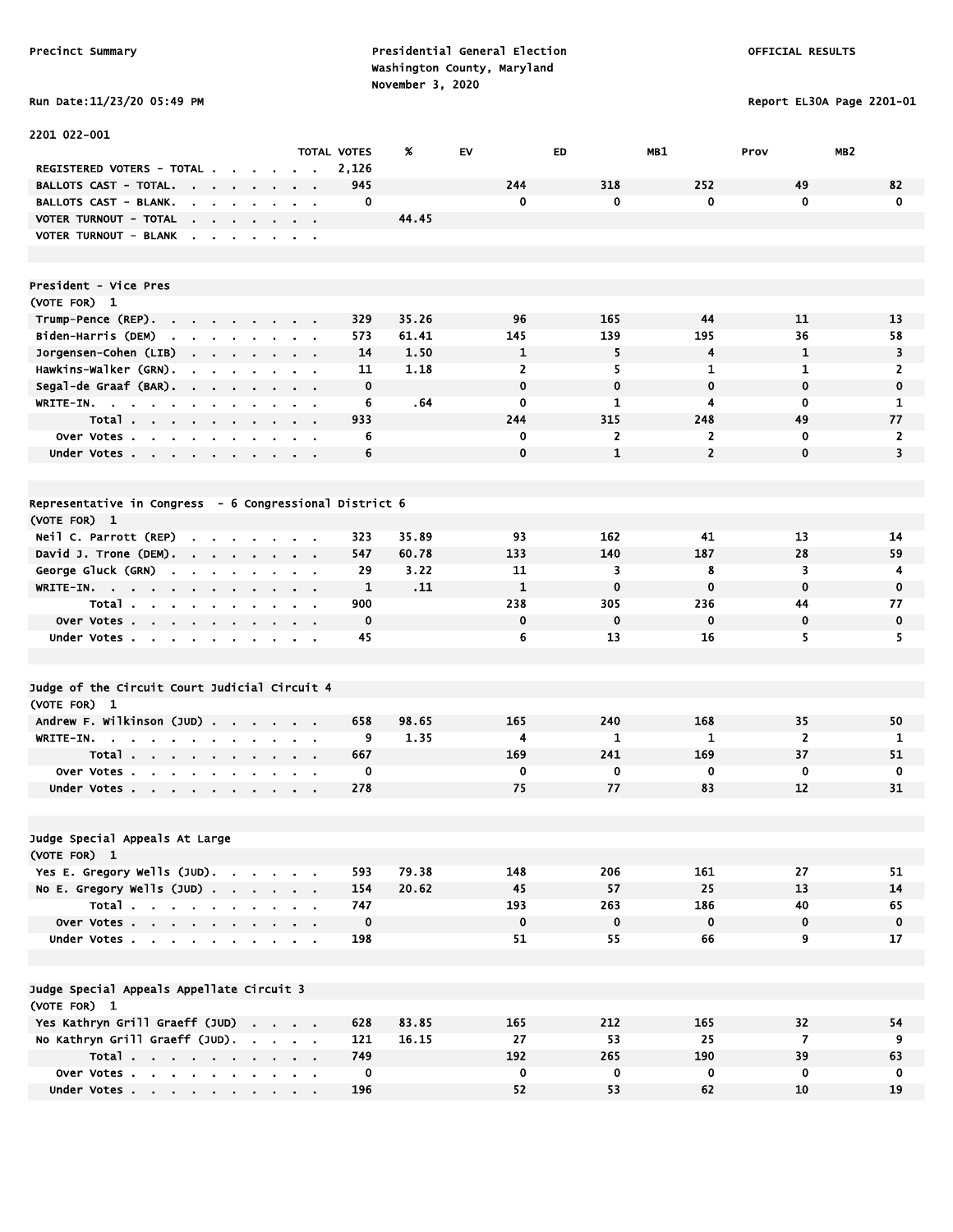Precinct Summary

Presidential General Election
Washington County, Maryland
November 3, 2020

OFFICIAL RESULTS

Run Date:11/23/20 05:49 PM

Report EL30A Page 2201-01

2201 022-001

| | TOTAL VOTES | % | EV | ED | MB1 | Prov | MB2 |
|---|---|---|---|---|---|---|---|
| REGISTERED VOTERS - TOTAL | 2,126 | | | | | | |
| BALLOTS CAST - TOTAL. | 945 | | 244 | 318 | 252 | 49 | 82 |
| BALLOTS CAST - BLANK. | 0 | | 0 | 0 | 0 | 0 | 0 |
| VOTER TURNOUT - TOTAL | | 44.45 | | | | | |
| VOTER TURNOUT - BLANK | | | | | | | |

## President - Vice Pres

(VOTE FOR) 1

| | TOTAL VOTES | % | EV | ED | MB1 | Prov | MB2 |
|---|---|---|---|---|---|---|---|
| Trump-Pence (REP). | 329 | 35.26 | 96 | 165 | 44 | 11 | 13 |
| Biden-Harris (DEM) | 573 | 61.41 | 145 | 139 | 195 | 36 | 58 |
| Jorgensen-Cohen (LIB) | 14 | 1.50 | 1 | 5 | 4 | 1 | 3 |
| Hawkins-Walker (GRN). | 11 | 1.18 | 2 | 5 | 1 | 1 | 2 |
| Segal-de Graaf (BAR). | 0 | | 0 | 0 | 0 | 0 | 0 |
| WRITE-IN. | 6 | .64 | 0 | 1 | 4 | 0 | 1 |
| Total | 933 | | 244 | 315 | 248 | 49 | 77 |
| Over Votes | 6 | | 0 | 2 | 2 | 0 | 2 |
| Under Votes | 6 | | 0 | 1 | 2 | 0 | 3 |

## Representative in Congress - 6 Congressional District 6

(VOTE FOR) 1

| | TOTAL VOTES | % | EV | ED | MB1 | Prov | MB2 |
|---|---|---|---|---|---|---|---|
| Neil C. Parrott (REP) | 323 | 35.89 | 93 | 162 | 41 | 13 | 14 |
| David J. Trone (DEM). | 547 | 60.78 | 133 | 140 | 187 | 28 | 59 |
| George Gluck (GRN) | 29 | 3.22 | 11 | 3 | 8 | 3 | 4 |
| WRITE-IN. | 1 | .11 | 1 | 0 | 0 | 0 | 0 |
| Total | 900 | | 238 | 305 | 236 | 44 | 77 |
| Over Votes | 0 | | 0 | 0 | 0 | 0 | 0 |
| Under Votes | 45 | | 6 | 13 | 16 | 5 | 5 |

## Judge of the Circuit Court Judicial Circuit 4

(VOTE FOR) 1

| | TOTAL VOTES | % | EV | ED | MB1 | Prov | MB2 |
|---|---|---|---|---|---|---|---|
| Andrew F. Wilkinson (JUD) | 658 | 98.65 | 165 | 240 | 168 | 35 | 50 |
| WRITE-IN. | 9 | 1.35 | 4 | 1 | 1 | 2 | 1 |
| Total | 667 | | 169 | 241 | 169 | 37 | 51 |
| Over Votes | 0 | | 0 | 0 | 0 | 0 | 0 |
| Under Votes | 278 | | 75 | 77 | 83 | 12 | 31 |

## Judge Special Appeals At Large

(VOTE FOR) 1

| | TOTAL VOTES | % | EV | ED | MB1 | Prov | MB2 |
|---|---|---|---|---|---|---|---|
| Yes E. Gregory Wells (JUD). | 593 | 79.38 | 148 | 206 | 161 | 27 | 51 |
| No E. Gregory Wells (JUD) | 154 | 20.62 | 45 | 57 | 25 | 13 | 14 |
| Total | 747 | | 193 | 263 | 186 | 40 | 65 |
| Over Votes | 0 | | 0 | 0 | 0 | 0 | 0 |
| Under Votes | 198 | | 51 | 55 | 66 | 9 | 17 |

## Judge Special Appeals Appellate Circuit 3

(VOTE FOR) 1

| | TOTAL VOTES | % | EV | ED | MB1 | Prov | MB2 |
|---|---|---|---|---|---|---|---|
| Yes Kathryn Grill Graeff (JUD) | 628 | 83.85 | 165 | 212 | 165 | 32 | 54 |
| No Kathryn Grill Graeff (JUD). | 121 | 16.15 | 27 | 53 | 25 | 7 | 9 |
| Total | 749 | | 192 | 265 | 190 | 39 | 63 |
| Over Votes | 0 | | 0 | 0 | 0 | 0 | 0 |
| Under Votes | 196 | | 52 | 53 | 62 | 10 | 19 |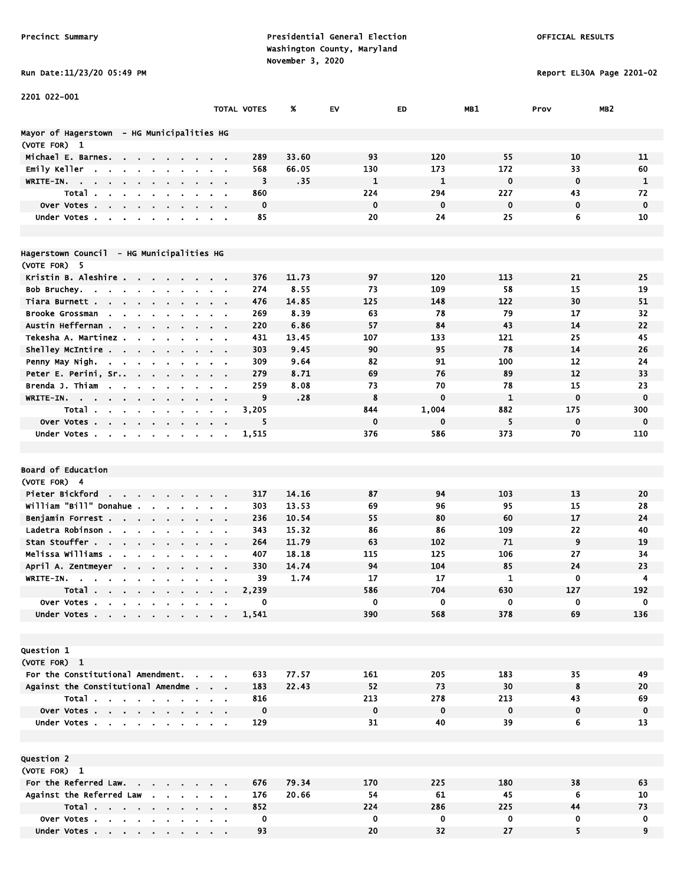Precinct Summary

Presidential General Election
Washington County, Maryland
November 3, 2020

OFFICIAL RESULTS

Run Date:11/23/20 05:49 PM

Report EL30A Page 2201-02

2201 022-001

| | TOTAL VOTES | % | EV | ED | MB1 | Prov | MB2 |
|---|---|---|---|---|---|---|---|
| **Mayor of Hagerstown - HG Municipalities HG** | | | | | | | |
| (VOTE FOR) 1 | | | | | | | |
| Michael E. Barnes | 289 | 33.60 | 93 | 120 | 55 | 10 | 11 |
| Emily Keller | 568 | 66.05 | 130 | 173 | 172 | 33 | 60 |
| WRITE-IN. | 3 | .35 | 1 | 1 | 0 | 0 | 1 |
| Total | 860 | | 224 | 294 | 227 | 43 | 72 |
| Over Votes | 0 | | 0 | 0 | 0 | 0 | 0 |
| Under Votes | 85 | | 20 | 24 | 25 | 6 | 10 |
| **Hagerstown Council - HG Municipalities HG** | | | | | | | |
| (VOTE FOR) 5 | | | | | | | |
| Kristin B. Aleshire | 376 | 11.73 | 97 | 120 | 113 | 21 | 25 |
| Bob Bruchey | 274 | 8.55 | 73 | 109 | 58 | 15 | 19 |
| Tiara Burnett | 476 | 14.85 | 125 | 148 | 122 | 30 | 51 |
| Brooke Grossman | 269 | 8.39 | 63 | 78 | 79 | 17 | 32 |
| Austin Heffernan | 220 | 6.86 | 57 | 84 | 43 | 14 | 22 |
| Tekesha A. Martinez | 431 | 13.45 | 107 | 133 | 121 | 25 | 45 |
| Shelley McIntire | 303 | 9.45 | 90 | 95 | 78 | 14 | 26 |
| Penny May Nigh | 309 | 9.64 | 82 | 91 | 100 | 12 | 24 |
| Peter E. Perini, Sr. | 279 | 8.71 | 69 | 76 | 89 | 12 | 33 |
| Brenda J. Thiam | 259 | 8.08 | 73 | 70 | 78 | 15 | 23 |
| WRITE-IN. | 9 | .28 | 8 | 0 | 1 | 0 | 0 |
| Total | 3,205 | | 844 | 1,004 | 882 | 175 | 300 |
| Over Votes | 5 | | 0 | 0 | 5 | 0 | 0 |
| Under Votes | 1,515 | | 376 | 586 | 373 | 70 | 110 |
| **Board of Education** | | | | | | | |
| (VOTE FOR) 4 | | | | | | | |
| Pieter Bickford | 317 | 14.16 | 87 | 94 | 103 | 13 | 20 |
| William "Bill" Donahue | 303 | 13.53 | 69 | 96 | 95 | 15 | 28 |
| Benjamin Forrest | 236 | 10.54 | 55 | 80 | 60 | 17 | 24 |
| Ladetra Robinson | 343 | 15.32 | 86 | 86 | 109 | 22 | 40 |
| Stan Stouffer | 264 | 11.79 | 63 | 102 | 71 | 9 | 19 |
| Melissa Williams | 407 | 18.18 | 115 | 125 | 106 | 27 | 34 |
| April A. Zentmeyer | 330 | 14.74 | 94 | 104 | 85 | 24 | 23 |
| WRITE-IN. | 39 | 1.74 | 17 | 17 | 1 | 0 | 4 |
| Total | 2,239 | | 586 | 704 | 630 | 127 | 192 |
| Over Votes | 0 | | 0 | 0 | 0 | 0 | 0 |
| Under Votes | 1,541 | | 390 | 568 | 378 | 69 | 136 |
| **Question 1** | | | | | | | |
| (VOTE FOR) 1 | | | | | | | |
| For the Constitutional Amendment. | 633 | 77.57 | 161 | 205 | 183 | 35 | 49 |
| Against the Constitutional Amendme | 183 | 22.43 | 52 | 73 | 30 | 8 | 20 |
| Total | 816 | | 213 | 278 | 213 | 43 | 69 |
| Over Votes | 0 | | 0 | 0 | 0 | 0 | 0 |
| Under Votes | 129 | | 31 | 40 | 39 | 6 | 13 |
| **Question 2** | | | | | | | |
| (VOTE FOR) 1 | | | | | | | |
| For the Referred Law. | 676 | 79.34 | 170 | 225 | 180 | 38 | 63 |
| Against the Referred Law | 176 | 20.66 | 54 | 61 | 45 | 6 | 10 |
| Total | 852 | | 224 | 286 | 225 | 44 | 73 |
| Over Votes | 0 | | 0 | 0 | 0 | 0 | 0 |
| Under Votes | 93 | | 20 | 32 | 27 | 5 | 9 |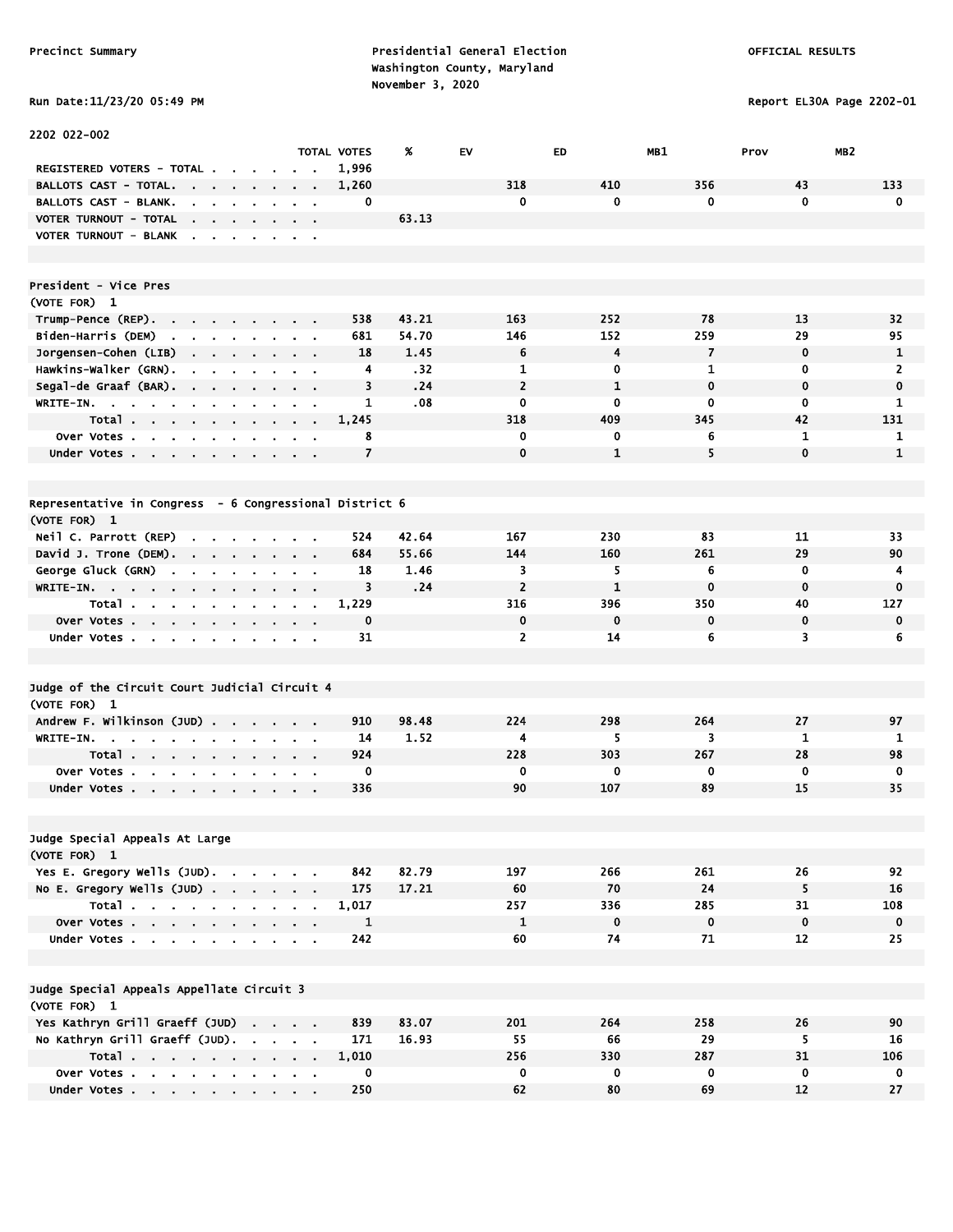Precinct Summary

Presidential General Election
Washington County, Maryland
November 3, 2020

OFFICIAL RESULTS

Run Date:11/23/20 05:49 PM

Report EL30A Page 2202-01

## 2202 022-002

| | TOTAL VOTES | % | EV | ED | MB1 | Prov | MB2 |
|---|---|---|---|---|---|---|---|
| REGISTERED VOTERS - TOTAL | 1,996 | | | | | | |
| BALLOTS CAST - TOTAL. | 1,260 | | 318 | 410 | 356 | 43 | 133 |
| BALLOTS CAST - BLANK. | 0 | | 0 | 0 | 0 | 0 | 0 |
| VOTER TURNOUT - TOTAL | | 63.13 | | | | | |
| VOTER TURNOUT - BLANK | | | | | | | |

### President - Vice Pres
(VOTE FOR) 1

| | TOTAL VOTES | % | EV | ED | MB1 | Prov | MB2 |
|---|---|---|---|---|---|---|---|
| Trump-Pence (REP). | 538 | 43.21 | 163 | 252 | 78 | 13 | 32 |
| Biden-Harris (DEM) | 681 | 54.70 | 146 | 152 | 259 | 29 | 95 |
| Jorgensen-Cohen (LIB) | 18 | 1.45 | 6 | 4 | 7 | 0 | 1 |
| Hawkins-Walker (GRN). | 4 | .32 | 1 | 0 | 1 | 0 | 2 |
| Segal-de Graaf (BAR). | 3 | .24 | 2 | 1 | 0 | 0 | 0 |
| WRITE-IN. | 1 | .08 | 0 | 0 | 0 | 0 | 1 |
| Total | 1,245 | | 318 | 409 | 345 | 42 | 131 |
| Over Votes | 8 | | 0 | 0 | 6 | 1 | 1 |
| Under Votes | 7 | | 0 | 1 | 5 | 0 | 1 |

### Representative in Congress - 6 Congressional District 6
(VOTE FOR) 1

| | TOTAL VOTES | % | EV | ED | MB1 | Prov | MB2 |
|---|---|---|---|---|---|---|---|
| Neil C. Parrott (REP) | 524 | 42.64 | 167 | 230 | 83 | 11 | 33 |
| David J. Trone (DEM). | 684 | 55.66 | 144 | 160 | 261 | 29 | 90 |
| George Gluck (GRN) | 18 | 1.46 | 3 | 5 | 6 | 0 | 4 |
| WRITE-IN. | 3 | .24 | 2 | 1 | 0 | 0 | 0 |
| Total | 1,229 | | 316 | 396 | 350 | 40 | 127 |
| Over Votes | 0 | | 0 | 0 | 0 | 0 | 0 |
| Under Votes | 31 | | 2 | 14 | 6 | 3 | 6 |

### Judge of the Circuit Court Judicial Circuit 4
(VOTE FOR) 1

| | TOTAL VOTES | % | EV | ED | MB1 | Prov | MB2 |
|---|---|---|---|---|---|---|---|
| Andrew F. Wilkinson (JUD) | 910 | 98.48 | 224 | 298 | 264 | 27 | 97 |
| WRITE-IN. | 14 | 1.52 | 4 | 5 | 3 | 1 | 1 |
| Total | 924 | | 228 | 303 | 267 | 28 | 98 |
| Over Votes | 0 | | 0 | 0 | 0 | 0 | 0 |
| Under Votes | 336 | | 90 | 107 | 89 | 15 | 35 |

### Judge Special Appeals At Large
(VOTE FOR) 1

| | TOTAL VOTES | % | EV | ED | MB1 | Prov | MB2 |
|---|---|---|---|---|---|---|---|
| Yes E. Gregory Wells (JUD). | 842 | 82.79 | 197 | 266 | 261 | 26 | 92 |
| No E. Gregory Wells (JUD) | 175 | 17.21 | 60 | 70 | 24 | 5 | 16 |
| Total | 1,017 | | 257 | 336 | 285 | 31 | 108 |
| Over Votes | 1 | | 1 | 0 | 0 | 0 | 0 |
| Under Votes | 242 | | 60 | 74 | 71 | 12 | 25 |

### Judge Special Appeals Appellate Circuit 3
(VOTE FOR) 1

| | TOTAL VOTES | % | EV | ED | MB1 | Prov | MB2 |
|---|---|---|---|---|---|---|---|
| Yes Kathryn Grill Graeff (JUD) | 839 | 83.07 | 201 | 264 | 258 | 26 | 90 |
| No Kathryn Grill Graeff (JUD). | 171 | 16.93 | 55 | 66 | 29 | 5 | 16 |
| Total | 1,010 | | 256 | 330 | 287 | 31 | 106 |
| Over Votes | 0 | | 0 | 0 | 0 | 0 | 0 |
| Under Votes | 250 | | 62 | 80 | 69 | 12 | 27 |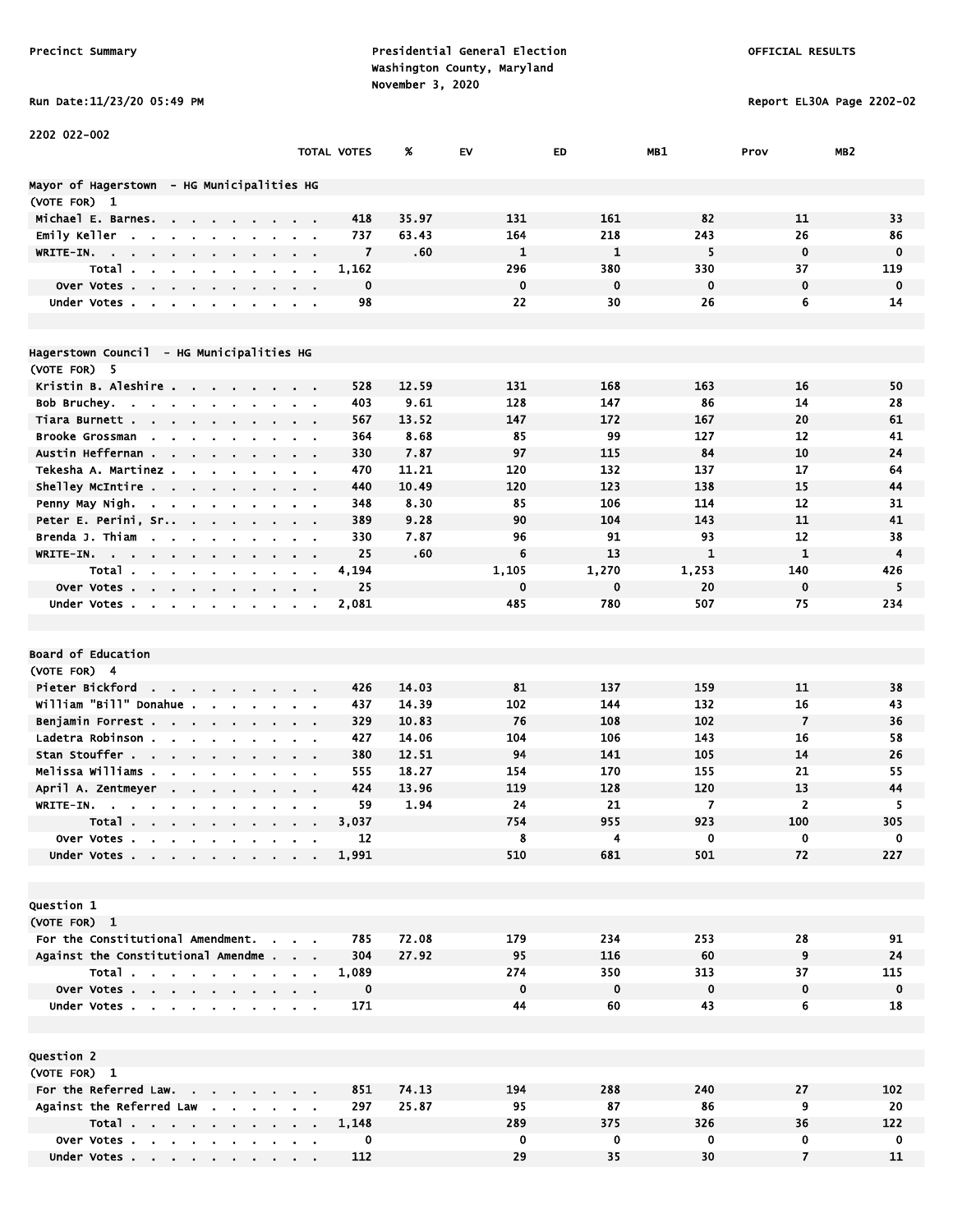Precinct Summary

Presidential General Election
Washington County, Maryland
November 3, 2020

OFFICIAL RESULTS

Run Date:11/23/20 05:49 PM

Report EL30A Page 2202-02

2202 022-002

| | TOTAL VOTES | % | EV | ED | MB1 | Prov | MB2 |
|---|---|---|---|---|---|---|---|
| **Mayor of Hagerstown - HG Municipalities HG** | | | | | | | |
| (VOTE FOR) 1 | | | | | | | |
| Michael E. Barnes | 418 | 35.97 | 131 | 161 | 82 | 11 | 33 |
| Emily Keller | 737 | 63.43 | 164 | 218 | 243 | 26 | 86 |
| WRITE-IN | 7 | .60 | 1 | 1 | 5 | 0 | 0 |
| Total | 1,162 | | 296 | 380 | 330 | 37 | 119 |
| Over Votes | 0 | | 0 | 0 | 0 | 0 | 0 |
| Under Votes | 98 | | 22 | 30 | 26 | 6 | 14 |
| **Hagerstown Council - HG Municipalities HG** | | | | | | | |
| (VOTE FOR) 5 | | | | | | | |
| Kristin B. Aleshire | 528 | 12.59 | 131 | 168 | 163 | 16 | 50 |
| Bob Bruchey | 403 | 9.61 | 128 | 147 | 86 | 14 | 28 |
| Tiara Burnett | 567 | 13.52 | 147 | 172 | 167 | 20 | 61 |
| Brooke Grossman | 364 | 8.68 | 85 | 99 | 127 | 12 | 41 |
| Austin Heffernan | 330 | 7.87 | 97 | 115 | 84 | 10 | 24 |
| Tekesha A. Martinez | 470 | 11.21 | 120 | 132 | 137 | 17 | 64 |
| Shelley McIntire | 440 | 10.49 | 120 | 123 | 138 | 15 | 44 |
| Penny May Nigh | 348 | 8.30 | 85 | 106 | 114 | 12 | 31 |
| Peter E. Perini, Sr. | 389 | 9.28 | 90 | 104 | 143 | 11 | 41 |
| Brenda J. Thiam | 330 | 7.87 | 96 | 91 | 93 | 12 | 38 |
| WRITE-IN | 25 | .60 | 6 | 13 | 1 | 1 | 4 |
| Total | 4,194 | | 1,105 | 1,270 | 1,253 | 140 | 426 |
| Over Votes | 25 | | 0 | 0 | 20 | 0 | 5 |
| Under Votes | 2,081 | | 485 | 780 | 507 | 75 | 234 |
| **Board of Education** | | | | | | | |
| (VOTE FOR) 4 | | | | | | | |
| Pieter Bickford | 426 | 14.03 | 81 | 137 | 159 | 11 | 38 |
| William "Bill" Donahue | 437 | 14.39 | 102 | 144 | 132 | 16 | 43 |
| Benjamin Forrest | 329 | 10.83 | 76 | 108 | 102 | 7 | 36 |
| Ladetra Robinson | 427 | 14.06 | 104 | 106 | 143 | 16 | 58 |
| Stan Stouffer | 380 | 12.51 | 94 | 141 | 105 | 14 | 26 |
| Melissa Williams | 555 | 18.27 | 154 | 170 | 155 | 21 | 55 |
| April A. Zentmeyer | 424 | 13.96 | 119 | 128 | 120 | 13 | 44 |
| WRITE-IN | 59 | 1.94 | 24 | 21 | 7 | 2 | 5 |
| Total | 3,037 | | 754 | 955 | 923 | 100 | 305 |
| Over Votes | 12 | | 8 | 4 | 0 | 0 | 0 |
| Under Votes | 1,991 | | 510 | 681 | 501 | 72 | 227 |
| **Question 1** | | | | | | | |
| (VOTE FOR) 1 | | | | | | | |
| For the Constitutional Amendment | 785 | 72.08 | 179 | 234 | 253 | 28 | 91 |
| Against the Constitutional Amendme | 304 | 27.92 | 95 | 116 | 60 | 9 | 24 |
| Total | 1,089 | | 274 | 350 | 313 | 37 | 115 |
| Over Votes | 0 | | 0 | 0 | 0 | 0 | 0 |
| Under Votes | 171 | | 44 | 60 | 43 | 6 | 18 |
| **Question 2** | | | | | | | |
| (VOTE FOR) 1 | | | | | | | |
| For the Referred Law | 851 | 74.13 | 194 | 288 | 240 | 27 | 102 |
| Against the Referred Law | 297 | 25.87 | 95 | 87 | 86 | 9 | 20 |
| Total | 1,148 | | 289 | 375 | 326 | 36 | 122 |
| Over Votes | 0 | | 0 | 0 | 0 | 0 | 0 |
| Under Votes | 112 | | 29 | 35 | 30 | 7 | 11 |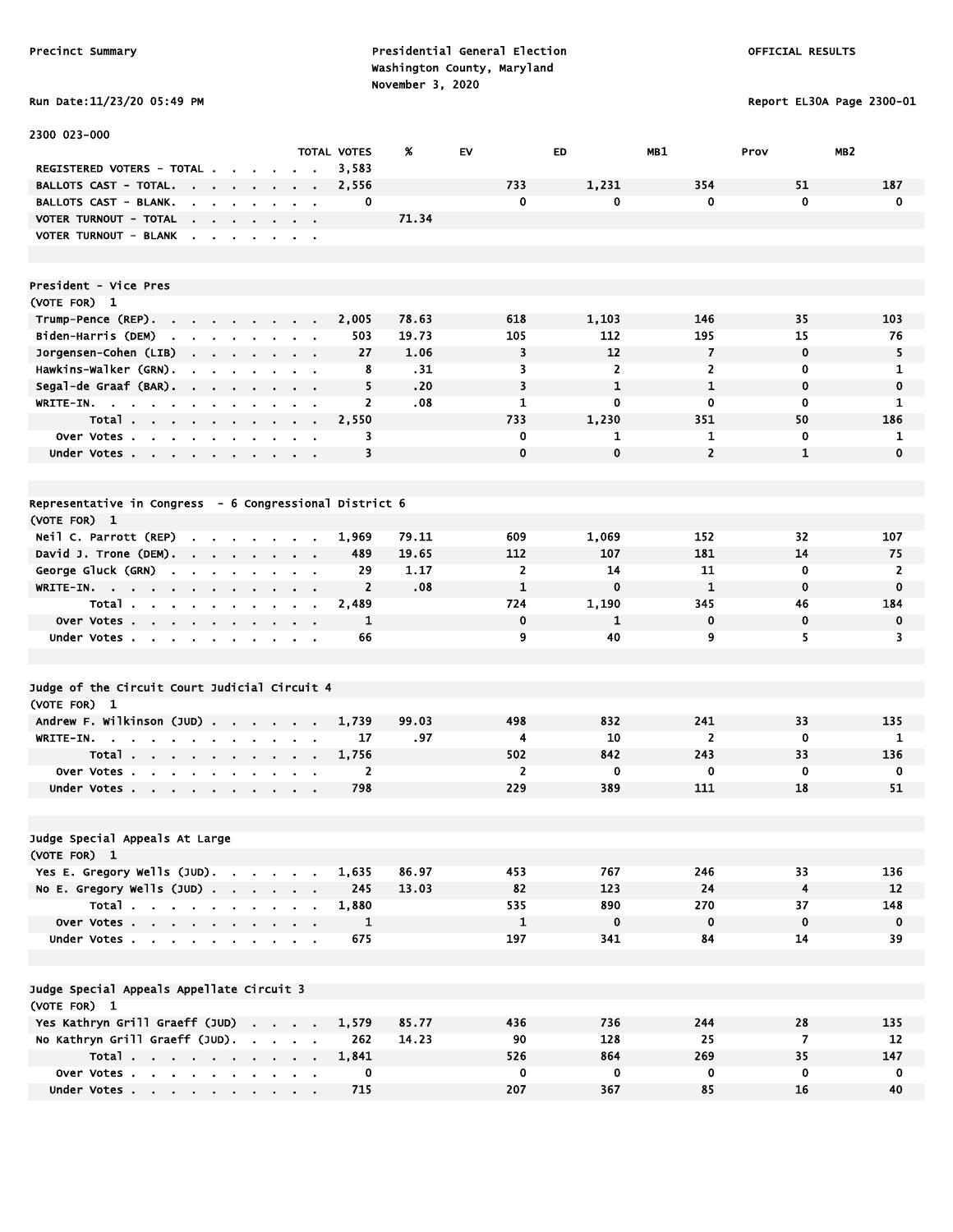Precinct Summary

Presidential General Election
Washington County, Maryland
November 3, 2020

OFFICIAL RESULTS

Run Date:11/23/20 05:49 PM

Report EL30A Page 2300-01

2300 023-000

| | TOTAL VOTES | % | EV | ED | MB1 | Prov | MB2 |
|---|---|---|---|---|---|---|---|
| REGISTERED VOTERS - TOTAL | 3,583 | | | | | | |
| BALLOTS CAST - TOTAL. | 2,556 | | 733 | 1,231 | 354 | 51 | 187 |
| BALLOTS CAST - BLANK. | 0 | | 0 | 0 | 0 | 0 | 0 |
| VOTER TURNOUT - TOTAL | | 71.34 | | | | | |
| VOTER TURNOUT - BLANK | | | | | | | |

**President - Vice Pres**
(VOTE FOR) 1

| | TOTAL VOTES | % | EV | ED | MB1 | Prov | MB2 |
|---|---|---|---|---|---|---|---|
| Trump-Pence (REP). | 2,005 | 78.63 | 618 | 1,103 | 146 | 35 | 103 |
| Biden-Harris (DEM) | 503 | 19.73 | 105 | 112 | 195 | 15 | 76 |
| Jorgensen-Cohen (LIB) | 27 | 1.06 | 3 | 12 | 7 | 0 | 5 |
| Hawkins-Walker (GRN). | 8 | .31 | 3 | 2 | 2 | 0 | 1 |
| Segal-de Graaf (BAR). | 5 | .20 | 3 | 1 | 1 | 0 | 0 |
| WRITE-IN. | 2 | .08 | 1 | 0 | 0 | 0 | 1 |
| Total | 2,550 | | 733 | 1,230 | 351 | 50 | 186 |
| Over Votes | 3 | | 0 | 1 | 1 | 0 | 1 |
| Under Votes | 3 | | 0 | 0 | 2 | 1 | 0 |

**Representative in Congress - 6 Congressional District 6**
(VOTE FOR) 1

| | TOTAL VOTES | % | EV | ED | MB1 | Prov | MB2 |
|---|---|---|---|---|---|---|---|
| Neil C. Parrott (REP) | 1,969 | 79.11 | 609 | 1,069 | 152 | 32 | 107 |
| David J. Trone (DEM). | 489 | 19.65 | 112 | 107 | 181 | 14 | 75 |
| George Gluck (GRN) | 29 | 1.17 | 2 | 14 | 11 | 0 | 2 |
| WRITE-IN. | 2 | .08 | 1 | 0 | 1 | 0 | 0 |
| Total | 2,489 | | 724 | 1,190 | 345 | 46 | 184 |
| Over Votes | 1 | | 0 | 1 | 0 | 0 | 0 |
| Under Votes | 66 | | 9 | 40 | 9 | 5 | 3 |

**Judge of the Circuit Court Judicial Circuit 4**
(VOTE FOR) 1

| | TOTAL VOTES | % | EV | ED | MB1 | Prov | MB2 |
|---|---|---|---|---|---|---|---|
| Andrew F. Wilkinson (JUD) | 1,739 | 99.03 | 498 | 832 | 241 | 33 | 135 |
| WRITE-IN. | 17 | .97 | 4 | 10 | 2 | 0 | 1 |
| Total | 1,756 | | 502 | 842 | 243 | 33 | 136 |
| Over Votes | 2 | | 2 | 0 | 0 | 0 | 0 |
| Under Votes | 798 | | 229 | 389 | 111 | 18 | 51 |

**Judge Special Appeals At Large**
(VOTE FOR) 1

| | TOTAL VOTES | % | EV | ED | MB1 | Prov | MB2 |
|---|---|---|---|---|---|---|---|
| Yes E. Gregory Wells (JUD). | 1,635 | 86.97 | 453 | 767 | 246 | 33 | 136 |
| No E. Gregory Wells (JUD) | 245 | 13.03 | 82 | 123 | 24 | 4 | 12 |
| Total | 1,880 | | 535 | 890 | 270 | 37 | 148 |
| Over Votes | 1 | | 1 | 0 | 0 | 0 | 0 |
| Under Votes | 675 | | 197 | 341 | 84 | 14 | 39 |

**Judge Special Appeals Appellate Circuit 3**
(VOTE FOR) 1

| | TOTAL VOTES | % | EV | ED | MB1 | Prov | MB2 |
|---|---|---|---|---|---|---|---|
| Yes Kathryn Grill Graeff (JUD) | 1,579 | 85.77 | 436 | 736 | 244 | 28 | 135 |
| No Kathryn Grill Graeff (JUD). | 262 | 14.23 | 90 | 128 | 25 | 7 | 12 |
| Total | 1,841 | | 526 | 864 | 269 | 35 | 147 |
| Over Votes | 0 | | 0 | 0 | 0 | 0 | 0 |
| Under Votes | 715 | | 207 | 367 | 85 | 16 | 40 |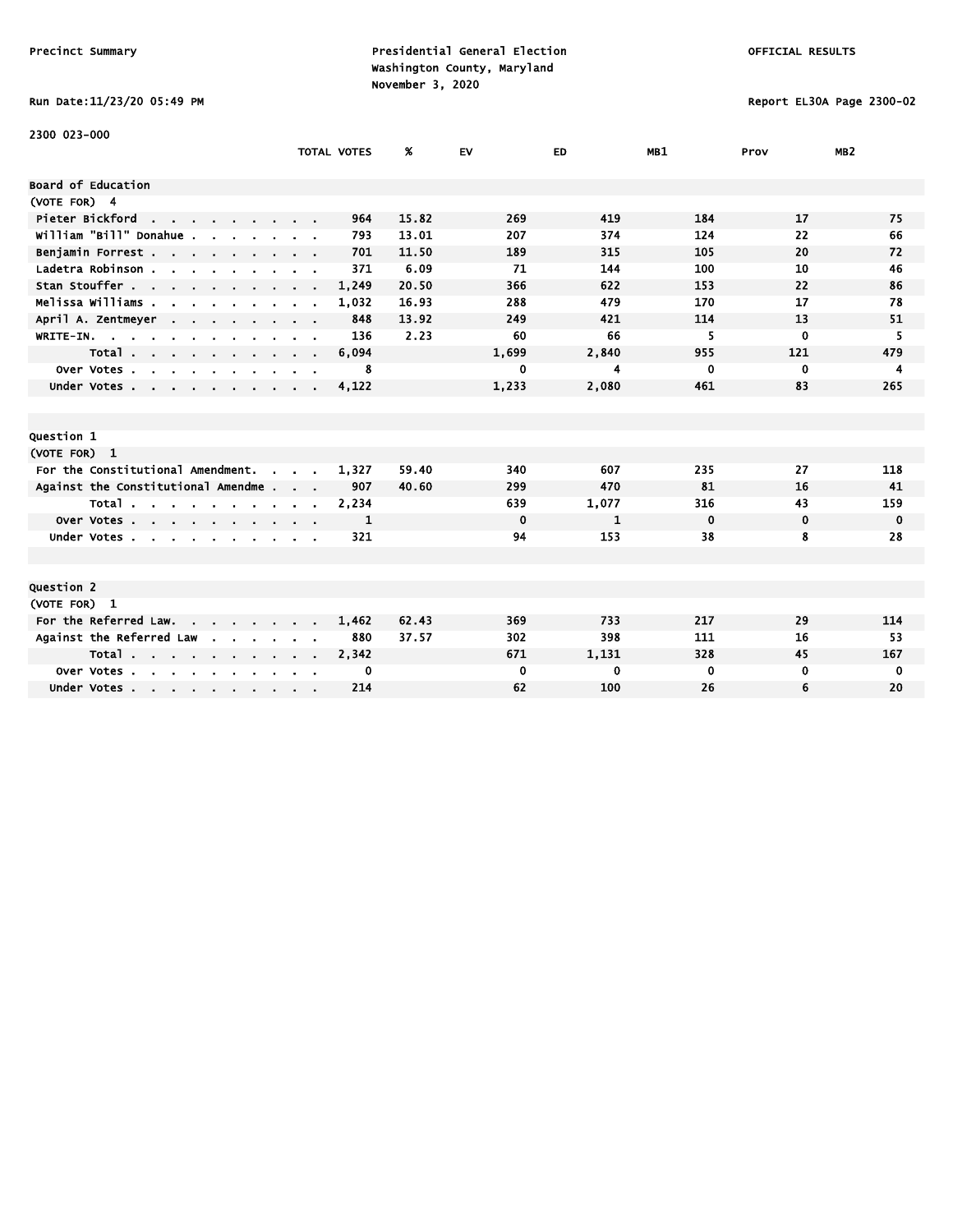Precinct Summary

Presidential General Election
Washington County, Maryland
November 3, 2020

OFFICIAL RESULTS

Run Date:11/23/20 05:49 PM

Report EL30A Page 2300-02

2300 023-000

| | TOTAL VOTES | % | EV | ED | MB1 | Prov | MB2 |
|---|---|---|---|---|---|---|---|
| **Board of Education** | | | | | | | |
| (VOTE FOR) 4 | | | | | | | |
| Pieter Bickford | 964 | 15.82 | 269 | 419 | 184 | 17 | 75 |
| William "Bill" Donahue | 793 | 13.01 | 207 | 374 | 124 | 22 | 66 |
| Benjamin Forrest | 701 | 11.50 | 189 | 315 | 105 | 20 | 72 |
| Ladetra Robinson | 371 | 6.09 | 71 | 144 | 100 | 10 | 46 |
| Stan Stouffer | 1,249 | 20.50 | 366 | 622 | 153 | 22 | 86 |
| Melissa Williams | 1,032 | 16.93 | 288 | 479 | 170 | 17 | 78 |
| April A. Zentmeyer | 848 | 13.92 | 249 | 421 | 114 | 13 | 51 |
| WRITE-IN. | 136 | 2.23 | 60 | 66 | 5 | 0 | 5 |
| Total | 6,094 | | 1,699 | 2,840 | 955 | 121 | 479 |
| Over Votes | 8 | | 0 | 4 | 0 | 0 | 4 |
| Under Votes | 4,122 | | 1,233 | 2,080 | 461 | 83 | 265 |
| **Question 1** | | | | | | | |
| (VOTE FOR) 1 | | | | | | | |
| For the Constitutional Amendment. | 1,327 | 59.40 | 340 | 607 | 235 | 27 | 118 |
| Against the Constitutional Amendme | 907 | 40.60 | 299 | 470 | 81 | 16 | 41 |
| Total | 2,234 | | 639 | 1,077 | 316 | 43 | 159 |
| Over Votes | 1 | | 0 | 1 | 0 | 0 | 0 |
| Under Votes | 321 | | 94 | 153 | 38 | 8 | 28 |
| **Question 2** | | | | | | | |
| (VOTE FOR) 1 | | | | | | | |
| For the Referred Law. | 1,462 | 62.43 | 369 | 733 | 217 | 29 | 114 |
| Against the Referred Law | 880 | 37.57 | 302 | 398 | 111 | 16 | 53 |
| Total | 2,342 | | 671 | 1,131 | 328 | 45 | 167 |
| Over Votes | 0 | | 0 | 0 | 0 | 0 | 0 |
| Under Votes | 214 | | 62 | 100 | 26 | 6 | 20 |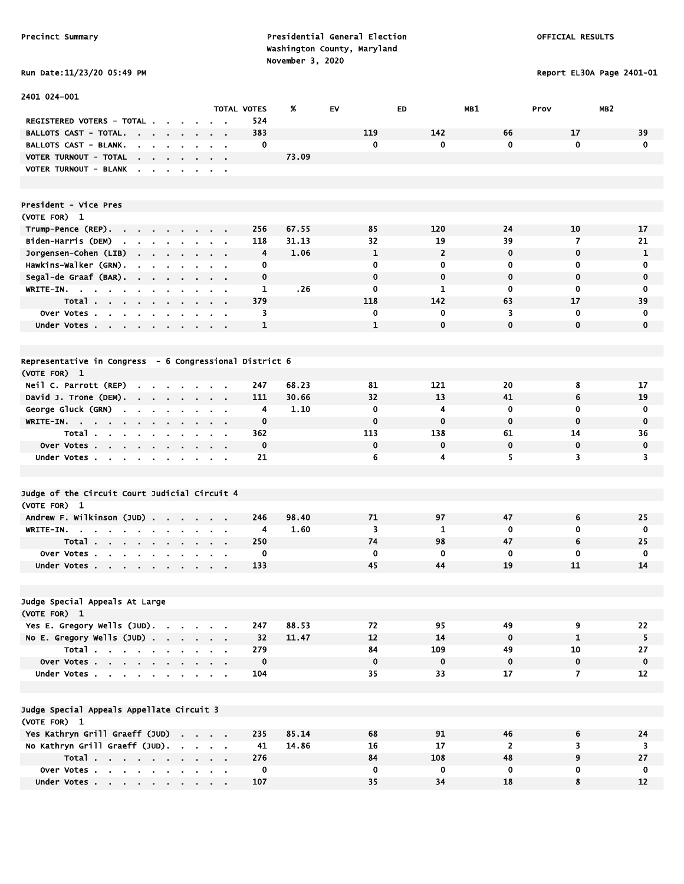Precinct Summary

Presidential General Election
Washington County, Maryland
November 3, 2020

OFFICIAL RESULTS

Run Date:11/23/20 05:49 PM

Report EL30A Page 2401-01

2401 024-001

| | TOTAL VOTES | % | EV | ED | MB1 | Prov | MB2 |
|---|---|---|---|---|---|---|---|
| REGISTERED VOTERS - TOTAL | 524 | | | | | | |
| BALLOTS CAST - TOTAL. | 383 | | 119 | 142 | 66 | 17 | 39 |
| BALLOTS CAST - BLANK. | 0 | | 0 | 0 | 0 | 0 | 0 |
| VOTER TURNOUT - TOTAL | | 73.09 | | | | | |
| VOTER TURNOUT - BLANK | | | | | | | |

## President - Vice Pres

(VOTE FOR) 1

| | TOTAL VOTES | % | EV | ED | MB1 | Prov | MB2 |
|---|---|---|---|---|---|---|---|
| Trump-Pence (REP). | 256 | 67.55 | 85 | 120 | 24 | 10 | 17 |
| Biden-Harris (DEM) | 118 | 31.13 | 32 | 19 | 39 | 7 | 21 |
| Jorgensen-Cohen (LIB) | 4 | 1.06 | 1 | 2 | 0 | 0 | 1 |
| Hawkins-Walker (GRN). | 0 | | 0 | 0 | 0 | 0 | 0 |
| Segal-de Graaf (BAR). | 0 | | 0 | 0 | 0 | 0 | 0 |
| WRITE-IN. | 1 | .26 | 0 | 1 | 0 | 0 | 0 |
| Total | 379 | | 118 | 142 | 63 | 17 | 39 |
| Over Votes | 3 | | 0 | 0 | 3 | 0 | 0 |
| Under Votes | 1 | | 1 | 0 | 0 | 0 | 0 |

## Representative in Congress - 6 Congressional District 6

(VOTE FOR) 1

| | TOTAL VOTES | % | EV | ED | MB1 | Prov | MB2 |
|---|---|---|---|---|---|---|---|
| Neil C. Parrott (REP) | 247 | 68.23 | 81 | 121 | 20 | 8 | 17 |
| David J. Trone (DEM). | 111 | 30.66 | 32 | 13 | 41 | 6 | 19 |
| George Gluck (GRN) | 4 | 1.10 | 0 | 4 | 0 | 0 | 0 |
| WRITE-IN. | 0 | | 0 | 0 | 0 | 0 | 0 |
| Total | 362 | | 113 | 138 | 61 | 14 | 36 |
| Over Votes | 0 | | 0 | 0 | 0 | 0 | 0 |
| Under Votes | 21 | | 6 | 4 | 5 | 3 | 3 |

## Judge of the Circuit Court Judicial Circuit 4

(VOTE FOR) 1

| | TOTAL VOTES | % | EV | ED | MB1 | Prov | MB2 |
|---|---|---|---|---|---|---|---|
| Andrew F. Wilkinson (JUD) | 246 | 98.40 | 71 | 97 | 47 | 6 | 25 |
| WRITE-IN. | 4 | 1.60 | 3 | 1 | 0 | 0 | 0 |
| Total | 250 | | 74 | 98 | 47 | 6 | 25 |
| Over Votes | 0 | | 0 | 0 | 0 | 0 | 0 |
| Under Votes | 133 | | 45 | 44 | 19 | 11 | 14 |

## Judge Special Appeals At Large

(VOTE FOR) 1

| | TOTAL VOTES | % | EV | ED | MB1 | Prov | MB2 |
|---|---|---|---|---|---|---|---|
| Yes E. Gregory Wells (JUD). | 247 | 88.53 | 72 | 95 | 49 | 9 | 22 |
| No E. Gregory Wells (JUD) | 32 | 11.47 | 12 | 14 | 0 | 1 | 5 |
| Total | 279 | | 84 | 109 | 49 | 10 | 27 |
| Over Votes | 0 | | 0 | 0 | 0 | 0 | 0 |
| Under Votes | 104 | | 35 | 33 | 17 | 7 | 12 |

## Judge Special Appeals Appellate Circuit 3

(VOTE FOR) 1

| | TOTAL VOTES | % | EV | ED | MB1 | Prov | MB2 |
|---|---|---|---|---|---|---|---|
| Yes Kathryn Grill Graeff (JUD) | 235 | 85.14 | 68 | 91 | 46 | 6 | 24 |
| No Kathryn Grill Graeff (JUD). | 41 | 14.86 | 16 | 17 | 2 | 3 | 3 |
| Total | 276 | | 84 | 108 | 48 | 9 | 27 |
| Over Votes | 0 | | 0 | 0 | 0 | 0 | 0 |
| Under Votes | 107 | | 35 | 34 | 18 | 8 | 12 |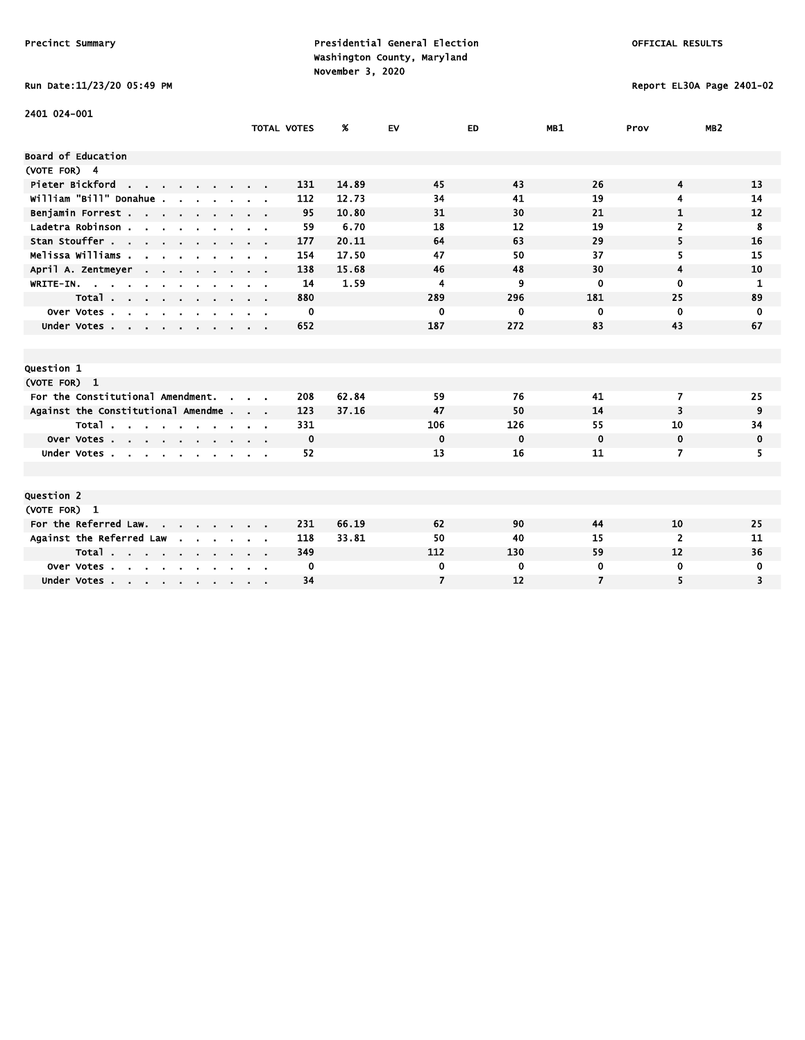Precinct Summary

Presidential General Election
Washington County, Maryland
November 3, 2020

OFFICIAL RESULTS

Run Date:11/23/20 05:49 PM

Report EL30A Page 2401-02

2401 024-001

| | TOTAL VOTES | % | EV | ED | MB1 | Prov | MB2 |
|---|---|---|---|---|---|---|---|
| **Board of Education** | | | | | | | |
| (VOTE FOR) 4 | | | | | | | |
| Pieter Bickford | 131 | 14.89 | 45 | 43 | 26 | 4 | 13 |
| William "Bill" Donahue | 112 | 12.73 | 34 | 41 | 19 | 4 | 14 |
| Benjamin Forrest | 95 | 10.80 | 31 | 30 | 21 | 1 | 12 |
| Ladetra Robinson | 59 | 6.70 | 18 | 12 | 19 | 2 | 8 |
| Stan Stouffer | 177 | 20.11 | 64 | 63 | 29 | 5 | 16 |
| Melissa Williams | 154 | 17.50 | 47 | 50 | 37 | 5 | 15 |
| April A. Zentmeyer | 138 | 15.68 | 46 | 48 | 30 | 4 | 10 |
| WRITE-IN. | 14 | 1.59 | 4 | 9 | 0 | 0 | 1 |
| Total | 880 | | 289 | 296 | 181 | 25 | 89 |
| Over Votes | 0 | | 0 | 0 | 0 | 0 | 0 |
| Under Votes | 652 | | 187 | 272 | 83 | 43 | 67 |
| **Question 1** | | | | | | | |
| (VOTE FOR) 1 | | | | | | | |
| For the Constitutional Amendment. | 208 | 62.84 | 59 | 76 | 41 | 7 | 25 |
| Against the Constitutional Amendme | 123 | 37.16 | 47 | 50 | 14 | 3 | 9 |
| Total | 331 | | 106 | 126 | 55 | 10 | 34 |
| Over Votes | 0 | | 0 | 0 | 0 | 0 | 0 |
| Under Votes | 52 | | 13 | 16 | 11 | 7 | 5 |
| **Question 2** | | | | | | | |
| (VOTE FOR) 1 | | | | | | | |
| For the Referred Law. | 231 | 66.19 | 62 | 90 | 44 | 10 | 25 |
| Against the Referred Law | 118 | 33.81 | 50 | 40 | 15 | 2 | 11 |
| Total | 349 | | 112 | 130 | 59 | 12 | 36 |
| Over Votes | 0 | | 0 | 0 | 0 | 0 | 0 |
| Under Votes | 34 | | 7 | 12 | 7 | 5 | 3 |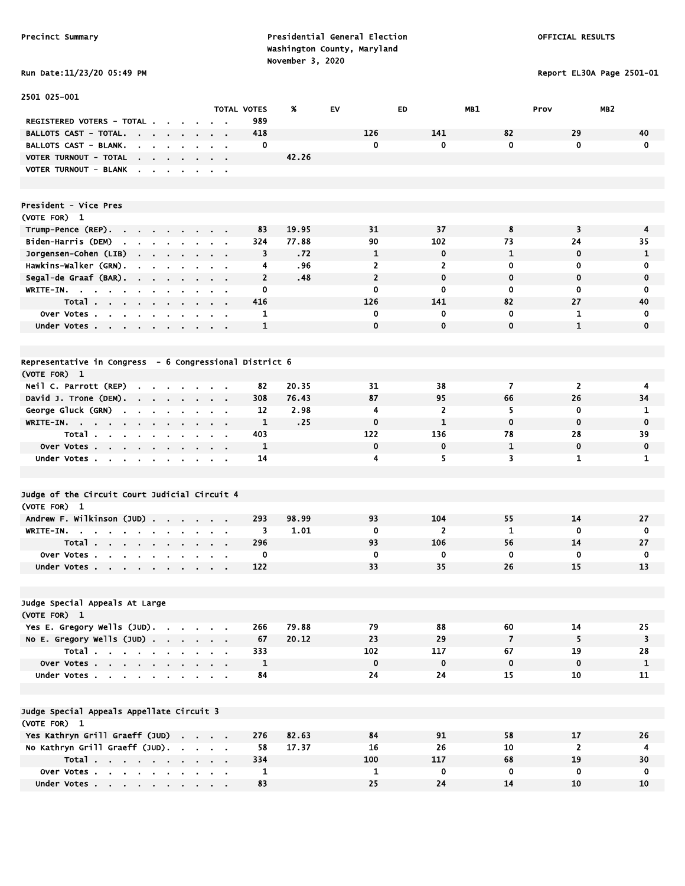Precinct Summary

Presidential General Election
Washington County, Maryland
November 3, 2020

OFFICIAL RESULTS

Run Date:11/23/20 05:49 PM

Report EL30A Page 2501-01

2501 025-001

| | TOTAL VOTES | % | EV | ED | MB1 | Prov | MB2 |
|---|---|---|---|---|---|---|---|
| REGISTERED VOTERS - TOTAL | 989 | | | | | | |
| BALLOTS CAST - TOTAL. | 418 | | 126 | 141 | 82 | 29 | 40 |
| BALLOTS CAST - BLANK. | 0 | | 0 | 0 | 0 | 0 | 0 |
| VOTER TURNOUT - TOTAL | | 42.26 | | | | | |
| VOTER TURNOUT - BLANK | | | | | | | |

## President - Vice Pres
(VOTE FOR) 1

| | TOTAL VOTES | % | EV | ED | MB1 | Prov | MB2 |
|---|---|---|---|---|---|---|---|
| Trump-Pence (REP). | 83 | 19.95 | 31 | 37 | 8 | 3 | 4 |
| Biden-Harris (DEM) | 324 | 77.88 | 90 | 102 | 73 | 24 | 35 |
| Jorgensen-Cohen (LIB) | 3 | .72 | 1 | 0 | 1 | 0 | 1 |
| Hawkins-Walker (GRN). | 4 | .96 | 2 | 2 | 0 | 0 | 0 |
| Segal-de Graaf (BAR). | 2 | .48 | 2 | 0 | 0 | 0 | 0 |
| WRITE-IN. | 0 | | 0 | 0 | 0 | 0 | 0 |
| Total | 416 | | 126 | 141 | 82 | 27 | 40 |
| Over Votes | 1 | | 0 | 0 | 0 | 1 | 0 |
| Under Votes | 1 | | 0 | 0 | 0 | 1 | 0 |

## Representative in Congress - 6 Congressional District 6
(VOTE FOR) 1

| | TOTAL VOTES | % | EV | ED | MB1 | Prov | MB2 |
|---|---|---|---|---|---|---|---|
| Neil C. Parrott (REP) | 82 | 20.35 | 31 | 38 | 7 | 2 | 4 |
| David J. Trone (DEM). | 308 | 76.43 | 87 | 95 | 66 | 26 | 34 |
| George Gluck (GRN) | 12 | 2.98 | 4 | 2 | 5 | 0 | 1 |
| WRITE-IN. | 1 | .25 | 0 | 1 | 0 | 0 | 0 |
| Total | 403 | | 122 | 136 | 78 | 28 | 39 |
| Over Votes | 1 | | 0 | 0 | 1 | 0 | 0 |
| Under Votes | 14 | | 4 | 5 | 3 | 1 | 1 |

## Judge of the Circuit Court Judicial Circuit 4
(VOTE FOR) 1

| | TOTAL VOTES | % | EV | ED | MB1 | Prov | MB2 |
|---|---|---|---|---|---|---|---|
| Andrew F. Wilkinson (JUD) | 293 | 98.99 | 93 | 104 | 55 | 14 | 27 |
| WRITE-IN. | 3 | 1.01 | 0 | 2 | 1 | 0 | 0 |
| Total | 296 | | 93 | 106 | 56 | 14 | 27 |
| Over Votes | 0 | | 0 | 0 | 0 | 0 | 0 |
| Under Votes | 122 | | 33 | 35 | 26 | 15 | 13 |

## Judge Special Appeals At Large
(VOTE FOR) 1

| | TOTAL VOTES | % | EV | ED | MB1 | Prov | MB2 |
|---|---|---|---|---|---|---|---|
| Yes E. Gregory Wells (JUD). | 266 | 79.88 | 79 | 88 | 60 | 14 | 25 |
| No E. Gregory Wells (JUD) | 67 | 20.12 | 23 | 29 | 7 | 5 | 3 |
| Total | 333 | | 102 | 117 | 67 | 19 | 28 |
| Over Votes | 1 | | 0 | 0 | 0 | 0 | 1 |
| Under Votes | 84 | | 24 | 24 | 15 | 10 | 11 |

## Judge Special Appeals Appellate Circuit 3
(VOTE FOR) 1

| | TOTAL VOTES | % | EV | ED | MB1 | Prov | MB2 |
|---|---|---|---|---|---|---|---|
| Yes Kathryn Grill Graeff (JUD) | 276 | 82.63 | 84 | 91 | 58 | 17 | 26 |
| No Kathryn Grill Graeff (JUD). | 58 | 17.37 | 16 | 26 | 10 | 2 | 4 |
| Total | 334 | | 100 | 117 | 68 | 19 | 30 |
| Over Votes | 1 | | 1 | 0 | 0 | 0 | 0 |
| Under Votes | 83 | | 25 | 24 | 14 | 10 | 10 |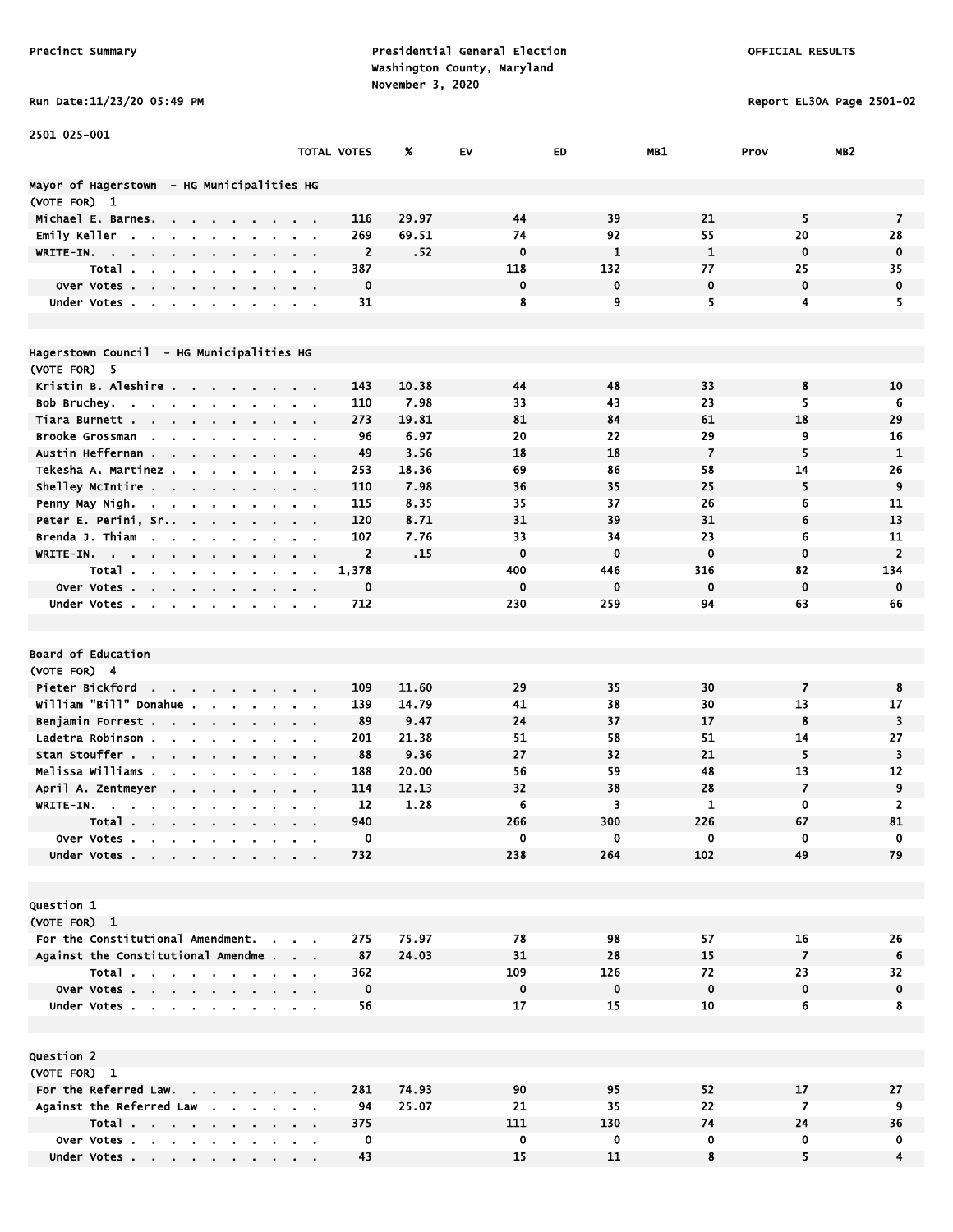Precinct Summary

Presidential General Election
Washington County, Maryland
November 3, 2020

OFFICIAL RESULTS

Run Date:11/23/20 05:49 PM

Report EL30A Page 2501-02

2501 025-001

| | TOTAL VOTES | % | EV | ED | MB1 | Prov | MB2 |
|---|---|---|---|---|---|---|---|
| **Mayor of Hagerstown - HG Municipalities HG** | | | | | | | |
| (VOTE FOR) 1 | | | | | | | |
| Michael E. Barnes | 116 | 29.97 | 44 | 39 | 21 | 5 | 7 |
| Emily Keller | 269 | 69.51 | 74 | 92 | 55 | 20 | 28 |
| WRITE-IN | 2 | .52 | 0 | 1 | 1 | 0 | 0 |
| Total | 387 | | 118 | 132 | 77 | 25 | 35 |
| Over Votes | 0 | | 0 | 0 | 0 | 0 | 0 |
| Under Votes | 31 | | 8 | 9 | 5 | 4 | 5 |
| **Hagerstown Council - HG Municipalities HG** | | | | | | | |
| (VOTE FOR) 5 | | | | | | | |
| Kristin B. Aleshire | 143 | 10.38 | 44 | 48 | 33 | 8 | 10 |
| Bob Bruchey | 110 | 7.98 | 33 | 43 | 23 | 5 | 6 |
| Tiara Burnett | 273 | 19.81 | 81 | 84 | 61 | 18 | 29 |
| Brooke Grossman | 96 | 6.97 | 20 | 22 | 29 | 9 | 16 |
| Austin Heffernan | 49 | 3.56 | 18 | 18 | 7 | 5 | 1 |
| Tekesha A. Martinez | 253 | 18.36 | 69 | 86 | 58 | 14 | 26 |
| Shelley McIntire | 110 | 7.98 | 36 | 35 | 25 | 5 | 9 |
| Penny May Nigh | 115 | 8.35 | 35 | 37 | 26 | 6 | 11 |
| Peter E. Perini, Sr. | 120 | 8.71 | 31 | 39 | 31 | 6 | 13 |
| Brenda J. Thiam | 107 | 7.76 | 33 | 34 | 23 | 6 | 11 |
| WRITE-IN | 2 | .15 | 0 | 0 | 0 | 0 | 2 |
| Total | 1,378 | | 400 | 446 | 316 | 82 | 134 |
| Over Votes | 0 | | 0 | 0 | 0 | 0 | 0 |
| Under Votes | 712 | | 230 | 259 | 94 | 63 | 66 |
| **Board of Education** | | | | | | | |
| (VOTE FOR) 4 | | | | | | | |
| Pieter Bickford | 109 | 11.60 | 29 | 35 | 30 | 7 | 8 |
| William "Bill" Donahue | 139 | 14.79 | 41 | 38 | 30 | 13 | 17 |
| Benjamin Forrest | 89 | 9.47 | 24 | 37 | 17 | 8 | 3 |
| Ladetra Robinson | 201 | 21.38 | 51 | 58 | 51 | 14 | 27 |
| Stan Stouffer | 88 | 9.36 | 27 | 32 | 21 | 5 | 3 |
| Melissa Williams | 188 | 20.00 | 56 | 59 | 48 | 13 | 12 |
| April A. Zentmeyer | 114 | 12.13 | 32 | 38 | 28 | 7 | 9 |
| WRITE-IN | 12 | 1.28 | 6 | 3 | 1 | 0 | 2 |
| Total | 940 | | 266 | 300 | 226 | 67 | 81 |
| Over Votes | 0 | | 0 | 0 | 0 | 0 | 0 |
| Under Votes | 732 | | 238 | 264 | 102 | 49 | 79 |
| **Question 1** | | | | | | | |
| (VOTE FOR) 1 | | | | | | | |
| For the Constitutional Amendment | 275 | 75.97 | 78 | 98 | 57 | 16 | 26 |
| Against the Constitutional Amendme | 87 | 24.03 | 31 | 28 | 15 | 7 | 6 |
| Total | 362 | | 109 | 126 | 72 | 23 | 32 |
| Over Votes | 0 | | 0 | 0 | 0 | 0 | 0 |
| Under Votes | 56 | | 17 | 15 | 10 | 6 | 8 |
| **Question 2** | | | | | | | |
| (VOTE FOR) 1 | | | | | | | |
| For the Referred Law | 281 | 74.93 | 90 | 95 | 52 | 17 | 27 |
| Against the Referred Law | 94 | 25.07 | 21 | 35 | 22 | 7 | 9 |
| Total | 375 | | 111 | 130 | 74 | 24 | 36 |
| Over Votes | 0 | | 0 | 0 | 0 | 0 | 0 |
| Under Votes | 43 | | 15 | 11 | 8 | 5 | 4 |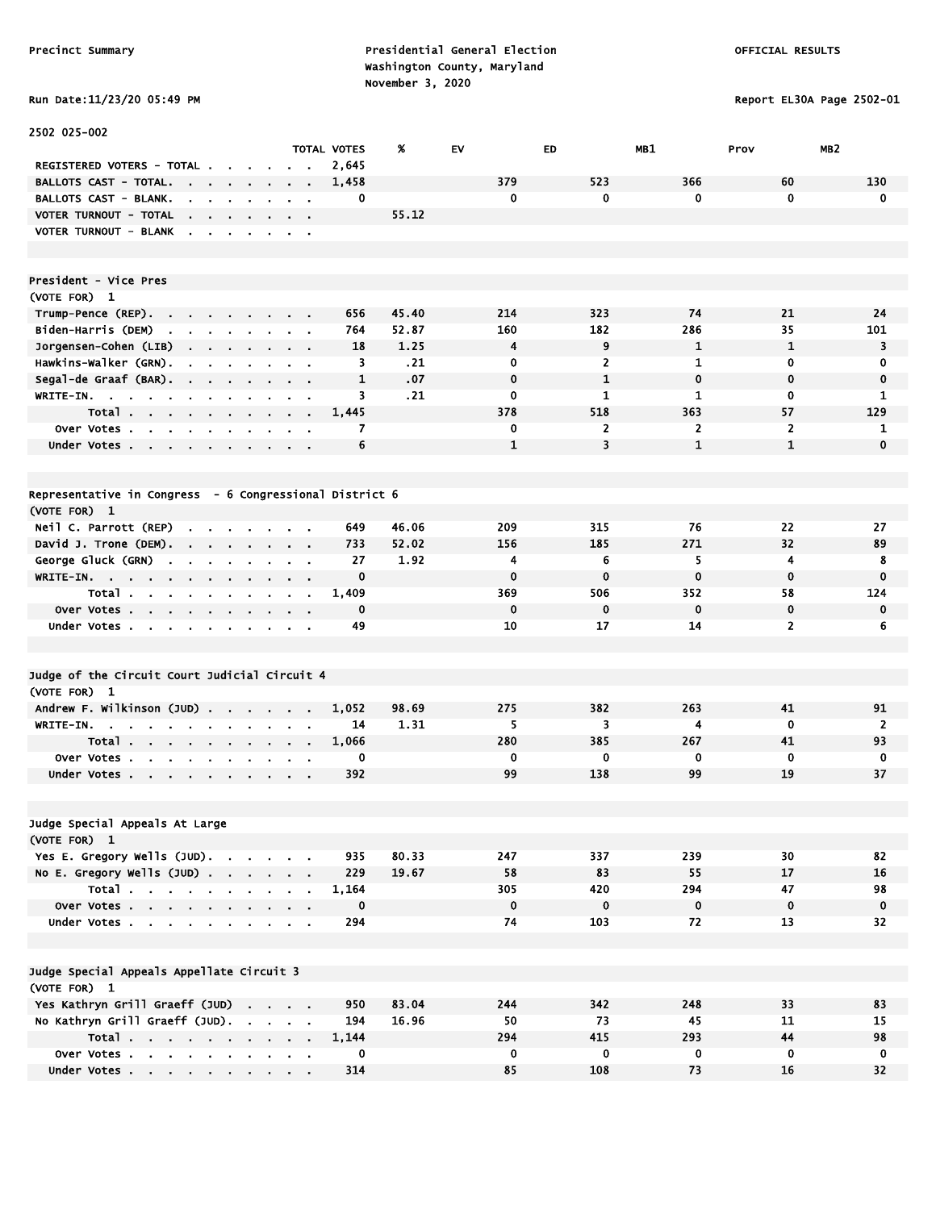Precinct Summary

Presidential General Election
Washington County, Maryland
November 3, 2020

OFFICIAL RESULTS

Run Date:11/23/20 05:49 PM

Report EL30A Page 2502-01

2502 025-002

| | TOTAL VOTES | % | EV | ED | MB1 | Prov | MB2 |
|---|---|---|---|---|---|---|---|
| REGISTERED VOTERS - TOTAL | 2,645 | | | | | | |
| BALLOTS CAST - TOTAL. | 1,458 | | 379 | 523 | 366 | 60 | 130 |
| BALLOTS CAST - BLANK. | 0 | | 0 | 0 | 0 | 0 | 0 |
| VOTER TURNOUT - TOTAL | | 55.12 | | | | | |
| VOTER TURNOUT - BLANK | | | | | | | |

**President - Vice Pres**
(VOTE FOR) 1

| | TOTAL VOTES | % | EV | ED | MB1 | Prov | MB2 |
|---|---|---|---|---|---|---|---|
| Trump-Pence (REP). | 656 | 45.40 | 214 | 323 | 74 | 21 | 24 |
| Biden-Harris (DEM) | 764 | 52.87 | 160 | 182 | 286 | 35 | 101 |
| Jorgensen-Cohen (LIB) | 18 | 1.25 | 4 | 9 | 1 | 1 | 3 |
| Hawkins-Walker (GRN). | 3 | .21 | 0 | 2 | 1 | 0 | 0 |
| Segal-de Graaf (BAR). | 1 | .07 | 0 | 1 | 0 | 0 | 0 |
| WRITE-IN. | 3 | .21 | 0 | 1 | 1 | 0 | 1 |
| Total | 1,445 | | 378 | 518 | 363 | 57 | 129 |
| Over Votes | 7 | | 0 | 2 | 2 | 2 | 1 |
| Under Votes | 6 | | 1 | 3 | 1 | 1 | 0 |

**Representative in Congress - 6 Congressional District 6**
(VOTE FOR) 1

| | TOTAL VOTES | % | EV | ED | MB1 | Prov | MB2 |
|---|---|---|---|---|---|---|---|
| Neil C. Parrott (REP) | 649 | 46.06 | 209 | 315 | 76 | 22 | 27 |
| David J. Trone (DEM). | 733 | 52.02 | 156 | 185 | 271 | 32 | 89 |
| George Gluck (GRN) | 27 | 1.92 | 4 | 6 | 5 | 4 | 8 |
| WRITE-IN. | 0 | | 0 | 0 | 0 | 0 | 0 |
| Total | 1,409 | | 369 | 506 | 352 | 58 | 124 |
| Over Votes | 0 | | 0 | 0 | 0 | 0 | 0 |
| Under Votes | 49 | | 10 | 17 | 14 | 2 | 6 |

**Judge of the Circuit Court Judicial Circuit 4**
(VOTE FOR) 1

| | TOTAL VOTES | % | EV | ED | MB1 | Prov | MB2 |
|---|---|---|---|---|---|---|---|
| Andrew F. Wilkinson (JUD) | 1,052 | 98.69 | 275 | 382 | 263 | 41 | 91 |
| WRITE-IN. | 14 | 1.31 | 5 | 3 | 4 | 0 | 2 |
| Total | 1,066 | | 280 | 385 | 267 | 41 | 93 |
| Over Votes | 0 | | 0 | 0 | 0 | 0 | 0 |
| Under Votes | 392 | | 99 | 138 | 99 | 19 | 37 |

**Judge Special Appeals At Large**
(VOTE FOR) 1

| | TOTAL VOTES | % | EV | ED | MB1 | Prov | MB2 |
|---|---|---|---|---|---|---|---|
| Yes E. Gregory Wells (JUD). | 935 | 80.33 | 247 | 337 | 239 | 30 | 82 |
| No E. Gregory Wells (JUD) | 229 | 19.67 | 58 | 83 | 55 | 17 | 16 |
| Total | 1,164 | | 305 | 420 | 294 | 47 | 98 |
| Over Votes | 0 | | 0 | 0 | 0 | 0 | 0 |
| Under Votes | 294 | | 74 | 103 | 72 | 13 | 32 |

**Judge Special Appeals Appellate Circuit 3**
(VOTE FOR) 1

| | TOTAL VOTES | % | EV | ED | MB1 | Prov | MB2 |
|---|---|---|---|---|---|---|---|
| Yes Kathryn Grill Graeff (JUD) | 950 | 83.04 | 244 | 342 | 248 | 33 | 83 |
| No Kathryn Grill Graeff (JUD). | 194 | 16.96 | 50 | 73 | 45 | 11 | 15 |
| Total | 1,144 | | 294 | 415 | 293 | 44 | 98 |
| Over Votes | 0 | | 0 | 0 | 0 | 0 | 0 |
| Under Votes | 314 | | 85 | 108 | 73 | 16 | 32 |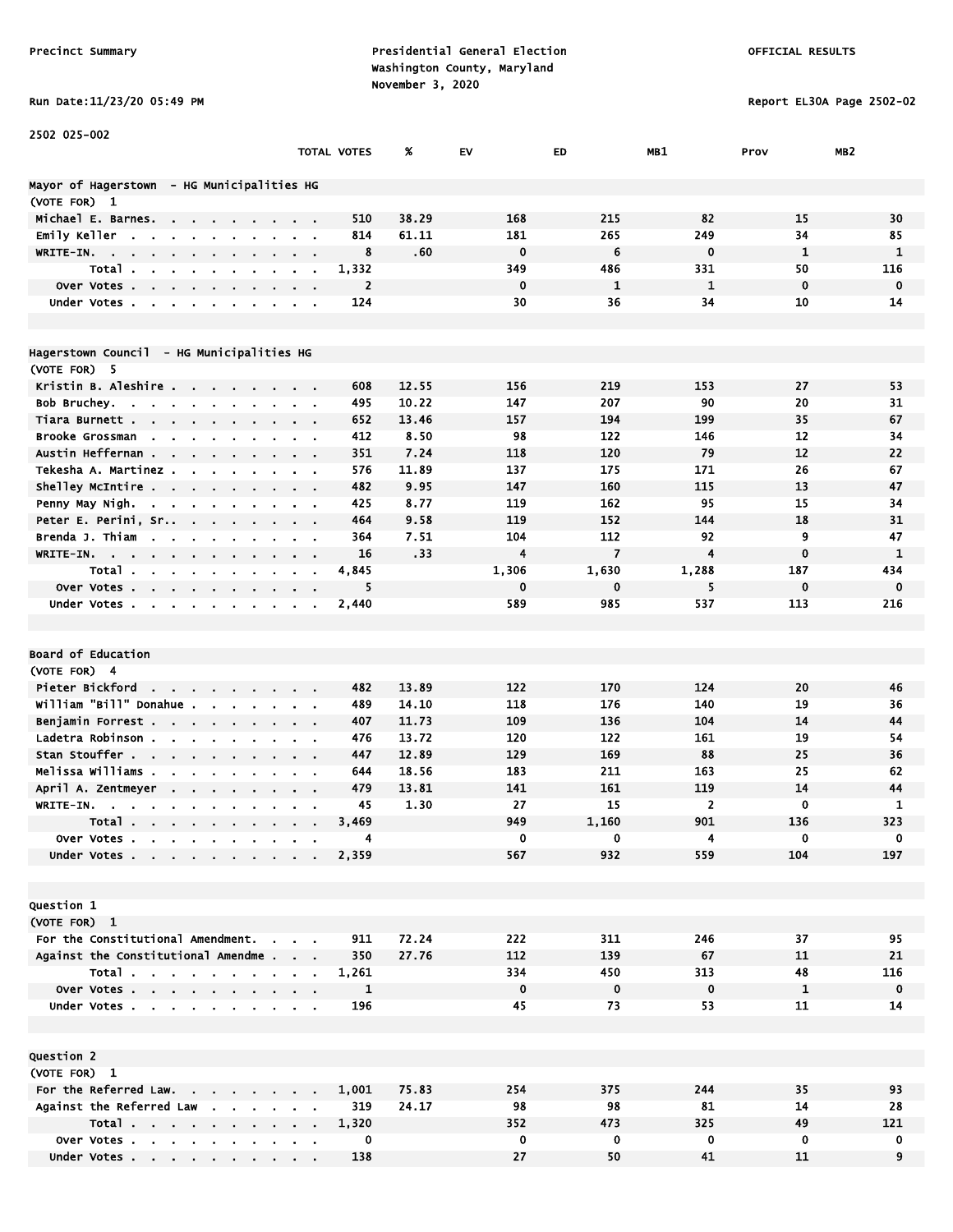Precinct Summary

Presidential General Election
Washington County, Maryland
November 3, 2020

OFFICIAL RESULTS

Run Date:11/23/20 05:49 PM

Report EL30A Page 2502-02

2502 025-002

| | TOTAL VOTES | % | EV | ED | MB1 | Prov | MB2 |
|---|---|---|---|---|---|---|---|
| **Mayor of Hagerstown - HG Municipalities HG** | | | | | | | |
| (VOTE FOR) 1 | | | | | | | |
| Michael E. Barnes | 510 | 38.29 | 168 | 215 | 82 | 15 | 30 |
| Emily Keller | 814 | 61.11 | 181 | 265 | 249 | 34 | 85 |
| WRITE-IN. | 8 | .60 | 0 | 6 | 0 | 1 | 1 |
| Total | 1,332 | | 349 | 486 | 331 | 50 | 116 |
| Over Votes | 2 | | 0 | 1 | 1 | 0 | 0 |
| Under Votes | 124 | | 30 | 36 | 34 | 10 | 14 |
| **Hagerstown Council - HG Municipalities HG** | | | | | | | |
| (VOTE FOR) 5 | | | | | | | |
| Kristin B. Aleshire | 608 | 12.55 | 156 | 219 | 153 | 27 | 53 |
| Bob Bruchey | 495 | 10.22 | 147 | 207 | 90 | 20 | 31 |
| Tiara Burnett | 652 | 13.46 | 157 | 194 | 199 | 35 | 67 |
| Brooke Grossman | 412 | 8.50 | 98 | 122 | 146 | 12 | 34 |
| Austin Heffernan | 351 | 7.24 | 118 | 120 | 79 | 12 | 22 |
| Tekesha A. Martinez | 576 | 11.89 | 137 | 175 | 171 | 26 | 67 |
| Shelley McIntire | 482 | 9.95 | 147 | 160 | 115 | 13 | 47 |
| Penny May Nigh | 425 | 8.77 | 119 | 162 | 95 | 15 | 34 |
| Peter E. Perini, Sr. | 464 | 9.58 | 119 | 152 | 144 | 18 | 31 |
| Brenda J. Thiam | 364 | 7.51 | 104 | 112 | 92 | 9 | 47 |
| WRITE-IN. | 16 | .33 | 4 | 7 | 4 | 0 | 1 |
| Total | 4,845 | | 1,306 | 1,630 | 1,288 | 187 | 434 |
| Over Votes | 5 | | 0 | 0 | 5 | 0 | 0 |
| Under Votes | 2,440 | | 589 | 985 | 537 | 113 | 216 |
| **Board of Education** | | | | | | | |
| (VOTE FOR) 4 | | | | | | | |
| Pieter Bickford | 482 | 13.89 | 122 | 170 | 124 | 20 | 46 |
| William "Bill" Donahue | 489 | 14.10 | 118 | 176 | 140 | 19 | 36 |
| Benjamin Forrest | 407 | 11.73 | 109 | 136 | 104 | 14 | 44 |
| Ladetra Robinson | 476 | 13.72 | 120 | 122 | 161 | 19 | 54 |
| Stan Stouffer | 447 | 12.89 | 129 | 169 | 88 | 25 | 36 |
| Melissa Williams | 644 | 18.56 | 183 | 211 | 163 | 25 | 62 |
| April A. Zentmeyer | 479 | 13.81 | 141 | 161 | 119 | 14 | 44 |
| WRITE-IN. | 45 | 1.30 | 27 | 15 | 2 | 0 | 1 |
| Total | 3,469 | | 949 | 1,160 | 901 | 136 | 323 |
| Over Votes | 4 | | 0 | 0 | 4 | 0 | 0 |
| Under Votes | 2,359 | | 567 | 932 | 559 | 104 | 197 |
| **Question 1** | | | | | | | |
| (VOTE FOR) 1 | | | | | | | |
| For the Constitutional Amendment. | 911 | 72.24 | 222 | 311 | 246 | 37 | 95 |
| Against the Constitutional Amendme | 350 | 27.76 | 112 | 139 | 67 | 11 | 21 |
| Total | 1,261 | | 334 | 450 | 313 | 48 | 116 |
| Over Votes | 1 | | 0 | 0 | 0 | 1 | 0 |
| Under Votes | 196 | | 45 | 73 | 53 | 11 | 14 |
| **Question 2** | | | | | | | |
| (VOTE FOR) 1 | | | | | | | |
| For the Referred Law. | 1,001 | 75.83 | 254 | 375 | 244 | 35 | 93 |
| Against the Referred Law | 319 | 24.17 | 98 | 98 | 81 | 14 | 28 |
| Total | 1,320 | | 352 | 473 | 325 | 49 | 121 |
| Over Votes | 0 | | 0 | 0 | 0 | 0 | 0 |
| Under Votes | 138 | | 27 | 50 | 41 | 11 | 9 |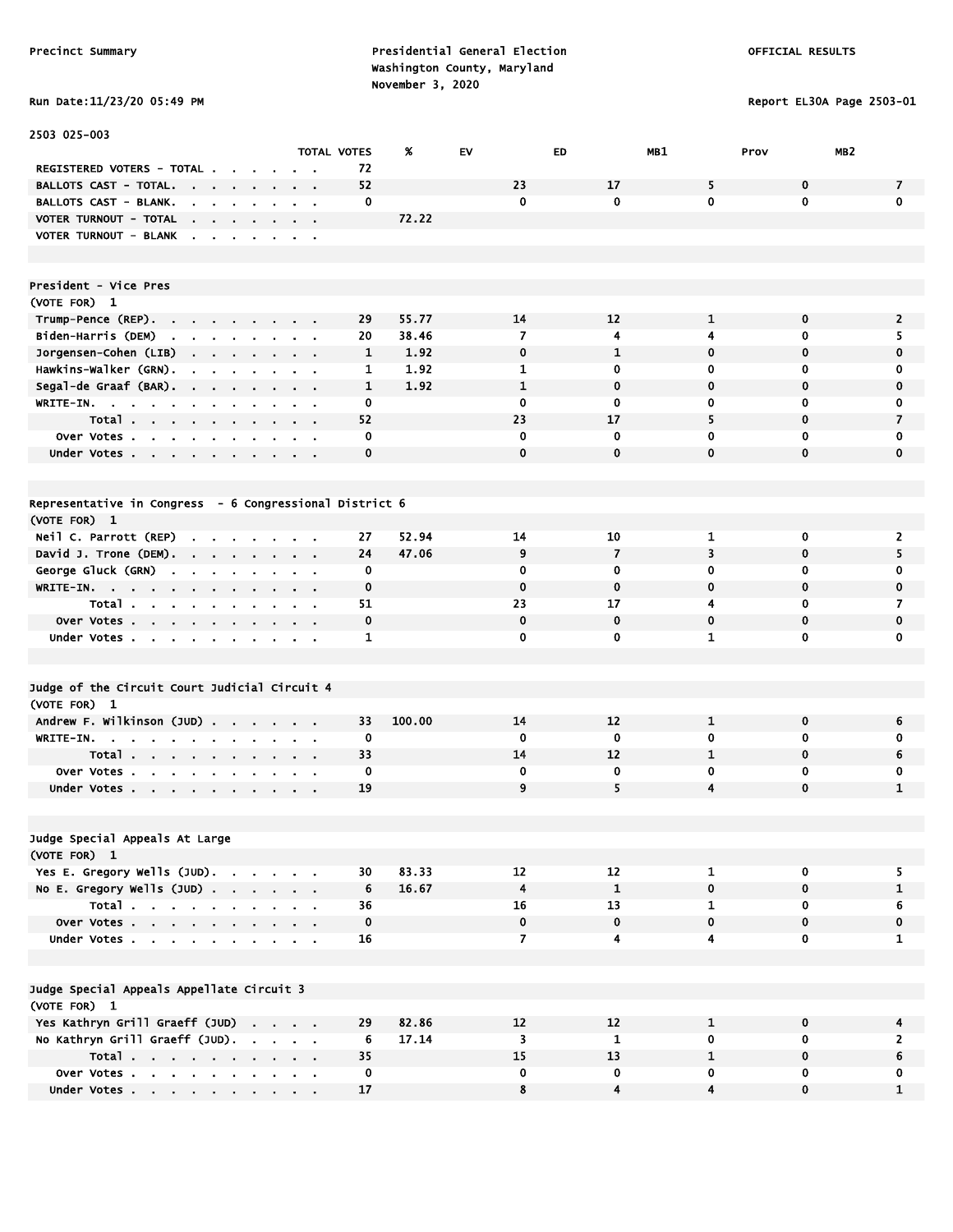Precinct Summary

Presidential General Election
Washington County, Maryland
November 3, 2020

OFFICIAL RESULTS

Run Date:11/23/20 05:49 PM

Report EL30A Page 2503-01

2503 025-003

| | TOTAL VOTES | % | EV | ED | MB1 | Prov | MB2 |
|---|---|---|---|---|---|---|---|
| REGISTERED VOTERS - TOTAL | 72 | | | | | | |
| BALLOTS CAST - TOTAL. | 52 | | 23 | 17 | 5 | 0 | 7 |
| BALLOTS CAST - BLANK. | 0 | | 0 | 0 | 0 | 0 | 0 |
| VOTER TURNOUT - TOTAL | | 72.22 | | | | | |
| VOTER TURNOUT - BLANK | | | | | | | |

**President - Vice Pres**
(VOTE FOR) 1

| | TOTAL VOTES | % | EV | ED | MB1 | Prov | MB2 |
|---|---|---|---|---|---|---|---|
| Trump-Pence (REP) | 29 | 55.77 | 14 | 12 | 1 | 0 | 2 |
| Biden-Harris (DEM) | 20 | 38.46 | 7 | 4 | 4 | 0 | 5 |
| Jorgensen-Cohen (LIB) | 1 | 1.92 | 0 | 1 | 0 | 0 | 0 |
| Hawkins-Walker (GRN) | 1 | 1.92 | 1 | 0 | 0 | 0 | 0 |
| Segal-de Graaf (BAR) | 1 | 1.92 | 1 | 0 | 0 | 0 | 0 |
| WRITE-IN. | 0 | | 0 | 0 | 0 | 0 | 0 |
| Total | 52 | | 23 | 17 | 5 | 0 | 7 |
| Over Votes | 0 | | 0 | 0 | 0 | 0 | 0 |
| Under Votes | 0 | | 0 | 0 | 0 | 0 | 0 |

**Representative in Congress - 6 Congressional District 6**
(VOTE FOR) 1

| | TOTAL VOTES | % | EV | ED | MB1 | Prov | MB2 |
|---|---|---|---|---|---|---|---|
| Neil C. Parrott (REP) | 27 | 52.94 | 14 | 10 | 1 | 0 | 2 |
| David J. Trone (DEM) | 24 | 47.06 | 9 | 7 | 3 | 0 | 5 |
| George Gluck (GRN) | 0 | | 0 | 0 | 0 | 0 | 0 |
| WRITE-IN. | 0 | | 0 | 0 | 0 | 0 | 0 |
| Total | 51 | | 23 | 17 | 4 | 0 | 7 |
| Over Votes | 0 | | 0 | 0 | 0 | 0 | 0 |
| Under Votes | 1 | | 0 | 0 | 1 | 0 | 0 |

**Judge of the Circuit Court Judicial Circuit 4**
(VOTE FOR) 1

| | TOTAL VOTES | % | EV | ED | MB1 | Prov | MB2 |
|---|---|---|---|---|---|---|---|
| Andrew F. Wilkinson (JUD) | 33 | 100.00 | 14 | 12 | 1 | 0 | 6 |
| WRITE-IN. | 0 | | 0 | 0 | 0 | 0 | 0 |
| Total | 33 | | 14 | 12 | 1 | 0 | 6 |
| Over Votes | 0 | | 0 | 0 | 0 | 0 | 0 |
| Under Votes | 19 | | 9 | 5 | 4 | 0 | 1 |

**Judge Special Appeals At Large**
(VOTE FOR) 1

| | TOTAL VOTES | % | EV | ED | MB1 | Prov | MB2 |
|---|---|---|---|---|---|---|---|
| Yes E. Gregory Wells (JUD) | 30 | 83.33 | 12 | 12 | 1 | 0 | 5 |
| No E. Gregory Wells (JUD) | 6 | 16.67 | 4 | 1 | 0 | 0 | 1 |
| Total | 36 | | 16 | 13 | 1 | 0 | 6 |
| Over Votes | 0 | | 0 | 0 | 0 | 0 | 0 |
| Under Votes | 16 | | 7 | 4 | 4 | 0 | 1 |

**Judge Special Appeals Appellate Circuit 3**
(VOTE FOR) 1

| | TOTAL VOTES | % | EV | ED | MB1 | Prov | MB2 |
|---|---|---|---|---|---|---|---|
| Yes Kathryn Grill Graeff (JUD) | 29 | 82.86 | 12 | 12 | 1 | 0 | 4 |
| No Kathryn Grill Graeff (JUD) | 6 | 17.14 | 3 | 1 | 0 | 0 | 2 |
| Total | 35 | | 15 | 13 | 1 | 0 | 6 |
| Over Votes | 0 | | 0 | 0 | 0 | 0 | 0 |
| Under Votes | 17 | | 8 | 4 | 4 | 0 | 1 |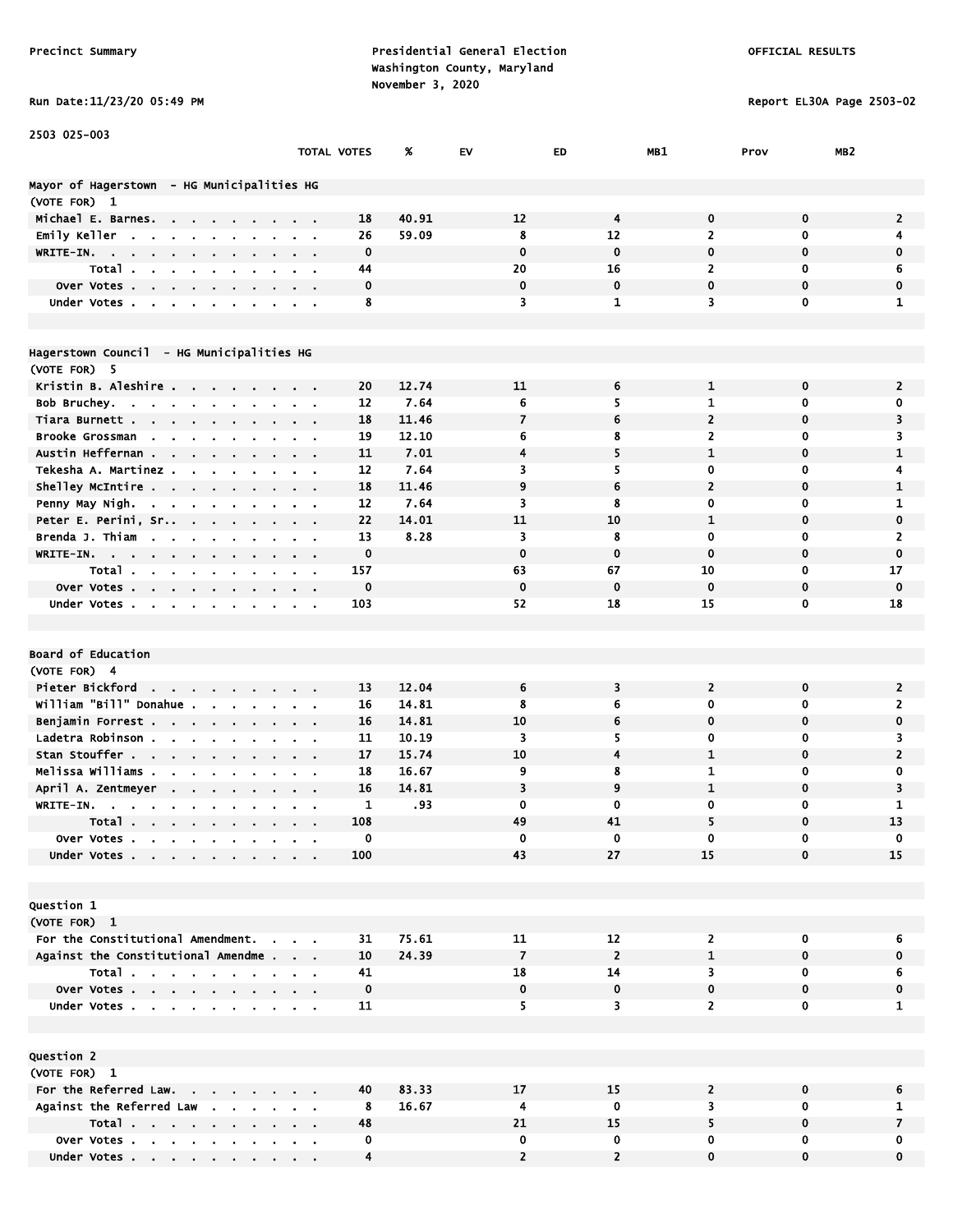Precinct Summary

Presidential General Election
Washington County, Maryland
November 3, 2020

OFFICIAL RESULTS

Run Date:11/23/20 05:49 PM

Report EL30A Page 2503-02

2503 025-003

| | TOTAL VOTES | % | EV | ED | MB1 | Prov | MB2 |
|---|---|---|---|---|---|---|---|
| **Mayor of Hagerstown - HG Municipalities HG** | | | | | | | |
| (VOTE FOR) 1 | | | | | | | |
| Michael E. Barnes | 18 | 40.91 | 12 | 4 | 0 | 0 | 2 |
| Emily Keller | 26 | 59.09 | 8 | 12 | 2 | 0 | 4 |
| WRITE-IN. | 0 | | 0 | 0 | 0 | 0 | 0 |
| Total | 44 | | 20 | 16 | 2 | 0 | 6 |
| Over Votes | 0 | | 0 | 0 | 0 | 0 | 0 |
| Under Votes | 8 | | 3 | 1 | 3 | 0 | 1 |
| **Hagerstown Council - HG Municipalities HG** | | | | | | | |
| (VOTE FOR) 5 | | | | | | | |
| Kristin B. Aleshire | 20 | 12.74 | 11 | 6 | 1 | 0 | 2 |
| Bob Bruchey | 12 | 7.64 | 6 | 5 | 1 | 0 | 0 |
| Tiara Burnett | 18 | 11.46 | 7 | 6 | 2 | 0 | 3 |
| Brooke Grossman | 19 | 12.10 | 6 | 8 | 2 | 0 | 3 |
| Austin Heffernan | 11 | 7.01 | 4 | 5 | 1 | 0 | 1 |
| Tekesha A. Martinez | 12 | 7.64 | 3 | 5 | 0 | 0 | 4 |
| Shelley McIntire | 18 | 11.46 | 9 | 6 | 2 | 0 | 1 |
| Penny May Nigh | 12 | 7.64 | 3 | 8 | 0 | 0 | 1 |
| Peter E. Perini, Sr. | 22 | 14.01 | 11 | 10 | 1 | 0 | 0 |
| Brenda J. Thiam | 13 | 8.28 | 3 | 8 | 0 | 0 | 2 |
| WRITE-IN. | 0 | | 0 | 0 | 0 | 0 | 0 |
| Total | 157 | | 63 | 67 | 10 | 0 | 17 |
| Over Votes | 0 | | 0 | 0 | 0 | 0 | 0 |
| Under Votes | 103 | | 52 | 18 | 15 | 0 | 18 |
| **Board of Education** | | | | | | | |
| (VOTE FOR) 4 | | | | | | | |
| Pieter Bickford | 13 | 12.04 | 6 | 3 | 2 | 0 | 2 |
| William "Bill" Donahue | 16 | 14.81 | 8 | 6 | 0 | 0 | 2 |
| Benjamin Forrest | 16 | 14.81 | 10 | 6 | 0 | 0 | 0 |
| Ladetra Robinson | 11 | 10.19 | 3 | 5 | 0 | 0 | 3 |
| Stan Stouffer | 17 | 15.74 | 10 | 4 | 1 | 0 | 2 |
| Melissa Williams | 18 | 16.67 | 9 | 8 | 1 | 0 | 0 |
| April A. Zentmeyer | 16 | 14.81 | 3 | 9 | 1 | 0 | 3 |
| WRITE-IN. | 1 | .93 | 0 | 0 | 0 | 0 | 1 |
| Total | 108 | | 49 | 41 | 5 | 0 | 13 |
| Over Votes | 0 | | 0 | 0 | 0 | 0 | 0 |
| Under Votes | 100 | | 43 | 27 | 15 | 0 | 15 |
| **Question 1** | | | | | | | |
| (VOTE FOR) 1 | | | | | | | |
| For the Constitutional Amendment. | 31 | 75.61 | 11 | 12 | 2 | 0 | 6 |
| Against the Constitutional Amendme | 10 | 24.39 | 7 | 2 | 1 | 0 | 0 |
| Total | 41 | | 18 | 14 | 3 | 0 | 6 |
| Over Votes | 0 | | 0 | 0 | 0 | 0 | 0 |
| Under Votes | 11 | | 5 | 3 | 2 | 0 | 1 |
| **Question 2** | | | | | | | |
| (VOTE FOR) 1 | | | | | | | |
| For the Referred Law. | 40 | 83.33 | 17 | 15 | 2 | 0 | 6 |
| Against the Referred Law | 8 | 16.67 | 4 | 0 | 3 | 0 | 1 |
| Total | 48 | | 21 | 15 | 5 | 0 | 7 |
| Over Votes | 0 | | 0 | 0 | 0 | 0 | 0 |
| Under Votes | 4 | | 2 | 2 | 0 | 0 | 0 |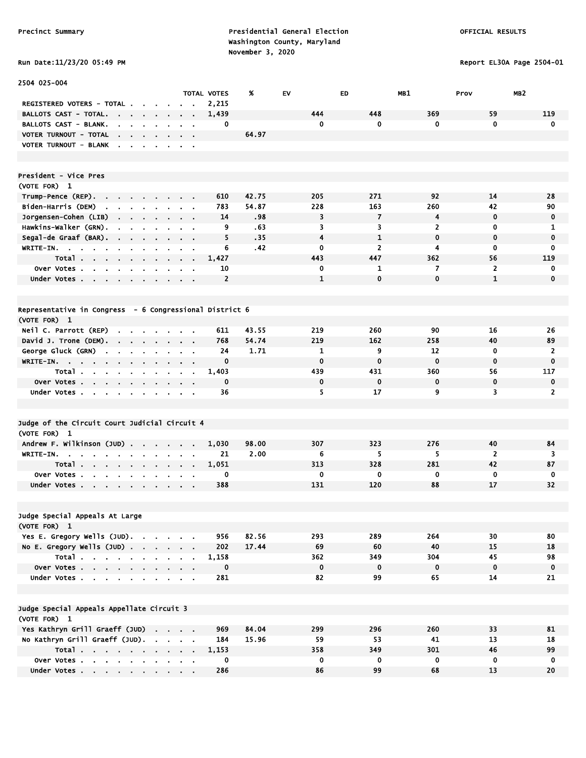Precinct Summary

Presidential General Election
Washington County, Maryland
November 3, 2020

OFFICIAL RESULTS

Run Date:11/23/20 05:49 PM

Report EL30A Page 2504-01

2504 025-004

| | TOTAL VOTES | % | EV | ED | MB1 | Prov | MB2 |
|---|---|---|---|---|---|---|---|
| REGISTERED VOTERS - TOTAL | 2,215 | | | | | | |
| BALLOTS CAST - TOTAL. | 1,439 | | 444 | 448 | 369 | 59 | 119 |
| BALLOTS CAST - BLANK. | 0 | | 0 | 0 | 0 | 0 | 0 |
| VOTER TURNOUT - TOTAL | | 64.97 | | | | | |
| VOTER TURNOUT - BLANK | | | | | | | |

President - Vice Pres
(VOTE FOR) 1

| | TOTAL VOTES | % | EV | ED | MB1 | Prov | MB2 |
|---|---|---|---|---|---|---|---|
| Trump-Pence (REP). | 610 | 42.75 | 205 | 271 | 92 | 14 | 28 |
| Biden-Harris (DEM) | 783 | 54.87 | 228 | 163 | 260 | 42 | 90 |
| Jorgensen-Cohen (LIB) | 14 | .98 | 3 | 7 | 4 | 0 | 0 |
| Hawkins-Walker (GRN). | 9 | .63 | 3 | 3 | 2 | 0 | 1 |
| Segal-de Graaf (BAR). | 5 | .35 | 4 | 1 | 0 | 0 | 0 |
| WRITE-IN. | 6 | .42 | 0 | 2 | 4 | 0 | 0 |
| Total | 1,427 | | 443 | 447 | 362 | 56 | 119 |
| Over Votes | 10 | | 0 | 1 | 7 | 2 | 0 |
| Under Votes | 2 | | 1 | 0 | 0 | 1 | 0 |

Representative in Congress - 6 Congressional District 6
(VOTE FOR) 1

| | TOTAL VOTES | % | EV | ED | MB1 | Prov | MB2 |
|---|---|---|---|---|---|---|---|
| Neil C. Parrott (REP) | 611 | 43.55 | 219 | 260 | 90 | 16 | 26 |
| David J. Trone (DEM). | 768 | 54.74 | 219 | 162 | 258 | 40 | 89 |
| George Gluck (GRN) | 24 | 1.71 | 1 | 9 | 12 | 0 | 2 |
| WRITE-IN. | 0 | | 0 | 0 | 0 | 0 | 0 |
| Total | 1,403 | | 439 | 431 | 360 | 56 | 117 |
| Over Votes | 0 | | 0 | 0 | 0 | 0 | 0 |
| Under Votes | 36 | | 5 | 17 | 9 | 3 | 2 |

Judge of the Circuit Court Judicial Circuit 4
(VOTE FOR) 1

| | TOTAL VOTES | % | EV | ED | MB1 | Prov | MB2 |
|---|---|---|---|---|---|---|---|
| Andrew F. Wilkinson (JUD) | 1,030 | 98.00 | 307 | 323 | 276 | 40 | 84 |
| WRITE-IN. | 21 | 2.00 | 6 | 5 | 5 | 2 | 3 |
| Total | 1,051 | | 313 | 328 | 281 | 42 | 87 |
| Over Votes | 0 | | 0 | 0 | 0 | 0 | 0 |
| Under Votes | 388 | | 131 | 120 | 88 | 17 | 32 |

Judge Special Appeals At Large
(VOTE FOR) 1

| | TOTAL VOTES | % | EV | ED | MB1 | Prov | MB2 |
|---|---|---|---|---|---|---|---|
| Yes E. Gregory Wells (JUD). | 956 | 82.56 | 293 | 289 | 264 | 30 | 80 |
| No E. Gregory Wells (JUD) | 202 | 17.44 | 69 | 60 | 40 | 15 | 18 |
| Total | 1,158 | | 362 | 349 | 304 | 45 | 98 |
| Over Votes | 0 | | 0 | 0 | 0 | 0 | 0 |
| Under Votes | 281 | | 82 | 99 | 65 | 14 | 21 |

Judge Special Appeals Appellate Circuit 3
(VOTE FOR) 1

| | TOTAL VOTES | % | EV | ED | MB1 | Prov | MB2 |
|---|---|---|---|---|---|---|---|
| Yes Kathryn Grill Graeff (JUD) | 969 | 84.04 | 299 | 296 | 260 | 33 | 81 |
| No Kathryn Grill Graeff (JUD). | 184 | 15.96 | 59 | 53 | 41 | 13 | 18 |
| Total | 1,153 | | 358 | 349 | 301 | 46 | 99 |
| Over Votes | 0 | | 0 | 0 | 0 | 0 | 0 |
| Under Votes | 286 | | 86 | 99 | 68 | 13 | 20 |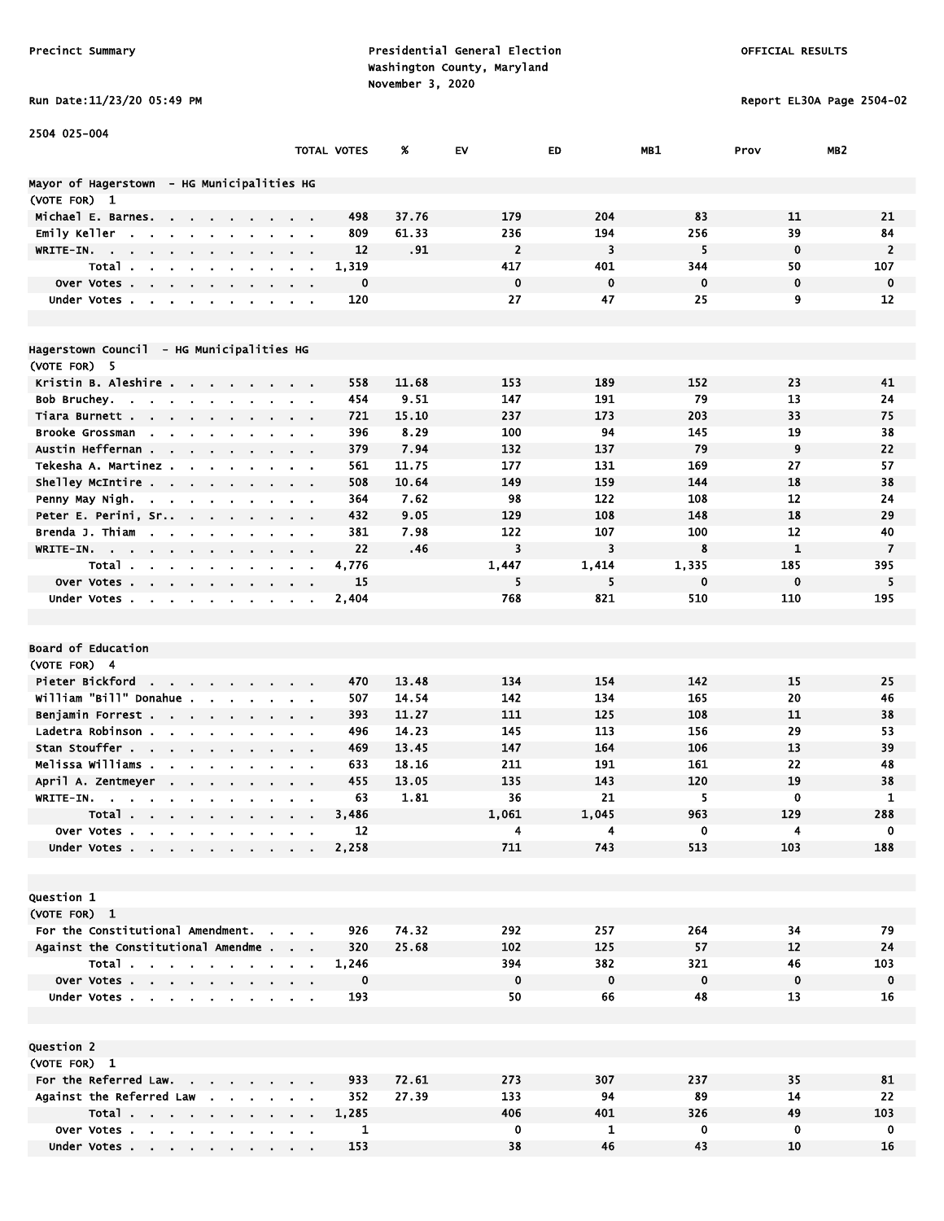Precinct Summary

Presidential General Election
Washington County, Maryland
November 3, 2020

OFFICIAL RESULTS

Run Date:11/23/20 05:49 PM

Report EL30A Page 2504-02

2504 025-004

| | TOTAL VOTES | % | EV | ED | MB1 | Prov | MB2 |
|---|---|---|---|---|---|---|---|
| **Mayor of Hagerstown - HG Municipalities HG** | | | | | | | |
| (VOTE FOR) 1 | | | | | | | |
| Michael E. Barnes | 498 | 37.76 | 179 | 204 | 83 | 11 | 21 |
| Emily Keller | 809 | 61.33 | 236 | 194 | 256 | 39 | 84 |
| WRITE-IN. | 12 | .91 | 2 | 3 | 5 | 0 | 2 |
| Total | 1,319 | | 417 | 401 | 344 | 50 | 107 |
| Over Votes | 0 | | 0 | 0 | 0 | 0 | 0 |
| Under Votes | 120 | | 27 | 47 | 25 | 9 | 12 |
| **Hagerstown Council - HG Municipalities HG** | | | | | | | |
| (VOTE FOR) 5 | | | | | | | |
| Kristin B. Aleshire | 558 | 11.68 | 153 | 189 | 152 | 23 | 41 |
| Bob Bruchey | 454 | 9.51 | 147 | 191 | 79 | 13 | 24 |
| Tiara Burnett | 721 | 15.10 | 237 | 173 | 203 | 33 | 75 |
| Brooke Grossman | 396 | 8.29 | 100 | 94 | 145 | 19 | 38 |
| Austin Heffernan | 379 | 7.94 | 132 | 137 | 79 | 9 | 22 |
| Tekesha A. Martinez | 561 | 11.75 | 177 | 131 | 169 | 27 | 57 |
| Shelley McIntire | 508 | 10.64 | 149 | 159 | 144 | 18 | 38 |
| Penny May Nigh | 364 | 7.62 | 98 | 122 | 108 | 12 | 24 |
| Peter E. Perini, Sr. | 432 | 9.05 | 129 | 108 | 148 | 18 | 29 |
| Brenda J. Thiam | 381 | 7.98 | 122 | 107 | 100 | 12 | 40 |
| WRITE-IN. | 22 | .46 | 3 | 3 | 8 | 1 | 7 |
| Total | 4,776 | | 1,447 | 1,414 | 1,335 | 185 | 395 |
| Over Votes | 15 | | 5 | 5 | 0 | 0 | 5 |
| Under Votes | 2,404 | | 768 | 821 | 510 | 110 | 195 |
| **Board of Education** | | | | | | | |
| (VOTE FOR) 4 | | | | | | | |
| Pieter Bickford | 470 | 13.48 | 134 | 154 | 142 | 15 | 25 |
| William "Bill" Donahue | 507 | 14.54 | 142 | 134 | 165 | 20 | 46 |
| Benjamin Forrest | 393 | 11.27 | 111 | 125 | 108 | 11 | 38 |
| Ladetra Robinson | 496 | 14.23 | 145 | 113 | 156 | 29 | 53 |
| Stan Stouffer | 469 | 13.45 | 147 | 164 | 106 | 13 | 39 |
| Melissa Williams | 633 | 18.16 | 211 | 191 | 161 | 22 | 48 |
| April A. Zentmeyer | 455 | 13.05 | 135 | 143 | 120 | 19 | 38 |
| WRITE-IN. | 63 | 1.81 | 36 | 21 | 5 | 0 | 1 |
| Total | 3,486 | | 1,061 | 1,045 | 963 | 129 | 288 |
| Over Votes | 12 | | 4 | 4 | 0 | 4 | 0 |
| Under Votes | 2,258 | | 711 | 743 | 513 | 103 | 188 |
| **Question 1** | | | | | | | |
| (VOTE FOR) 1 | | | | | | | |
| For the Constitutional Amendment. | 926 | 74.32 | 292 | 257 | 264 | 34 | 79 |
| Against the Constitutional Amendme | 320 | 25.68 | 102 | 125 | 57 | 12 | 24 |
| Total | 1,246 | | 394 | 382 | 321 | 46 | 103 |
| Over Votes | 0 | | 0 | 0 | 0 | 0 | 0 |
| Under Votes | 193 | | 50 | 66 | 48 | 13 | 16 |
| **Question 2** | | | | | | | |
| (VOTE FOR) 1 | | | | | | | |
| For the Referred Law. | 933 | 72.61 | 273 | 307 | 237 | 35 | 81 |
| Against the Referred Law | 352 | 27.39 | 133 | 94 | 89 | 14 | 22 |
| Total | 1,285 | | 406 | 401 | 326 | 49 | 103 |
| Over Votes | 1 | | 0 | 1 | 0 | 0 | 0 |
| Under Votes | 153 | | 38 | 46 | 43 | 10 | 16 |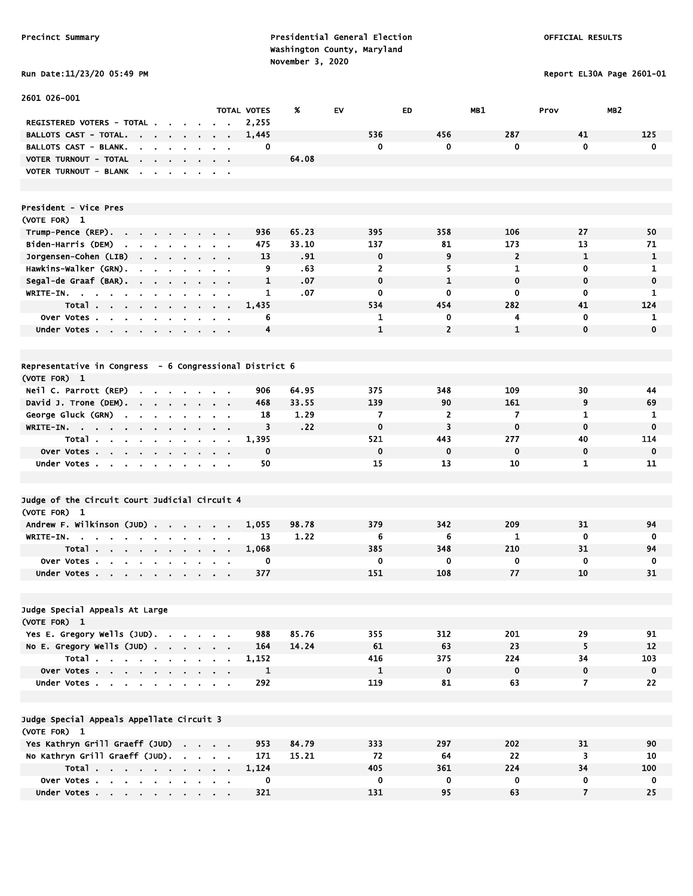Precinct Summary

Presidential General Election
Washington County, Maryland
November 3, 2020

OFFICIAL RESULTS

Run Date:11/23/20 05:49 PM

Report EL30A Page 2601-01

2601 026-001

| | TOTAL VOTES | % | EV | ED | MB1 | Prov | MB2 |
|---|---|---|---|---|---|---|---|
| REGISTERED VOTERS - TOTAL | 2,255 | | | | | | |
| BALLOTS CAST - TOTAL. | 1,445 | | 536 | 456 | 287 | 41 | 125 |
| BALLOTS CAST - BLANK. | 0 | | 0 | 0 | 0 | 0 | 0 |
| VOTER TURNOUT - TOTAL | | 64.08 | | | | | |
| VOTER TURNOUT - BLANK | | | | | | | |

**President - Vice Pres**
(VOTE FOR) 1

| | TOTAL VOTES | % | EV | ED | MB1 | Prov | MB2 |
|---|---|---|---|---|---|---|---|
| Trump-Pence (REP). | 936 | 65.23 | 395 | 358 | 106 | 27 | 50 |
| Biden-Harris (DEM) | 475 | 33.10 | 137 | 81 | 173 | 13 | 71 |
| Jorgensen-Cohen (LIB) | 13 | .91 | 0 | 9 | 2 | 1 | 1 |
| Hawkins-Walker (GRN). | 9 | .63 | 2 | 5 | 1 | 0 | 1 |
| Segal-de Graaf (BAR). | 1 | .07 | 0 | 1 | 0 | 0 | 0 |
| WRITE-IN. | 1 | .07 | 0 | 0 | 0 | 0 | 1 |
| Total | 1,435 | | 534 | 454 | 282 | 41 | 124 |
| Over Votes | 6 | | 1 | 0 | 4 | 0 | 1 |
| Under Votes | 4 | | 1 | 2 | 1 | 0 | 0 |

**Representative in Congress - 6 Congressional District 6**
(VOTE FOR) 1

| | TOTAL VOTES | % | EV | ED | MB1 | Prov | MB2 |
|---|---|---|---|---|---|---|---|
| Neil C. Parrott (REP) | 906 | 64.95 | 375 | 348 | 109 | 30 | 44 |
| David J. Trone (DEM). | 468 | 33.55 | 139 | 90 | 161 | 9 | 69 |
| George Gluck (GRN) | 18 | 1.29 | 7 | 2 | 7 | 1 | 1 |
| WRITE-IN. | 3 | .22 | 0 | 3 | 0 | 0 | 0 |
| Total | 1,395 | | 521 | 443 | 277 | 40 | 114 |
| Over Votes | 0 | | 0 | 0 | 0 | 0 | 0 |
| Under Votes | 50 | | 15 | 13 | 10 | 1 | 11 |

**Judge of the Circuit Court Judicial Circuit 4**
(VOTE FOR) 1

| | TOTAL VOTES | % | EV | ED | MB1 | Prov | MB2 |
|---|---|---|---|---|---|---|---|
| Andrew F. Wilkinson (JUD) | 1,055 | 98.78 | 379 | 342 | 209 | 31 | 94 |
| WRITE-IN. | 13 | 1.22 | 6 | 6 | 1 | 0 | 0 |
| Total | 1,068 | | 385 | 348 | 210 | 31 | 94 |
| Over Votes | 0 | | 0 | 0 | 0 | 0 | 0 |
| Under Votes | 377 | | 151 | 108 | 77 | 10 | 31 |

**Judge Special Appeals At Large**
(VOTE FOR) 1

| | TOTAL VOTES | % | EV | ED | MB1 | Prov | MB2 |
|---|---|---|---|---|---|---|---|
| Yes E. Gregory Wells (JUD). | 988 | 85.76 | 355 | 312 | 201 | 29 | 91 |
| No E. Gregory Wells (JUD) | 164 | 14.24 | 61 | 63 | 23 | 5 | 12 |
| Total | 1,152 | | 416 | 375 | 224 | 34 | 103 |
| Over Votes | 1 | | 1 | 0 | 0 | 0 | 0 |
| Under Votes | 292 | | 119 | 81 | 63 | 7 | 22 |

**Judge Special Appeals Appellate Circuit 3**
(VOTE FOR) 1

| | TOTAL VOTES | % | EV | ED | MB1 | Prov | MB2 |
|---|---|---|---|---|---|---|---|
| Yes Kathryn Grill Graeff (JUD) | 953 | 84.79 | 333 | 297 | 202 | 31 | 90 |
| No Kathryn Grill Graeff (JUD). | 171 | 15.21 | 72 | 64 | 22 | 3 | 10 |
| Total | 1,124 | | 405 | 361 | 224 | 34 | 100 |
| Over Votes | 0 | | 0 | 0 | 0 | 0 | 0 |
| Under Votes | 321 | | 131 | 95 | 63 | 7 | 25 |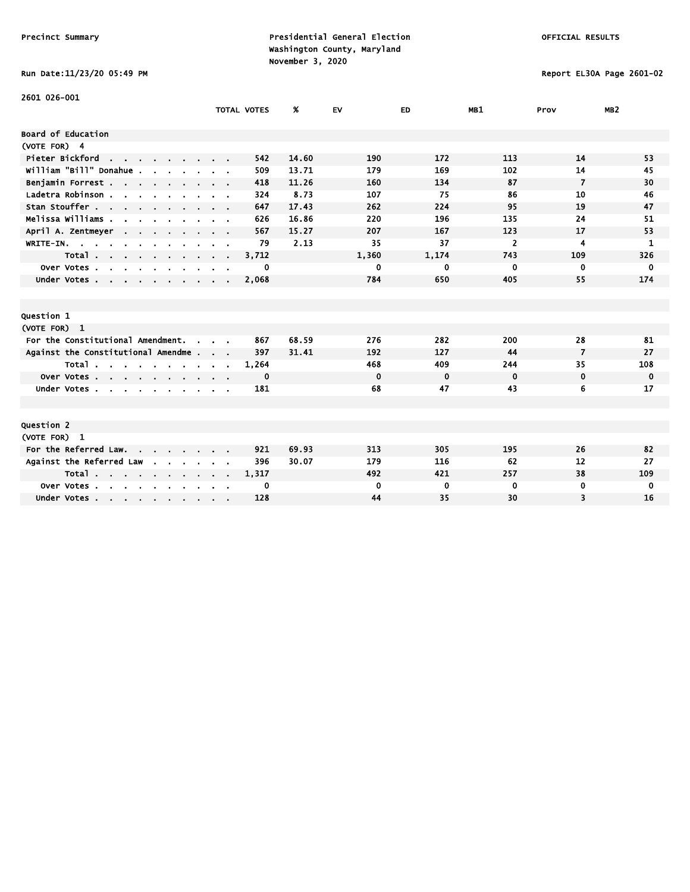Precinct Summary — Presidential General Election — Washington County, Maryland — November 3, 2020 — OFFICIAL RESULTS

Run Date:11/23/20 05:49 PM — Report EL30A Page 2601-02

## 2601 026-001

| | TOTAL VOTES | % | EV | ED | MB1 | Prov | MB2 |
|---|---|---|---|---|---|---|---|
| **Board of Education** | | | | | | | |
| (VOTE FOR) 4 | | | | | | | |
| Pieter Bickford | 542 | 14.60 | 190 | 172 | 113 | 14 | 53 |
| William "Bill" Donahue | 509 | 13.71 | 179 | 169 | 102 | 14 | 45 |
| Benjamin Forrest | 418 | 11.26 | 160 | 134 | 87 | 7 | 30 |
| Ladetra Robinson | 324 | 8.73 | 107 | 75 | 86 | 10 | 46 |
| Stan Stouffer | 647 | 17.43 | 262 | 224 | 95 | 19 | 47 |
| Melissa Williams | 626 | 16.86 | 220 | 196 | 135 | 24 | 51 |
| April A. Zentmeyer | 567 | 15.27 | 207 | 167 | 123 | 17 | 53 |
| WRITE-IN. | 79 | 2.13 | 35 | 37 | 2 | 4 | 1 |
| Total | 3,712 | | 1,360 | 1,174 | 743 | 109 | 326 |
| Over Votes | 0 | | 0 | 0 | 0 | 0 | 0 |
| Under Votes | 2,068 | | 784 | 650 | 405 | 55 | 174 |
| **Question 1** | | | | | | | |
| (VOTE FOR) 1 | | | | | | | |
| For the Constitutional Amendment. | 867 | 68.59 | 276 | 282 | 200 | 28 | 81 |
| Against the Constitutional Amendme | 397 | 31.41 | 192 | 127 | 44 | 7 | 27 |
| Total | 1,264 | | 468 | 409 | 244 | 35 | 108 |
| Over Votes | 0 | | 0 | 0 | 0 | 0 | 0 |
| Under Votes | 181 | | 68 | 47 | 43 | 6 | 17 |
| **Question 2** | | | | | | | |
| (VOTE FOR) 1 | | | | | | | |
| For the Referred Law. | 921 | 69.93 | 313 | 305 | 195 | 26 | 82 |
| Against the Referred Law | 396 | 30.07 | 179 | 116 | 62 | 12 | 27 |
| Total | 1,317 | | 492 | 421 | 257 | 38 | 109 |
| Over Votes | 0 | | 0 | 0 | 0 | 0 | 0 |
| Under Votes | 128 | | 44 | 35 | 30 | 3 | 16 |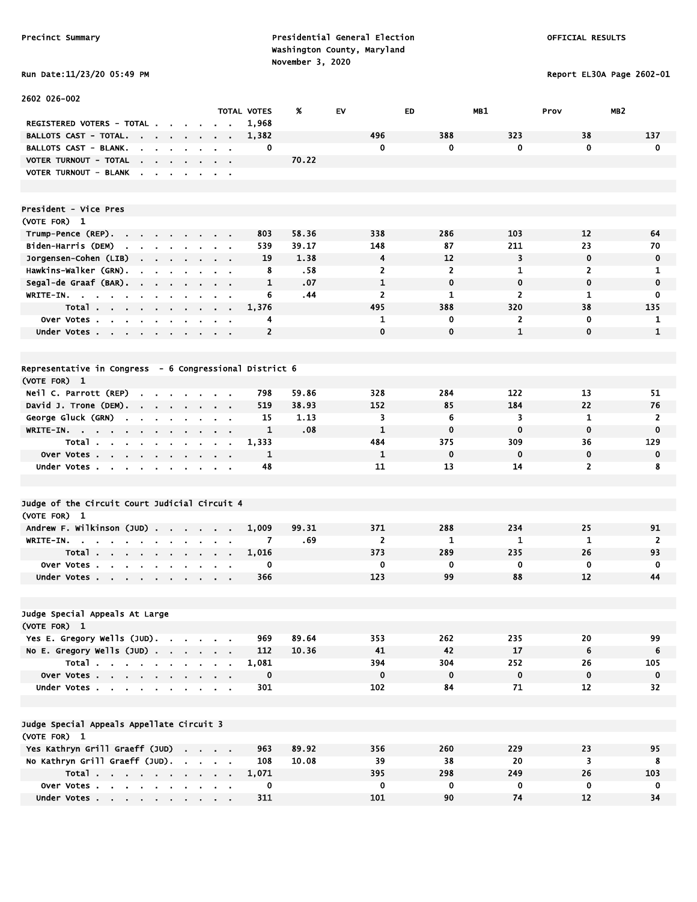Precinct Summary

Presidential General Election
Washington County, Maryland
November 3, 2020

OFFICIAL RESULTS

Run Date:11/23/20 05:49 PM

Report EL30A Page 2602-01

2602 026-002

| | TOTAL VOTES | % | EV | ED | MB1 | Prov | MB2 |
|---|---|---|---|---|---|---|---|
| REGISTERED VOTERS - TOTAL | 1,968 | | | | | | |
| BALLOTS CAST - TOTAL. | 1,382 | | 496 | 388 | 323 | 38 | 137 |
| BALLOTS CAST - BLANK. | 0 | | 0 | 0 | 0 | 0 | 0 |
| VOTER TURNOUT - TOTAL | | 70.22 | | | | | |
| VOTER TURNOUT - BLANK | | | | | | | |

**President - Vice Pres**
(VOTE FOR) 1

| | TOTAL VOTES | % | EV | ED | MB1 | Prov | MB2 |
|---|---|---|---|---|---|---|---|
| Trump-Pence (REP). | 803 | 58.36 | 338 | 286 | 103 | 12 | 64 |
| Biden-Harris (DEM) | 539 | 39.17 | 148 | 87 | 211 | 23 | 70 |
| Jorgensen-Cohen (LIB) | 19 | 1.38 | 4 | 12 | 3 | 0 | 0 |
| Hawkins-Walker (GRN). | 8 | .58 | 2 | 2 | 1 | 2 | 1 |
| Segal-de Graaf (BAR). | 1 | .07 | 1 | 0 | 0 | 0 | 0 |
| WRITE-IN. | 6 | .44 | 2 | 1 | 2 | 1 | 0 |
| Total | 1,376 | | 495 | 388 | 320 | 38 | 135 |
| Over Votes | 4 | | 1 | 0 | 2 | 0 | 1 |
| Under Votes | 2 | | 0 | 0 | 1 | 0 | 1 |

**Representative in Congress - 6 Congressional District 6**
(VOTE FOR) 1

| | TOTAL VOTES | % | EV | ED | MB1 | Prov | MB2 |
|---|---|---|---|---|---|---|---|
| Neil C. Parrott (REP) | 798 | 59.86 | 328 | 284 | 122 | 13 | 51 |
| David J. Trone (DEM). | 519 | 38.93 | 152 | 85 | 184 | 22 | 76 |
| George Gluck (GRN) | 15 | 1.13 | 3 | 6 | 3 | 1 | 2 |
| WRITE-IN. | 1 | .08 | 1 | 0 | 0 | 0 | 0 |
| Total | 1,333 | | 484 | 375 | 309 | 36 | 129 |
| Over Votes | 1 | | 1 | 0 | 0 | 0 | 0 |
| Under Votes | 48 | | 11 | 13 | 14 | 2 | 8 |

**Judge of the Circuit Court Judicial Circuit 4**
(VOTE FOR) 1

| | TOTAL VOTES | % | EV | ED | MB1 | Prov | MB2 |
|---|---|---|---|---|---|---|---|
| Andrew F. Wilkinson (JUD) | 1,009 | 99.31 | 371 | 288 | 234 | 25 | 91 |
| WRITE-IN. | 7 | .69 | 2 | 1 | 1 | 1 | 2 |
| Total | 1,016 | | 373 | 289 | 235 | 26 | 93 |
| Over Votes | 0 | | 0 | 0 | 0 | 0 | 0 |
| Under Votes | 366 | | 123 | 99 | 88 | 12 | 44 |

**Judge Special Appeals At Large**
(VOTE FOR) 1

| | TOTAL VOTES | % | EV | ED | MB1 | Prov | MB2 |
|---|---|---|---|---|---|---|---|
| Yes E. Gregory Wells (JUD). | 969 | 89.64 | 353 | 262 | 235 | 20 | 99 |
| No E. Gregory Wells (JUD) | 112 | 10.36 | 41 | 42 | 17 | 6 | 6 |
| Total | 1,081 | | 394 | 304 | 252 | 26 | 105 |
| Over Votes | 0 | | 0 | 0 | 0 | 0 | 0 |
| Under Votes | 301 | | 102 | 84 | 71 | 12 | 32 |

**Judge Special Appeals Appellate Circuit 3**
(VOTE FOR) 1

| | TOTAL VOTES | % | EV | ED | MB1 | Prov | MB2 |
|---|---|---|---|---|---|---|---|
| Yes Kathryn Grill Graeff (JUD) | 963 | 89.92 | 356 | 260 | 229 | 23 | 95 |
| No Kathryn Grill Graeff (JUD). | 108 | 10.08 | 39 | 38 | 20 | 3 | 8 |
| Total | 1,071 | | 395 | 298 | 249 | 26 | 103 |
| Over Votes | 0 | | 0 | 0 | 0 | 0 | 0 |
| Under Votes | 311 | | 101 | 90 | 74 | 12 | 34 |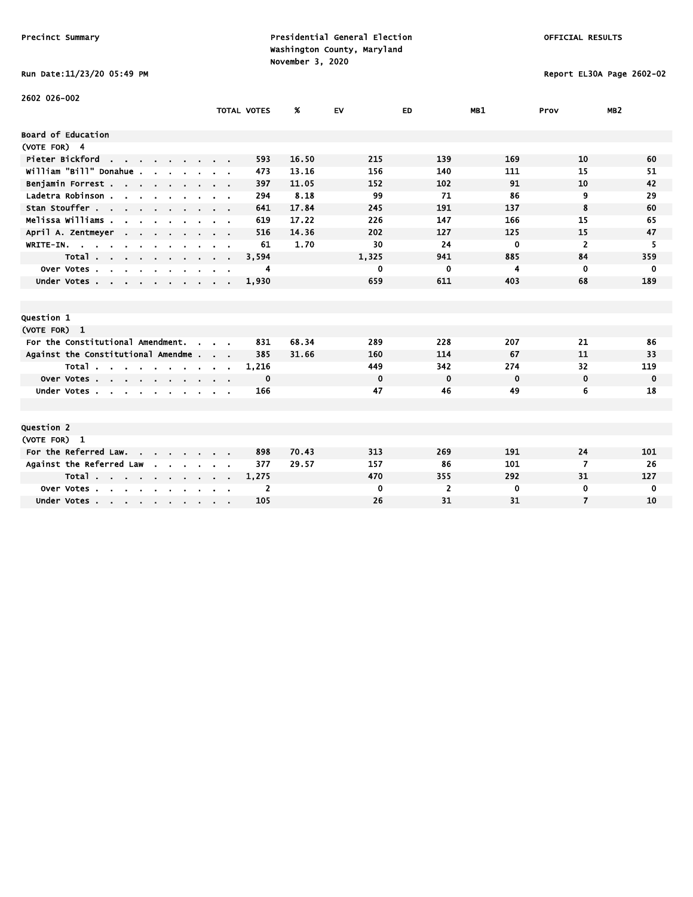Precinct Summary

Presidential General Election
Washington County, Maryland
November 3, 2020

OFFICIAL RESULTS

Run Date:11/23/20 05:49 PM

Report EL30A Page 2602-02

2602 026-002

| | TOTAL VOTES | % | EV | ED | MB1 | Prov | MB2 |
|---|---|---|---|---|---|---|---|
| **Board of Education** | | | | | | | |
| (VOTE FOR) 4 | | | | | | | |
| Pieter Bickford | 593 | 16.50 | 215 | 139 | 169 | 10 | 60 |
| William "Bill" Donahue | 473 | 13.16 | 156 | 140 | 111 | 15 | 51 |
| Benjamin Forrest | 397 | 11.05 | 152 | 102 | 91 | 10 | 42 |
| Ladetra Robinson | 294 | 8.18 | 99 | 71 | 86 | 9 | 29 |
| Stan Stouffer | 641 | 17.84 | 245 | 191 | 137 | 8 | 60 |
| Melissa Williams | 619 | 17.22 | 226 | 147 | 166 | 15 | 65 |
| April A. Zentmeyer | 516 | 14.36 | 202 | 127 | 125 | 15 | 47 |
| WRITE-IN. | 61 | 1.70 | 30 | 24 | 0 | 2 | 5 |
| Total | 3,594 | | 1,325 | 941 | 885 | 84 | 359 |
| Over Votes | 4 | | 0 | 0 | 4 | 0 | 0 |
| Under Votes | 1,930 | | 659 | 611 | 403 | 68 | 189 |

| | TOTAL VOTES | % | EV | ED | MB1 | Prov | MB2 |
|---|---|---|---|---|---|---|---|
| **Question 1** | | | | | | | |
| (VOTE FOR) 1 | | | | | | | |
| For the Constitutional Amendment. | 831 | 68.34 | 289 | 228 | 207 | 21 | 86 |
| Against the Constitutional Amendme | 385 | 31.66 | 160 | 114 | 67 | 11 | 33 |
| Total | 1,216 | | 449 | 342 | 274 | 32 | 119 |
| Over Votes | 0 | | 0 | 0 | 0 | 0 | 0 |
| Under Votes | 166 | | 47 | 46 | 49 | 6 | 18 |

| | TOTAL VOTES | % | EV | ED | MB1 | Prov | MB2 |
|---|---|---|---|---|---|---|---|
| **Question 2** | | | | | | | |
| (VOTE FOR) 1 | | | | | | | |
| For the Referred Law. | 898 | 70.43 | 313 | 269 | 191 | 24 | 101 |
| Against the Referred Law | 377 | 29.57 | 157 | 86 | 101 | 7 | 26 |
| Total | 1,275 | | 470 | 355 | 292 | 31 | 127 |
| Over Votes | 2 | | 0 | 2 | 0 | 0 | 0 |
| Under Votes | 105 | | 26 | 31 | 31 | 7 | 10 |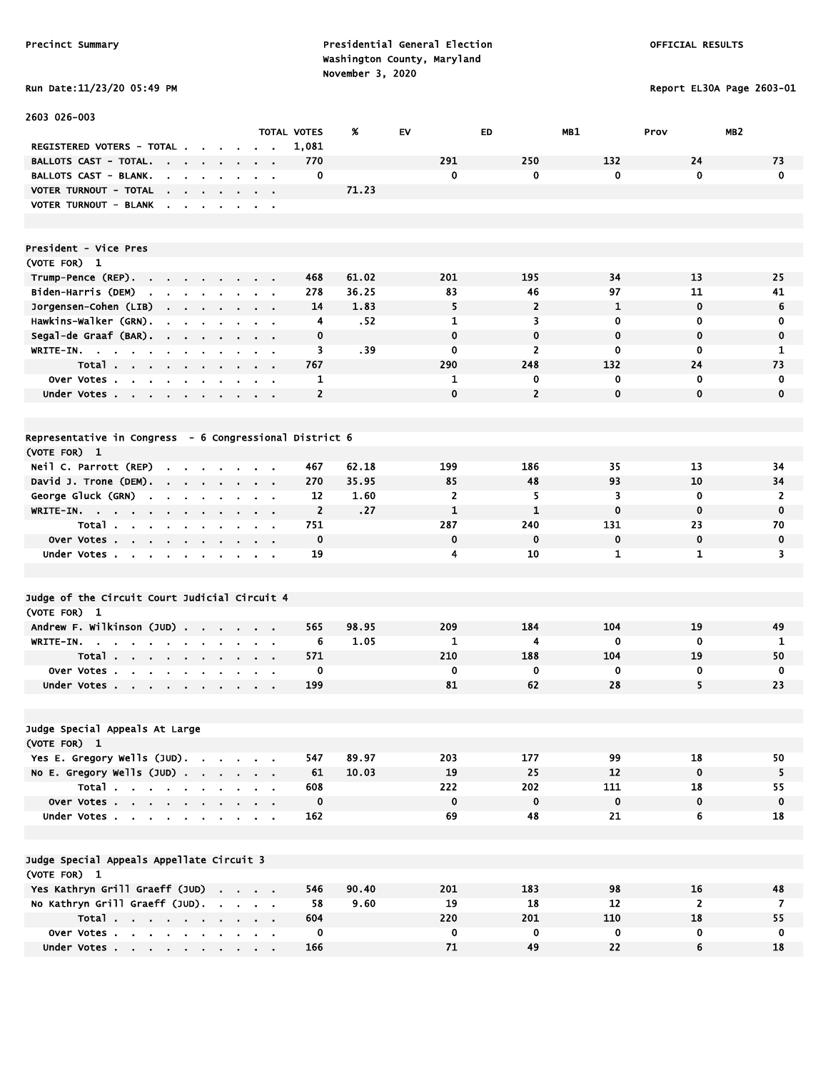Precinct Summary

Presidential General Election
Washington County, Maryland
November 3, 2020

OFFICIAL RESULTS

Run Date:11/23/20 05:49 PM

Report EL30A Page 2603-01

2603 026-003

| | TOTAL VOTES | % | EV | ED | MB1 | Prov | MB2 |
|---|---|---|---|---|---|---|---|
| REGISTERED VOTERS - TOTAL | 1,081 | | | | | | |
| BALLOTS CAST - TOTAL | 770 | | 291 | 250 | 132 | 24 | 73 |
| BALLOTS CAST - BLANK | 0 | | 0 | 0 | 0 | 0 | 0 |
| VOTER TURNOUT - TOTAL | | 71.23 | | | | | |
| VOTER TURNOUT - BLANK | | | | | | | |

## President - Vice Pres

(VOTE FOR) 1

| | TOTAL VOTES | % | EV | ED | MB1 | Prov | MB2 |
|---|---|---|---|---|---|---|---|
| Trump-Pence (REP) | 468 | 61.02 | 201 | 195 | 34 | 13 | 25 |
| Biden-Harris (DEM) | 278 | 36.25 | 83 | 46 | 97 | 11 | 41 |
| Jorgensen-Cohen (LIB) | 14 | 1.83 | 5 | 2 | 1 | 0 | 6 |
| Hawkins-Walker (GRN) | 4 | .52 | 1 | 3 | 0 | 0 | 0 |
| Segal-de Graaf (BAR) | 0 | | 0 | 0 | 0 | 0 | 0 |
| WRITE-IN | 3 | .39 | 0 | 2 | 0 | 0 | 1 |
| Total | 767 | | 290 | 248 | 132 | 24 | 73 |
| Over Votes | 1 | | 1 | 0 | 0 | 0 | 0 |
| Under Votes | 2 | | 0 | 2 | 0 | 0 | 0 |

## Representative in Congress - 6 Congressional District 6

(VOTE FOR) 1

| | TOTAL VOTES | % | EV | ED | MB1 | Prov | MB2 |
|---|---|---|---|---|---|---|---|
| Neil C. Parrott (REP) | 467 | 62.18 | 199 | 186 | 35 | 13 | 34 |
| David J. Trone (DEM) | 270 | 35.95 | 85 | 48 | 93 | 10 | 34 |
| George Gluck (GRN) | 12 | 1.60 | 2 | 5 | 3 | 0 | 2 |
| WRITE-IN | 2 | .27 | 1 | 1 | 0 | 0 | 0 |
| Total | 751 | | 287 | 240 | 131 | 23 | 70 |
| Over Votes | 0 | | 0 | 0 | 0 | 0 | 0 |
| Under Votes | 19 | | 4 | 10 | 1 | 1 | 3 |

## Judge of the Circuit Court Judicial Circuit 4

(VOTE FOR) 1

| | TOTAL VOTES | % | EV | ED | MB1 | Prov | MB2 |
|---|---|---|---|---|---|---|---|
| Andrew F. Wilkinson (JUD) | 565 | 98.95 | 209 | 184 | 104 | 19 | 49 |
| WRITE-IN | 6 | 1.05 | 1 | 4 | 0 | 0 | 1 |
| Total | 571 | | 210 | 188 | 104 | 19 | 50 |
| Over Votes | 0 | | 0 | 0 | 0 | 0 | 0 |
| Under Votes | 199 | | 81 | 62 | 28 | 5 | 23 |

## Judge Special Appeals At Large

(VOTE FOR) 1

| | TOTAL VOTES | % | EV | ED | MB1 | Prov | MB2 |
|---|---|---|---|---|---|---|---|
| Yes E. Gregory Wells (JUD) | 547 | 89.97 | 203 | 177 | 99 | 18 | 50 |
| No E. Gregory Wells (JUD) | 61 | 10.03 | 19 | 25 | 12 | 0 | 5 |
| Total | 608 | | 222 | 202 | 111 | 18 | 55 |
| Over Votes | 0 | | 0 | 0 | 0 | 0 | 0 |
| Under Votes | 162 | | 69 | 48 | 21 | 6 | 18 |

## Judge Special Appeals Appellate Circuit 3

(VOTE FOR) 1

| | TOTAL VOTES | % | EV | ED | MB1 | Prov | MB2 |
|---|---|---|---|---|---|---|---|
| Yes Kathryn Grill Graeff (JUD) | 546 | 90.40 | 201 | 183 | 98 | 16 | 48 |
| No Kathryn Grill Graeff (JUD) | 58 | 9.60 | 19 | 18 | 12 | 2 | 7 |
| Total | 604 | | 220 | 201 | 110 | 18 | 55 |
| Over Votes | 0 | | 0 | 0 | 0 | 0 | 0 |
| Under Votes | 166 | | 71 | 49 | 22 | 6 | 18 |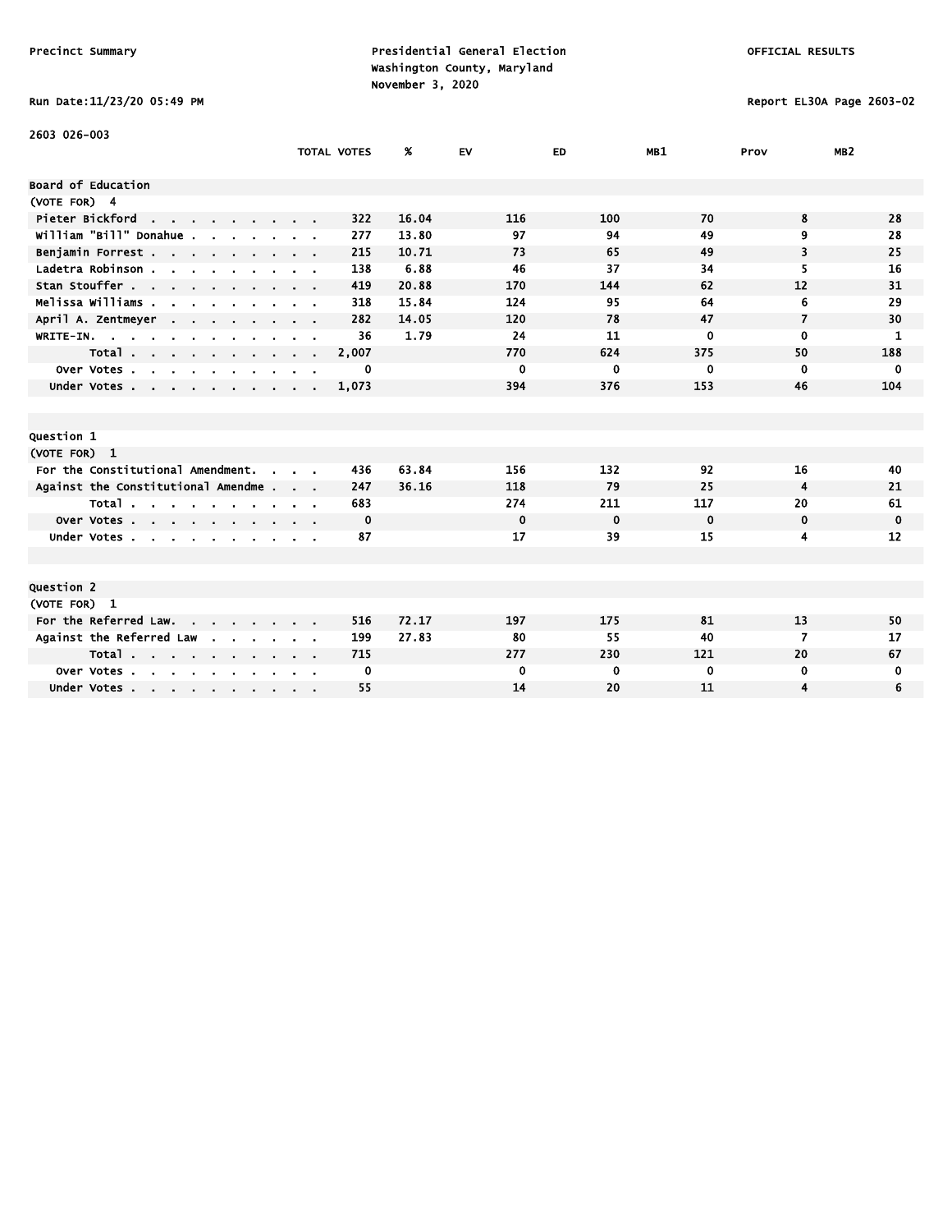Precinct Summary

Presidential General Election
Washington County, Maryland
November 3, 2020

OFFICIAL RESULTS

Run Date:11/23/20 05:49 PM

Report EL30A Page 2603-02

2603 026-003

| | TOTAL VOTES | % | EV | ED | MB1 | Prov | MB2 |
|---|---|---|---|---|---|---|---|
| **Board of Education** | | | | | | | |
| (VOTE FOR) 4 | | | | | | | |
| Pieter Bickford | 322 | 16.04 | 116 | 100 | 70 | 8 | 28 |
| William "Bill" Donahue | 277 | 13.80 | 97 | 94 | 49 | 9 | 28 |
| Benjamin Forrest | 215 | 10.71 | 73 | 65 | 49 | 3 | 25 |
| Ladetra Robinson | 138 | 6.88 | 46 | 37 | 34 | 5 | 16 |
| Stan Stouffer | 419 | 20.88 | 170 | 144 | 62 | 12 | 31 |
| Melissa Williams | 318 | 15.84 | 124 | 95 | 64 | 6 | 29 |
| April A. Zentmeyer | 282 | 14.05 | 120 | 78 | 47 | 7 | 30 |
| WRITE-IN. | 36 | 1.79 | 24 | 11 | 0 | 0 | 1 |
| Total | 2,007 | | 770 | 624 | 375 | 50 | 188 |
| Over Votes | 0 | | 0 | 0 | 0 | 0 | 0 |
| Under Votes | 1,073 | | 394 | 376 | 153 | 46 | 104 |
| **Question 1** | | | | | | | |
| (VOTE FOR) 1 | | | | | | | |
| For the Constitutional Amendment. | 436 | 63.84 | 156 | 132 | 92 | 16 | 40 |
| Against the Constitutional Amendme | 247 | 36.16 | 118 | 79 | 25 | 4 | 21 |
| Total | 683 | | 274 | 211 | 117 | 20 | 61 |
| Over Votes | 0 | | 0 | 0 | 0 | 0 | 0 |
| Under Votes | 87 | | 17 | 39 | 15 | 4 | 12 |
| **Question 2** | | | | | | | |
| (VOTE FOR) 1 | | | | | | | |
| For the Referred Law. | 516 | 72.17 | 197 | 175 | 81 | 13 | 50 |
| Against the Referred Law | 199 | 27.83 | 80 | 55 | 40 | 7 | 17 |
| Total | 715 | | 277 | 230 | 121 | 20 | 67 |
| Over Votes | 0 | | 0 | 0 | 0 | 0 | 0 |
| Under Votes | 55 | | 14 | 20 | 11 | 4 | 6 |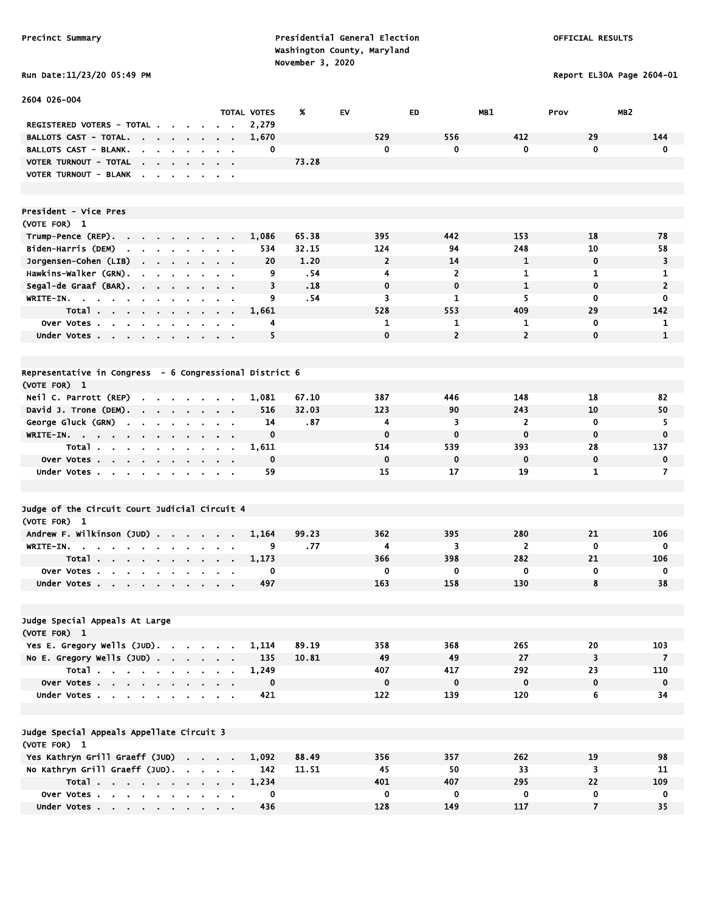Precinct Summary

Presidential General Election
Washington County, Maryland
November 3, 2020

OFFICIAL RESULTS

Run Date:11/23/20 05:49 PM

Report EL30A Page 2604-01

2604 026-004

| | TOTAL VOTES | % | EV | ED | MB1 | Prov | MB2 |
|---|---|---|---|---|---|---|---|
| REGISTERED VOTERS - TOTAL | 2,279 | | | | | | |
| BALLOTS CAST - TOTAL | 1,670 | | 529 | 556 | 412 | 29 | 144 |
| BALLOTS CAST - BLANK | 0 | | 0 | 0 | 0 | 0 | 0 |
| VOTER TURNOUT - TOTAL | | 73.28 | | | | | |
| VOTER TURNOUT - BLANK | | | | | | | |

**President - Vice Pres**
(VOTE FOR) 1

| | TOTAL VOTES | % | EV | ED | MB1 | Prov | MB2 |
|---|---|---|---|---|---|---|---|
| Trump-Pence (REP) | 1,086 | 65.38 | 395 | 442 | 153 | 18 | 78 |
| Biden-Harris (DEM) | 534 | 32.15 | 124 | 94 | 248 | 10 | 58 |
| Jorgensen-Cohen (LIB) | 20 | 1.20 | 2 | 14 | 1 | 0 | 3 |
| Hawkins-Walker (GRN) | 9 | .54 | 4 | 2 | 1 | 1 | 1 |
| Segal-de Graaf (BAR) | 3 | .18 | 0 | 0 | 1 | 0 | 2 |
| WRITE-IN | 9 | .54 | 3 | 1 | 5 | 0 | 0 |
| Total | 1,661 | | 528 | 553 | 409 | 29 | 142 |
| Over Votes | 4 | | 1 | 1 | 1 | 0 | 1 |
| Under Votes | 5 | | 0 | 2 | 2 | 0 | 1 |

**Representative in Congress - 6 Congressional District 6**
(VOTE FOR) 1

| | TOTAL VOTES | % | EV | ED | MB1 | Prov | MB2 |
|---|---|---|---|---|---|---|---|
| Neil C. Parrott (REP) | 1,081 | 67.10 | 387 | 446 | 148 | 18 | 82 |
| David J. Trone (DEM) | 516 | 32.03 | 123 | 90 | 243 | 10 | 50 |
| George Gluck (GRN) | 14 | .87 | 4 | 3 | 2 | 0 | 5 |
| WRITE-IN | 0 | | 0 | 0 | 0 | 0 | 0 |
| Total | 1,611 | | 514 | 539 | 393 | 28 | 137 |
| Over Votes | 0 | | 0 | 0 | 0 | 0 | 0 |
| Under Votes | 59 | | 15 | 17 | 19 | 1 | 7 |

**Judge of the Circuit Court Judicial Circuit 4**
(VOTE FOR) 1

| | TOTAL VOTES | % | EV | ED | MB1 | Prov | MB2 |
|---|---|---|---|---|---|---|---|
| Andrew F. Wilkinson (JUD) | 1,164 | 99.23 | 362 | 395 | 280 | 21 | 106 |
| WRITE-IN | 9 | .77 | 4 | 3 | 2 | 0 | 0 |
| Total | 1,173 | | 366 | 398 | 282 | 21 | 106 |
| Over Votes | 0 | | 0 | 0 | 0 | 0 | 0 |
| Under Votes | 497 | | 163 | 158 | 130 | 8 | 38 |

**Judge Special Appeals At Large**
(VOTE FOR) 1

| | TOTAL VOTES | % | EV | ED | MB1 | Prov | MB2 |
|---|---|---|---|---|---|---|---|
| Yes E. Gregory Wells (JUD) | 1,114 | 89.19 | 358 | 368 | 265 | 20 | 103 |
| No E. Gregory Wells (JUD) | 135 | 10.81 | 49 | 49 | 27 | 3 | 7 |
| Total | 1,249 | | 407 | 417 | 292 | 23 | 110 |
| Over Votes | 0 | | 0 | 0 | 0 | 0 | 0 |
| Under Votes | 421 | | 122 | 139 | 120 | 6 | 34 |

**Judge Special Appeals Appellate Circuit 3**
(VOTE FOR) 1

| | TOTAL VOTES | % | EV | ED | MB1 | Prov | MB2 |
|---|---|---|---|---|---|---|---|
| Yes Kathryn Grill Graeff (JUD) | 1,092 | 88.49 | 356 | 357 | 262 | 19 | 98 |
| No Kathryn Grill Graeff (JUD) | 142 | 11.51 | 45 | 50 | 33 | 3 | 11 |
| Total | 1,234 | | 401 | 407 | 295 | 22 | 109 |
| Over Votes | 0 | | 0 | 0 | 0 | 0 | 0 |
| Under Votes | 436 | | 128 | 149 | 117 | 7 | 35 |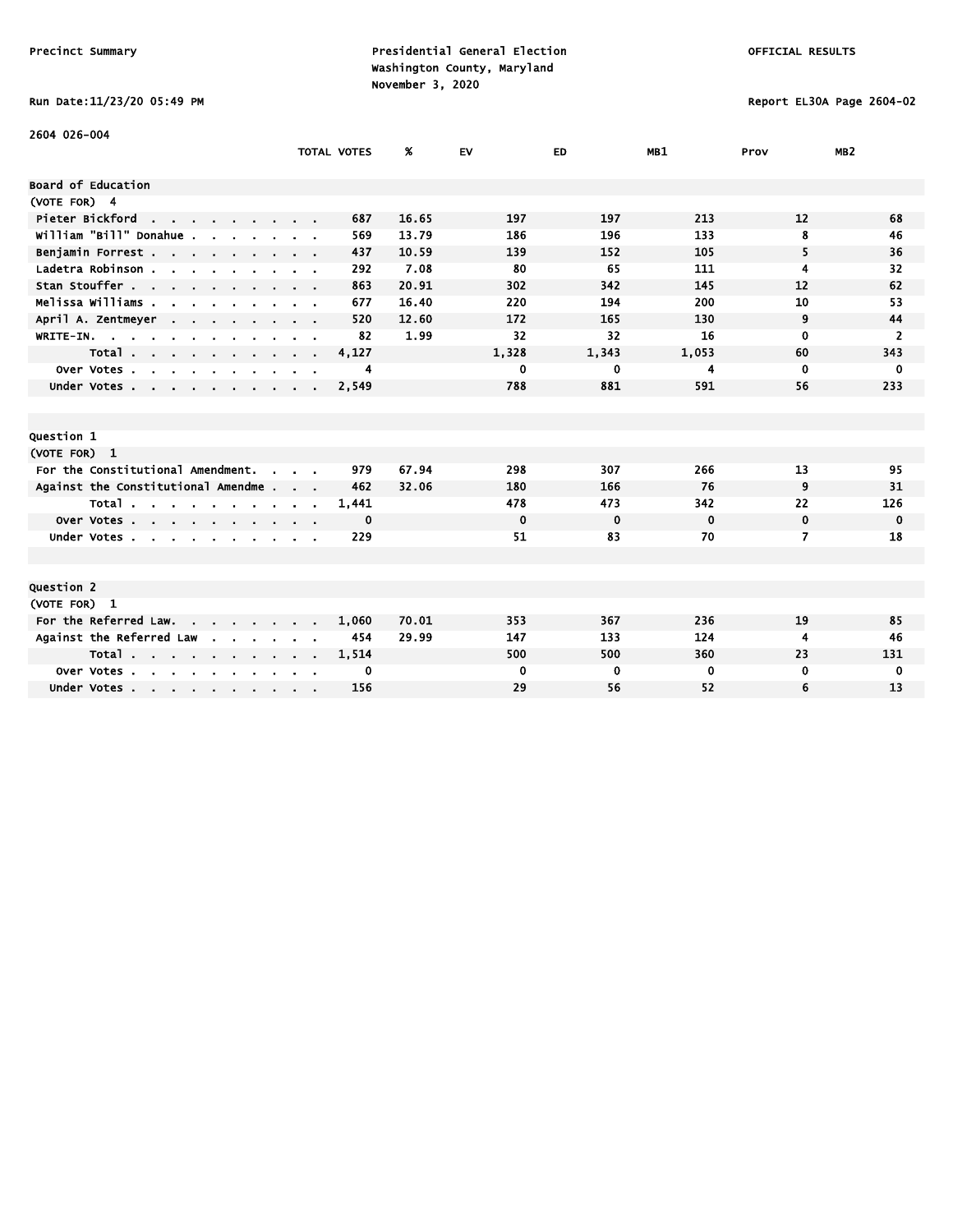Precinct Summary

Presidential General Election
Washington County, Maryland
November 3, 2020

OFFICIAL RESULTS

Run Date:11/23/20 05:49 PM

Report EL30A Page 2604-02

2604 026-004

| | TOTAL VOTES | % | EV | ED | MB1 | Prov | MB2 |
|---|---|---|---|---|---|---|---|
| **Board of Education** | | | | | | | |
| (VOTE FOR) 4 | | | | | | | |
| Pieter Bickford | 687 | 16.65 | 197 | 197 | 213 | 12 | 68 |
| William "Bill" Donahue | 569 | 13.79 | 186 | 196 | 133 | 8 | 46 |
| Benjamin Forrest | 437 | 10.59 | 139 | 152 | 105 | 5 | 36 |
| Ladetra Robinson | 292 | 7.08 | 80 | 65 | 111 | 4 | 32 |
| Stan Stouffer | 863 | 20.91 | 302 | 342 | 145 | 12 | 62 |
| Melissa Williams | 677 | 16.40 | 220 | 194 | 200 | 10 | 53 |
| April A. Zentmeyer | 520 | 12.60 | 172 | 165 | 130 | 9 | 44 |
| WRITE-IN. | 82 | 1.99 | 32 | 32 | 16 | 0 | 2 |
| Total | 4,127 | | 1,328 | 1,343 | 1,053 | 60 | 343 |
| Over Votes | 4 | | 0 | 0 | 4 | 0 | 0 |
| Under Votes | 2,549 | | 788 | 881 | 591 | 56 | 233 |
| **Question 1** | | | | | | | |
| (VOTE FOR) 1 | | | | | | | |
| For the Constitutional Amendment. | 979 | 67.94 | 298 | 307 | 266 | 13 | 95 |
| Against the Constitutional Amendme | 462 | 32.06 | 180 | 166 | 76 | 9 | 31 |
| Total | 1,441 | | 478 | 473 | 342 | 22 | 126 |
| Over Votes | 0 | | 0 | 0 | 0 | 0 | 0 |
| Under Votes | 229 | | 51 | 83 | 70 | 7 | 18 |
| **Question 2** | | | | | | | |
| (VOTE FOR) 1 | | | | | | | |
| For the Referred Law. | 1,060 | 70.01 | 353 | 367 | 236 | 19 | 85 |
| Against the Referred Law | 454 | 29.99 | 147 | 133 | 124 | 4 | 46 |
| Total | 1,514 | | 500 | 500 | 360 | 23 | 131 |
| Over Votes | 0 | | 0 | 0 | 0 | 0 | 0 |
| Under Votes | 156 | | 29 | 56 | 52 | 6 | 13 |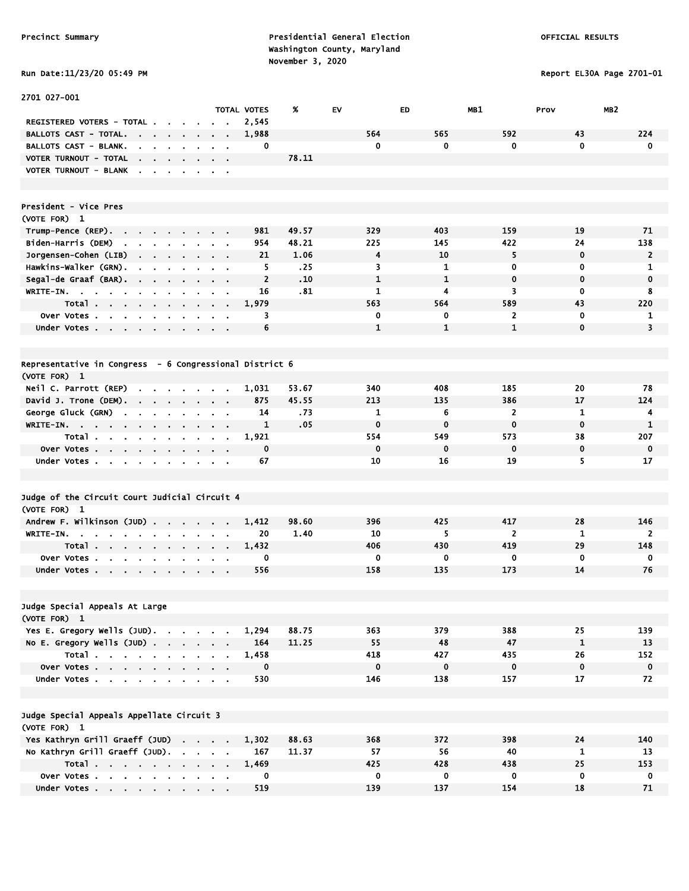Precinct Summary

Presidential General Election
Washington County, Maryland
November 3, 2020

OFFICIAL RESULTS

Run Date:11/23/20 05:49 PM

Report EL30A Page 2701-01

2701 027-001

| | TOTAL VOTES | % | EV | ED | MB1 | Prov | MB2 |
|---|---|---|---|---|---|---|---|
| REGISTERED VOTERS - TOTAL | 2,545 | | | | | | |
| BALLOTS CAST - TOTAL. | 1,988 | | 564 | 565 | 592 | 43 | 224 |
| BALLOTS CAST - BLANK. | 0 | | 0 | 0 | 0 | 0 | 0 |
| VOTER TURNOUT - TOTAL | | 78.11 | | | | | |
| VOTER TURNOUT - BLANK | | | | | | | |

**President - Vice Pres**
(VOTE FOR) 1

| | TOTAL VOTES | % | EV | ED | MB1 | Prov | MB2 |
|---|---|---|---|---|---|---|---|
| Trump-Pence (REP). | 981 | 49.57 | 329 | 403 | 159 | 19 | 71 |
| Biden-Harris (DEM) | 954 | 48.21 | 225 | 145 | 422 | 24 | 138 |
| Jorgensen-Cohen (LIB) | 21 | 1.06 | 4 | 10 | 5 | 0 | 2 |
| Hawkins-Walker (GRN). | 5 | .25 | 3 | 1 | 0 | 0 | 1 |
| Segal-de Graaf (BAR). | 2 | .10 | 1 | 1 | 0 | 0 | 0 |
| WRITE-IN. | 16 | .81 | 1 | 4 | 3 | 0 | 8 |
| Total | 1,979 | | 563 | 564 | 589 | 43 | 220 |
| Over Votes | 3 | | 0 | 0 | 2 | 0 | 1 |
| Under Votes | 6 | | 1 | 1 | 1 | 0 | 3 |

**Representative in Congress - 6 Congressional District 6**
(VOTE FOR) 1

| | TOTAL VOTES | % | EV | ED | MB1 | Prov | MB2 |
|---|---|---|---|---|---|---|---|
| Neil C. Parrott (REP) | 1,031 | 53.67 | 340 | 408 | 185 | 20 | 78 |
| David J. Trone (DEM). | 875 | 45.55 | 213 | 135 | 386 | 17 | 124 |
| George Gluck (GRN) | 14 | .73 | 1 | 6 | 2 | 1 | 4 |
| WRITE-IN. | 1 | .05 | 0 | 0 | 0 | 0 | 1 |
| Total | 1,921 | | 554 | 549 | 573 | 38 | 207 |
| Over Votes | 0 | | 0 | 0 | 0 | 0 | 0 |
| Under Votes | 67 | | 10 | 16 | 19 | 5 | 17 |

**Judge of the Circuit Court Judicial Circuit 4**
(VOTE FOR) 1

| | TOTAL VOTES | % | EV | ED | MB1 | Prov | MB2 |
|---|---|---|---|---|---|---|---|
| Andrew F. Wilkinson (JUD) | 1,412 | 98.60 | 396 | 425 | 417 | 28 | 146 |
| WRITE-IN. | 20 | 1.40 | 10 | 5 | 2 | 1 | 2 |
| Total | 1,432 | | 406 | 430 | 419 | 29 | 148 |
| Over Votes | 0 | | 0 | 0 | 0 | 0 | 0 |
| Under Votes | 556 | | 158 | 135 | 173 | 14 | 76 |

**Judge Special Appeals At Large**
(VOTE FOR) 1

| | TOTAL VOTES | % | EV | ED | MB1 | Prov | MB2 |
|---|---|---|---|---|---|---|---|
| Yes E. Gregory Wells (JUD). | 1,294 | 88.75 | 363 | 379 | 388 | 25 | 139 |
| No E. Gregory Wells (JUD) | 164 | 11.25 | 55 | 48 | 47 | 1 | 13 |
| Total | 1,458 | | 418 | 427 | 435 | 26 | 152 |
| Over Votes | 0 | | 0 | 0 | 0 | 0 | 0 |
| Under Votes | 530 | | 146 | 138 | 157 | 17 | 72 |

**Judge Special Appeals Appellate Circuit 3**
(VOTE FOR) 1

| | TOTAL VOTES | % | EV | ED | MB1 | Prov | MB2 |
|---|---|---|---|---|---|---|---|
| Yes Kathryn Grill Graeff (JUD) | 1,302 | 88.63 | 368 | 372 | 398 | 24 | 140 |
| No Kathryn Grill Graeff (JUD). | 167 | 11.37 | 57 | 56 | 40 | 1 | 13 |
| Total | 1,469 | | 425 | 428 | 438 | 25 | 153 |
| Over Votes | 0 | | 0 | 0 | 0 | 0 | 0 |
| Under Votes | 519 | | 139 | 137 | 154 | 18 | 71 |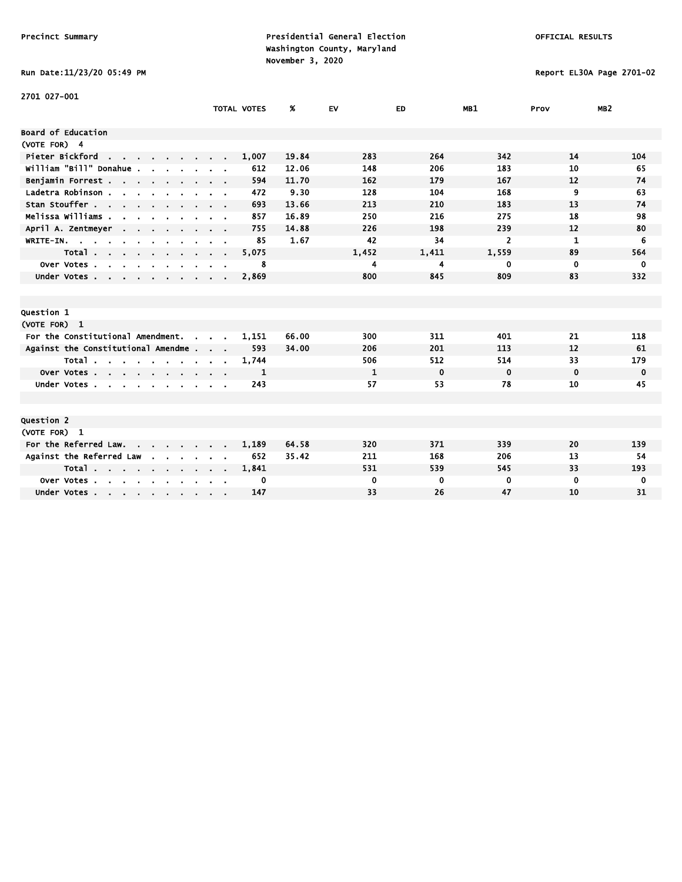Precinct Summary

Presidential General Election
Washington County, Maryland
November 3, 2020

OFFICIAL RESULTS

Run Date:11/23/20 05:49 PM

Report EL30A Page 2701-02

2701 027-001

| | TOTAL VOTES | % | EV | ED | MB1 | Prov | MB2 |
|---|---|---|---|---|---|---|---|
| **Board of Education** | | | | | | | |
| (VOTE FOR) 4 | | | | | | | |
| Pieter Bickford | 1,007 | 19.84 | 283 | 264 | 342 | 14 | 104 |
| William "Bill" Donahue | 612 | 12.06 | 148 | 206 | 183 | 10 | 65 |
| Benjamin Forrest | 594 | 11.70 | 162 | 179 | 167 | 12 | 74 |
| Ladetra Robinson | 472 | 9.30 | 128 | 104 | 168 | 9 | 63 |
| Stan Stouffer | 693 | 13.66 | 213 | 210 | 183 | 13 | 74 |
| Melissa Williams | 857 | 16.89 | 250 | 216 | 275 | 18 | 98 |
| April A. Zentmeyer | 755 | 14.88 | 226 | 198 | 239 | 12 | 80 |
| WRITE-IN. | 85 | 1.67 | 42 | 34 | 2 | 1 | 6 |
| Total | 5,075 | | 1,452 | 1,411 | 1,559 | 89 | 564 |
| Over Votes | 8 | | 4 | 4 | 0 | 0 | 0 |
| Under Votes | 2,869 | | 800 | 845 | 809 | 83 | 332 |
| **Question 1** | | | | | | | |
| (VOTE FOR) 1 | | | | | | | |
| For the Constitutional Amendment. | 1,151 | 66.00 | 300 | 311 | 401 | 21 | 118 |
| Against the Constitutional Amendme | 593 | 34.00 | 206 | 201 | 113 | 12 | 61 |
| Total | 1,744 | | 506 | 512 | 514 | 33 | 179 |
| Over Votes | 1 | | 1 | 0 | 0 | 0 | 0 |
| Under Votes | 243 | | 57 | 53 | 78 | 10 | 45 |
| **Question 2** | | | | | | | |
| (VOTE FOR) 1 | | | | | | | |
| For the Referred Law. | 1,189 | 64.58 | 320 | 371 | 339 | 20 | 139 |
| Against the Referred Law | 652 | 35.42 | 211 | 168 | 206 | 13 | 54 |
| Total | 1,841 | | 531 | 539 | 545 | 33 | 193 |
| Over Votes | 0 | | 0 | 0 | 0 | 0 | 0 |
| Under Votes | 147 | | 33 | 26 | 47 | 10 | 31 |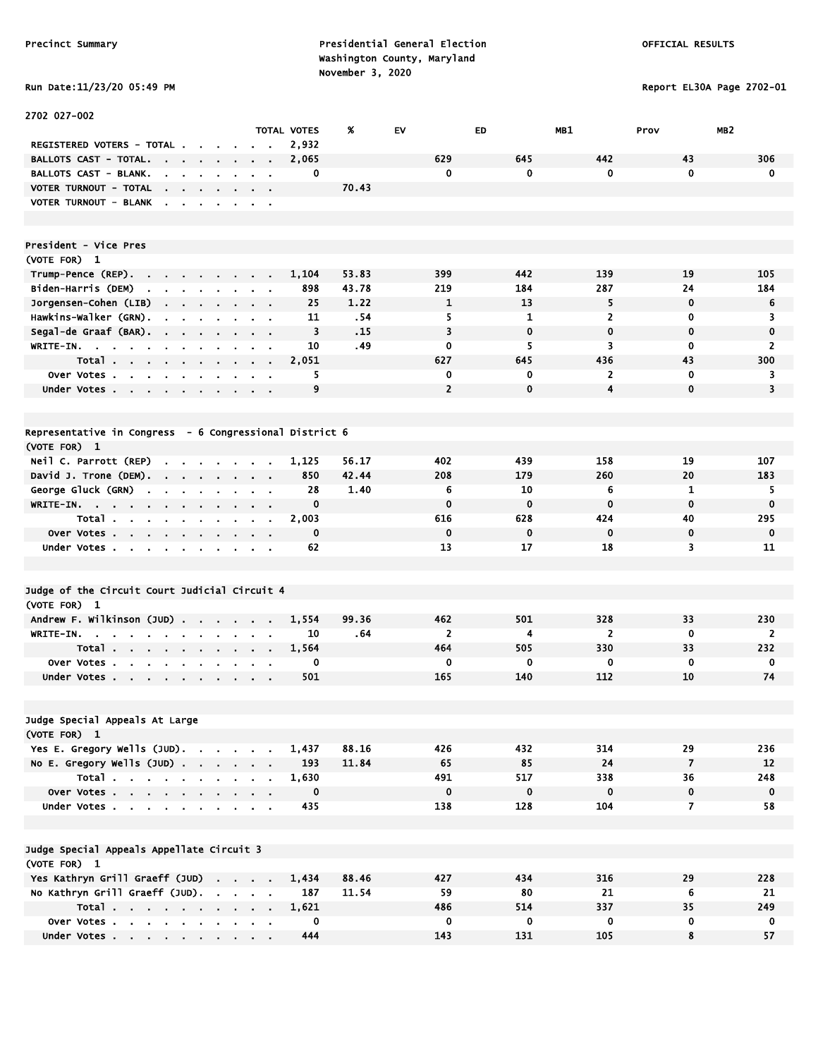Precinct Summary

Presidential General Election
Washington County, Maryland
November 3, 2020

OFFICIAL RESULTS

Run Date:11/23/20 05:49 PM

Report EL30A Page 2702-01

## 2702 027-002

| | TOTAL VOTES | % | EV | ED | MB1 | Prov | MB2 |
|---|---|---|---|---|---|---|---|
| REGISTERED VOTERS - TOTAL | 2,932 | | | | | | |
| BALLOTS CAST - TOTAL | 2,065 | | 629 | 645 | 442 | 43 | 306 |
| BALLOTS CAST - BLANK | 0 | | 0 | 0 | 0 | 0 | 0 |
| VOTER TURNOUT - TOTAL | | 70.43 | | | | | |
| VOTER TURNOUT - BLANK | | | | | | | |

### President - Vice Pres

(VOTE FOR) 1

| | TOTAL VOTES | % | EV | ED | MB1 | Prov | MB2 |
|---|---|---|---|---|---|---|---|
| Trump-Pence (REP) | 1,104 | 53.83 | 399 | 442 | 139 | 19 | 105 |
| Biden-Harris (DEM) | 898 | 43.78 | 219 | 184 | 287 | 24 | 184 |
| Jorgensen-Cohen (LIB) | 25 | 1.22 | 1 | 13 | 5 | 0 | 6 |
| Hawkins-Walker (GRN) | 11 | .54 | 5 | 1 | 2 | 0 | 3 |
| Segal-de Graaf (BAR) | 3 | .15 | 3 | 0 | 0 | 0 | 0 |
| WRITE-IN | 10 | .49 | 0 | 5 | 3 | 0 | 2 |
| Total | 2,051 | | 627 | 645 | 436 | 43 | 300 |
| Over Votes | 5 | | 0 | 0 | 2 | 0 | 3 |
| Under Votes | 9 | | 2 | 0 | 4 | 0 | 3 |

### Representative in Congress - 6 Congressional District 6

(VOTE FOR) 1

| | TOTAL VOTES | % | EV | ED | MB1 | Prov | MB2 |
|---|---|---|---|---|---|---|---|
| Neil C. Parrott (REP) | 1,125 | 56.17 | 402 | 439 | 158 | 19 | 107 |
| David J. Trone (DEM) | 850 | 42.44 | 208 | 179 | 260 | 20 | 183 |
| George Gluck (GRN) | 28 | 1.40 | 6 | 10 | 6 | 1 | 5 |
| WRITE-IN | 0 | | 0 | 0 | 0 | 0 | 0 |
| Total | 2,003 | | 616 | 628 | 424 | 40 | 295 |
| Over Votes | 0 | | 0 | 0 | 0 | 0 | 0 |
| Under Votes | 62 | | 13 | 17 | 18 | 3 | 11 |

### Judge of the Circuit Court Judicial Circuit 4

(VOTE FOR) 1

| | TOTAL VOTES | % | EV | ED | MB1 | Prov | MB2 |
|---|---|---|---|---|---|---|---|
| Andrew F. Wilkinson (JUD) | 1,554 | 99.36 | 462 | 501 | 328 | 33 | 230 |
| WRITE-IN | 10 | .64 | 2 | 4 | 2 | 0 | 2 |
| Total | 1,564 | | 464 | 505 | 330 | 33 | 232 |
| Over Votes | 0 | | 0 | 0 | 0 | 0 | 0 |
| Under Votes | 501 | | 165 | 140 | 112 | 10 | 74 |

### Judge Special Appeals At Large

(VOTE FOR) 1

| | TOTAL VOTES | % | EV | ED | MB1 | Prov | MB2 |
|---|---|---|---|---|---|---|---|
| Yes E. Gregory Wells (JUD) | 1,437 | 88.16 | 426 | 432 | 314 | 29 | 236 |
| No E. Gregory Wells (JUD) | 193 | 11.84 | 65 | 85 | 24 | 7 | 12 |
| Total | 1,630 | | 491 | 517 | 338 | 36 | 248 |
| Over Votes | 0 | | 0 | 0 | 0 | 0 | 0 |
| Under Votes | 435 | | 138 | 128 | 104 | 7 | 58 |

### Judge Special Appeals Appellate Circuit 3

(VOTE FOR) 1

| | TOTAL VOTES | % | EV | ED | MB1 | Prov | MB2 |
|---|---|---|---|---|---|---|---|
| Yes Kathryn Grill Graeff (JUD) | 1,434 | 88.46 | 427 | 434 | 316 | 29 | 228 |
| No Kathryn Grill Graeff (JUD) | 187 | 11.54 | 59 | 80 | 21 | 6 | 21 |
| Total | 1,621 | | 486 | 514 | 337 | 35 | 249 |
| Over Votes | 0 | | 0 | 0 | 0 | 0 | 0 |
| Under Votes | 444 | | 143 | 131 | 105 | 8 | 57 |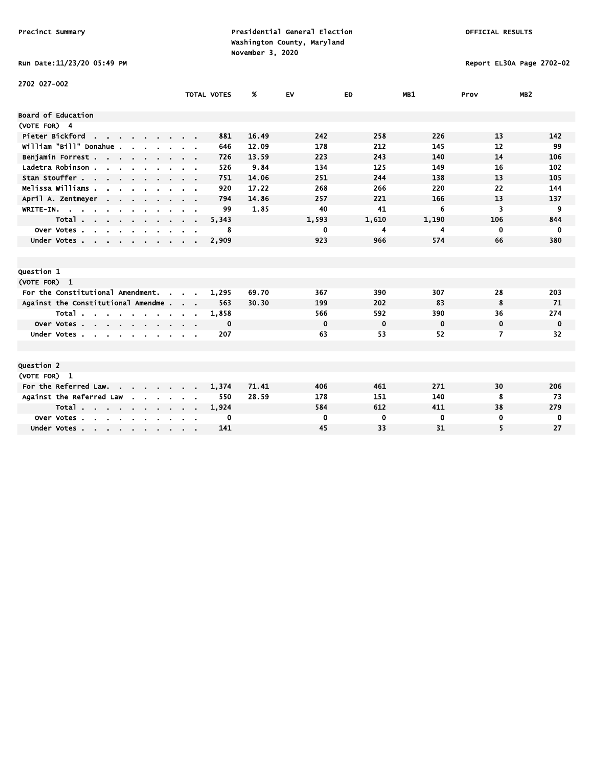Precinct Summary

Presidential General Election
Washington County, Maryland
November 3, 2020

OFFICIAL RESULTS

Run Date:11/23/20 05:49 PM

Report EL30A Page 2702-02

2702 027-002

| | TOTAL VOTES | % | EV | ED | MB1 | Prov | MB2 |
|---|---|---|---|---|---|---|---|
| **Board of Education** | | | | | | | |
| (VOTE FOR) 4 | | | | | | | |
| Pieter Bickford | 881 | 16.49 | 242 | 258 | 226 | 13 | 142 |
| William "Bill" Donahue | 646 | 12.09 | 178 | 212 | 145 | 12 | 99 |
| Benjamin Forrest | 726 | 13.59 | 223 | 243 | 140 | 14 | 106 |
| Ladetra Robinson | 526 | 9.84 | 134 | 125 | 149 | 16 | 102 |
| Stan Stouffer | 751 | 14.06 | 251 | 244 | 138 | 13 | 105 |
| Melissa Williams | 920 | 17.22 | 268 | 266 | 220 | 22 | 144 |
| April A. Zentmeyer | 794 | 14.86 | 257 | 221 | 166 | 13 | 137 |
| WRITE-IN. | 99 | 1.85 | 40 | 41 | 6 | 3 | 9 |
| Total | 5,343 | | 1,593 | 1,610 | 1,190 | 106 | 844 |
| Over Votes | 8 | | 0 | 4 | 4 | 0 | 0 |
| Under Votes | 2,909 | | 923 | 966 | 574 | 66 | 380 |

| | TOTAL VOTES | % | EV | ED | MB1 | Prov | MB2 |
|---|---|---|---|---|---|---|---|
| **Question 1** | | | | | | | |
| (VOTE FOR) 1 | | | | | | | |
| For the Constitutional Amendment. | 1,295 | 69.70 | 367 | 390 | 307 | 28 | 203 |
| Against the Constitutional Amendme | 563 | 30.30 | 199 | 202 | 83 | 8 | 71 |
| Total | 1,858 | | 566 | 592 | 390 | 36 | 274 |
| Over Votes | 0 | | 0 | 0 | 0 | 0 | 0 |
| Under Votes | 207 | | 63 | 53 | 52 | 7 | 32 |

| | TOTAL VOTES | % | EV | ED | MB1 | Prov | MB2 |
|---|---|---|---|---|---|---|---|
| **Question 2** | | | | | | | |
| (VOTE FOR) 1 | | | | | | | |
| For the Referred Law. | 1,374 | 71.41 | 406 | 461 | 271 | 30 | 206 |
| Against the Referred Law | 550 | 28.59 | 178 | 151 | 140 | 8 | 73 |
| Total | 1,924 | | 584 | 612 | 411 | 38 | 279 |
| Over Votes | 0 | | 0 | 0 | 0 | 0 | 0 |
| Under Votes | 141 | | 45 | 33 | 31 | 5 | 27 |